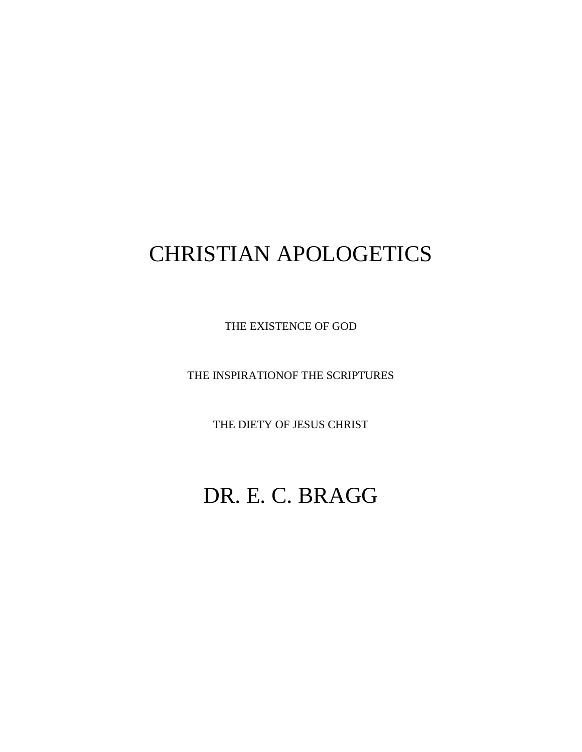# CHRISTIAN APOLOGETICS

THE EXISTENCE OF GOD

THE INSPIRATIONOF THE SCRIPTURES

THE DIETY OF JESUS CHRIST

## DR. E. C. BRAGG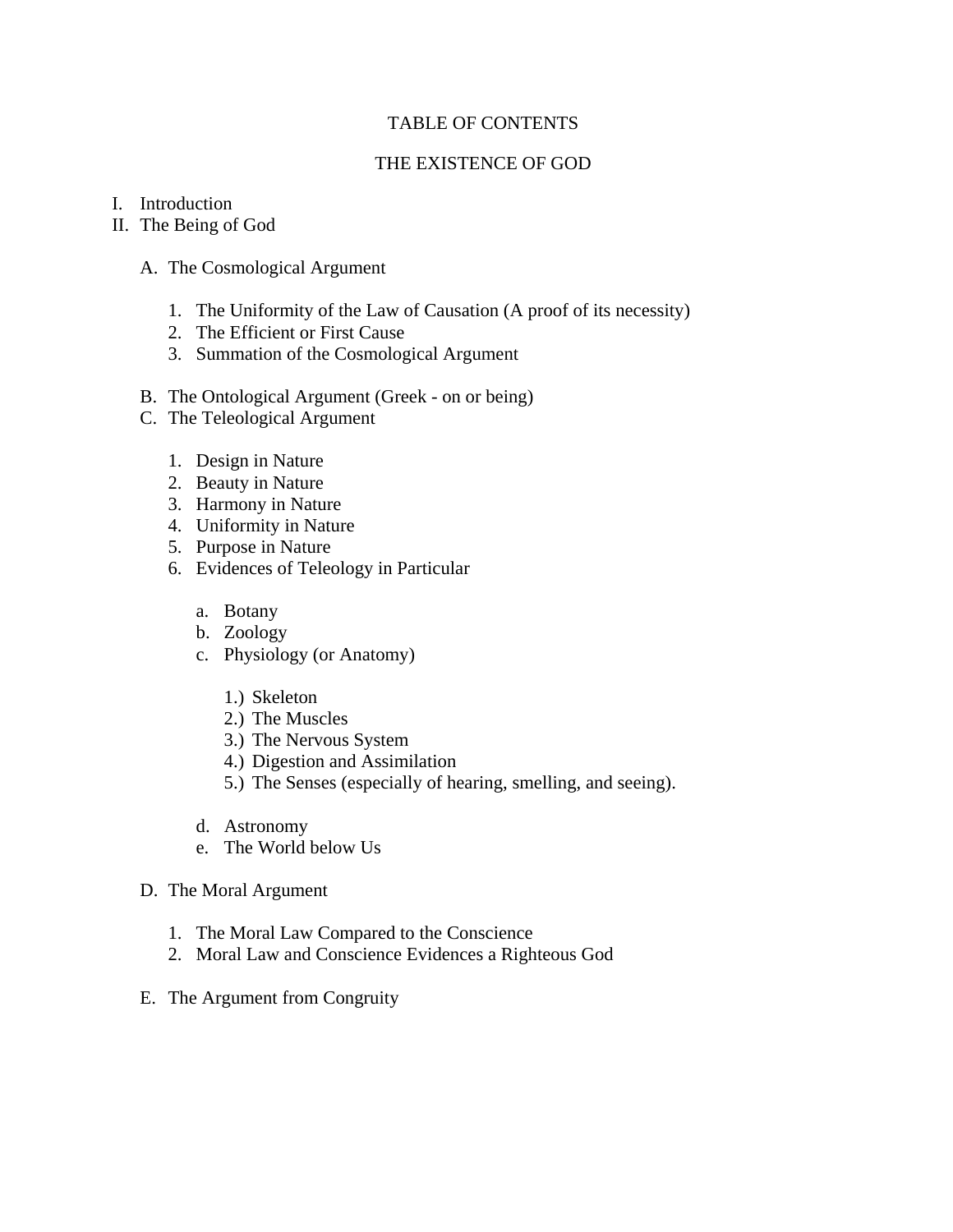# TABLE OF CONTENTS

## THE EXISTENCE OF GOD

I. Introduction
II. The Being of God

   A. The Cosmological Argument

      1. The Uniformity of the Law of Causation (A proof of its necessity)
      2. The Efficient or First Cause
      3. Summation of the Cosmological Argument

   B. The Ontological Argument (Greek - on or being)
   C. The Teleological Argument

      1. Design in Nature
      2. Beauty in Nature
      3. Harmony in Nature
      4. Uniformity in Nature
      5. Purpose in Nature
      6. Evidences of Teleology in Particular

         a. Botany
         b. Zoology
         c. Physiology (or Anatomy)

            1.) Skeleton
            2.) The Muscles
            3.) The Nervous System
            4.) Digestion and Assimilation
            5.) The Senses (especially of hearing, smelling, and seeing).

         d. Astronomy
         e. The World below Us

   D. The Moral Argument

      1. The Moral Law Compared to the Conscience
      2. Moral Law and Conscience Evidences a Righteous God

   E. The Argument from Congruity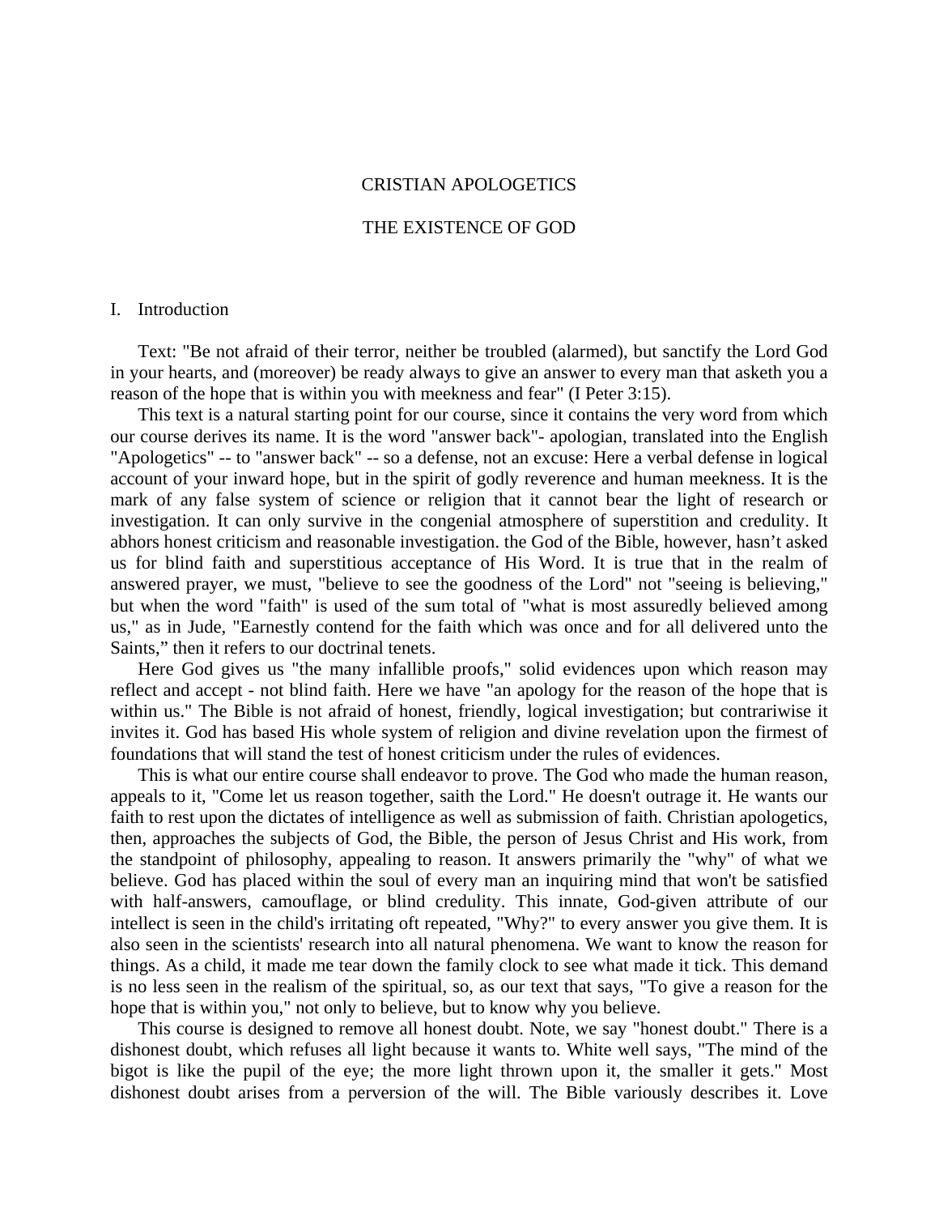# CRISTIAN APOLOGETICS

## THE EXISTENCE OF GOD

### I. Introduction

Text: "Be not afraid of their terror, neither be troubled (alarmed), but sanctify the Lord God in your hearts, and (moreover) be ready always to give an answer to every man that asketh you a reason of the hope that is within you with meekness and fear" (I Peter 3:15).

This text is a natural starting point for our course, since it contains the very word from which our course derives its name. It is the word "answer back"- apologian, translated into the English "Apologetics" -- to "answer back" -- so a defense, not an excuse: Here a verbal defense in logical account of your inward hope, but in the spirit of godly reverence and human meekness. It is the mark of any false system of science or religion that it cannot bear the light of research or investigation. It can only survive in the congenial atmosphere of superstition and credulity. It abhors honest criticism and reasonable investigation. the God of the Bible, however, hasn't asked us for blind faith and superstitious acceptance of His Word. It is true that in the realm of answered prayer, we must, "believe to see the goodness of the Lord" not "seeing is believing," but when the word "faith" is used of the sum total of "what is most assuredly believed among us," as in Jude, "Earnestly contend for the faith which was once and for all delivered unto the Saints," then it refers to our doctrinal tenets.

Here God gives us "the many infallible proofs," solid evidences upon which reason may reflect and accept - not blind faith. Here we have "an apology for the reason of the hope that is within us." The Bible is not afraid of honest, friendly, logical investigation; but contrariwise it invites it. God has based His whole system of religion and divine revelation upon the firmest of foundations that will stand the test of honest criticism under the rules of evidences.

This is what our entire course shall endeavor to prove. The God who made the human reason, appeals to it, "Come let us reason together, saith the Lord." He doesn't outrage it. He wants our faith to rest upon the dictates of intelligence as well as submission of faith. Christian apologetics, then, approaches the subjects of God, the Bible, the person of Jesus Christ and His work, from the standpoint of philosophy, appealing to reason. It answers primarily the "why" of what we believe. God has placed within the soul of every man an inquiring mind that won't be satisfied with half-answers, camouflage, or blind credulity. This innate, God-given attribute of our intellect is seen in the child's irritating oft repeated, "Why?" to every answer you give them. It is also seen in the scientists' research into all natural phenomena. We want to know the reason for things. As a child, it made me tear down the family clock to see what made it tick. This demand is no less seen in the realism of the spiritual, so, as our text that says, "To give a reason for the hope that is within you," not only to believe, but to know why you believe.

This course is designed to remove all honest doubt. Note, we say "honest doubt." There is a dishonest doubt, which refuses all light because it wants to. White well says, "The mind of the bigot is like the pupil of the eye; the more light thrown upon it, the smaller it gets." Most dishonest doubt arises from a perversion of the will. The Bible variously describes it. Love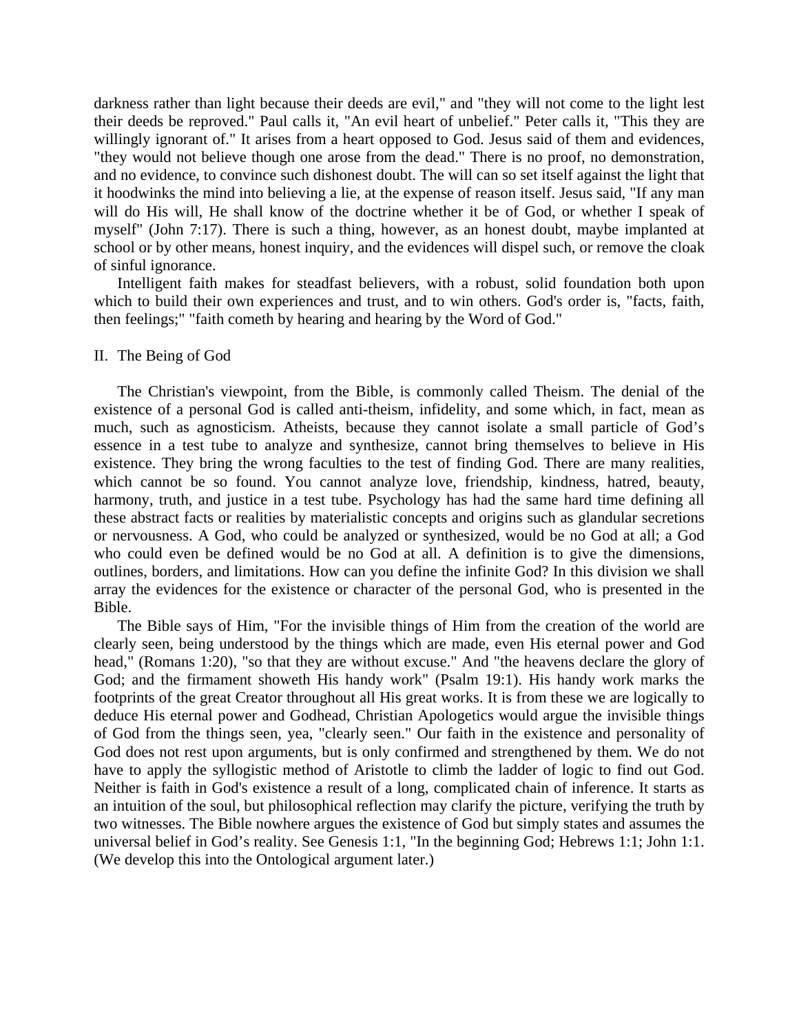darkness rather than light because their deeds are evil," and "they will not come to the light lest their deeds be reproved." Paul calls it, "An evil heart of unbelief." Peter calls it, "This they are willingly ignorant of." It arises from a heart opposed to God. Jesus said of them and evidences, "they would not believe though one arose from the dead." There is no proof, no demonstration, and no evidence, to convince such dishonest doubt. The will can so set itself against the light that it hoodwinks the mind into believing a lie, at the expense of reason itself. Jesus said, "If any man will do His will, He shall know of the doctrine whether it be of God, or whether I speak of myself" (John 7:17). There is such a thing, however, as an honest doubt, maybe implanted at school or by other means, honest inquiry, and the evidences will dispel such, or remove the cloak of sinful ignorance.

Intelligent faith makes for steadfast believers, with a robust, solid foundation both upon which to build their own experiences and trust, and to win others. God's order is, "facts, faith, then feelings;" "faith cometh by hearing and hearing by the Word of God."

## II. The Being of God

The Christian's viewpoint, from the Bible, is commonly called Theism. The denial of the existence of a personal God is called anti-theism, infidelity, and some which, in fact, mean as much, such as agnosticism. Atheists, because they cannot isolate a small particle of God's essence in a test tube to analyze and synthesize, cannot bring themselves to believe in His existence. They bring the wrong faculties to the test of finding God. There are many realities, which cannot be so found. You cannot analyze love, friendship, kindness, hatred, beauty, harmony, truth, and justice in a test tube. Psychology has had the same hard time defining all these abstract facts or realities by materialistic concepts and origins such as glandular secretions or nervousness. A God, who could be analyzed or synthesized, would be no God at all; a God who could even be defined would be no God at all. A definition is to give the dimensions, outlines, borders, and limitations. How can you define the infinite God? In this division we shall array the evidences for the existence or character of the personal God, who is presented in the Bible.

The Bible says of Him, "For the invisible things of Him from the creation of the world are clearly seen, being understood by the things which are made, even His eternal power and God head," (Romans 1:20), "so that they are without excuse." And "the heavens declare the glory of God; and the firmament showeth His handy work" (Psalm 19:1). His handy work marks the footprints of the great Creator throughout all His great works. It is from these we are logically to deduce His eternal power and Godhead, Christian Apologetics would argue the invisible things of God from the things seen, yea, "clearly seen." Our faith in the existence and personality of God does not rest upon arguments, but is only confirmed and strengthened by them. We do not have to apply the syllogistic method of Aristotle to climb the ladder of logic to find out God. Neither is faith in God's existence a result of a long, complicated chain of inference. It starts as an intuition of the soul, but philosophical reflection may clarify the picture, verifying the truth by two witnesses. The Bible nowhere argues the existence of God but simply states and assumes the universal belief in God's reality. See Genesis 1:1, "In the beginning God; Hebrews 1:1; John 1:1. (We develop this into the Ontological argument later.)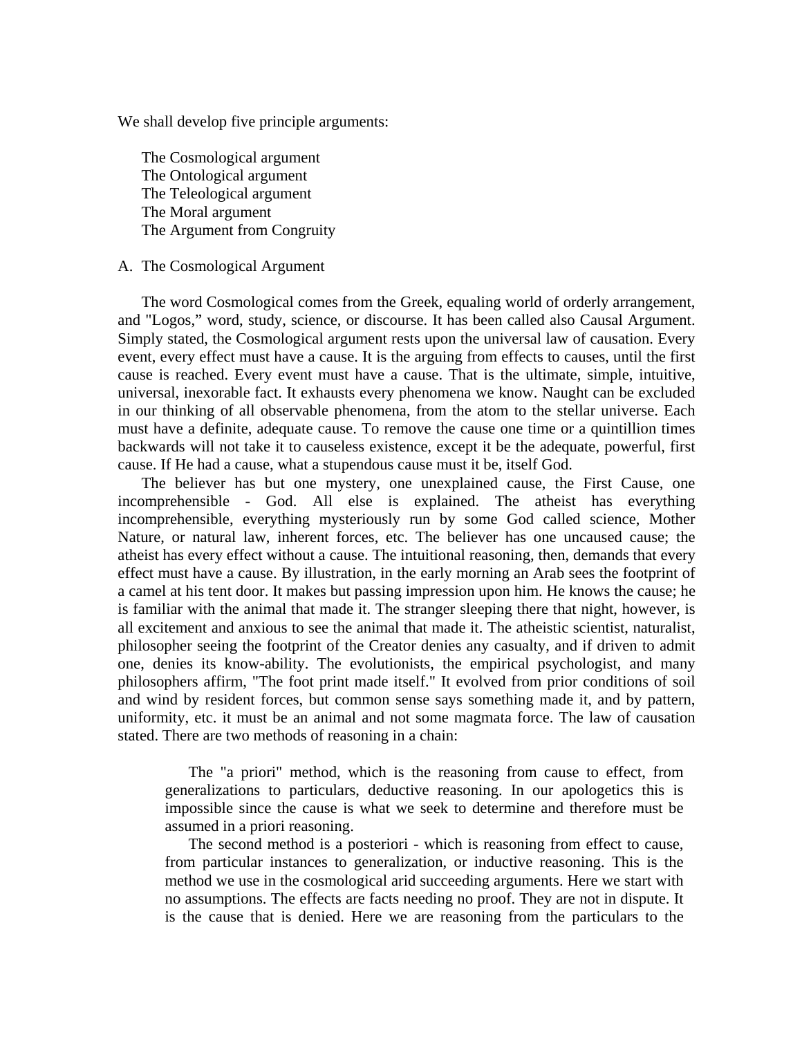We shall develop five principle arguments:

The Cosmological argument
The Ontological argument
The Teleological argument
The Moral argument
The Argument from Congruity

A. The Cosmological Argument

The word Cosmological comes from the Greek, equaling world of orderly arrangement, and "Logos," word, study, science, or discourse. It has been called also Causal Argument. Simply stated, the Cosmological argument rests upon the universal law of causation. Every event, every effect must have a cause. It is the arguing from effects to causes, until the first cause is reached. Every event must have a cause. That is the ultimate, simple, intuitive, universal, inexorable fact. It exhausts every phenomena we know. Naught can be excluded in our thinking of all observable phenomena, from the atom to the stellar universe. Each must have a definite, adequate cause. To remove the cause one time or a quintillion times backwards will not take it to causeless existence, except it be the adequate, powerful, first cause. If He had a cause, what a stupendous cause must it be, itself God.

The believer has but one mystery, one unexplained cause, the First Cause, one incomprehensible - God. All else is explained. The atheist has everything incomprehensible, everything mysteriously run by some God called science, Mother Nature, or natural law, inherent forces, etc. The believer has one uncaused cause; the atheist has every effect without a cause. The intuitional reasoning, then, demands that every effect must have a cause. By illustration, in the early morning an Arab sees the footprint of a camel at his tent door. It makes but passing impression upon him. He knows the cause; he is familiar with the animal that made it. The stranger sleeping there that night, however, is all excitement and anxious to see the animal that made it. The atheistic scientist, naturalist, philosopher seeing the footprint of the Creator denies any casualty, and if driven to admit one, denies its know-ability. The evolutionists, the empirical psychologist, and many philosophers affirm, "The foot print made itself." It evolved from prior conditions of soil and wind by resident forces, but common sense says something made it, and by pattern, uniformity, etc. it must be an animal and not some magmata force. The law of causation stated. There are two methods of reasoning in a chain:

> The "a priori" method, which is the reasoning from cause to effect, from generalizations to particulars, deductive reasoning. In our apologetics this is impossible since the cause is what we seek to determine and therefore must be assumed in a priori reasoning.
>
> The second method is a posteriori - which is reasoning from effect to cause, from particular instances to generalization, or inductive reasoning. This is the method we use in the cosmological arid succeeding arguments. Here we start with no assumptions. The effects are facts needing no proof. They are not in dispute. It is the cause that is denied. Here we are reasoning from the particulars to the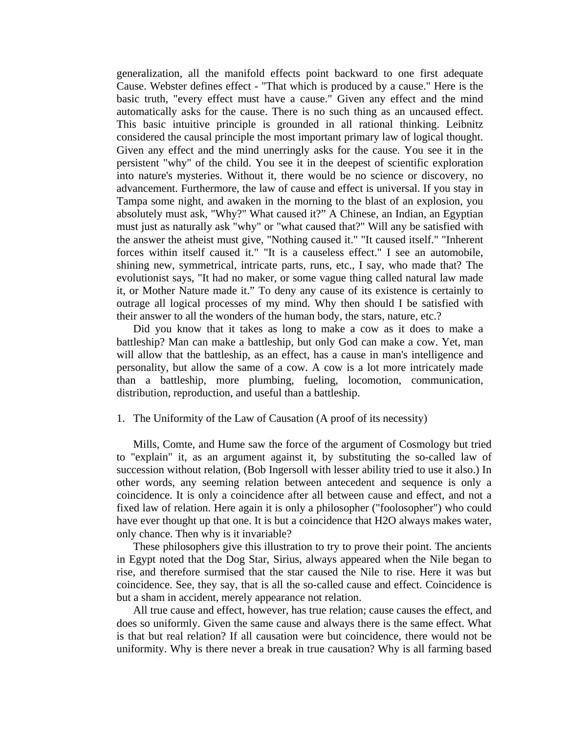generalization, all the manifold effects point backward to one first adequate Cause. Webster defines effect - "That which is produced by a cause." Here is the basic truth, "every effect must have a cause." Given any effect and the mind automatically asks for the cause. There is no such thing as an uncaused effect. This basic intuitive principle is grounded in all rational thinking. Leibnitz considered the causal principle the most important primary law of logical thought. Given any effect and the mind unerringly asks for the cause. You see it in the persistent "why" of the child. You see it in the deepest of scientific exploration into nature's mysteries. Without it, there would be no science or discovery, no advancement. Furthermore, the law of cause and effect is universal. If you stay in Tampa some night, and awaken in the morning to the blast of an explosion, you absolutely must ask, "Why?" What caused it?" A Chinese, an Indian, an Egyptian must just as naturally ask "why" or "what caused that?" Will any be satisfied with the answer the atheist must give, "Nothing caused it." "It caused itself." "Inherent forces within itself caused it." "It is a causeless effect." I see an automobile, shining new, symmetrical, intricate parts, runs, etc., I say, who made that? The evolutionist says, "It had no maker, or some vague thing called natural law made it, or Mother Nature made it." To deny any cause of its existence is certainly to outrage all logical processes of my mind. Why then should I be satisfied with their answer to all the wonders of the human body, the stars, nature, etc.?

Did you know that it takes as long to make a cow as it does to make a battleship? Man can make a battleship, but only God can make a cow. Yet, man will allow that the battleship, as an effect, has a cause in man's intelligence and personality, but allow the same of a cow. A cow is a lot more intricately made than a battleship, more plumbing, fueling, locomotion, communication, distribution, reproduction, and useful than a battleship.

1. The Uniformity of the Law of Causation (A proof of its necessity)

Mills, Comte, and Hume saw the force of the argument of Cosmology but tried to "explain" it, as an argument against it, by substituting the so-called law of succession without relation, (Bob Ingersoll with lesser ability tried to use it also.) In other words, any seeming relation between antecedent and sequence is only a coincidence. It is only a coincidence after all between cause and effect, and not a fixed law of relation. Here again it is only a philosopher ("foolosopher") who could have ever thought up that one. It is but a coincidence that $H_2O$ always makes water, only chance. Then why is it invariable?

These philosophers give this illustration to try to prove their point. The ancients in Egypt noted that the Dog Star, Sirius, always appeared when the Nile began to rise, and therefore surmised that the star caused the Nile to rise. Here it was but coincidence. See, they say, that is all the so-called cause and effect. Coincidence is but a sham in accident, merely appearance not relation.

All true cause and effect, however, has true relation; cause causes the effect, and does so uniformly. Given the same cause and always there is the same effect. What is that but real relation? If all causation were but coincidence, there would not be uniformity. Why is there never a break in true causation? Why is all farming based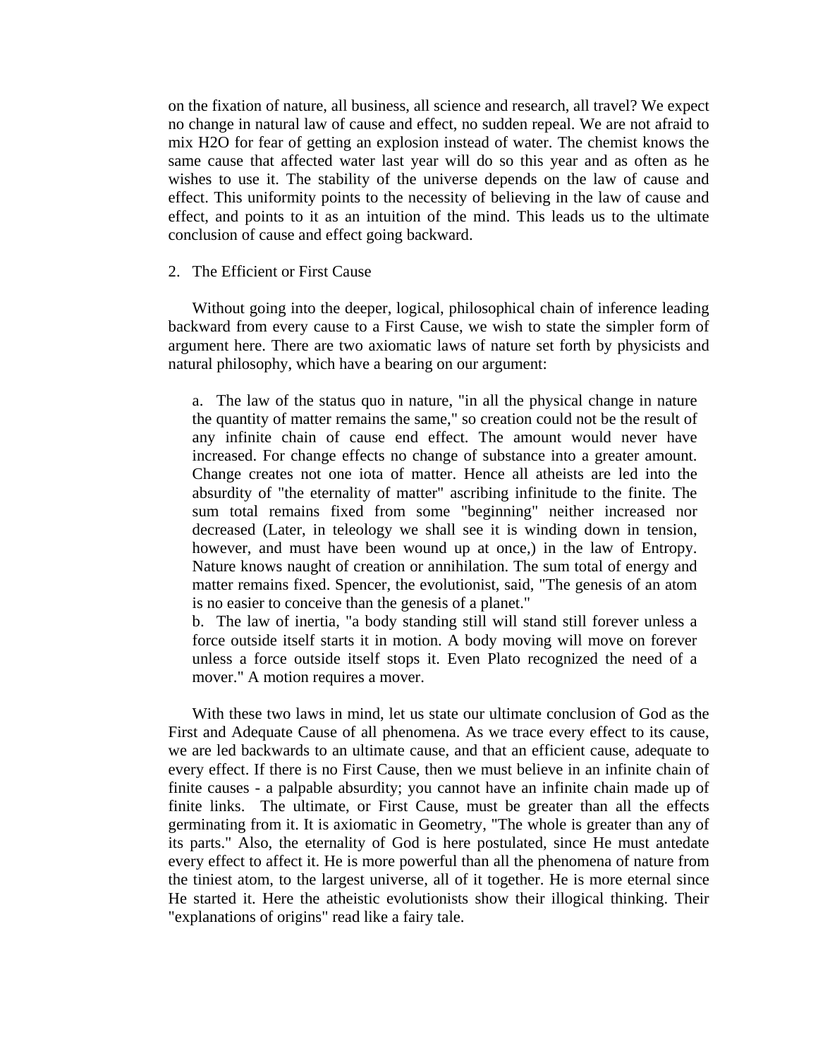on the fixation of nature, all business, all science and research, all travel? We expect no change in natural law of cause and effect, no sudden repeal. We are not afraid to mix $H_2O$ for fear of getting an explosion instead of water. The chemist knows the same cause that affected water last year will do so this year and as often as he wishes to use it. The stability of the universe depends on the law of cause and effect. This uniformity points to the necessity of believing in the law of cause and effect, and points to it as an intuition of the mind. This leads us to the ultimate conclusion of cause and effect going backward.

2. The Efficient or First Cause

Without going into the deeper, logical, philosophical chain of inference leading backward from every cause to a First Cause, we wish to state the simpler form of argument here. There are two axiomatic laws of nature set forth by physicists and natural philosophy, which have a bearing on our argument:

a. The law of the status quo in nature, "in all the physical change in nature the quantity of matter remains the same," so creation could not be the result of any infinite chain of cause end effect. The amount would never have increased. For change effects no change of substance into a greater amount. Change creates not one iota of matter. Hence all atheists are led into the absurdity of "the eternality of matter" ascribing infinitude to the finite. The sum total remains fixed from some "beginning" neither increased nor decreased (Later, in teleology we shall see it is winding down in tension, however, and must have been wound up at once,) in the law of Entropy. Nature knows naught of creation or annihilation. The sum total of energy and matter remains fixed. Spencer, the evolutionist, said, "The genesis of an atom is no easier to conceive than the genesis of a planet."

b. The law of inertia, "a body standing still will stand still forever unless a force outside itself starts it in motion. A body moving will move on forever unless a force outside itself stops it. Even Plato recognized the need of a mover." A motion requires a mover.

With these two laws in mind, let us state our ultimate conclusion of God as the First and Adequate Cause of all phenomena. As we trace every effect to its cause, we are led backwards to an ultimate cause, and that an efficient cause, adequate to every effect. If there is no First Cause, then we must believe in an infinite chain of finite causes - a palpable absurdity; you cannot have an infinite chain made up of finite links. The ultimate, or First Cause, must be greater than all the effects germinating from it. It is axiomatic in Geometry, "The whole is greater than any of its parts." Also, the eternality of God is here postulated, since He must antedate every effect to affect it. He is more powerful than all the phenomena of nature from the tiniest atom, to the largest universe, all of it together. He is more eternal since He started it. Here the atheistic evolutionists show their illogical thinking. Their "explanations of origins" read like a fairy tale.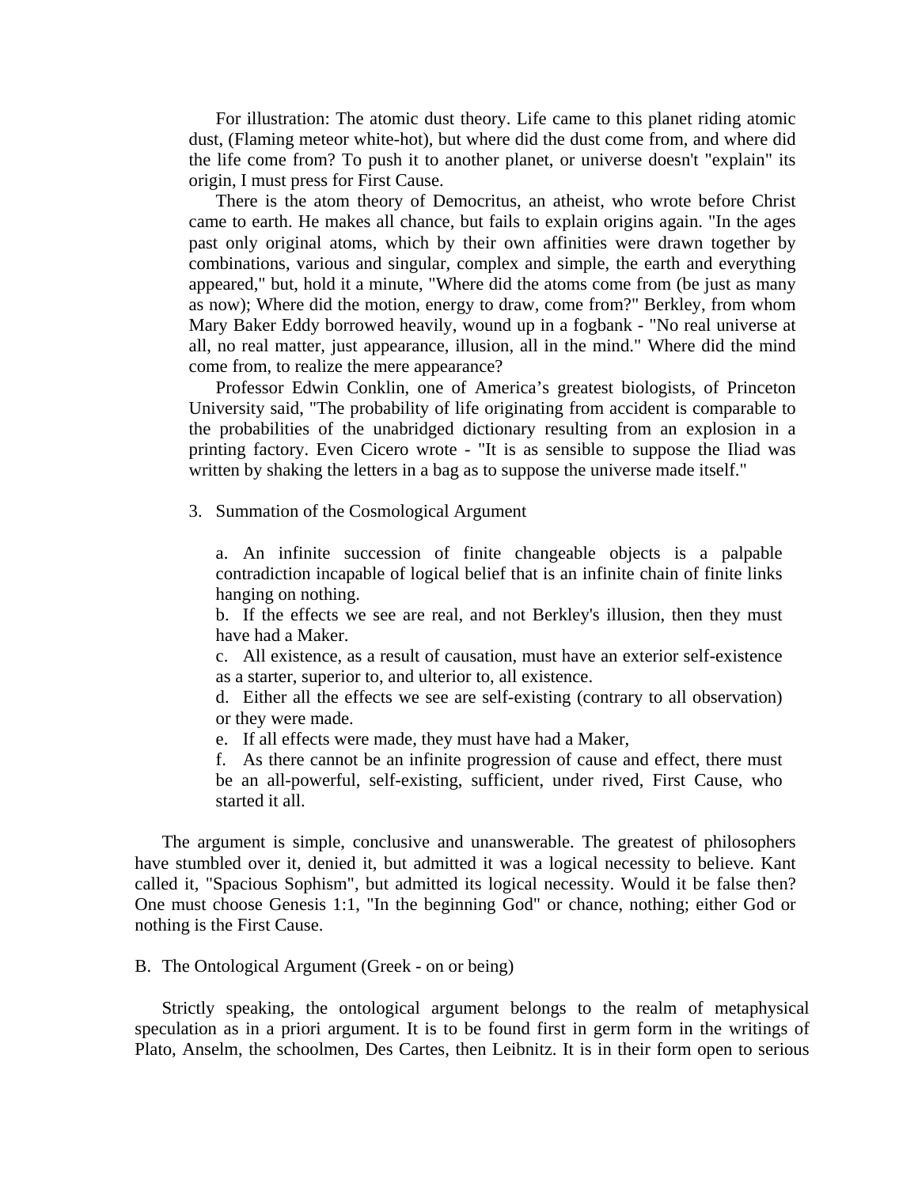For illustration: The atomic dust theory. Life came to this planet riding atomic dust, (Flaming meteor white-hot), but where did the dust come from, and where did the life come from? To push it to another planet, or universe doesn't "explain" its origin, I must press for First Cause.

There is the atom theory of Democritus, an atheist, who wrote before Christ came to earth. He makes all chance, but fails to explain origins again. "In the ages past only original atoms, which by their own affinities were drawn together by combinations, various and singular, complex and simple, the earth and everything appeared," but, hold it a minute, "Where did the atoms come from (be just as many as now); Where did the motion, energy to draw, come from?" Berkley, from whom Mary Baker Eddy borrowed heavily, wound up in a fogbank - "No real universe at all, no real matter, just appearance, illusion, all in the mind." Where did the mind come from, to realize the mere appearance?

Professor Edwin Conklin, one of America's greatest biologists, of Princeton University said, "The probability of life originating from accident is comparable to the probabilities of the unabridged dictionary resulting from an explosion in a printing factory. Even Cicero wrote - "It is as sensible to suppose the Iliad was written by shaking the letters in a bag as to suppose the universe made itself."

3. Summation of the Cosmological Argument

a. An infinite succession of finite changeable objects is a palpable contradiction incapable of logical belief that is an infinite chain of finite links hanging on nothing.

b. If the effects we see are real, and not Berkley's illusion, then they must have had a Maker.

c. All existence, as a result of causation, must have an exterior self-existence as a starter, superior to, and ulterior to, all existence.

d. Either all the effects we see are self-existing (contrary to all observation) or they were made.

e. If all effects were made, they must have had a Maker,

f. As there cannot be an infinite progression of cause and effect, there must be an all-powerful, self-existing, sufficient, under rived, First Cause, who started it all.

The argument is simple, conclusive and unanswerable. The greatest of philosophers have stumbled over it, denied it, but admitted it was a logical necessity to believe. Kant called it, "Spacious Sophism", but admitted its logical necessity. Would it be false then? One must choose Genesis 1:1, "In the beginning God" or chance, nothing; either God or nothing is the First Cause.

B. The Ontological Argument (Greek - on or being)

Strictly speaking, the ontological argument belongs to the realm of metaphysical speculation as in a priori argument. It is to be found first in germ form in the writings of Plato, Anselm, the schoolmen, Des Cartes, then Leibnitz. It is in their form open to serious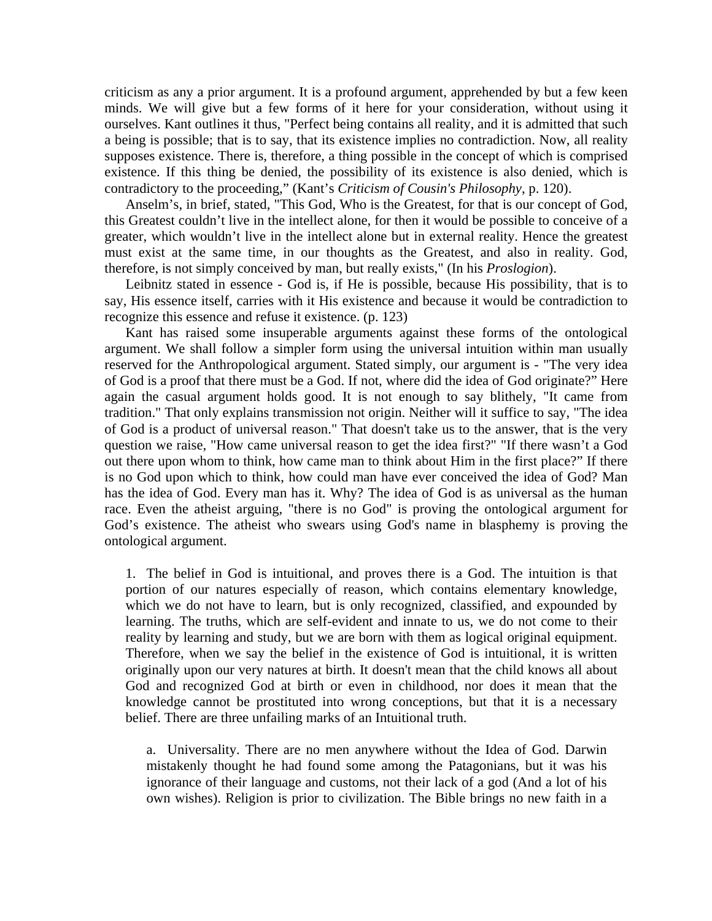criticism as any a prior argument. It is a profound argument, apprehended by but a few keen minds. We will give but a few forms of it here for your consideration, without using it ourselves. Kant outlines it thus, "Perfect being contains all reality, and it is admitted that such a being is possible; that is to say, that its existence implies no contradiction. Now, all reality supposes existence. There is, therefore, a thing possible in the concept of which is comprised existence. If this thing be denied, the possibility of its existence is also denied, which is contradictory to the proceeding," (Kant's *Criticism of Cousin's Philosophy*, p. 120).

Anselm's, in brief, stated, "This God, Who is the Greatest, for that is our concept of God, this Greatest couldn't live in the intellect alone, for then it would be possible to conceive of a greater, which wouldn't live in the intellect alone but in external reality. Hence the greatest must exist at the same time, in our thoughts as the Greatest, and also in reality. God, therefore, is not simply conceived by man, but really exists," (In his *Proslogion*).

Leibnitz stated in essence - God is, if He is possible, because His possibility, that is to say, His essence itself, carries with it His existence and because it would be contradiction to recognize this essence and refuse it existence. (p. 123)

Kant has raised some insuperable arguments against these forms of the ontological argument. We shall follow a simpler form using the universal intuition within man usually reserved for the Anthropological argument. Stated simply, our argument is - "The very idea of God is a proof that there must be a God. If not, where did the idea of God originate?" Here again the casual argument holds good. It is not enough to say blithely, "It came from tradition." That only explains transmission not origin. Neither will it suffice to say, "The idea of God is a product of universal reason." That doesn't take us to the answer, that is the very question we raise, "How came universal reason to get the idea first?" "If there wasn't a God out there upon whom to think, how came man to think about Him in the first place?" If there is no God upon which to think, how could man have ever conceived the idea of God? Man has the idea of God. Every man has it. Why? The idea of God is as universal as the human race. Even the atheist arguing, "there is no God" is proving the ontological argument for God's existence. The atheist who swears using God's name in blasphemy is proving the ontological argument.

1. The belief in God is intuitional, and proves there is a God. The intuition is that portion of our natures especially of reason, which contains elementary knowledge, which we do not have to learn, but is only recognized, classified, and expounded by learning. The truths, which are self-evident and innate to us, we do not come to their reality by learning and study, but we are born with them as logical original equipment. Therefore, when we say the belief in the existence of God is intuitional, it is written originally upon our very natures at birth. It doesn't mean that the child knows all about God and recognized God at birth or even in childhood, nor does it mean that the knowledge cannot be prostituted into wrong conceptions, but that it is a necessary belief. There are three unfailing marks of an Intuitional truth.

   a. Universality. There are no men anywhere without the Idea of God. Darwin mistakenly thought he had found some among the Patagonians, but it was his ignorance of their language and customs, not their lack of a god (And a lot of his own wishes). Religion is prior to civilization. The Bible brings no new faith in a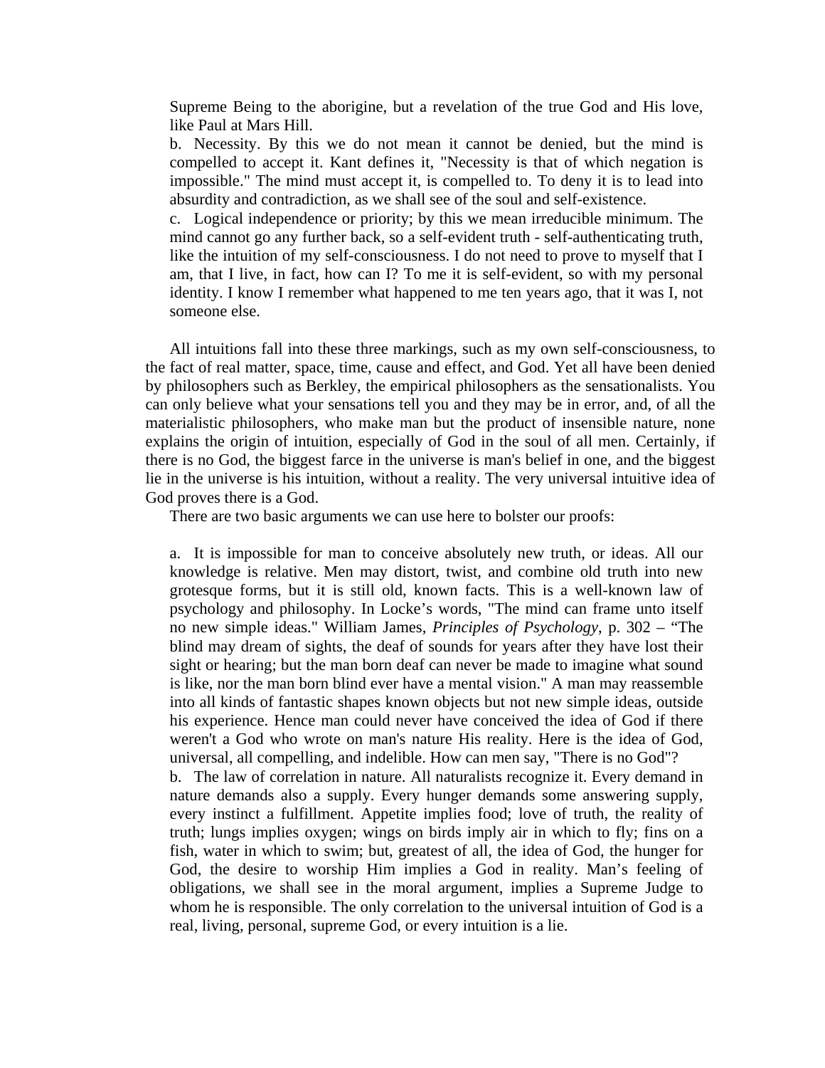Supreme Being to the aborigine, but a revelation of the true God and His love, like Paul at Mars Hill.

b. Necessity. By this we do not mean it cannot be denied, but the mind is compelled to accept it. Kant defines it, "Necessity is that of which negation is impossible." The mind must accept it, is compelled to. To deny it is to lead into absurdity and contradiction, as we shall see of the soul and self-existence.

c. Logical independence or priority; by this we mean irreducible minimum. The mind cannot go any further back, so a self-evident truth - self-authenticating truth, like the intuition of my self-consciousness. I do not need to prove to myself that I am, that I live, in fact, how can I? To me it is self-evident, so with my personal identity. I know I remember what happened to me ten years ago, that it was I, not someone else.

All intuitions fall into these three markings, such as my own self-consciousness, to the fact of real matter, space, time, cause and effect, and God. Yet all have been denied by philosophers such as Berkley, the empirical philosophers as the sensationalists. You can only believe what your sensations tell you and they may be in error, and, of all the materialistic philosophers, who make man but the product of insensible nature, none explains the origin of intuition, especially of God in the soul of all men. Certainly, if there is no God, the biggest farce in the universe is man's belief in one, and the biggest lie in the universe is his intuition, without a reality. The very universal intuitive idea of God proves there is a God.

There are two basic arguments we can use here to bolster our proofs:

a. It is impossible for man to conceive absolutely new truth, or ideas. All our knowledge is relative. Men may distort, twist, and combine old truth into new grotesque forms, but it is still old, known facts. This is a well-known law of psychology and philosophy. In Locke's words, "The mind can frame unto itself no new simple ideas." William James, *Principles of Psychology*, p. 302 – "The blind may dream of sights, the deaf of sounds for years after they have lost their sight or hearing; but the man born deaf can never be made to imagine what sound is like, nor the man born blind ever have a mental vision." A man may reassemble into all kinds of fantastic shapes known objects but not new simple ideas, outside his experience. Hence man could never have conceived the idea of God if there weren't a God who wrote on man's nature His reality. Here is the idea of God, universal, all compelling, and indelible. How can men say, "There is no God"?

b. The law of correlation in nature. All naturalists recognize it. Every demand in nature demands also a supply. Every hunger demands some answering supply, every instinct a fulfillment. Appetite implies food; love of truth, the reality of truth; lungs implies oxygen; wings on birds imply air in which to fly; fins on a fish, water in which to swim; but, greatest of all, the idea of God, the hunger for God, the desire to worship Him implies a God in reality. Man's feeling of obligations, we shall see in the moral argument, implies a Supreme Judge to whom he is responsible. The only correlation to the universal intuition of God is a real, living, personal, supreme God, or every intuition is a lie.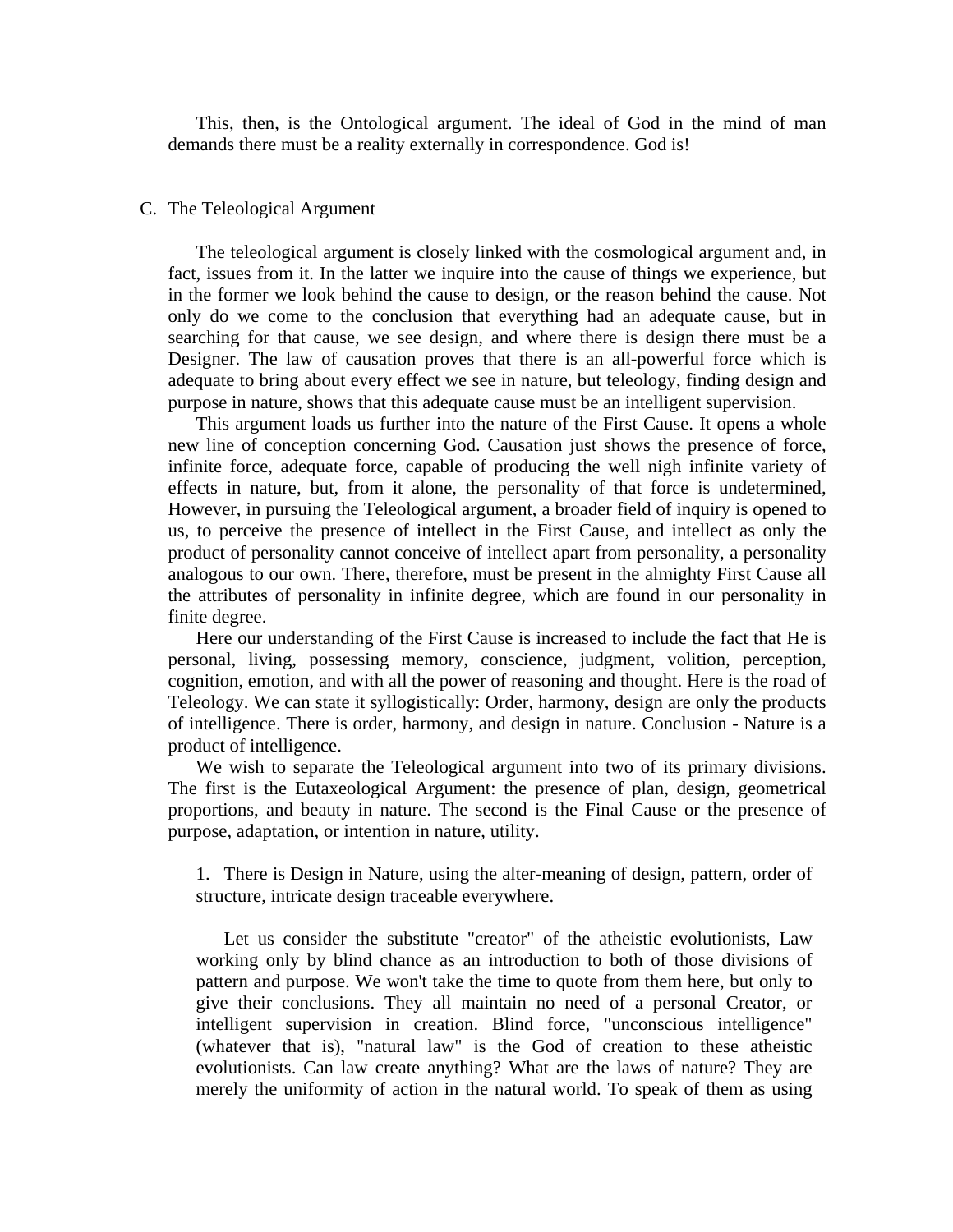This, then, is the Ontological argument. The ideal of God in the mind of man demands there must be a reality externally in correspondence. God is!

## C. The Teleological Argument

The teleological argument is closely linked with the cosmological argument and, in fact, issues from it. In the latter we inquire into the cause of things we experience, but in the former we look behind the cause to design, or the reason behind the cause. Not only do we come to the conclusion that everything had an adequate cause, but in searching for that cause, we see design, and where there is design there must be a Designer. The law of causation proves that there is an all-powerful force which is adequate to bring about every effect we see in nature, but teleology, finding design and purpose in nature, shows that this adequate cause must be an intelligent supervision.

This argument loads us further into the nature of the First Cause. It opens a whole new line of conception concerning God. Causation just shows the presence of force, infinite force, adequate force, capable of producing the well nigh infinite variety of effects in nature, but, from it alone, the personality of that force is undetermined, However, in pursuing the Teleological argument, a broader field of inquiry is opened to us, to perceive the presence of intellect in the First Cause, and intellect as only the product of personality cannot conceive of intellect apart from personality, a personality analogous to our own. There, therefore, must be present in the almighty First Cause all the attributes of personality in infinite degree, which are found in our personality in finite degree.

Here our understanding of the First Cause is increased to include the fact that He is personal, living, possessing memory, conscience, judgment, volition, perception, cognition, emotion, and with all the power of reasoning and thought. Here is the road of Teleology. We can state it syllogistically: Order, harmony, design are only the products of intelligence. There is order, harmony, and design in nature. Conclusion - Nature is a product of intelligence.

We wish to separate the Teleological argument into two of its primary divisions. The first is the Eutaxeological Argument: the presence of plan, design, geometrical proportions, and beauty in nature. The second is the Final Cause or the presence of purpose, adaptation, or intention in nature, utility.

1. There is Design in Nature, using the alter-meaning of design, pattern, order of structure, intricate design traceable everywhere.

Let us consider the substitute "creator" of the atheistic evolutionists, Law working only by blind chance as an introduction to both of those divisions of pattern and purpose. We won't take the time to quote from them here, but only to give their conclusions. They all maintain no need of a personal Creator, or intelligent supervision in creation. Blind force, "unconscious intelligence" (whatever that is), "natural law" is the God of creation to these atheistic evolutionists. Can law create anything? What are the laws of nature? They are merely the uniformity of action in the natural world. To speak of them as using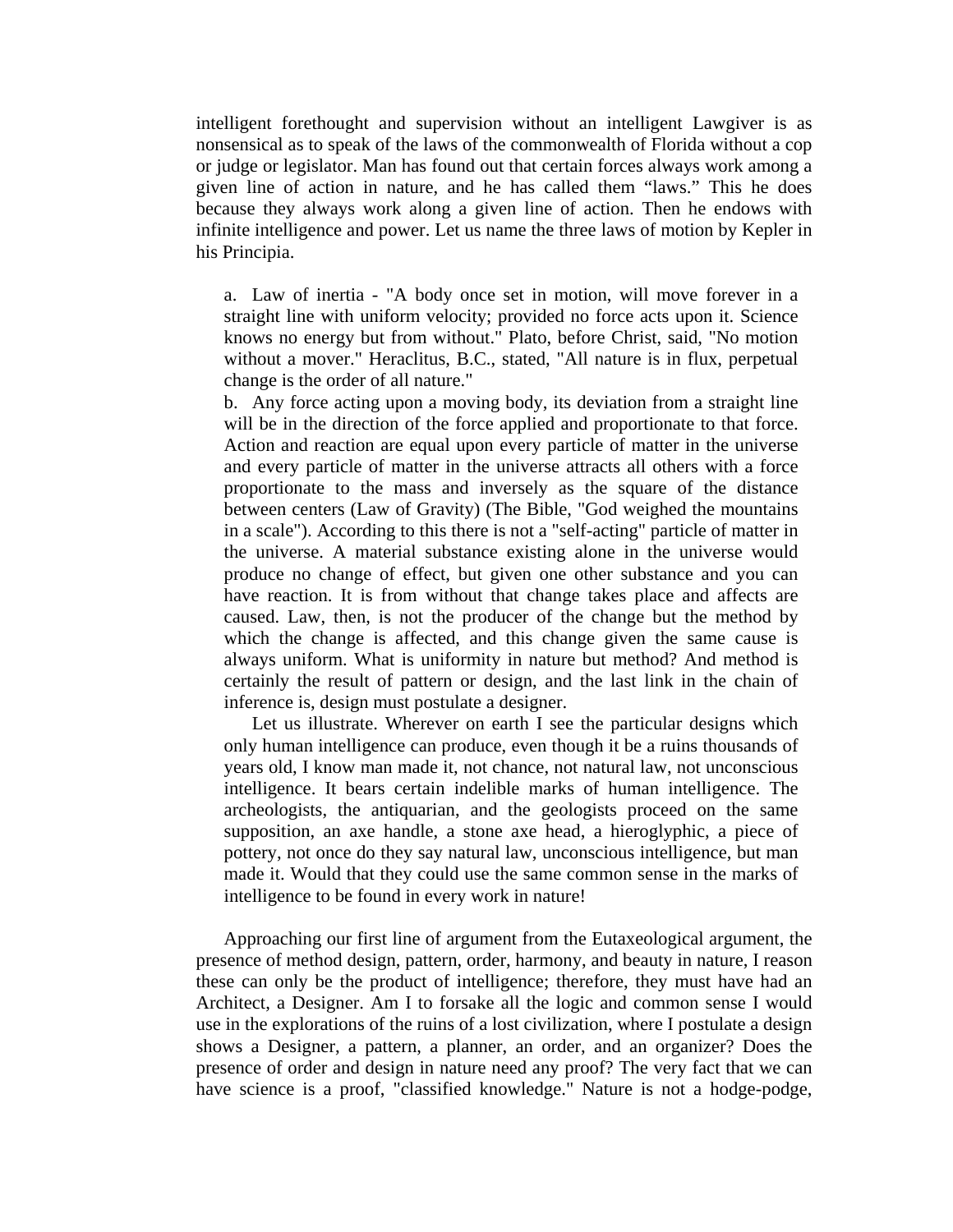intelligent forethought and supervision without an intelligent Lawgiver is as nonsensical as to speak of the laws of the commonwealth of Florida without a cop or judge or legislator. Man has found out that certain forces always work among a given line of action in nature, and he has called them "laws." This he does because they always work along a given line of action. Then he endows with infinite intelligence and power. Let us name the three laws of motion by Kepler in his Principia.

a. Law of inertia - "A body once set in motion, will move forever in a straight line with uniform velocity; provided no force acts upon it. Science knows no energy but from without." Plato, before Christ, said, "No motion without a mover." Heraclitus, B.C., stated, "All nature is in flux, perpetual change is the order of all nature."

b. Any force acting upon a moving body, its deviation from a straight line will be in the direction of the force applied and proportionate to that force. Action and reaction are equal upon every particle of matter in the universe and every particle of matter in the universe attracts all others with a force proportionate to the mass and inversely as the square of the distance between centers (Law of Gravity) (The Bible, "God weighed the mountains in a scale"). According to this there is not a "self-acting" particle of matter in the universe. A material substance existing alone in the universe would produce no change of effect, but given one other substance and you can have reaction. It is from without that change takes place and affects are caused. Law, then, is not the producer of the change but the method by which the change is affected, and this change given the same cause is always uniform. What is uniformity in nature but method? And method is certainly the result of pattern or design, and the last link in the chain of inference is, design must postulate a designer.

Let us illustrate. Wherever on earth I see the particular designs which only human intelligence can produce, even though it be a ruins thousands of years old, I know man made it, not chance, not natural law, not unconscious intelligence. It bears certain indelible marks of human intelligence. The archeologists, the antiquarian, and the geologists proceed on the same supposition, an axe handle, a stone axe head, a hieroglyphic, a piece of pottery, not once do they say natural law, unconscious intelligence, but man made it. Would that they could use the same common sense in the marks of intelligence to be found in every work in nature!

Approaching our first line of argument from the Eutaxeological argument, the presence of method design, pattern, order, harmony, and beauty in nature, I reason these can only be the product of intelligence; therefore, they must have had an Architect, a Designer. Am I to forsake all the logic and common sense I would use in the explorations of the ruins of a lost civilization, where I postulate a design shows a Designer, a pattern, a planner, an order, and an organizer? Does the presence of order and design in nature need any proof? The very fact that we can have science is a proof, "classified knowledge." Nature is not a hodge-podge,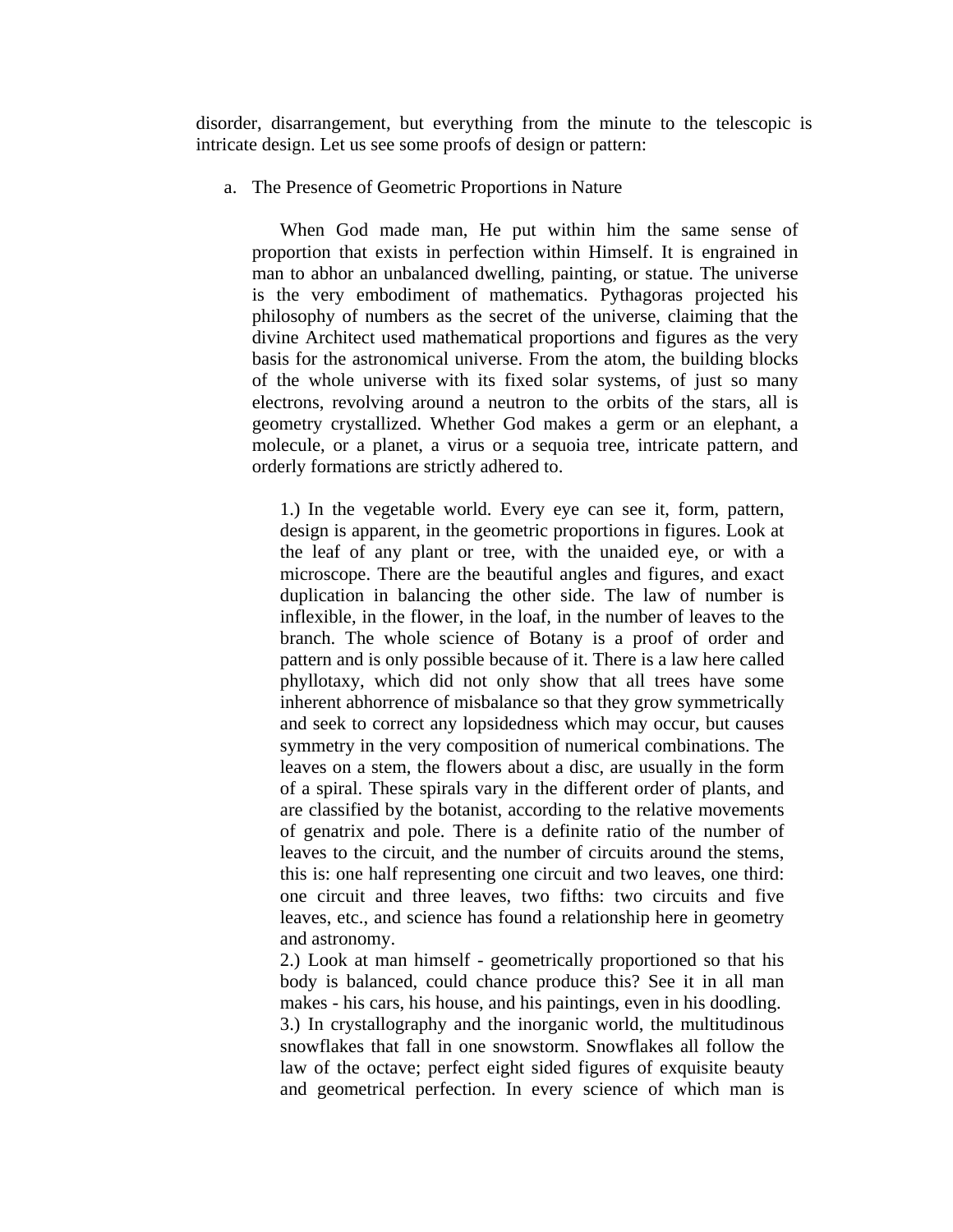disorder, disarrangement, but everything from the minute to the telescopic is intricate design. Let us see some proofs of design or pattern:

a. The Presence of Geometric Proportions in Nature

When God made man, He put within him the same sense of proportion that exists in perfection within Himself. It is engrained in man to abhor an unbalanced dwelling, painting, or statue. The universe is the very embodiment of mathematics. Pythagoras projected his philosophy of numbers as the secret of the universe, claiming that the divine Architect used mathematical proportions and figures as the very basis for the astronomical universe. From the atom, the building blocks of the whole universe with its fixed solar systems, of just so many electrons, revolving around a neutron to the orbits of the stars, all is geometry crystallized. Whether God makes a germ or an elephant, a molecule, or a planet, a virus or a sequoia tree, intricate pattern, and orderly formations are strictly adhered to.

1.) In the vegetable world. Every eye can see it, form, pattern, design is apparent, in the geometric proportions in figures. Look at the leaf of any plant or tree, with the unaided eye, or with a microscope. There are the beautiful angles and figures, and exact duplication in balancing the other side. The law of number is inflexible, in the flower, in the loaf, in the number of leaves to the branch. The whole science of Botany is a proof of order and pattern and is only possible because of it. There is a law here called phyllotaxy, which did not only show that all trees have some inherent abhorrence of misbalance so that they grow symmetrically and seek to correct any lopsidedness which may occur, but causes symmetry in the very composition of numerical combinations. The leaves on a stem, the flowers about a disc, are usually in the form of a spiral. These spirals vary in the different order of plants, and are classified by the botanist, according to the relative movements of genatrix and pole. There is a definite ratio of the number of leaves to the circuit, and the number of circuits around the stems, this is: one half representing one circuit and two leaves, one third: one circuit and three leaves, two fifths: two circuits and five leaves, etc., and science has found a relationship here in geometry and astronomy.

2.) Look at man himself - geometrically proportioned so that his body is balanced, could chance produce this? See it in all man makes - his cars, his house, and his paintings, even in his doodling.

3.) In crystallography and the inorganic world, the multitudinous snowflakes that fall in one snowstorm. Snowflakes all follow the law of the octave; perfect eight sided figures of exquisite beauty and geometrical perfection. In every science of which man is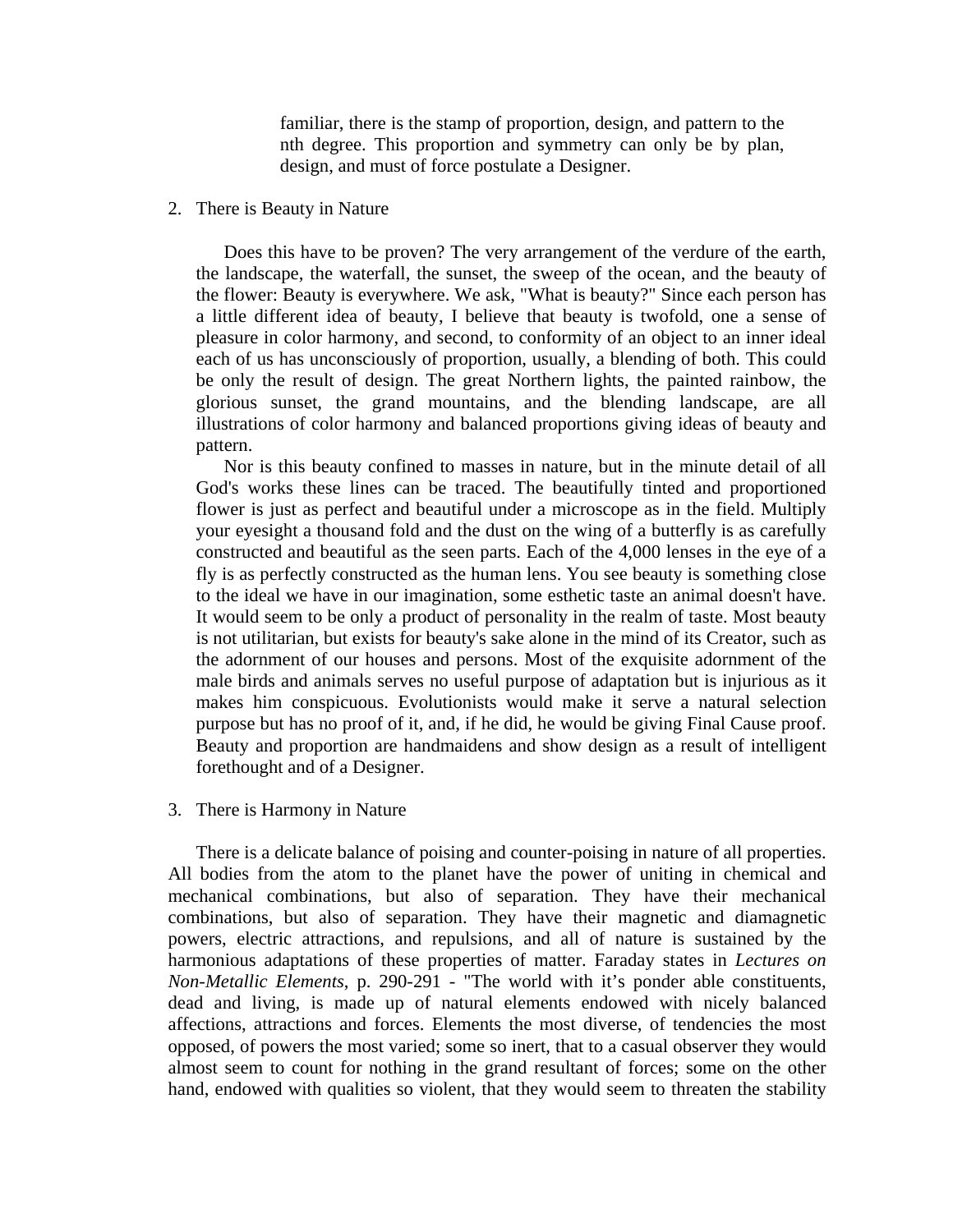familiar, there is the stamp of proportion, design, and pattern to the nth degree. This proportion and symmetry can only be by plan, design, and must of force postulate a Designer.

2. There is Beauty in Nature

Does this have to be proven? The very arrangement of the verdure of the earth, the landscape, the waterfall, the sunset, the sweep of the ocean, and the beauty of the flower: Beauty is everywhere. We ask, "What is beauty?" Since each person has a little different idea of beauty, I believe that beauty is twofold, one a sense of pleasure in color harmony, and second, to conformity of an object to an inner ideal each of us has unconsciously of proportion, usually, a blending of both. This could be only the result of design. The great Northern lights, the painted rainbow, the glorious sunset, the grand mountains, and the blending landscape, are all illustrations of color harmony and balanced proportions giving ideas of beauty and pattern.

Nor is this beauty confined to masses in nature, but in the minute detail of all God's works these lines can be traced. The beautifully tinted and proportioned flower is just as perfect and beautiful under a microscope as in the field. Multiply your eyesight a thousand fold and the dust on the wing of a butterfly is as carefully constructed and beautiful as the seen parts. Each of the 4,000 lenses in the eye of a fly is as perfectly constructed as the human lens. You see beauty is something close to the ideal we have in our imagination, some esthetic taste an animal doesn't have. It would seem to be only a product of personality in the realm of taste. Most beauty is not utilitarian, but exists for beauty's sake alone in the mind of its Creator, such as the adornment of our houses and persons. Most of the exquisite adornment of the male birds and animals serves no useful purpose of adaptation but is injurious as it makes him conspicuous. Evolutionists would make it serve a natural selection purpose but has no proof of it, and, if he did, he would be giving Final Cause proof. Beauty and proportion are handmaidens and show design as a result of intelligent forethought and of a Designer.

3. There is Harmony in Nature

There is a delicate balance of poising and counter-poising in nature of all properties. All bodies from the atom to the planet have the power of uniting in chemical and mechanical combinations, but also of separation. They have their mechanical combinations, but also of separation. They have their magnetic and diamagnetic powers, electric attractions, and repulsions, and all of nature is sustained by the harmonious adaptations of these properties of matter. Faraday states in *Lectures on Non-Metallic Elements*, p. 290-291 - "The world with it's ponder able constituents, dead and living, is made up of natural elements endowed with nicely balanced affections, attractions and forces. Elements the most diverse, of tendencies the most opposed, of powers the most varied; some so inert, that to a casual observer they would almost seem to count for nothing in the grand resultant of forces; some on the other hand, endowed with qualities so violent, that they would seem to threaten the stability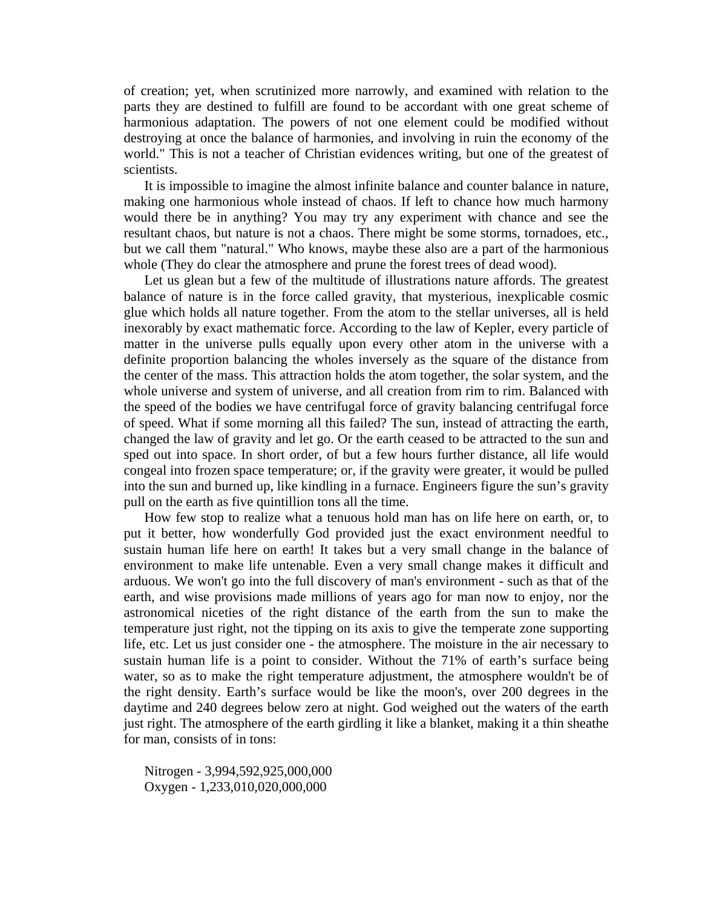of creation; yet, when scrutinized more narrowly, and examined with relation to the parts they are destined to fulfill are found to be accordant with one great scheme of harmonious adaptation. The powers of not one element could be modified without destroying at once the balance of harmonies, and involving in ruin the economy of the world." This is not a teacher of Christian evidences writing, but one of the greatest of scientists.

It is impossible to imagine the almost infinite balance and counter balance in nature, making one harmonious whole instead of chaos. If left to chance how much harmony would there be in anything? You may try any experiment with chance and see the resultant chaos, but nature is not a chaos. There might be some storms, tornadoes, etc., but we call them "natural." Who knows, maybe these also are a part of the harmonious whole (They do clear the atmosphere and prune the forest trees of dead wood).

Let us glean but a few of the multitude of illustrations nature affords. The greatest balance of nature is in the force called gravity, that mysterious, inexplicable cosmic glue which holds all nature together. From the atom to the stellar universes, all is held inexorably by exact mathematic force. According to the law of Kepler, every particle of matter in the universe pulls equally upon every other atom in the universe with a definite proportion balancing the wholes inversely as the square of the distance from the center of the mass. This attraction holds the atom together, the solar system, and the whole universe and system of universe, and all creation from rim to rim. Balanced with the speed of the bodies we have centrifugal force of gravity balancing centrifugal force of speed. What if some morning all this failed? The sun, instead of attracting the earth, changed the law of gravity and let go. Or the earth ceased to be attracted to the sun and sped out into space. In short order, of but a few hours further distance, all life would congeal into frozen space temperature; or, if the gravity were greater, it would be pulled into the sun and burned up, like kindling in a furnace. Engineers figure the sun's gravity pull on the earth as five quintillion tons all the time.

How few stop to realize what a tenuous hold man has on life here on earth, or, to put it better, how wonderfully God provided just the exact environment needful to sustain human life here on earth! It takes but a very small change in the balance of environment to make life untenable. Even a very small change makes it difficult and arduous. We won't go into the full discovery of man's environment - such as that of the earth, and wise provisions made millions of years ago for man now to enjoy, nor the astronomical niceties of the right distance of the earth from the sun to make the temperature just right, not the tipping on its axis to give the temperate zone supporting life, etc. Let us just consider one - the atmosphere. The moisture in the air necessary to sustain human life is a point to consider. Without the 71% of earth's surface being water, so as to make the right temperature adjustment, the atmosphere wouldn't be of the right density. Earth's surface would be like the moon's, over 200 degrees in the daytime and 240 degrees below zero at night. God weighed out the waters of the earth just right. The atmosphere of the earth girdling it like a blanket, making it a thin sheathe for man, consists of in tons:

Nitrogen - 3,994,592,925,000,000
Oxygen - 1,233,010,020,000,000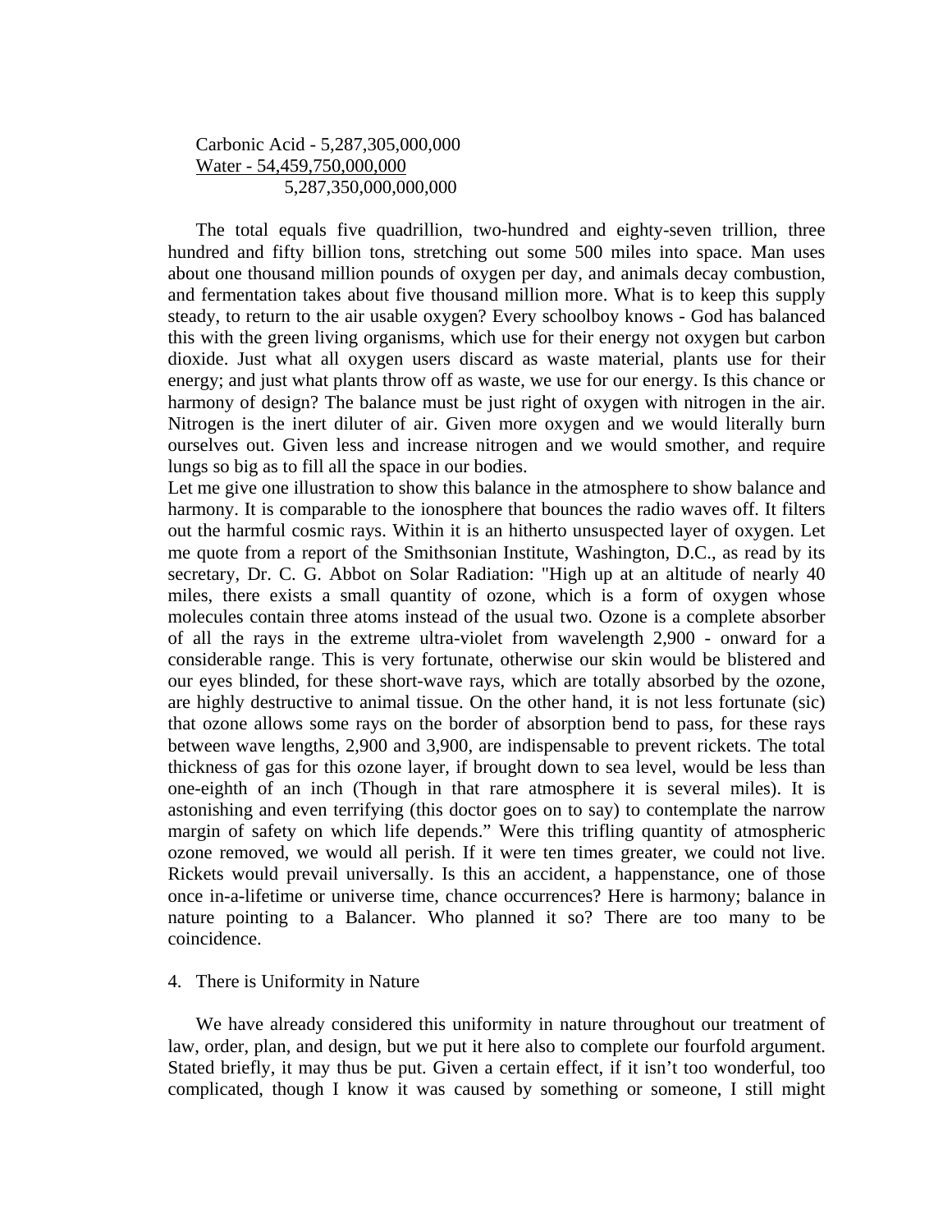Carbonic Acid - 5,287,305,000,000
<u>Water - 54,459,750,000,000</u>
5,287,350,000,000,000

The total equals five quadrillion, two-hundred and eighty-seven trillion, three hundred and fifty billion tons, stretching out some 500 miles into space. Man uses about one thousand million pounds of oxygen per day, and animals decay combustion, and fermentation takes about five thousand million more. What is to keep this supply steady, to return to the air usable oxygen? Every schoolboy knows - God has balanced this with the green living organisms, which use for their energy not oxygen but carbon dioxide. Just what all oxygen users discard as waste material, plants use for their energy; and just what plants throw off as waste, we use for our energy. Is this chance or harmony of design? The balance must be just right of oxygen with nitrogen in the air. Nitrogen is the inert diluter of air. Given more oxygen and we would literally burn ourselves out. Given less and increase nitrogen and we would smother, and require lungs so big as to fill all the space in our bodies.

Let me give one illustration to show this balance in the atmosphere to show balance and harmony. It is comparable to the ionosphere that bounces the radio waves off. It filters out the harmful cosmic rays. Within it is an hitherto unsuspected layer of oxygen. Let me quote from a report of the Smithsonian Institute, Washington, D.C., as read by its secretary, Dr. C. G. Abbot on Solar Radiation: "High up at an altitude of nearly 40 miles, there exists a small quantity of ozone, which is a form of oxygen whose molecules contain three atoms instead of the usual two. Ozone is a complete absorber of all the rays in the extreme ultra-violet from wavelength 2,900 - onward for a considerable range. This is very fortunate, otherwise our skin would be blistered and our eyes blinded, for these short-wave rays, which are totally absorbed by the ozone, are highly destructive to animal tissue. On the other hand, it is not less fortunate (sic) that ozone allows some rays on the border of absorption bend to pass, for these rays between wave lengths, 2,900 and 3,900, are indispensable to prevent rickets. The total thickness of gas for this ozone layer, if brought down to sea level, would be less than one-eighth of an inch (Though in that rare atmosphere it is several miles). It is astonishing and even terrifying (this doctor goes on to say) to contemplate the narrow margin of safety on which life depends." Were this trifling quantity of atmospheric ozone removed, we would all perish. If it were ten times greater, we could not live. Rickets would prevail universally. Is this an accident, a happenstance, one of those once in-a-lifetime or universe time, chance occurrences? Here is harmony; balance in nature pointing to a Balancer. Who planned it so? There are too many to be coincidence.

4. There is Uniformity in Nature

We have already considered this uniformity in nature throughout our treatment of law, order, plan, and design, but we put it here also to complete our fourfold argument. Stated briefly, it may thus be put. Given a certain effect, if it isn't too wonderful, too complicated, though I know it was caused by something or someone, I still might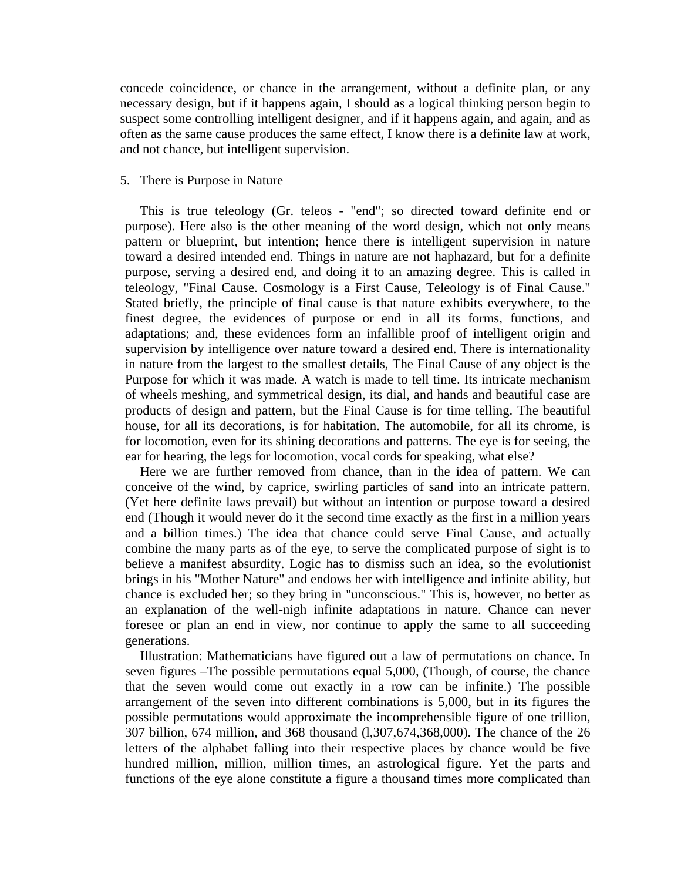concede coincidence, or chance in the arrangement, without a definite plan, or any necessary design, but if it happens again, I should as a logical thinking person begin to suspect some controlling intelligent designer, and if it happens again, and again, and as often as the same cause produces the same effect, I know there is a definite law at work, and not chance, but intelligent supervision.

5. There is Purpose in Nature

This is true teleology (Gr. teleos - "end"; so directed toward definite end or purpose). Here also is the other meaning of the word design, which not only means pattern or blueprint, but intention; hence there is intelligent supervision in nature toward a desired intended end. Things in nature are not haphazard, but for a definite purpose, serving a desired end, and doing it to an amazing degree. This is called in teleology, "Final Cause. Cosmology is a First Cause, Teleology is of Final Cause." Stated briefly, the principle of final cause is that nature exhibits everywhere, to the finest degree, the evidences of purpose or end in all its forms, functions, and adaptations; and, these evidences form an infallible proof of intelligent origin and supervision by intelligence over nature toward a desired end. There is internationality in nature from the largest to the smallest details, The Final Cause of any object is the Purpose for which it was made. A watch is made to tell time. Its intricate mechanism of wheels meshing, and symmetrical design, its dial, and hands and beautiful case are products of design and pattern, but the Final Cause is for time telling. The beautiful house, for all its decorations, is for habitation. The automobile, for all its chrome, is for locomotion, even for its shining decorations and patterns. The eye is for seeing, the ear for hearing, the legs for locomotion, vocal cords for speaking, what else?

Here we are further removed from chance, than in the idea of pattern. We can conceive of the wind, by caprice, swirling particles of sand into an intricate pattern. (Yet here definite laws prevail) but without an intention or purpose toward a desired end (Though it would never do it the second time exactly as the first in a million years and a billion times.) The idea that chance could serve Final Cause, and actually combine the many parts as of the eye, to serve the complicated purpose of sight is to believe a manifest absurdity. Logic has to dismiss such an idea, so the evolutionist brings in his "Mother Nature" and endows her with intelligence and infinite ability, but chance is excluded her; so they bring in "unconscious." This is, however, no better as an explanation of the well-nigh infinite adaptations in nature. Chance can never foresee or plan an end in view, nor continue to apply the same to all succeeding generations.

Illustration: Mathematicians have figured out a law of permutations on chance. In seven figures –The possible permutations equal 5,000, (Though, of course, the chance that the seven would come out exactly in a row can be infinite.) The possible arrangement of the seven into different combinations is 5,000, but in its figures the possible permutations would approximate the incomprehensible figure of one trillion, 307 billion, 674 million, and 368 thousand (l,307,674,368,000). The chance of the 26 letters of the alphabet falling into their respective places by chance would be five hundred million, million, million times, an astrological figure. Yet the parts and functions of the eye alone constitute a figure a thousand times more complicated than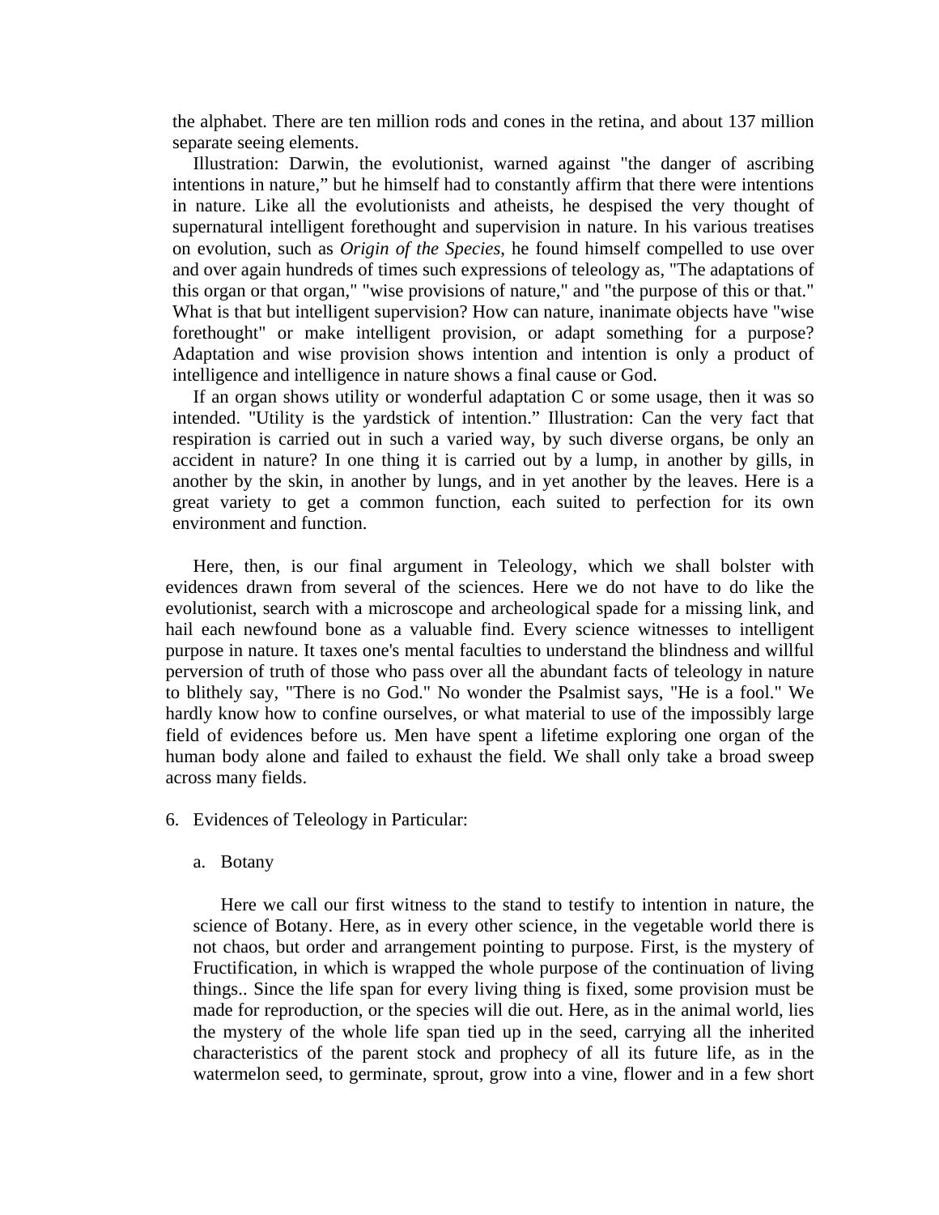the alphabet. There are ten million rods and cones in the retina, and about 137 million separate seeing elements.

Illustration: Darwin, the evolutionist, warned against "the danger of ascribing intentions in nature," but he himself had to constantly affirm that there were intentions in nature. Like all the evolutionists and atheists, he despised the very thought of supernatural intelligent forethought and supervision in nature. In his various treatises on evolution, such as *Origin of the Species*, he found himself compelled to use over and over again hundreds of times such expressions of teleology as, "The adaptations of this organ or that organ," "wise provisions of nature," and "the purpose of this or that." What is that but intelligent supervision? How can nature, inanimate objects have "wise forethought" or make intelligent provision, or adapt something for a purpose? Adaptation and wise provision shows intention and intention is only a product of intelligence and intelligence in nature shows a final cause or God.

If an organ shows utility or wonderful adaptation C or some usage, then it was so intended. "Utility is the yardstick of intention." Illustration: Can the very fact that respiration is carried out in such a varied way, by such diverse organs, be only an accident in nature? In one thing it is carried out by a lump, in another by gills, in another by the skin, in another by lungs, and in yet another by the leaves. Here is a great variety to get a common function, each suited to perfection for its own environment and function.

Here, then, is our final argument in Teleology, which we shall bolster with evidences drawn from several of the sciences. Here we do not have to do like the evolutionist, search with a microscope and archeological spade for a missing link, and hail each newfound bone as a valuable find. Every science witnesses to intelligent purpose in nature. It taxes one's mental faculties to understand the blindness and willful perversion of truth of those who pass over all the abundant facts of teleology in nature to blithely say, "There is no God." No wonder the Psalmist says, "He is a fool." We hardly know how to confine ourselves, or what material to use of the impossibly large field of evidences before us. Men have spent a lifetime exploring one organ of the human body alone and failed to exhaust the field. We shall only take a broad sweep across many fields.

6. Evidences of Teleology in Particular:

   a. Botany

   Here we call our first witness to the stand to testify to intention in nature, the science of Botany. Here, as in every other science, in the vegetable world there is not chaos, but order and arrangement pointing to purpose. First, is the mystery of Fructification, in which is wrapped the whole purpose of the continuation of living things.. Since the life span for every living thing is fixed, some provision must be made for reproduction, or the species will die out. Here, as in the animal world, lies the mystery of the whole life span tied up in the seed, carrying all the inherited characteristics of the parent stock and prophecy of all its future life, as in the watermelon seed, to germinate, sprout, grow into a vine, flower and in a few short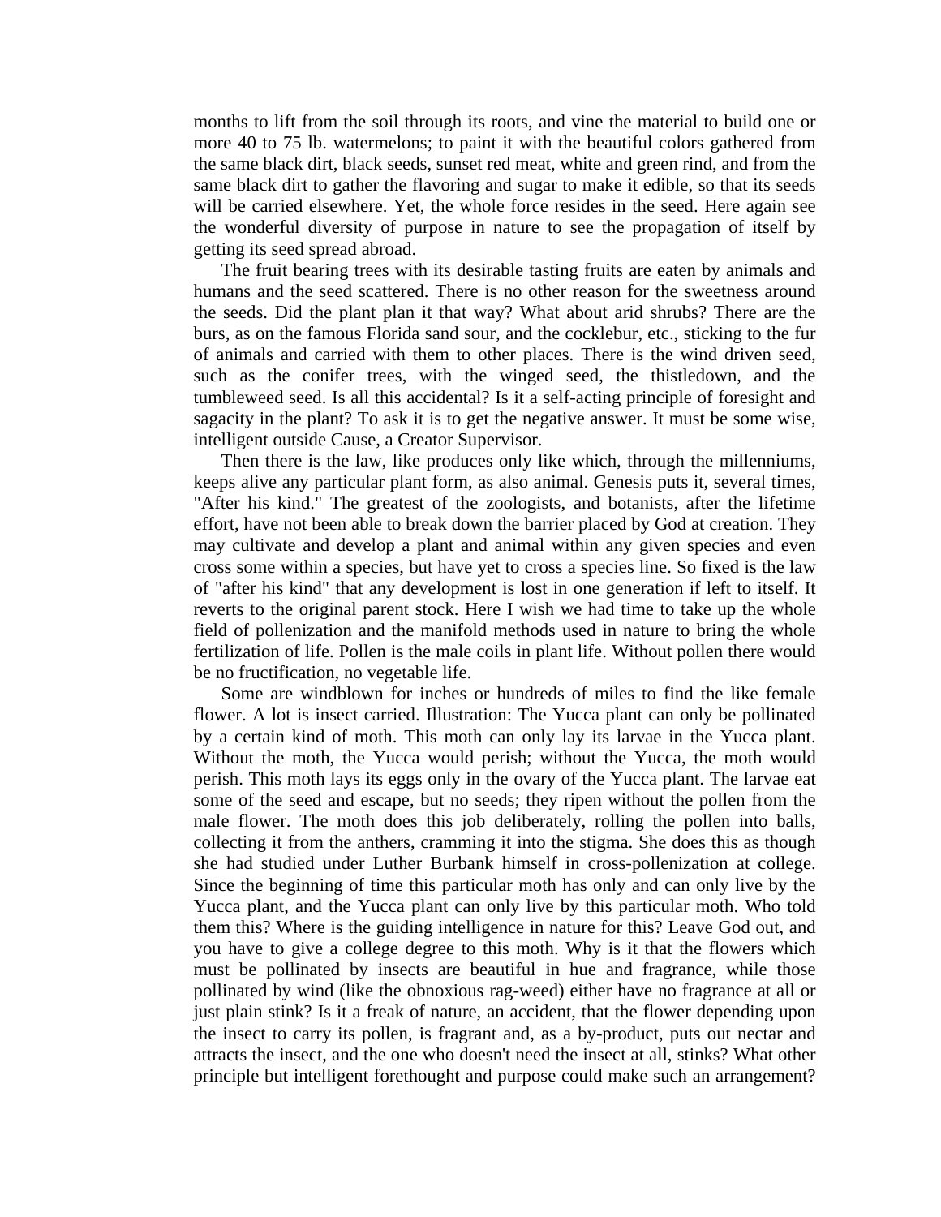months to lift from the soil through its roots, and vine the material to build one or more 40 to 75 lb. watermelons; to paint it with the beautiful colors gathered from the same black dirt, black seeds, sunset red meat, white and green rind, and from the same black dirt to gather the flavoring and sugar to make it edible, so that its seeds will be carried elsewhere. Yet, the whole force resides in the seed. Here again see the wonderful diversity of purpose in nature to see the propagation of itself by getting its seed spread abroad.

The fruit bearing trees with its desirable tasting fruits are eaten by animals and humans and the seed scattered. There is no other reason for the sweetness around the seeds. Did the plant plan it that way? What about arid shrubs? There are the burs, as on the famous Florida sand sour, and the cocklebur, etc., sticking to the fur of animals and carried with them to other places. There is the wind driven seed, such as the conifer trees, with the winged seed, the thistledown, and the tumbleweed seed. Is all this accidental? Is it a self-acting principle of foresight and sagacity in the plant? To ask it is to get the negative answer. It must be some wise, intelligent outside Cause, a Creator Supervisor.

Then there is the law, like produces only like which, through the millenniums, keeps alive any particular plant form, as also animal. Genesis puts it, several times, "After his kind." The greatest of the zoologists, and botanists, after the lifetime effort, have not been able to break down the barrier placed by God at creation. They may cultivate and develop a plant and animal within any given species and even cross some within a species, but have yet to cross a species line. So fixed is the law of "after his kind" that any development is lost in one generation if left to itself. It reverts to the original parent stock. Here I wish we had time to take up the whole field of pollenization and the manifold methods used in nature to bring the whole fertilization of life. Pollen is the male coils in plant life. Without pollen there would be no fructification, no vegetable life.

Some are windblown for inches or hundreds of miles to find the like female flower. A lot is insect carried. Illustration: The Yucca plant can only be pollinated by a certain kind of moth. This moth can only lay its larvae in the Yucca plant. Without the moth, the Yucca would perish; without the Yucca, the moth would perish. This moth lays its eggs only in the ovary of the Yucca plant. The larvae eat some of the seed and escape, but no seeds; they ripen without the pollen from the male flower. The moth does this job deliberately, rolling the pollen into balls, collecting it from the anthers, cramming it into the stigma. She does this as though she had studied under Luther Burbank himself in cross-pollenization at college. Since the beginning of time this particular moth has only and can only live by the Yucca plant, and the Yucca plant can only live by this particular moth. Who told them this? Where is the guiding intelligence in nature for this? Leave God out, and you have to give a college degree to this moth. Why is it that the flowers which must be pollinated by insects are beautiful in hue and fragrance, while those pollinated by wind (like the obnoxious rag-weed) either have no fragrance at all or just plain stink? Is it a freak of nature, an accident, that the flower depending upon the insect to carry its pollen, is fragrant and, as a by-product, puts out nectar and attracts the insect, and the one who doesn't need the insect at all, stinks? What other principle but intelligent forethought and purpose could make such an arrangement?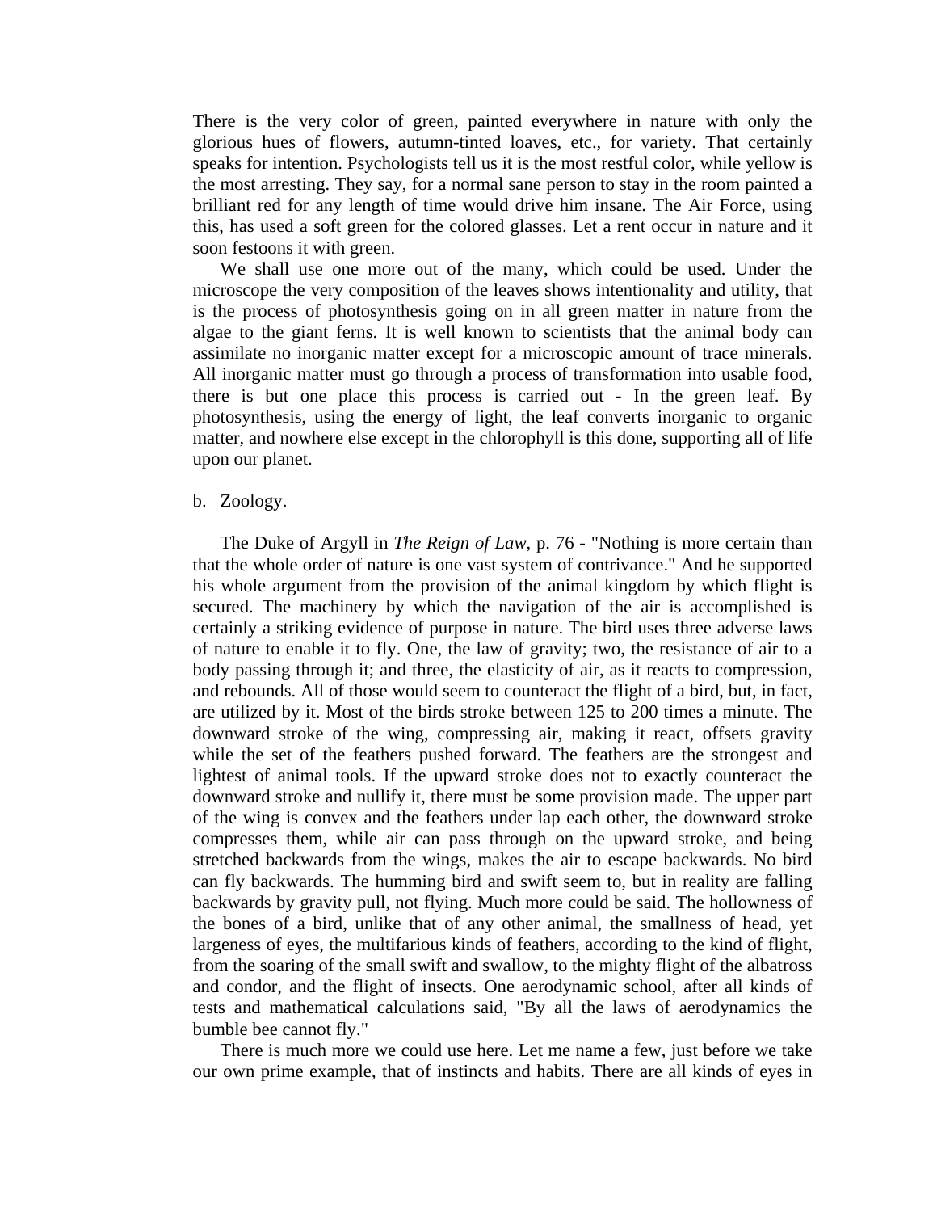There is the very color of green, painted everywhere in nature with only the glorious hues of flowers, autumn-tinted loaves, etc., for variety. That certainly speaks for intention. Psychologists tell us it is the most restful color, while yellow is the most arresting. They say, for a normal sane person to stay in the room painted a brilliant red for any length of time would drive him insane. The Air Force, using this, has used a soft green for the colored glasses. Let a rent occur in nature and it soon festoons it with green.

We shall use one more out of the many, which could be used. Under the microscope the very composition of the leaves shows intentionality and utility, that is the process of photosynthesis going on in all green matter in nature from the algae to the giant ferns. It is well known to scientists that the animal body can assimilate no inorganic matter except for a microscopic amount of trace minerals. All inorganic matter must go through a process of transformation into usable food, there is but one place this process is carried out - In the green leaf. By photosynthesis, using the energy of light, the leaf converts inorganic to organic matter, and nowhere else except in the chlorophyll is this done, supporting all of life upon our planet.

b. Zoology.

The Duke of Argyll in *The Reign of Law*, p. 76 - "Nothing is more certain than that the whole order of nature is one vast system of contrivance." And he supported his whole argument from the provision of the animal kingdom by which flight is secured. The machinery by which the navigation of the air is accomplished is certainly a striking evidence of purpose in nature. The bird uses three adverse laws of nature to enable it to fly. One, the law of gravity; two, the resistance of air to a body passing through it; and three, the elasticity of air, as it reacts to compression, and rebounds. All of those would seem to counteract the flight of a bird, but, in fact, are utilized by it. Most of the birds stroke between 125 to 200 times a minute. The downward stroke of the wing, compressing air, making it react, offsets gravity while the set of the feathers pushed forward. The feathers are the strongest and lightest of animal tools. If the upward stroke does not to exactly counteract the downward stroke and nullify it, there must be some provision made. The upper part of the wing is convex and the feathers under lap each other, the downward stroke compresses them, while air can pass through on the upward stroke, and being stretched backwards from the wings, makes the air to escape backwards. No bird can fly backwards. The humming bird and swift seem to, but in reality are falling backwards by gravity pull, not flying. Much more could be said. The hollowness of the bones of a bird, unlike that of any other animal, the smallness of head, yet largeness of eyes, the multifarious kinds of feathers, according to the kind of flight, from the soaring of the small swift and swallow, to the mighty flight of the albatross and condor, and the flight of insects. One aerodynamic school, after all kinds of tests and mathematical calculations said, "By all the laws of aerodynamics the bumble bee cannot fly."

There is much more we could use here. Let me name a few, just before we take our own prime example, that of instincts and habits. There are all kinds of eyes in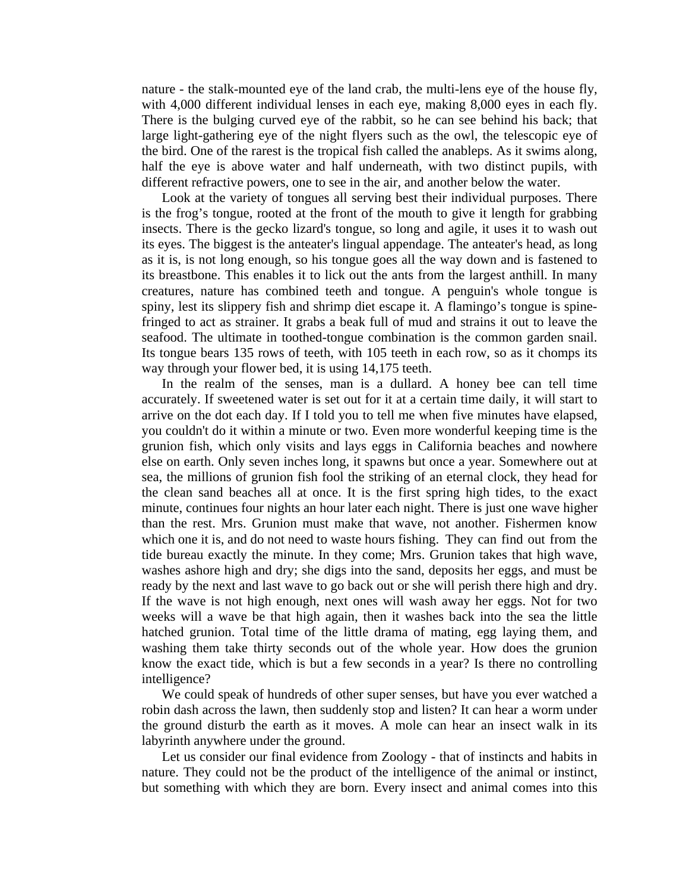nature - the stalk-mounted eye of the land crab, the multi-lens eye of the house fly, with 4,000 different individual lenses in each eye, making 8,000 eyes in each fly. There is the bulging curved eye of the rabbit, so he can see behind his back; that large light-gathering eye of the night flyers such as the owl, the telescopic eye of the bird. One of the rarest is the tropical fish called the anableps. As it swims along, half the eye is above water and half underneath, with two distinct pupils, with different refractive powers, one to see in the air, and another below the water.

Look at the variety of tongues all serving best their individual purposes. There is the frog's tongue, rooted at the front of the mouth to give it length for grabbing insects. There is the gecko lizard's tongue, so long and agile, it uses it to wash out its eyes. The biggest is the anteater's lingual appendage. The anteater's head, as long as it is, is not long enough, so his tongue goes all the way down and is fastened to its breastbone. This enables it to lick out the ants from the largest anthill. In many creatures, nature has combined teeth and tongue. A penguin's whole tongue is spiny, lest its slippery fish and shrimp diet escape it. A flamingo's tongue is spine-fringed to act as strainer. It grabs a beak full of mud and strains it out to leave the seafood. The ultimate in toothed-tongue combination is the common garden snail. Its tongue bears 135 rows of teeth, with 105 teeth in each row, so as it chomps its way through your flower bed, it is using 14,175 teeth.

In the realm of the senses, man is a dullard. A honey bee can tell time accurately. If sweetened water is set out for it at a certain time daily, it will start to arrive on the dot each day. If I told you to tell me when five minutes have elapsed, you couldn't do it within a minute or two. Even more wonderful keeping time is the grunion fish, which only visits and lays eggs in California beaches and nowhere else on earth. Only seven inches long, it spawns but once a year. Somewhere out at sea, the millions of grunion fish fool the striking of an eternal clock, they head for the clean sand beaches all at once. It is the first spring high tides, to the exact minute, continues four nights an hour later each night. There is just one wave higher than the rest. Mrs. Grunion must make that wave, not another. Fishermen know which one it is, and do not need to waste hours fishing. They can find out from the tide bureau exactly the minute. In they come; Mrs. Grunion takes that high wave, washes ashore high and dry; she digs into the sand, deposits her eggs, and must be ready by the next and last wave to go back out or she will perish there high and dry. If the wave is not high enough, next ones will wash away her eggs. Not for two weeks will a wave be that high again, then it washes back into the sea the little hatched grunion. Total time of the little drama of mating, egg laying them, and washing them take thirty seconds out of the whole year. How does the grunion know the exact tide, which is but a few seconds in a year? Is there no controlling intelligence?

We could speak of hundreds of other super senses, but have you ever watched a robin dash across the lawn, then suddenly stop and listen? It can hear a worm under the ground disturb the earth as it moves. A mole can hear an insect walk in its labyrinth anywhere under the ground.

Let us consider our final evidence from Zoology - that of instincts and habits in nature. They could not be the product of the intelligence of the animal or instinct, but something with which they are born. Every insect and animal comes into this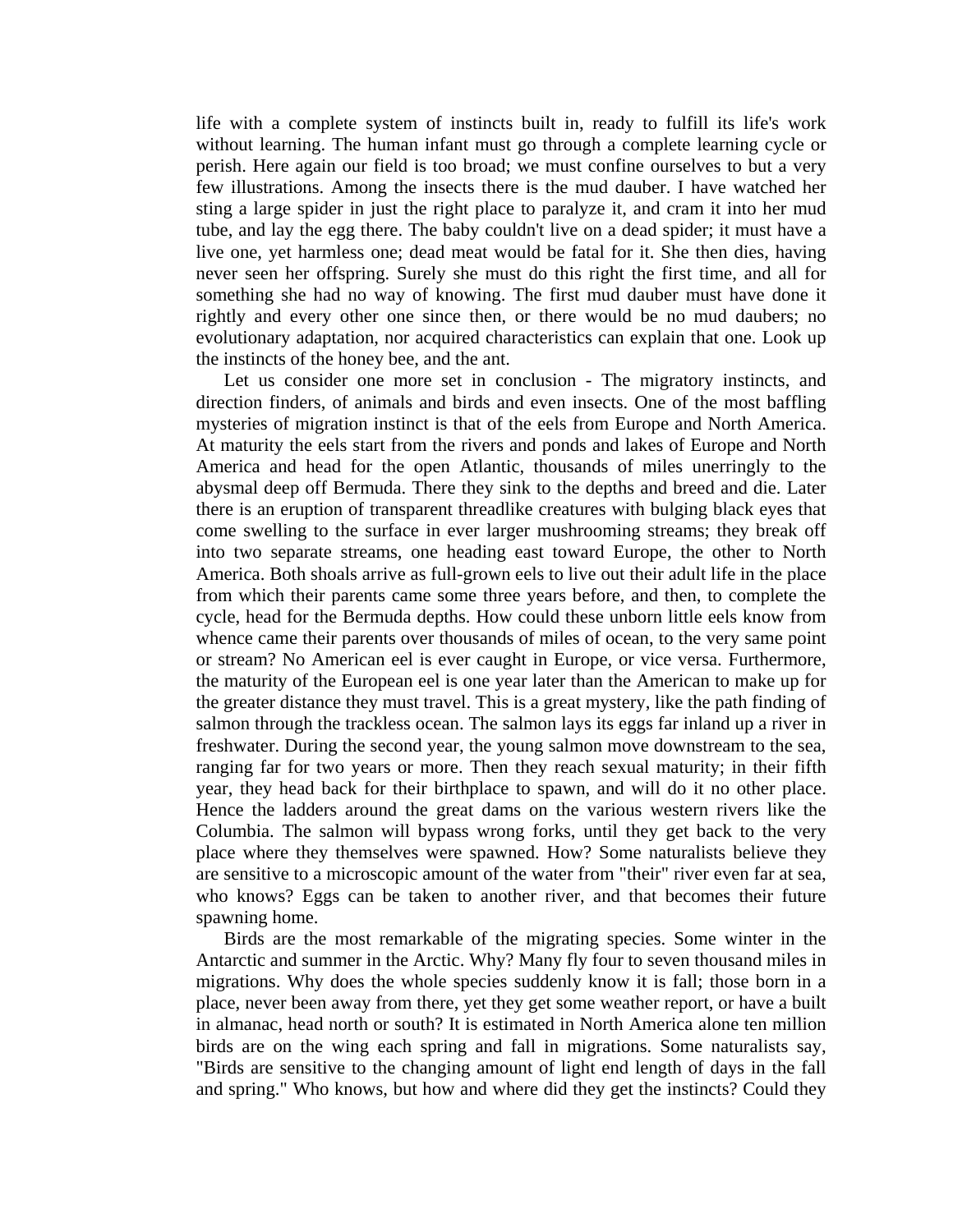life with a complete system of instincts built in, ready to fulfill its life's work without learning. The human infant must go through a complete learning cycle or perish. Here again our field is too broad; we must confine ourselves to but a very few illustrations. Among the insects there is the mud dauber. I have watched her sting a large spider in just the right place to paralyze it, and cram it into her mud tube, and lay the egg there. The baby couldn't live on a dead spider; it must have a live one, yet harmless one; dead meat would be fatal for it. She then dies, having never seen her offspring. Surely she must do this right the first time, and all for something she had no way of knowing. The first mud dauber must have done it rightly and every other one since then, or there would be no mud daubers; no evolutionary adaptation, nor acquired characteristics can explain that one. Look up the instincts of the honey bee, and the ant.

Let us consider one more set in conclusion - The migratory instincts, and direction finders, of animals and birds and even insects. One of the most baffling mysteries of migration instinct is that of the eels from Europe and North America. At maturity the eels start from the rivers and ponds and lakes of Europe and North America and head for the open Atlantic, thousands of miles unerringly to the abysmal deep off Bermuda. There they sink to the depths and breed and die. Later there is an eruption of transparent threadlike creatures with bulging black eyes that come swelling to the surface in ever larger mushrooming streams; they break off into two separate streams, one heading east toward Europe, the other to North America. Both shoals arrive as full-grown eels to live out their adult life in the place from which their parents came some three years before, and then, to complete the cycle, head for the Bermuda depths. How could these unborn little eels know from whence came their parents over thousands of miles of ocean, to the very same point or stream? No American eel is ever caught in Europe, or vice versa. Furthermore, the maturity of the European eel is one year later than the American to make up for the greater distance they must travel. This is a great mystery, like the path finding of salmon through the trackless ocean. The salmon lays its eggs far inland up a river in freshwater. During the second year, the young salmon move downstream to the sea, ranging far for two years or more. Then they reach sexual maturity; in their fifth year, they head back for their birthplace to spawn, and will do it no other place. Hence the ladders around the great dams on the various western rivers like the Columbia. The salmon will bypass wrong forks, until they get back to the very place where they themselves were spawned. How? Some naturalists believe they are sensitive to a microscopic amount of the water from "their" river even far at sea, who knows? Eggs can be taken to another river, and that becomes their future spawning home.

Birds are the most remarkable of the migrating species. Some winter in the Antarctic and summer in the Arctic. Why? Many fly four to seven thousand miles in migrations. Why does the whole species suddenly know it is fall; those born in a place, never been away from there, yet they get some weather report, or have a built in almanac, head north or south? It is estimated in North America alone ten million birds are on the wing each spring and fall in migrations. Some naturalists say, "Birds are sensitive to the changing amount of light end length of days in the fall and spring." Who knows, but how and where did they get the instincts? Could they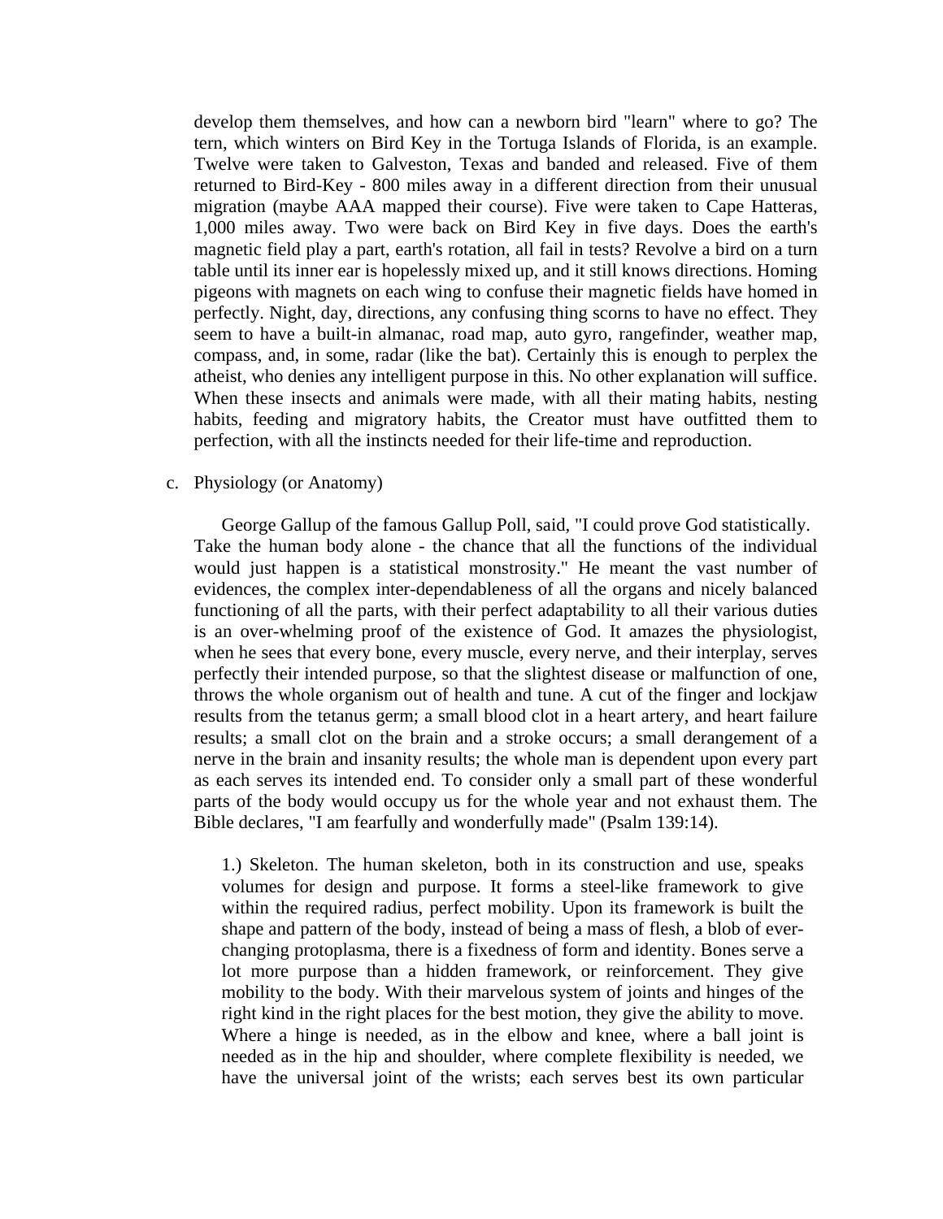develop them themselves, and how can a newborn bird "learn" where to go? The tern, which winters on Bird Key in the Tortuga Islands of Florida, is an example. Twelve were taken to Galveston, Texas and banded and released. Five of them returned to Bird-Key - 800 miles away in a different direction from their unusual migration (maybe AAA mapped their course). Five were taken to Cape Hatteras, 1,000 miles away. Two were back on Bird Key in five days. Does the earth's magnetic field play a part, earth's rotation, all fail in tests? Revolve a bird on a turn table until its inner ear is hopelessly mixed up, and it still knows directions. Homing pigeons with magnets on each wing to confuse their magnetic fields have homed in perfectly. Night, day, directions, any confusing thing scorns to have no effect. They seem to have a built-in almanac, road map, auto gyro, rangefinder, weather map, compass, and, in some, radar (like the bat). Certainly this is enough to perplex the atheist, who denies any intelligent purpose in this. No other explanation will suffice. When these insects and animals were made, with all their mating habits, nesting habits, feeding and migratory habits, the Creator must have outfitted them to perfection, with all the instincts needed for their life-time and reproduction.

c. Physiology (or Anatomy)

George Gallup of the famous Gallup Poll, said, "I could prove God statistically. Take the human body alone - the chance that all the functions of the individual would just happen is a statistical monstrosity." He meant the vast number of evidences, the complex inter-dependableness of all the organs and nicely balanced functioning of all the parts, with their perfect adaptability to all their various duties is an over-whelming proof of the existence of God. It amazes the physiologist, when he sees that every bone, every muscle, every nerve, and their interplay, serves perfectly their intended purpose, so that the slightest disease or malfunction of one, throws the whole organism out of health and tune. A cut of the finger and lockjaw results from the tetanus germ; a small blood clot in a heart artery, and heart failure results; a small clot on the brain and a stroke occurs; a small derangement of a nerve in the brain and insanity results; the whole man is dependent upon every part as each serves its intended end. To consider only a small part of these wonderful parts of the body would occupy us for the whole year and not exhaust them. The Bible declares, "I am fearfully and wonderfully made" (Psalm 139:14).

1.) Skeleton. The human skeleton, both in its construction and use, speaks volumes for design and purpose. It forms a steel-like framework to give within the required radius, perfect mobility. Upon its framework is built the shape and pattern of the body, instead of being a mass of flesh, a blob of ever-changing protoplasma, there is a fixedness of form and identity. Bones serve a lot more purpose than a hidden framework, or reinforcement. They give mobility to the body. With their marvelous system of joints and hinges of the right kind in the right places for the best motion, they give the ability to move. Where a hinge is needed, as in the elbow and knee, where a ball joint is needed as in the hip and shoulder, where complete flexibility is needed, we have the universal joint of the wrists; each serves best its own particular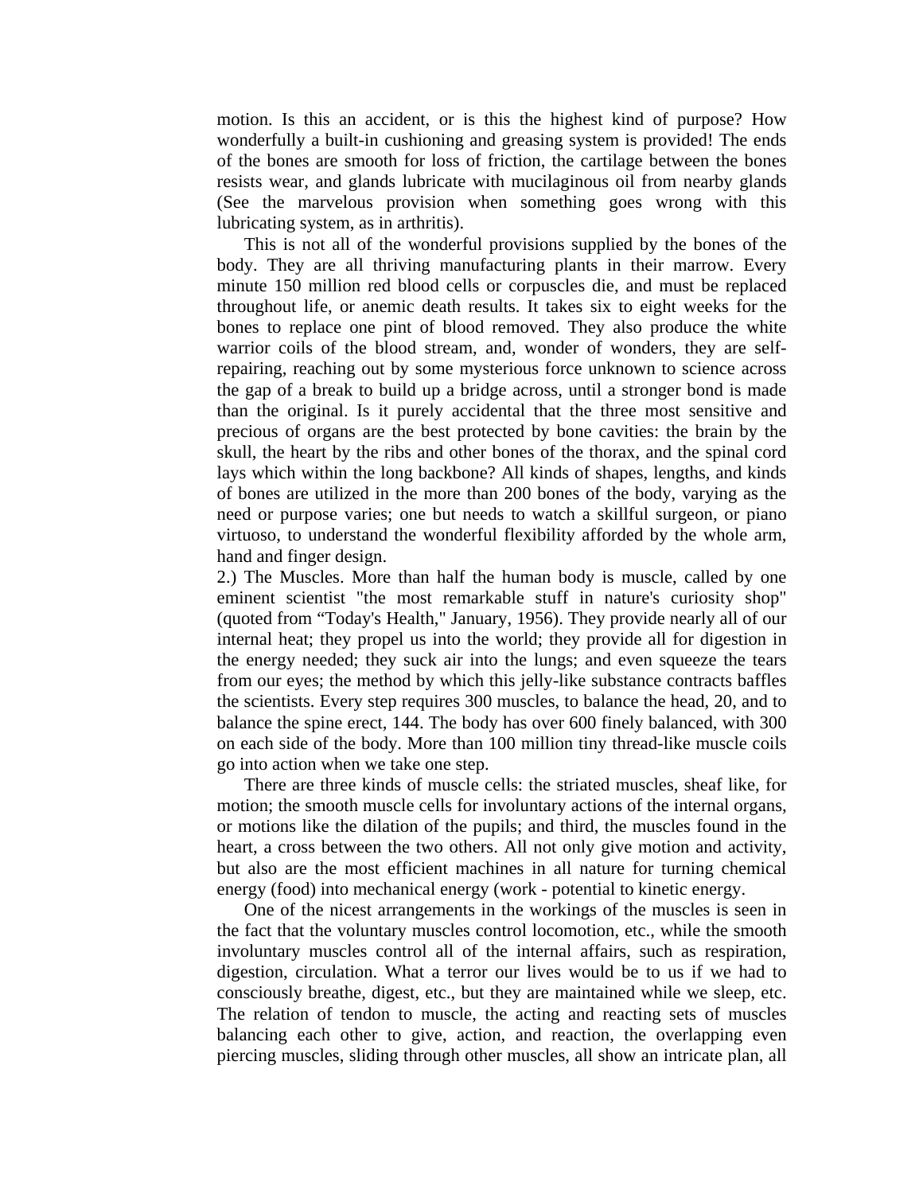motion. Is this an accident, or is this the highest kind of purpose? How wonderfully a built-in cushioning and greasing system is provided! The ends of the bones are smooth for loss of friction, the cartilage between the bones resists wear, and glands lubricate with mucilaginous oil from nearby glands (See the marvelous provision when something goes wrong with this lubricating system, as in arthritis).

This is not all of the wonderful provisions supplied by the bones of the body. They are all thriving manufacturing plants in their marrow. Every minute 150 million red blood cells or corpuscles die, and must be replaced throughout life, or anemic death results. It takes six to eight weeks for the bones to replace one pint of blood removed. They also produce the white warrior coils of the blood stream, and, wonder of wonders, they are self-repairing, reaching out by some mysterious force unknown to science across the gap of a break to build up a bridge across, until a stronger bond is made than the original. Is it purely accidental that the three most sensitive and precious of organs are the best protected by bone cavities: the brain by the skull, the heart by the ribs and other bones of the thorax, and the spinal cord lays which within the long backbone? All kinds of shapes, lengths, and kinds of bones are utilized in the more than 200 bones of the body, varying as the need or purpose varies; one but needs to watch a skillful surgeon, or piano virtuoso, to understand the wonderful flexibility afforded by the whole arm, hand and finger design.

2.) The Muscles. More than half the human body is muscle, called by one eminent scientist "the most remarkable stuff in nature's curiosity shop" (quoted from “Today's Health," January, 1956). They provide nearly all of our internal heat; they propel us into the world; they provide all for digestion in the energy needed; they suck air into the lungs; and even squeeze the tears from our eyes; the method by which this jelly-like substance contracts baffles the scientists. Every step requires 300 muscles, to balance the head, 20, and to balance the spine erect, 144. The body has over 600 finely balanced, with 300 on each side of the body. More than 100 million tiny thread-like muscle coils go into action when we take one step.

There are three kinds of muscle cells: the striated muscles, sheaf like, for motion; the smooth muscle cells for involuntary actions of the internal organs, or motions like the dilation of the pupils; and third, the muscles found in the heart, a cross between the two others. All not only give motion and activity, but also are the most efficient machines in all nature for turning chemical energy (food) into mechanical energy (work - potential to kinetic energy.

One of the nicest arrangements in the workings of the muscles is seen in the fact that the voluntary muscles control locomotion, etc., while the smooth involuntary muscles control all of the internal affairs, such as respiration, digestion, circulation. What a terror our lives would be to us if we had to consciously breathe, digest, etc., but they are maintained while we sleep, etc. The relation of tendon to muscle, the acting and reacting sets of muscles balancing each other to give, action, and reaction, the overlapping even piercing muscles, sliding through other muscles, all show an intricate plan, all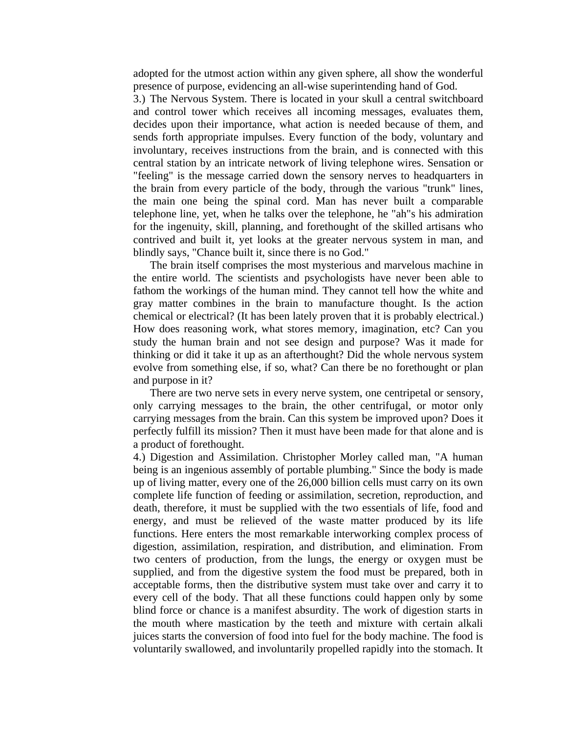adopted for the utmost action within any given sphere, all show the wonderful presence of purpose, evidencing an all-wise superintending hand of God.

3.) The Nervous System. There is located in your skull a central switchboard and control tower which receives all incoming messages, evaluates them, decides upon their importance, what action is needed because of them, and sends forth appropriate impulses. Every function of the body, voluntary and involuntary, receives instructions from the brain, and is connected with this central station by an intricate network of living telephone wires. Sensation or "feeling" is the message carried down the sensory nerves to headquarters in the brain from every particle of the body, through the various "trunk" lines, the main one being the spinal cord. Man has never built a comparable telephone line, yet, when he talks over the telephone, he "ah"s his admiration for the ingenuity, skill, planning, and forethought of the skilled artisans who contrived and built it, yet looks at the greater nervous system in man, and blindly says, "Chance built it, since there is no God."

The brain itself comprises the most mysterious and marvelous machine in the entire world. The scientists and psychologists have never been able to fathom the workings of the human mind. They cannot tell how the white and gray matter combines in the brain to manufacture thought. Is the action chemical or electrical? (It has been lately proven that it is probably electrical.) How does reasoning work, what stores memory, imagination, etc? Can you study the human brain and not see design and purpose? Was it made for thinking or did it take it up as an afterthought? Did the whole nervous system evolve from something else, if so, what? Can there be no forethought or plan and purpose in it?

There are two nerve sets in every nerve system, one centripetal or sensory, only carrying messages to the brain, the other centrifugal, or motor only carrying messages from the brain. Can this system be improved upon? Does it perfectly fulfill its mission? Then it must have been made for that alone and is a product of forethought.

4.) Digestion and Assimilation. Christopher Morley called man, "A human being is an ingenious assembly of portable plumbing." Since the body is made up of living matter, every one of the 26,000 billion cells must carry on its own complete life function of feeding or assimilation, secretion, reproduction, and death, therefore, it must be supplied with the two essentials of life, food and energy, and must be relieved of the waste matter produced by its life functions. Here enters the most remarkable interworking complex process of digestion, assimilation, respiration, and distribution, and elimination. From two centers of production, from the lungs, the energy or oxygen must be supplied, and from the digestive system the food must be prepared, both in acceptable forms, then the distributive system must take over and carry it to every cell of the body. That all these functions could happen only by some blind force or chance is a manifest absurdity. The work of digestion starts in the mouth where mastication by the teeth and mixture with certain alkali juices starts the conversion of food into fuel for the body machine. The food is voluntarily swallowed, and involuntarily propelled rapidly into the stomach. It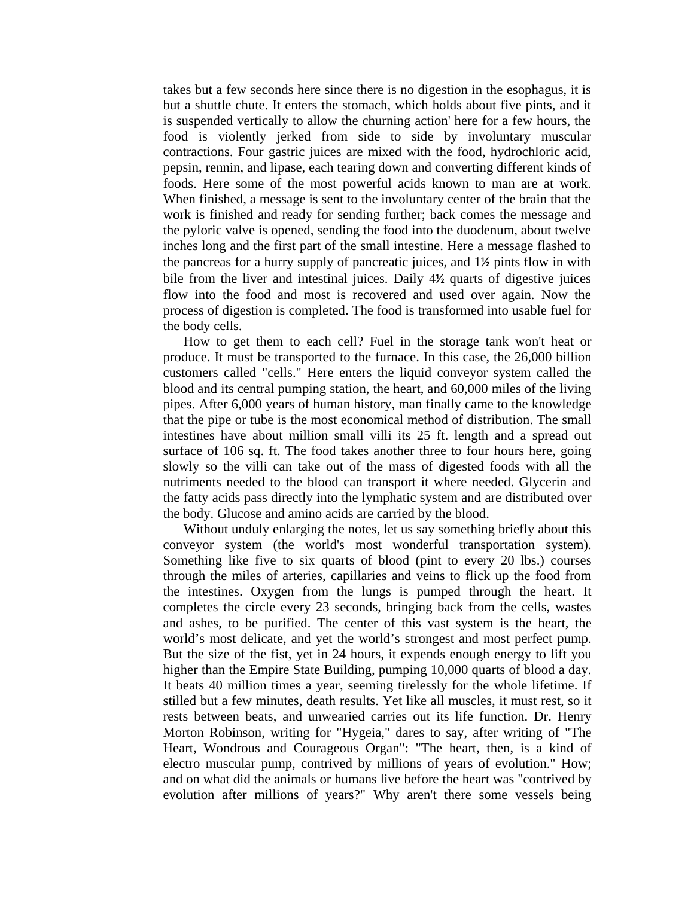takes but a few seconds here since there is no digestion in the esophagus, it is but a shuttle chute. It enters the stomach, which holds about five pints, and it is suspended vertically to allow the churning action' here for a few hours, the food is violently jerked from side to side by involuntary muscular contractions. Four gastric juices are mixed with the food, hydrochloric acid, pepsin, rennin, and lipase, each tearing down and converting different kinds of foods. Here some of the most powerful acids known to man are at work. When finished, a message is sent to the involuntary center of the brain that the work is finished and ready for sending further; back comes the message and the pyloric valve is opened, sending the food into the duodenum, about twelve inches long and the first part of the small intestine. Here a message flashed to the pancreas for a hurry supply of pancreatic juices, and 1½ pints flow in with bile from the liver and intestinal juices. Daily 4½ quarts of digestive juices flow into the food and most is recovered and used over again. Now the process of digestion is completed. The food is transformed into usable fuel for the body cells.

How to get them to each cell? Fuel in the storage tank won't heat or produce. It must be transported to the furnace. In this case, the 26,000 billion customers called "cells." Here enters the liquid conveyor system called the blood and its central pumping station, the heart, and 60,000 miles of the living pipes. After 6,000 years of human history, man finally came to the knowledge that the pipe or tube is the most economical method of distribution. The small intestines have about million small villi its 25 ft. length and a spread out surface of 106 sq. ft. The food takes another three to four hours here, going slowly so the villi can take out of the mass of digested foods with all the nutriments needed to the blood can transport it where needed. Glycerin and the fatty acids pass directly into the lymphatic system and are distributed over the body. Glucose and amino acids are carried by the blood.

Without unduly enlarging the notes, let us say something briefly about this conveyor system (the world's most wonderful transportation system). Something like five to six quarts of blood (pint to every 20 lbs.) courses through the miles of arteries, capillaries and veins to flick up the food from the intestines. Oxygen from the lungs is pumped through the heart. It completes the circle every 23 seconds, bringing back from the cells, wastes and ashes, to be purified. The center of this vast system is the heart, the world's most delicate, and yet the world's strongest and most perfect pump. But the size of the fist, yet in 24 hours, it expends enough energy to lift you higher than the Empire State Building, pumping 10,000 quarts of blood a day. It beats 40 million times a year, seeming tirelessly for the whole lifetime. If stilled but a few minutes, death results. Yet like all muscles, it must rest, so it rests between beats, and unwearied carries out its life function. Dr. Henry Morton Robinson, writing for "Hygeia," dares to say, after writing of "The Heart, Wondrous and Courageous Organ": "The heart, then, is a kind of electro muscular pump, contrived by millions of years of evolution." How; and on what did the animals or humans live before the heart was "contrived by evolution after millions of years?" Why aren't there some vessels being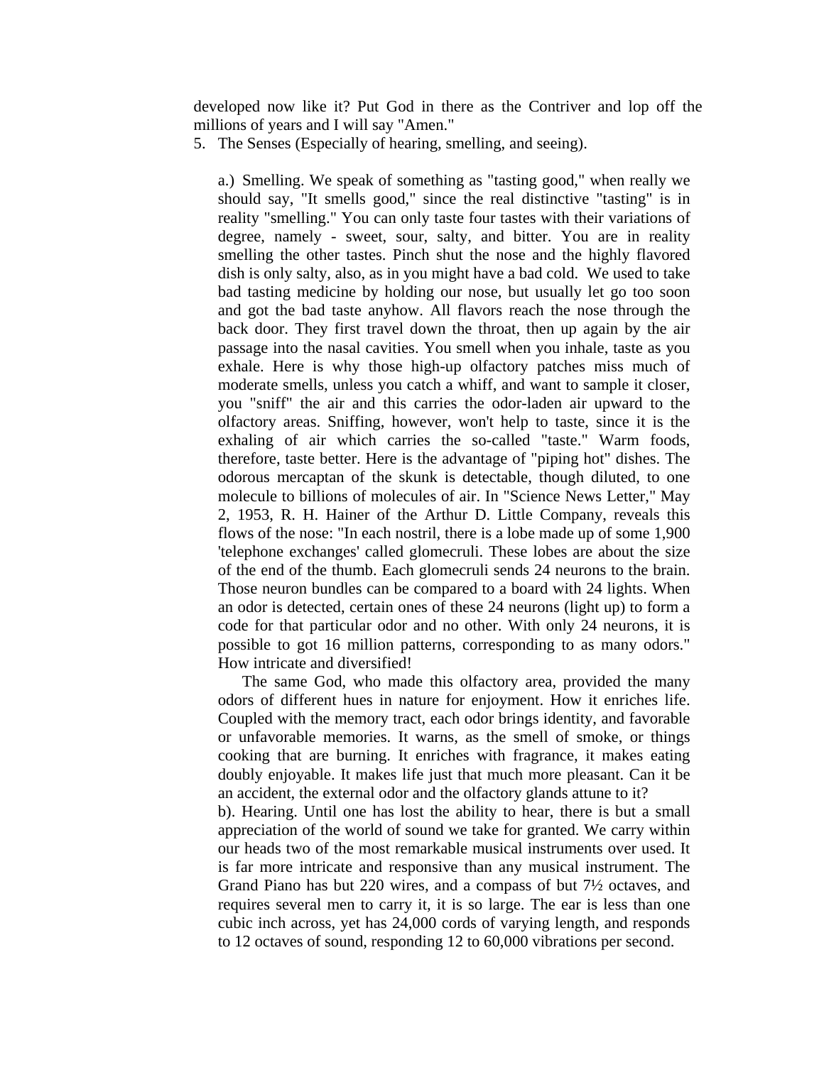developed now like it? Put God in there as the Contriver and lop off the millions of years and I will say "Amen."

5. The Senses (Especially of hearing, smelling, and seeing).

   a.) Smelling. We speak of something as "tasting good," when really we should say, "It smells good," since the real distinctive "tasting" is in reality "smelling." You can only taste four tastes with their variations of degree, namely - sweet, sour, salty, and bitter. You are in reality smelling the other tastes. Pinch shut the nose and the highly flavored dish is only salty, also, as in you might have a bad cold. We used to take bad tasting medicine by holding our nose, but usually let go too soon and got the bad taste anyhow. All flavors reach the nose through the back door. They first travel down the throat, then up again by the air passage into the nasal cavities. You smell when you inhale, taste as you exhale. Here is why those high-up olfactory patches miss much of moderate smells, unless you catch a whiff, and want to sample it closer, you "sniff" the air and this carries the odor-laden air upward to the olfactory areas. Sniffing, however, won't help to taste, since it is the exhaling of air which carries the so-called "taste." Warm foods, therefore, taste better. Here is the advantage of "piping hot" dishes. The odorous mercaptan of the skunk is detectable, though diluted, to one molecule to billions of molecules of air. In "Science News Letter," May 2, 1953, R. H. Hainer of the Arthur D. Little Company, reveals this flows of the nose: "In each nostril, there is a lobe made up of some 1,900 'telephone exchanges' called glomecruli. These lobes are about the size of the end of the thumb. Each glomecruli sends 24 neurons to the brain. Those neuron bundles can be compared to a board with 24 lights. When an odor is detected, certain ones of these 24 neurons (light up) to form a code for that particular odor and no other. With only 24 neurons, it is possible to got 16 million patterns, corresponding to as many odors." How intricate and diversified!

   The same God, who made this olfactory area, provided the many odors of different hues in nature for enjoyment. How it enriches life. Coupled with the memory tract, each odor brings identity, and favorable or unfavorable memories. It warns, as the smell of smoke, or things cooking that are burning. It enriches with fragrance, it makes eating doubly enjoyable. It makes life just that much more pleasant. Can it be an accident, the external odor and the olfactory glands attune to it?

   b). Hearing. Until one has lost the ability to hear, there is but a small appreciation of the world of sound we take for granted. We carry within our heads two of the most remarkable musical instruments over used. It is far more intricate and responsive than any musical instrument. The Grand Piano has but 220 wires, and a compass of but 7½ octaves, and requires several men to carry it, it is so large. The ear is less than one cubic inch across, yet has 24,000 cords of varying length, and responds to 12 octaves of sound, responding 12 to 60,000 vibrations per second.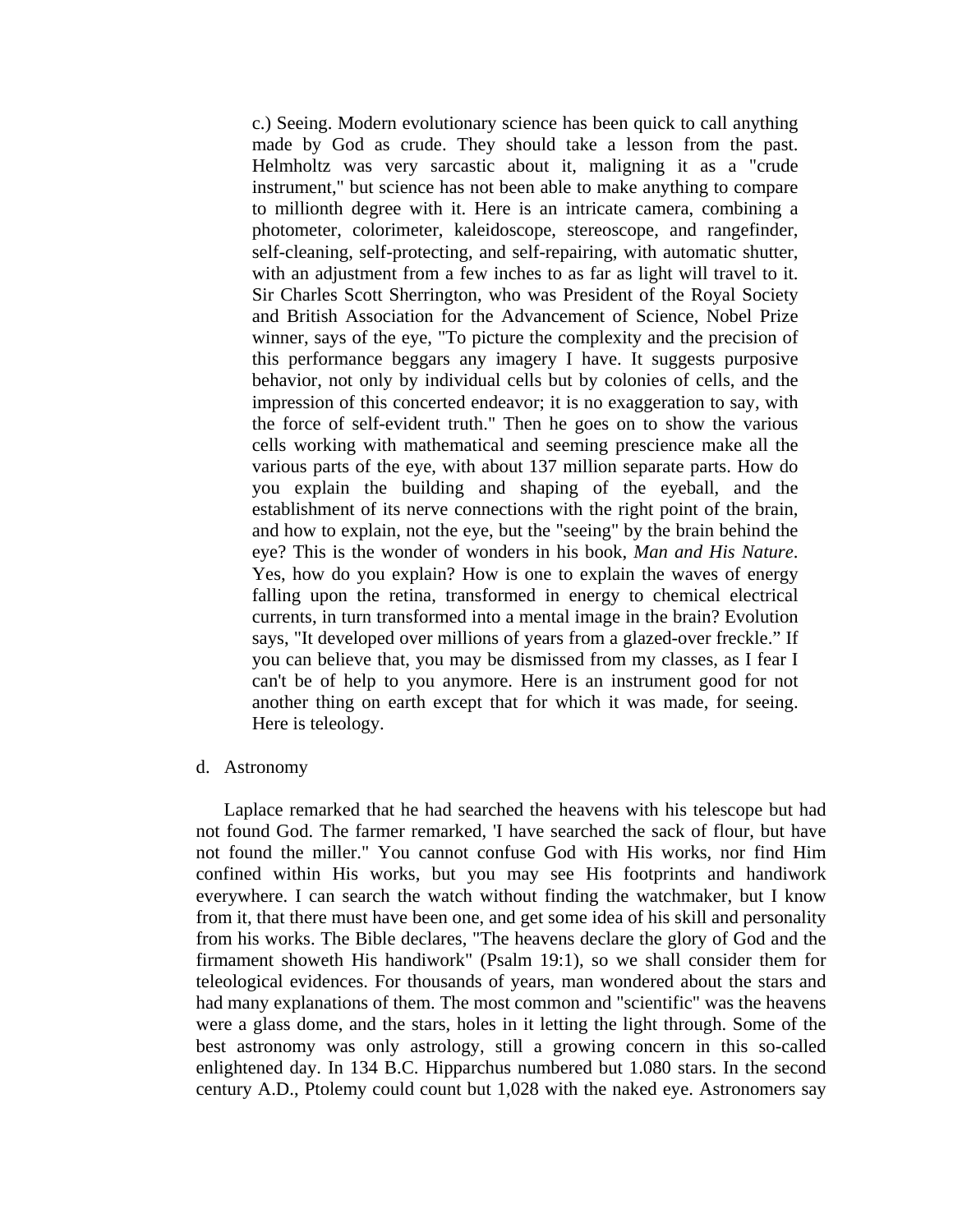c.) Seeing. Modern evolutionary science has been quick to call anything made by God as crude. They should take a lesson from the past. Helmholtz was very sarcastic about it, maligning it as a "crude instrument," but science has not been able to make anything to compare to millionth degree with it. Here is an intricate camera, combining a photometer, colorimeter, kaleidoscope, stereoscope, and rangefinder, self-cleaning, self-protecting, and self-repairing, with automatic shutter, with an adjustment from a few inches to as far as light will travel to it. Sir Charles Scott Sherrington, who was President of the Royal Society and British Association for the Advancement of Science, Nobel Prize winner, says of the eye, "To picture the complexity and the precision of this performance beggars any imagery I have. It suggests purposive behavior, not only by individual cells but by colonies of cells, and the impression of this concerted endeavor; it is no exaggeration to say, with the force of self-evident truth." Then he goes on to show the various cells working with mathematical and seeming prescience make all the various parts of the eye, with about 137 million separate parts. How do you explain the building and shaping of the eyeball, and the establishment of its nerve connections with the right point of the brain, and how to explain, not the eye, but the "seeing" by the brain behind the eye? This is the wonder of wonders in his book, *Man and His Nature*. Yes, how do you explain? How is one to explain the waves of energy falling upon the retina, transformed in energy to chemical electrical currents, in turn transformed into a mental image in the brain? Evolution says, "It developed over millions of years from a glazed-over freckle." If you can believe that, you may be dismissed from my classes, as I fear I can't be of help to you anymore. Here is an instrument good for not another thing on earth except that for which it was made, for seeing. Here is teleology.

d. Astronomy

Laplace remarked that he had searched the heavens with his telescope but had not found God. The farmer remarked, 'I have searched the sack of flour, but have not found the miller." You cannot confuse God with His works, nor find Him confined within His works, but you may see His footprints and handiwork everywhere. I can search the watch without finding the watchmaker, but I know from it, that there must have been one, and get some idea of his skill and personality from his works. The Bible declares, "The heavens declare the glory of God and the firmament showeth His handiwork" (Psalm 19:1), so we shall consider them for teleological evidences. For thousands of years, man wondered about the stars and had many explanations of them. The most common and "scientific" was the heavens were a glass dome, and the stars, holes in it letting the light through. Some of the best astronomy was only astrology, still a growing concern in this so-called enlightened day. In 134 B.C. Hipparchus numbered but 1.080 stars. In the second century A.D., Ptolemy could count but 1,028 with the naked eye. Astronomers say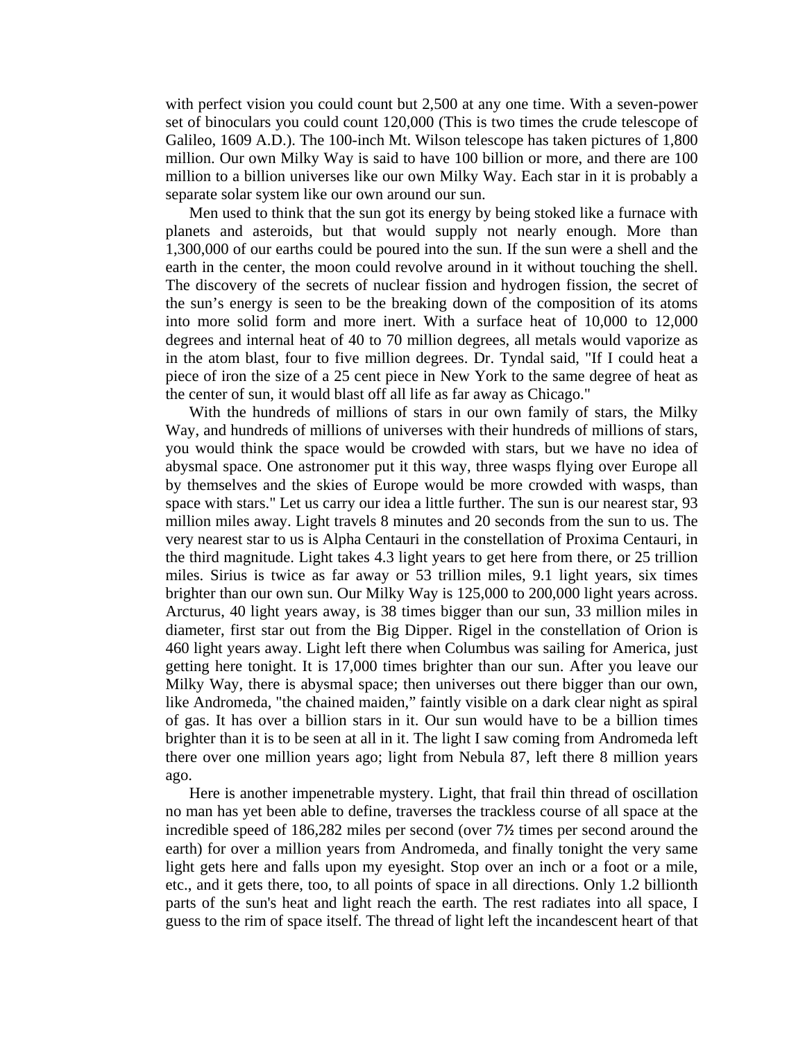with perfect vision you could count but 2,500 at any one time. With a seven-power set of binoculars you could count 120,000 (This is two times the crude telescope of Galileo, 1609 A.D.). The 100-inch Mt. Wilson telescope has taken pictures of 1,800 million. Our own Milky Way is said to have 100 billion or more, and there are 100 million to a billion universes like our own Milky Way. Each star in it is probably a separate solar system like our own around our sun.

Men used to think that the sun got its energy by being stoked like a furnace with planets and asteroids, but that would supply not nearly enough. More than 1,300,000 of our earths could be poured into the sun. If the sun were a shell and the earth in the center, the moon could revolve around in it without touching the shell. The discovery of the secrets of nuclear fission and hydrogen fission, the secret of the sun's energy is seen to be the breaking down of the composition of its atoms into more solid form and more inert. With a surface heat of 10,000 to 12,000 degrees and internal heat of 40 to 70 million degrees, all metals would vaporize as in the atom blast, four to five million degrees. Dr. Tyndal said, "If I could heat a piece of iron the size of a 25 cent piece in New York to the same degree of heat as the center of sun, it would blast off all life as far away as Chicago."

With the hundreds of millions of stars in our own family of stars, the Milky Way, and hundreds of millions of universes with their hundreds of millions of stars, you would think the space would be crowded with stars, but we have no idea of abysmal space. One astronomer put it this way, three wasps flying over Europe all by themselves and the skies of Europe would be more crowded with wasps, than space with stars." Let us carry our idea a little further. The sun is our nearest star, 93 million miles away. Light travels 8 minutes and 20 seconds from the sun to us. The very nearest star to us is Alpha Centauri in the constellation of Proxima Centauri, in the third magnitude. Light takes 4.3 light years to get here from there, or 25 trillion miles. Sirius is twice as far away or 53 trillion miles, 9.1 light years, six times brighter than our own sun. Our Milky Way is 125,000 to 200,000 light years across. Arcturus, 40 light years away, is 38 times bigger than our sun, 33 million miles in diameter, first star out from the Big Dipper. Rigel in the constellation of Orion is 460 light years away. Light left there when Columbus was sailing for America, just getting here tonight. It is 17,000 times brighter than our sun. After you leave our Milky Way, there is abysmal space; then universes out there bigger than our own, like Andromeda, "the chained maiden," faintly visible on a dark clear night as spiral of gas. It has over a billion stars in it. Our sun would have to be a billion times brighter than it is to be seen at all in it. The light I saw coming from Andromeda left there over one million years ago; light from Nebula 87, left there 8 million years ago.

Here is another impenetrable mystery. Light, that frail thin thread of oscillation no man has yet been able to define, traverses the trackless course of all space at the incredible speed of 186,282 miles per second (over 7½ times per second around the earth) for over a million years from Andromeda, and finally tonight the very same light gets here and falls upon my eyesight. Stop over an inch or a foot or a mile, etc., and it gets there, too, to all points of space in all directions. Only 1.2 billionth parts of the sun's heat and light reach the earth. The rest radiates into all space, I guess to the rim of space itself. The thread of light left the incandescent heart of that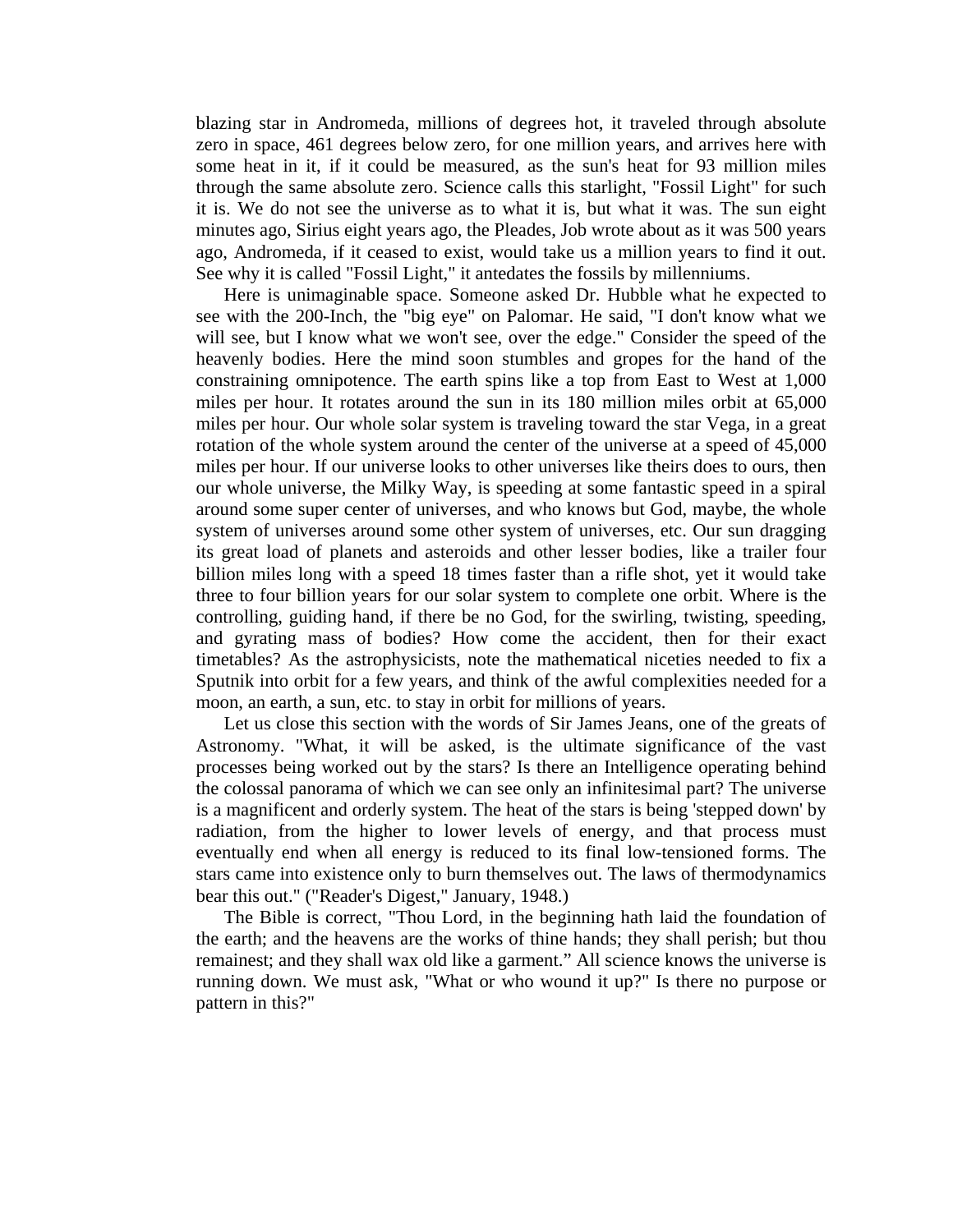blazing star in Andromeda, millions of degrees hot, it traveled through absolute zero in space, 461 degrees below zero, for one million years, and arrives here with some heat in it, if it could be measured, as the sun's heat for 93 million miles through the same absolute zero. Science calls this starlight, "Fossil Light" for such it is. We do not see the universe as to what it is, but what it was. The sun eight minutes ago, Sirius eight years ago, the Pleades, Job wrote about as it was 500 years ago, Andromeda, if it ceased to exist, would take us a million years to find it out. See why it is called "Fossil Light," it antedates the fossils by millenniums.

Here is unimaginable space. Someone asked Dr. Hubble what he expected to see with the 200-Inch, the "big eye" on Palomar. He said, "I don't know what we will see, but I know what we won't see, over the edge." Consider the speed of the heavenly bodies. Here the mind soon stumbles and gropes for the hand of the constraining omnipotence. The earth spins like a top from East to West at 1,000 miles per hour. It rotates around the sun in its 180 million miles orbit at 65,000 miles per hour. Our whole solar system is traveling toward the star Vega, in a great rotation of the whole system around the center of the universe at a speed of 45,000 miles per hour. If our universe looks to other universes like theirs does to ours, then our whole universe, the Milky Way, is speeding at some fantastic speed in a spiral around some super center of universes, and who knows but God, maybe, the whole system of universes around some other system of universes, etc. Our sun dragging its great load of planets and asteroids and other lesser bodies, like a trailer four billion miles long with a speed 18 times faster than a rifle shot, yet it would take three to four billion years for our solar system to complete one orbit. Where is the controlling, guiding hand, if there be no God, for the swirling, twisting, speeding, and gyrating mass of bodies? How come the accident, then for their exact timetables? As the astrophysicists, note the mathematical niceties needed to fix a Sputnik into orbit for a few years, and think of the awful complexities needed for a moon, an earth, a sun, etc. to stay in orbit for millions of years.

Let us close this section with the words of Sir James Jeans, one of the greats of Astronomy. "What, it will be asked, is the ultimate significance of the vast processes being worked out by the stars? Is there an Intelligence operating behind the colossal panorama of which we can see only an infinitesimal part? The universe is a magnificent and orderly system. The heat of the stars is being 'stepped down' by radiation, from the higher to lower levels of energy, and that process must eventually end when all energy is reduced to its final low-tensioned forms. The stars came into existence only to burn themselves out. The laws of thermodynamics bear this out." ("Reader's Digest," January, 1948.)

The Bible is correct, "Thou Lord, in the beginning hath laid the foundation of the earth; and the heavens are the works of thine hands; they shall perish; but thou remainest; and they shall wax old like a garment." All science knows the universe is running down. We must ask, "What or who wound it up?" Is there no purpose or pattern in this?"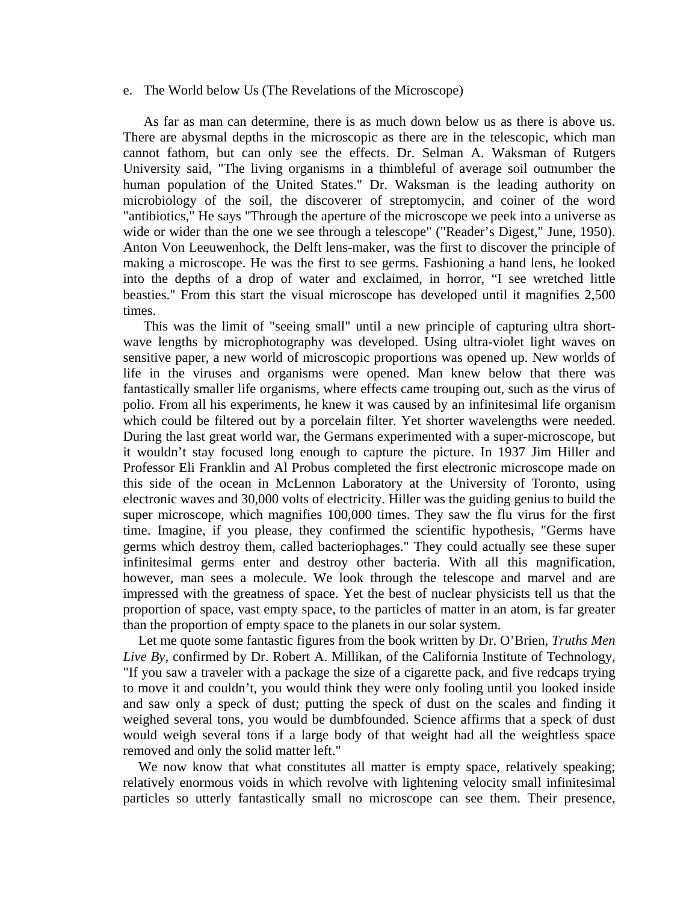e. The World below Us (The Revelations of the Microscope)

As far as man can determine, there is as much down below us as there is above us. There are abysmal depths in the microscopic as there are in the telescopic, which man cannot fathom, but can only see the effects. Dr. Selman A. Waksman of Rutgers University said, "The living organisms in a thimbleful of average soil outnumber the human population of the United States." Dr. Waksman is the leading authority on microbiology of the soil, the discoverer of streptomycin, and coiner of the word "antibiotics," He says "Through the aperture of the microscope we peek into a universe as wide or wider than the one we see through a telescope" ("Reader's Digest," June, 1950). Anton Von Leeuwenhock, the Delft lens-maker, was the first to discover the principle of making a microscope. He was the first to see germs. Fashioning a hand lens, he looked into the depths of a drop of water and exclaimed, in horror, "I see wretched little beasties." From this start the visual microscope has developed until it magnifies 2,500 times.

This was the limit of "seeing small" until a new principle of capturing ultra short-wave lengths by microphotography was developed. Using ultra-violet light waves on sensitive paper, a new world of microscopic proportions was opened up. New worlds of life in the viruses and organisms were opened. Man knew below that there was fantastically smaller life organisms, where effects came trouping out, such as the virus of polio. From all his experiments, he knew it was caused by an infinitesimal life organism which could be filtered out by a porcelain filter. Yet shorter wavelengths were needed. During the last great world war, the Germans experimented with a super-microscope, but it wouldn't stay focused long enough to capture the picture. In 1937 Jim Hiller and Professor Eli Franklin and Al Probus completed the first electronic microscope made on this side of the ocean in McLennon Laboratory at the University of Toronto, using electronic waves and 30,000 volts of electricity. Hiller was the guiding genius to build the super microscope, which magnifies 100,000 times. They saw the flu virus for the first time. Imagine, if you please, they confirmed the scientific hypothesis, "Germs have germs which destroy them, called bacteriophages." They could actually see these super infinitesimal germs enter and destroy other bacteria. With all this magnification, however, man sees a molecule. We look through the telescope and marvel and are impressed with the greatness of space. Yet the best of nuclear physicists tell us that the proportion of space, vast empty space, to the particles of matter in an atom, is far greater than the proportion of empty space to the planets in our solar system.

Let me quote some fantastic figures from the book written by Dr. O'Brien, *Truths Men Live By*, confirmed by Dr. Robert A. Millikan, of the California Institute of Technology, "If you saw a traveler with a package the size of a cigarette pack, and five redcaps trying to move it and couldn't, you would think they were only fooling until you looked inside and saw only a speck of dust; putting the speck of dust on the scales and finding it weighed several tons, you would be dumbfounded. Science affirms that a speck of dust would weigh several tons if a large body of that weight had all the weightless space removed and only the solid matter left."

We now know that what constitutes all matter is empty space, relatively speaking; relatively enormous voids in which revolve with lightening velocity small infinitesimal particles so utterly fantastically small no microscope can see them. Their presence,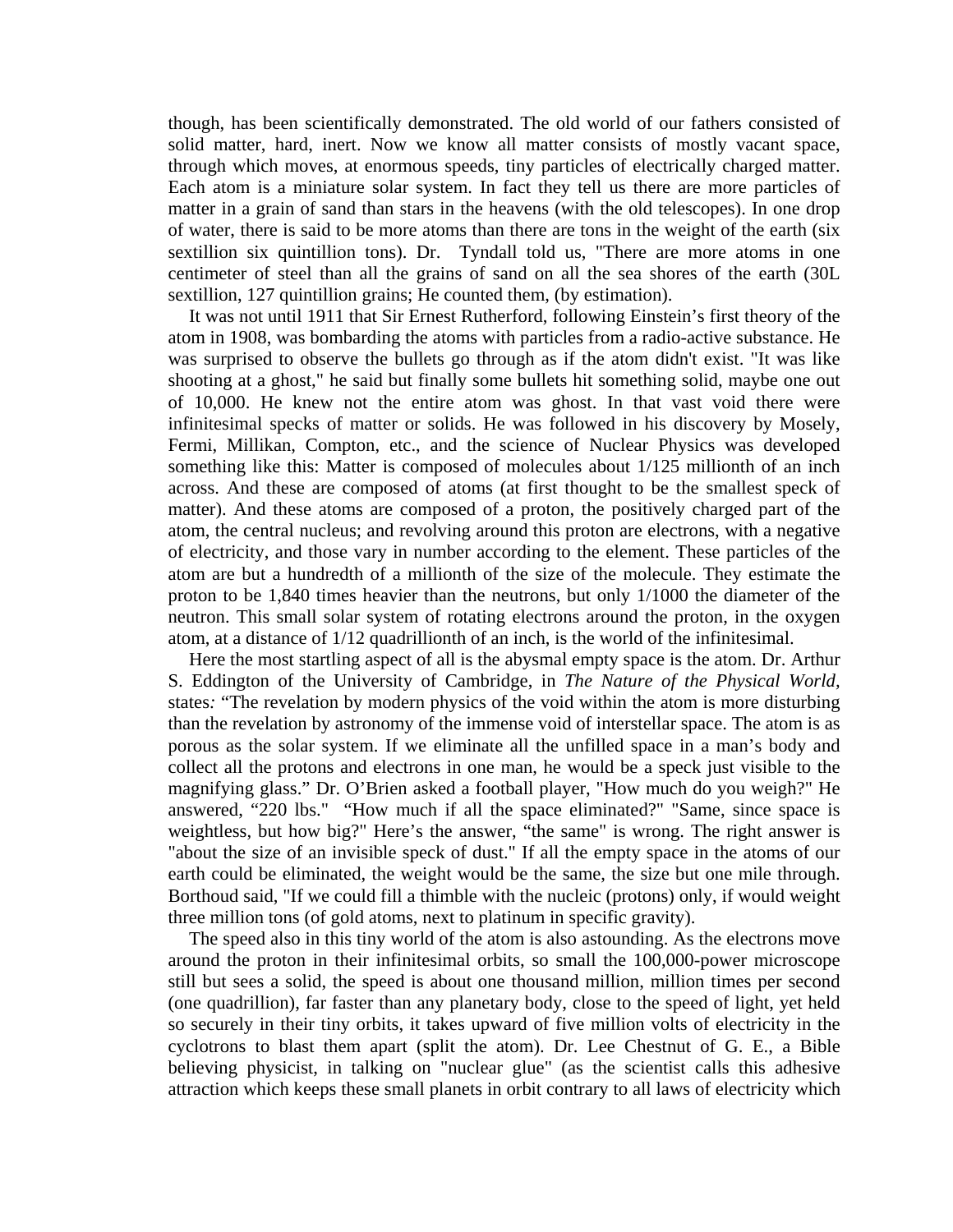though, has been scientifically demonstrated. The old world of our fathers consisted of solid matter, hard, inert. Now we know all matter consists of mostly vacant space, through which moves, at enormous speeds, tiny particles of electrically charged matter. Each atom is a miniature solar system. In fact they tell us there are more particles of matter in a grain of sand than stars in the heavens (with the old telescopes). In one drop of water, there is said to be more atoms than there are tons in the weight of the earth (six sextillion six quintillion tons). Dr. Tyndall told us, "There are more atoms in one centimeter of steel than all the grains of sand on all the sea shores of the earth (30L sextillion, 127 quintillion grains; He counted them, (by estimation).

It was not until 1911 that Sir Ernest Rutherford, following Einstein's first theory of the atom in 1908, was bombarding the atoms with particles from a radio-active substance. He was surprised to observe the bullets go through as if the atom didn't exist. "It was like shooting at a ghost," he said but finally some bullets hit something solid, maybe one out of 10,000. He knew not the entire atom was ghost. In that vast void there were infinitesimal specks of matter or solids. He was followed in his discovery by Mosely, Fermi, Millikan, Compton, etc., and the science of Nuclear Physics was developed something like this: Matter is composed of molecules about 1/125 millionth of an inch across. And these are composed of atoms (at first thought to be the smallest speck of matter). And these atoms are composed of a proton, the positively charged part of the atom, the central nucleus; and revolving around this proton are electrons, with a negative of electricity, and those vary in number according to the element. These particles of the atom are but a hundredth of a millionth of the size of the molecule. They estimate the proton to be 1,840 times heavier than the neutrons, but only 1/1000 the diameter of the neutron. This small solar system of rotating electrons around the proton, in the oxygen atom, at a distance of 1/12 quadrillionth of an inch, is the world of the infinitesimal.

Here the most startling aspect of all is the abysmal empty space is the atom. Dr. Arthur S. Eddington of the University of Cambridge, in *The Nature of the Physical World,* states: "The revelation by modern physics of the void within the atom is more disturbing than the revelation by astronomy of the immense void of interstellar space. The atom is as porous as the solar system. If we eliminate all the unfilled space in a man's body and collect all the protons and electrons in one man, he would be a speck just visible to the magnifying glass." Dr. O'Brien asked a football player, "How much do you weigh?" He answered, "220 lbs." "How much if all the space eliminated?" "Same, since space is weightless, but how big?" Here's the answer, "the same" is wrong. The right answer is "about the size of an invisible speck of dust." If all the empty space in the atoms of our earth could be eliminated, the weight would be the same, the size but one mile through. Borthoud said, "If we could fill a thimble with the nucleic (protons) only, if would weight three million tons (of gold atoms, next to platinum in specific gravity).

The speed also in this tiny world of the atom is also astounding. As the electrons move around the proton in their infinitesimal orbits, so small the 100,000-power microscope still but sees a solid, the speed is about one thousand million, million times per second (one quadrillion), far faster than any planetary body, close to the speed of light, yet held so securely in their tiny orbits, it takes upward of five million volts of electricity in the cyclotrons to blast them apart (split the atom). Dr. Lee Chestnut of G. E., a Bible believing physicist, in talking on "nuclear glue" (as the scientist calls this adhesive attraction which keeps these small planets in orbit contrary to all laws of electricity which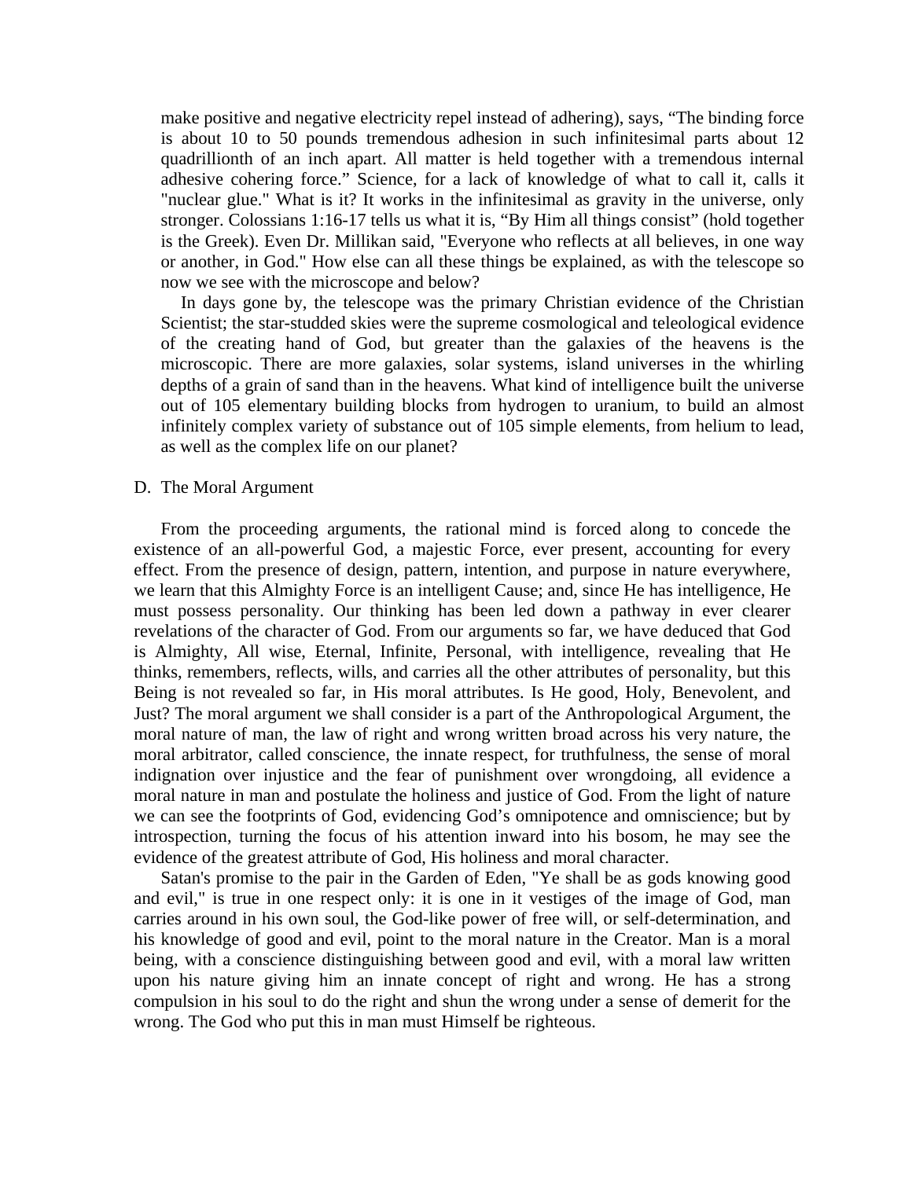make positive and negative electricity repel instead of adhering), says, "The binding force is about 10 to 50 pounds tremendous adhesion in such infinitesimal parts about 12 quadrillionth of an inch apart. All matter is held together with a tremendous internal adhesive cohering force." Science, for a lack of knowledge of what to call it, calls it "nuclear glue." What is it? It works in the infinitesimal as gravity in the universe, only stronger. Colossians 1:16-17 tells us what it is, "By Him all things consist" (hold together is the Greek). Even Dr. Millikan said, "Everyone who reflects at all believes, in one way or another, in God." How else can all these things be explained, as with the telescope so now we see with the microscope and below?

In days gone by, the telescope was the primary Christian evidence of the Christian Scientist; the star-studded skies were the supreme cosmological and teleological evidence of the creating hand of God, but greater than the galaxies of the heavens is the microscopic. There are more galaxies, solar systems, island universes in the whirling depths of a grain of sand than in the heavens. What kind of intelligence built the universe out of 105 elementary building blocks from hydrogen to uranium, to build an almost infinitely complex variety of substance out of 105 simple elements, from helium to lead, as well as the complex life on our planet?

D. The Moral Argument

From the proceeding arguments, the rational mind is forced along to concede the existence of an all-powerful God, a majestic Force, ever present, accounting for every effect. From the presence of design, pattern, intention, and purpose in nature everywhere, we learn that this Almighty Force is an intelligent Cause; and, since He has intelligence, He must possess personality. Our thinking has been led down a pathway in ever clearer revelations of the character of God. From our arguments so far, we have deduced that God is Almighty, All wise, Eternal, Infinite, Personal, with intelligence, revealing that He thinks, remembers, reflects, wills, and carries all the other attributes of personality, but this Being is not revealed so far, in His moral attributes. Is He good, Holy, Benevolent, and Just? The moral argument we shall consider is a part of the Anthropological Argument, the moral nature of man, the law of right and wrong written broad across his very nature, the moral arbitrator, called conscience, the innate respect, for truthfulness, the sense of moral indignation over injustice and the fear of punishment over wrongdoing, all evidence a moral nature in man and postulate the holiness and justice of God. From the light of nature we can see the footprints of God, evidencing God's omnipotence and omniscience; but by introspection, turning the focus of his attention inward into his bosom, he may see the evidence of the greatest attribute of God, His holiness and moral character.

Satan's promise to the pair in the Garden of Eden, "Ye shall be as gods knowing good and evil," is true in one respect only: it is one in it vestiges of the image of God, man carries around in his own soul, the God-like power of free will, or self-determination, and his knowledge of good and evil, point to the moral nature in the Creator. Man is a moral being, with a conscience distinguishing between good and evil, with a moral law written upon his nature giving him an innate concept of right and wrong. He has a strong compulsion in his soul to do the right and shun the wrong under a sense of demerit for the wrong. The God who put this in man must Himself be righteous.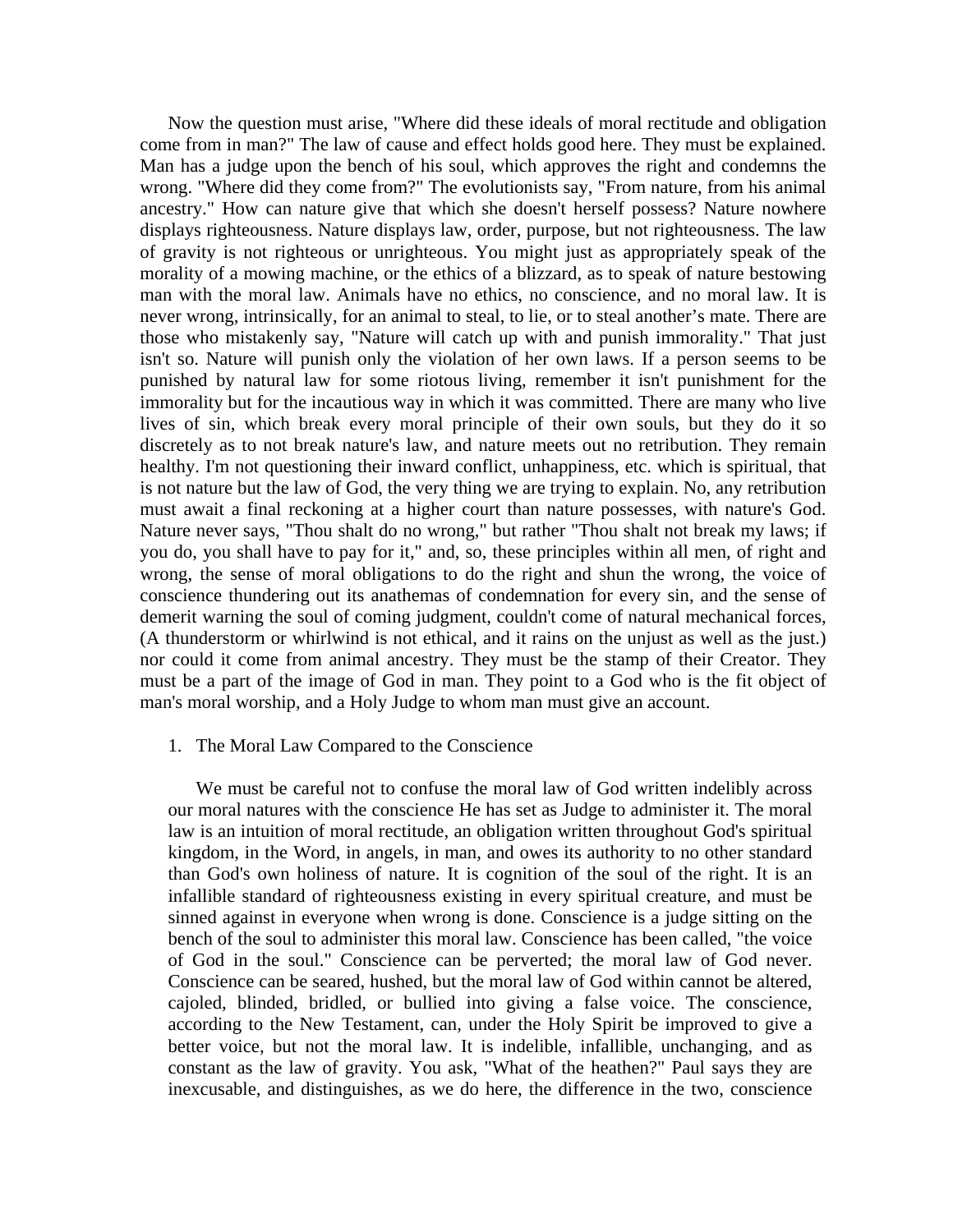Now the question must arise, "Where did these ideals of moral rectitude and obligation come from in man?" The law of cause and effect holds good here. They must be explained. Man has a judge upon the bench of his soul, which approves the right and condemns the wrong. "Where did they come from?" The evolutionists say, "From nature, from his animal ancestry." How can nature give that which she doesn't herself possess? Nature nowhere displays righteousness. Nature displays law, order, purpose, but not righteousness. The law of gravity is not righteous or unrighteous. You might just as appropriately speak of the morality of a mowing machine, or the ethics of a blizzard, as to speak of nature bestowing man with the moral law. Animals have no ethics, no conscience, and no moral law. It is never wrong, intrinsically, for an animal to steal, to lie, or to steal another's mate. There are those who mistakenly say, "Nature will catch up with and punish immorality." That just isn't so. Nature will punish only the violation of her own laws. If a person seems to be punished by natural law for some riotous living, remember it isn't punishment for the immorality but for the incautious way in which it was committed. There are many who live lives of sin, which break every moral principle of their own souls, but they do it so discretely as to not break nature's law, and nature meets out no retribution. They remain healthy. I'm not questioning their inward conflict, unhappiness, etc. which is spiritual, that is not nature but the law of God, the very thing we are trying to explain. No, any retribution must await a final reckoning at a higher court than nature possesses, with nature's God. Nature never says, "Thou shalt do no wrong," but rather "Thou shalt not break my laws; if you do, you shall have to pay for it," and, so, these principles within all men, of right and wrong, the sense of moral obligations to do the right and shun the wrong, the voice of conscience thundering out its anathemas of condemnation for every sin, and the sense of demerit warning the soul of coming judgment, couldn't come of natural mechanical forces, (A thunderstorm or whirlwind is not ethical, and it rains on the unjust as well as the just.) nor could it come from animal ancestry. They must be the stamp of their Creator. They must be a part of the image of God in man. They point to a God who is the fit object of man's moral worship, and a Holy Judge to whom man must give an account.

1. The Moral Law Compared to the Conscience

We must be careful not to confuse the moral law of God written indelibly across our moral natures with the conscience He has set as Judge to administer it. The moral law is an intuition of moral rectitude, an obligation written throughout God's spiritual kingdom, in the Word, in angels, in man, and owes its authority to no other standard than God's own holiness of nature. It is cognition of the soul of the right. It is an infallible standard of righteousness existing in every spiritual creature, and must be sinned against in everyone when wrong is done. Conscience is a judge sitting on the bench of the soul to administer this moral law. Conscience has been called, "the voice of God in the soul." Conscience can be perverted; the moral law of God never. Conscience can be seared, hushed, but the moral law of God within cannot be altered, cajoled, blinded, bridled, or bullied into giving a false voice. The conscience, according to the New Testament, can, under the Holy Spirit be improved to give a better voice, but not the moral law. It is indelible, infallible, unchanging, and as constant as the law of gravity. You ask, "What of the heathen?" Paul says they are inexcusable, and distinguishes, as we do here, the difference in the two, conscience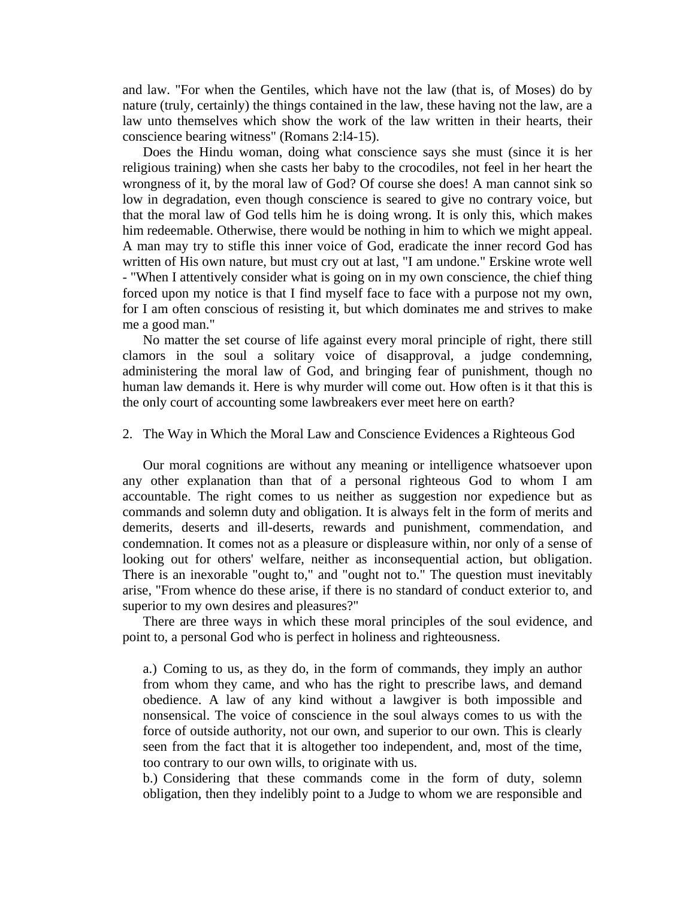and law. "For when the Gentiles, which have not the law (that is, of Moses) do by nature (truly, certainly) the things contained in the law, these having not the law, are a law unto themselves which show the work of the law written in their hearts, their conscience bearing witness" (Romans 2:l4-15).

Does the Hindu woman, doing what conscience says she must (since it is her religious training) when she casts her baby to the crocodiles, not feel in her heart the wrongness of it, by the moral law of God? Of course she does! A man cannot sink so low in degradation, even though conscience is seared to give no contrary voice, but that the moral law of God tells him he is doing wrong. It is only this, which makes him redeemable. Otherwise, there would be nothing in him to which we might appeal. A man may try to stifle this inner voice of God, eradicate the inner record God has written of His own nature, but must cry out at last, "I am undone." Erskine wrote well - "When I attentively consider what is going on in my own conscience, the chief thing forced upon my notice is that I find myself face to face with a purpose not my own, for I am often conscious of resisting it, but which dominates me and strives to make me a good man."

No matter the set course of life against every moral principle of right, there still clamors in the soul a solitary voice of disapproval, a judge condemning, administering the moral law of God, and bringing fear of punishment, though no human law demands it. Here is why murder will come out. How often is it that this is the only court of accounting some lawbreakers ever meet here on earth?

2. The Way in Which the Moral Law and Conscience Evidences a Righteous God

Our moral cognitions are without any meaning or intelligence whatsoever upon any other explanation than that of a personal righteous God to whom I am accountable. The right comes to us neither as suggestion nor expedience but as commands and solemn duty and obligation. It is always felt in the form of merits and demerits, deserts and ill-deserts, rewards and punishment, commendation, and condemnation. It comes not as a pleasure or displeasure within, nor only of a sense of looking out for others' welfare, neither as inconsequential action, but obligation. There is an inexorable "ought to," and "ought not to." The question must inevitably arise, "From whence do these arise, if there is no standard of conduct exterior to, and superior to my own desires and pleasures?"

There are three ways in which these moral principles of the soul evidence, and point to, a personal God who is perfect in holiness and righteousness.

a.) Coming to us, as they do, in the form of commands, they imply an author from whom they came, and who has the right to prescribe laws, and demand obedience. A law of any kind without a lawgiver is both impossible and nonsensical. The voice of conscience in the soul always comes to us with the force of outside authority, not our own, and superior to our own. This is clearly seen from the fact that it is altogether too independent, and, most of the time, too contrary to our own wills, to originate with us.

b.) Considering that these commands come in the form of duty, solemn obligation, then they indelibly point to a Judge to whom we are responsible and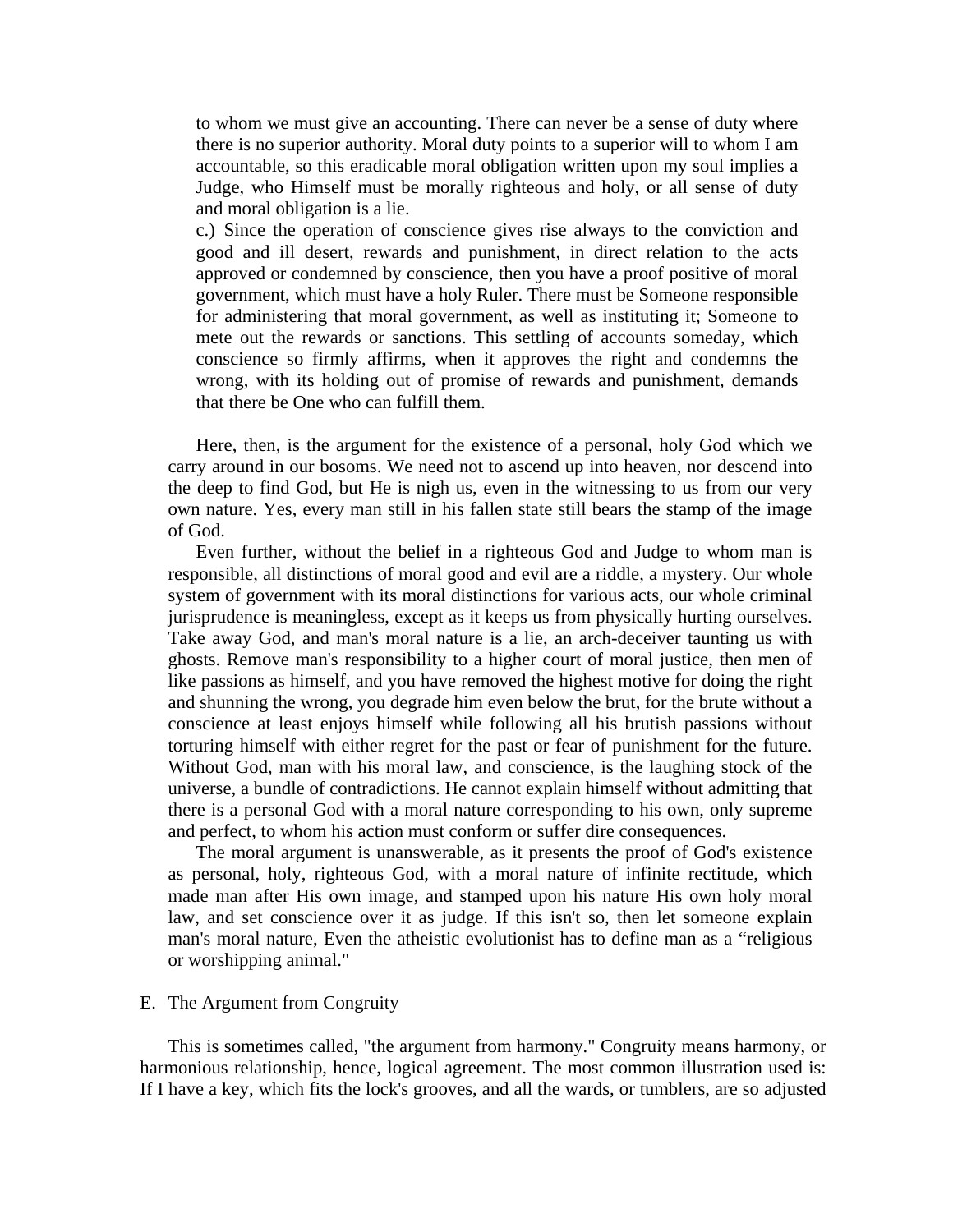to whom we must give an accounting. There can never be a sense of duty where there is no superior authority. Moral duty points to a superior will to whom I am accountable, so this eradicable moral obligation written upon my soul implies a Judge, who Himself must be morally righteous and holy, or all sense of duty and moral obligation is a lie.

c.) Since the operation of conscience gives rise always to the conviction and good and ill desert, rewards and punishment, in direct relation to the acts approved or condemned by conscience, then you have a proof positive of moral government, which must have a holy Ruler. There must be Someone responsible for administering that moral government, as well as instituting it; Someone to mete out the rewards or sanctions. This settling of accounts someday, which conscience so firmly affirms, when it approves the right and condemns the wrong, with its holding out of promise of rewards and punishment, demands that there be One who can fulfill them.

Here, then, is the argument for the existence of a personal, holy God which we carry around in our bosoms. We need not to ascend up into heaven, nor descend into the deep to find God, but He is nigh us, even in the witnessing to us from our very own nature. Yes, every man still in his fallen state still bears the stamp of the image of God.

Even further, without the belief in a righteous God and Judge to whom man is responsible, all distinctions of moral good and evil are a riddle, a mystery. Our whole system of government with its moral distinctions for various acts, our whole criminal jurisprudence is meaningless, except as it keeps us from physically hurting ourselves. Take away God, and man's moral nature is a lie, an arch-deceiver taunting us with ghosts. Remove man's responsibility to a higher court of moral justice, then men of like passions as himself, and you have removed the highest motive for doing the right and shunning the wrong, you degrade him even below the brut, for the brute without a conscience at least enjoys himself while following all his brutish passions without torturing himself with either regret for the past or fear of punishment for the future. Without God, man with his moral law, and conscience, is the laughing stock of the universe, a bundle of contradictions. He cannot explain himself without admitting that there is a personal God with a moral nature corresponding to his own, only supreme and perfect, to whom his action must conform or suffer dire consequences.

The moral argument is unanswerable, as it presents the proof of God's existence as personal, holy, righteous God, with a moral nature of infinite rectitude, which made man after His own image, and stamped upon his nature His own holy moral law, and set conscience over it as judge. If this isn't so, then let someone explain man's moral nature, Even the atheistic evolutionist has to define man as a "religious or worshipping animal."

## E. The Argument from Congruity

This is sometimes called, "the argument from harmony." Congruity means harmony, or harmonious relationship, hence, logical agreement. The most common illustration used is: If I have a key, which fits the lock's grooves, and all the wards, or tumblers, are so adjusted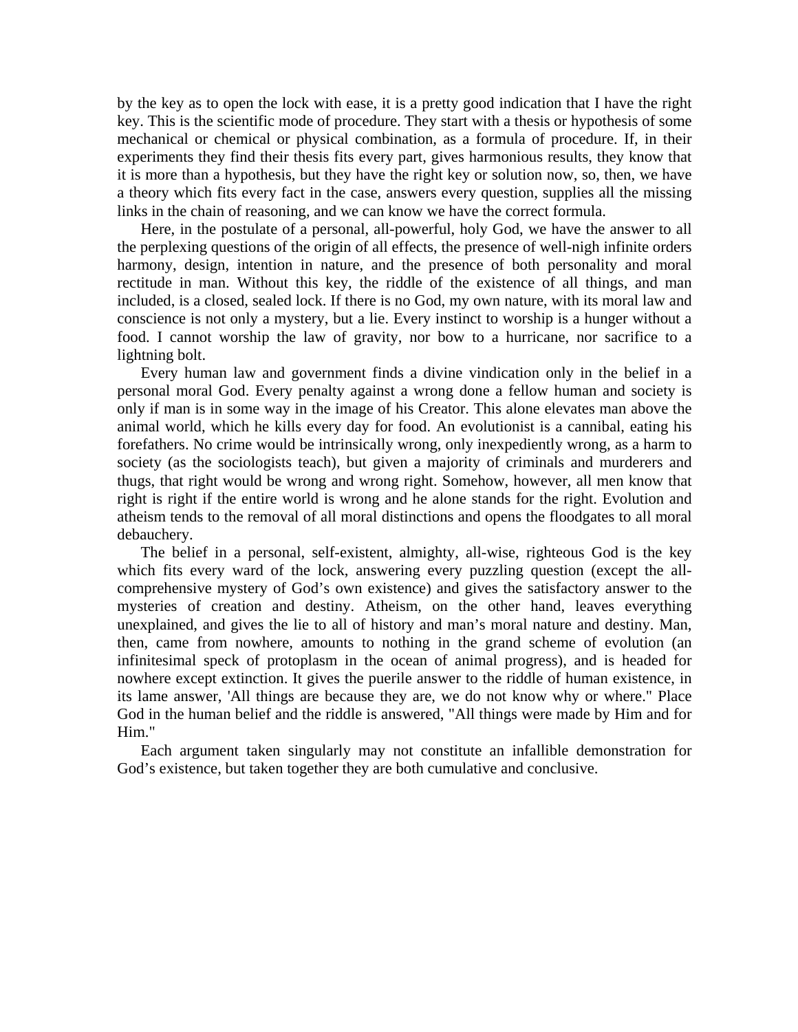by the key as to open the lock with ease, it is a pretty good indication that I have the right key. This is the scientific mode of procedure. They start with a thesis or hypothesis of some mechanical or chemical or physical combination, as a formula of procedure. If, in their experiments they find their thesis fits every part, gives harmonious results, they know that it is more than a hypothesis, but they have the right key or solution now, so, then, we have a theory which fits every fact in the case, answers every question, supplies all the missing links in the chain of reasoning, and we can know we have the correct formula.

Here, in the postulate of a personal, all-powerful, holy God, we have the answer to all the perplexing questions of the origin of all effects, the presence of well-nigh infinite orders harmony, design, intention in nature, and the presence of both personality and moral rectitude in man. Without this key, the riddle of the existence of all things, and man included, is a closed, sealed lock. If there is no God, my own nature, with its moral law and conscience is not only a mystery, but a lie. Every instinct to worship is a hunger without a food. I cannot worship the law of gravity, nor bow to a hurricane, nor sacrifice to a lightning bolt.

Every human law and government finds a divine vindication only in the belief in a personal moral God. Every penalty against a wrong done a fellow human and society is only if man is in some way in the image of his Creator. This alone elevates man above the animal world, which he kills every day for food. An evolutionist is a cannibal, eating his forefathers. No crime would be intrinsically wrong, only inexpediently wrong, as a harm to society (as the sociologists teach), but given a majority of criminals and murderers and thugs, that right would be wrong and wrong right. Somehow, however, all men know that right is right if the entire world is wrong and he alone stands for the right. Evolution and atheism tends to the removal of all moral distinctions and opens the floodgates to all moral debauchery.

The belief in a personal, self-existent, almighty, all-wise, righteous God is the key which fits every ward of the lock, answering every puzzling question (except the all-comprehensive mystery of God's own existence) and gives the satisfactory answer to the mysteries of creation and destiny. Atheism, on the other hand, leaves everything unexplained, and gives the lie to all of history and man's moral nature and destiny. Man, then, came from nowhere, amounts to nothing in the grand scheme of evolution (an infinitesimal speck of protoplasm in the ocean of animal progress), and is headed for nowhere except extinction. It gives the puerile answer to the riddle of human existence, in its lame answer, 'All things are because they are, we do not know why or where." Place God in the human belief and the riddle is answered, "All things were made by Him and for Him."

Each argument taken singularly may not constitute an infallible demonstration for God's existence, but taken together they are both cumulative and conclusive.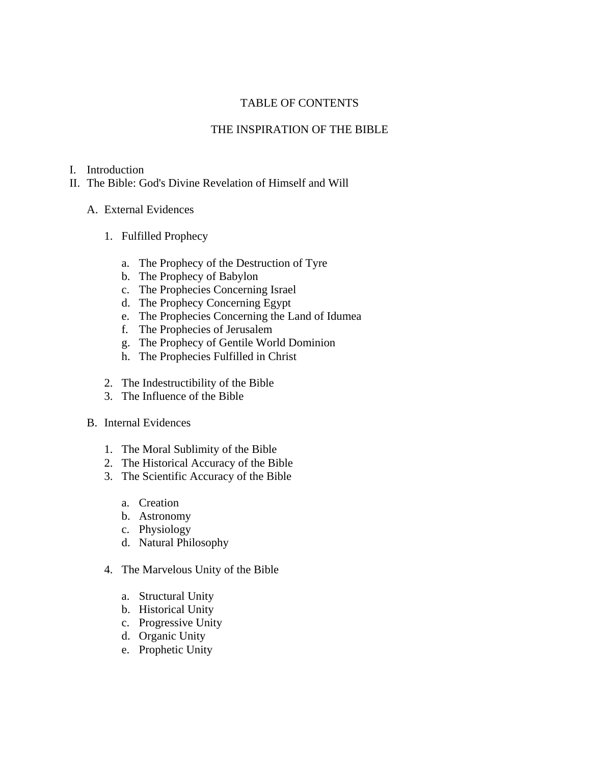# TABLE OF CONTENTS

## THE INSPIRATION OF THE BIBLE

I. Introduction
II. The Bible: God's Divine Revelation of Himself and Will

   A. External Evidences

      1. Fulfilled Prophecy

         a. The Prophecy of the Destruction of Tyre
         b. The Prophecy of Babylon
         c. The Prophecies Concerning Israel
         d. The Prophecy Concerning Egypt
         e. The Prophecies Concerning the Land of Idumea
         f. The Prophecies of Jerusalem
         g. The Prophecy of Gentile World Dominion
         h. The Prophecies Fulfilled in Christ

      2. The Indestructibility of the Bible
      3. The Influence of the Bible

   B. Internal Evidences

      1. The Moral Sublimity of the Bible
      2. The Historical Accuracy of the Bible
      3. The Scientific Accuracy of the Bible

         a. Creation
         b. Astronomy
         c. Physiology
         d. Natural Philosophy

      4. The Marvelous Unity of the Bible

         a. Structural Unity
         b. Historical Unity
         c. Progressive Unity
         d. Organic Unity
         e. Prophetic Unity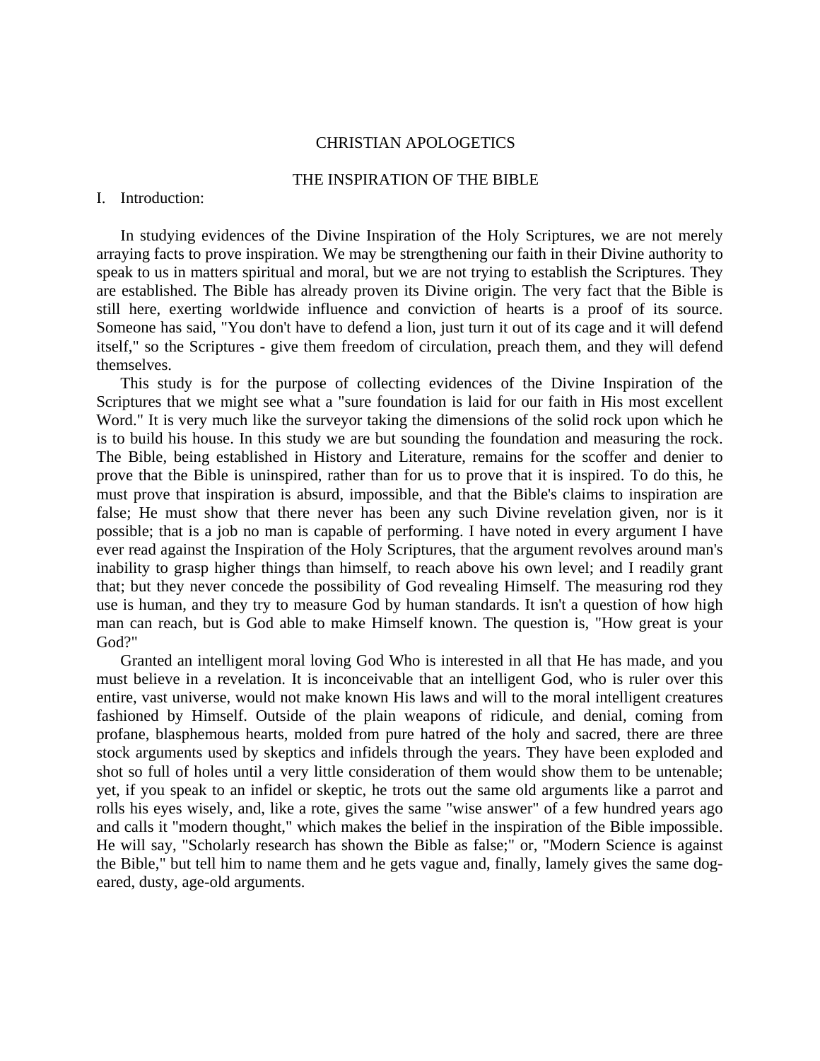# CHRISTIAN APOLOGETICS

## THE INSPIRATION OF THE BIBLE

I. Introduction:

In studying evidences of the Divine Inspiration of the Holy Scriptures, we are not merely arraying facts to prove inspiration. We may be strengthening our faith in their Divine authority to speak to us in matters spiritual and moral, but we are not trying to establish the Scriptures. They are established. The Bible has already proven its Divine origin. The very fact that the Bible is still here, exerting worldwide influence and conviction of hearts is a proof of its source. Someone has said, "You don't have to defend a lion, just turn it out of its cage and it will defend itself," so the Scriptures - give them freedom of circulation, preach them, and they will defend themselves.

This study is for the purpose of collecting evidences of the Divine Inspiration of the Scriptures that we might see what a "sure foundation is laid for our faith in His most excellent Word." It is very much like the surveyor taking the dimensions of the solid rock upon which he is to build his house. In this study we are but sounding the foundation and measuring the rock. The Bible, being established in History and Literature, remains for the scoffer and denier to prove that the Bible is uninspired, rather than for us to prove that it is inspired. To do this, he must prove that inspiration is absurd, impossible, and that the Bible's claims to inspiration are false; He must show that there never has been any such Divine revelation given, nor is it possible; that is a job no man is capable of performing. I have noted in every argument I have ever read against the Inspiration of the Holy Scriptures, that the argument revolves around man's inability to grasp higher things than himself, to reach above his own level; and I readily grant that; but they never concede the possibility of God revealing Himself. The measuring rod they use is human, and they try to measure God by human standards. It isn't a question of how high man can reach, but is God able to make Himself known. The question is, "How great is your God?"

Granted an intelligent moral loving God Who is interested in all that He has made, and you must believe in a revelation. It is inconceivable that an intelligent God, who is ruler over this entire, vast universe, would not make known His laws and will to the moral intelligent creatures fashioned by Himself. Outside of the plain weapons of ridicule, and denial, coming from profane, blasphemous hearts, molded from pure hatred of the holy and sacred, there are three stock arguments used by skeptics and infidels through the years. They have been exploded and shot so full of holes until a very little consideration of them would show them to be untenable; yet, if you speak to an infidel or skeptic, he trots out the same old arguments like a parrot and rolls his eyes wisely, and, like a rote, gives the same "wise answer" of a few hundred years ago and calls it "modern thought," which makes the belief in the inspiration of the Bible impossible. He will say, "Scholarly research has shown the Bible as false;" or, "Modern Science is against the Bible," but tell him to name them and he gets vague and, finally, lamely gives the same dog-eared, dusty, age-old arguments.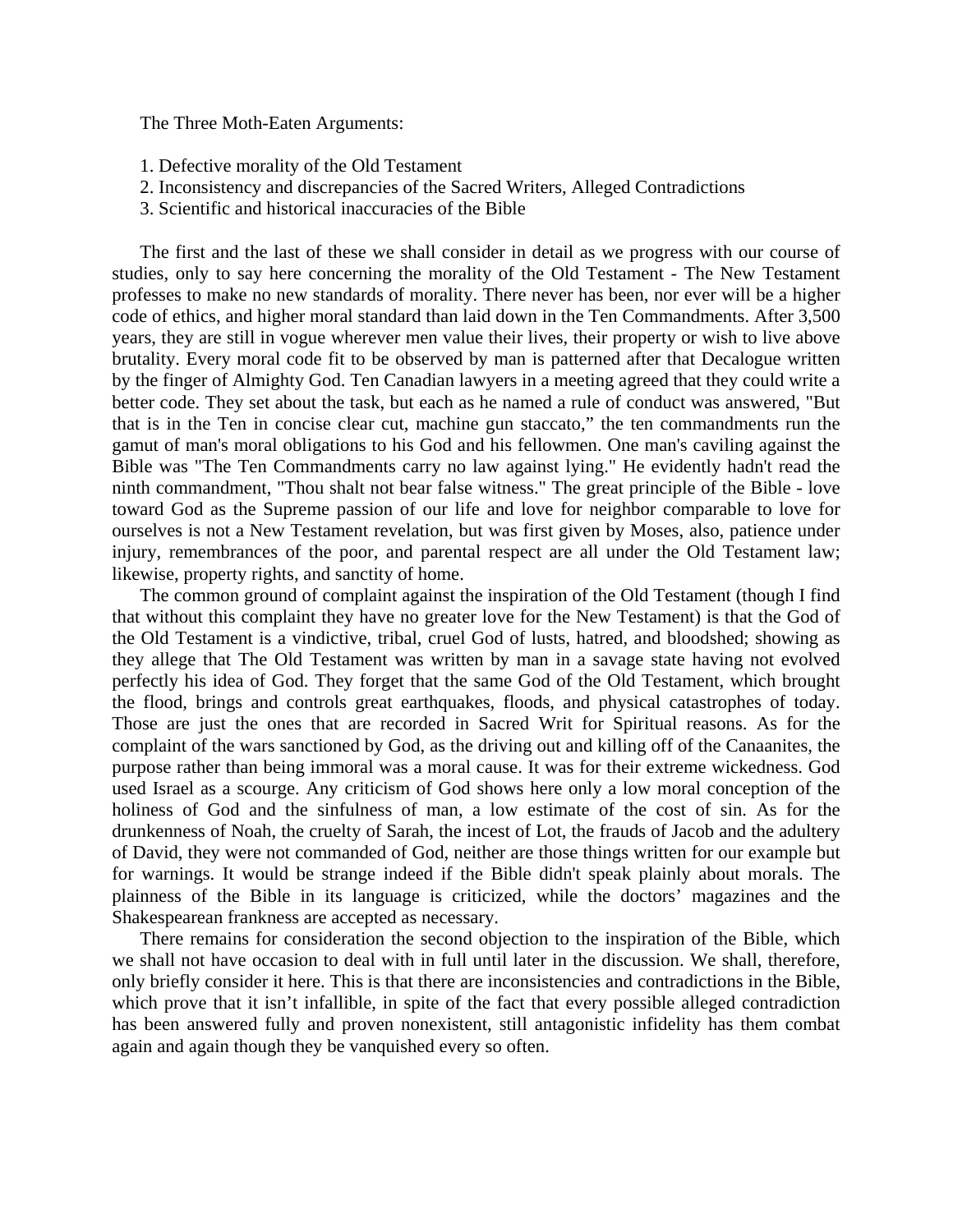The Three Moth-Eaten Arguments:

1. Defective morality of the Old Testament
2. Inconsistency and discrepancies of the Sacred Writers, Alleged Contradictions
3. Scientific and historical inaccuracies of the Bible

The first and the last of these we shall consider in detail as we progress with our course of studies, only to say here concerning the morality of the Old Testament - The New Testament professes to make no new standards of morality. There never has been, nor ever will be a higher code of ethics, and higher moral standard than laid down in the Ten Commandments. After 3,500 years, they are still in vogue wherever men value their lives, their property or wish to live above brutality. Every moral code fit to be observed by man is patterned after that Decalogue written by the finger of Almighty God. Ten Canadian lawyers in a meeting agreed that they could write a better code. They set about the task, but each as he named a rule of conduct was answered, "But that is in the Ten in concise clear cut, machine gun staccato," the ten commandments run the gamut of man's moral obligations to his God and his fellowmen. One man's caviling against the Bible was "The Ten Commandments carry no law against lying." He evidently hadn't read the ninth commandment, "Thou shalt not bear false witness." The great principle of the Bible - love toward God as the Supreme passion of our life and love for neighbor comparable to love for ourselves is not a New Testament revelation, but was first given by Moses, also, patience under injury, remembrances of the poor, and parental respect are all under the Old Testament law; likewise, property rights, and sanctity of home.

The common ground of complaint against the inspiration of the Old Testament (though I find that without this complaint they have no greater love for the New Testament) is that the God of the Old Testament is a vindictive, tribal, cruel God of lusts, hatred, and bloodshed; showing as they allege that The Old Testament was written by man in a savage state having not evolved perfectly his idea of God. They forget that the same God of the Old Testament, which brought the flood, brings and controls great earthquakes, floods, and physical catastrophes of today. Those are just the ones that are recorded in Sacred Writ for Spiritual reasons. As for the complaint of the wars sanctioned by God, as the driving out and killing off of the Canaanites, the purpose rather than being immoral was a moral cause. It was for their extreme wickedness. God used Israel as a scourge. Any criticism of God shows here only a low moral conception of the holiness of God and the sinfulness of man, a low estimate of the cost of sin. As for the drunkenness of Noah, the cruelty of Sarah, the incest of Lot, the frauds of Jacob and the adultery of David, they were not commanded of God, neither are those things written for our example but for warnings. It would be strange indeed if the Bible didn't speak plainly about morals. The plainness of the Bible in its language is criticized, while the doctors' magazines and the Shakespearean frankness are accepted as necessary.

There remains for consideration the second objection to the inspiration of the Bible, which we shall not have occasion to deal with in full until later in the discussion. We shall, therefore, only briefly consider it here. This is that there are inconsistencies and contradictions in the Bible, which prove that it isn't infallible, in spite of the fact that every possible alleged contradiction has been answered fully and proven nonexistent, still antagonistic infidelity has them combat again and again though they be vanquished every so often.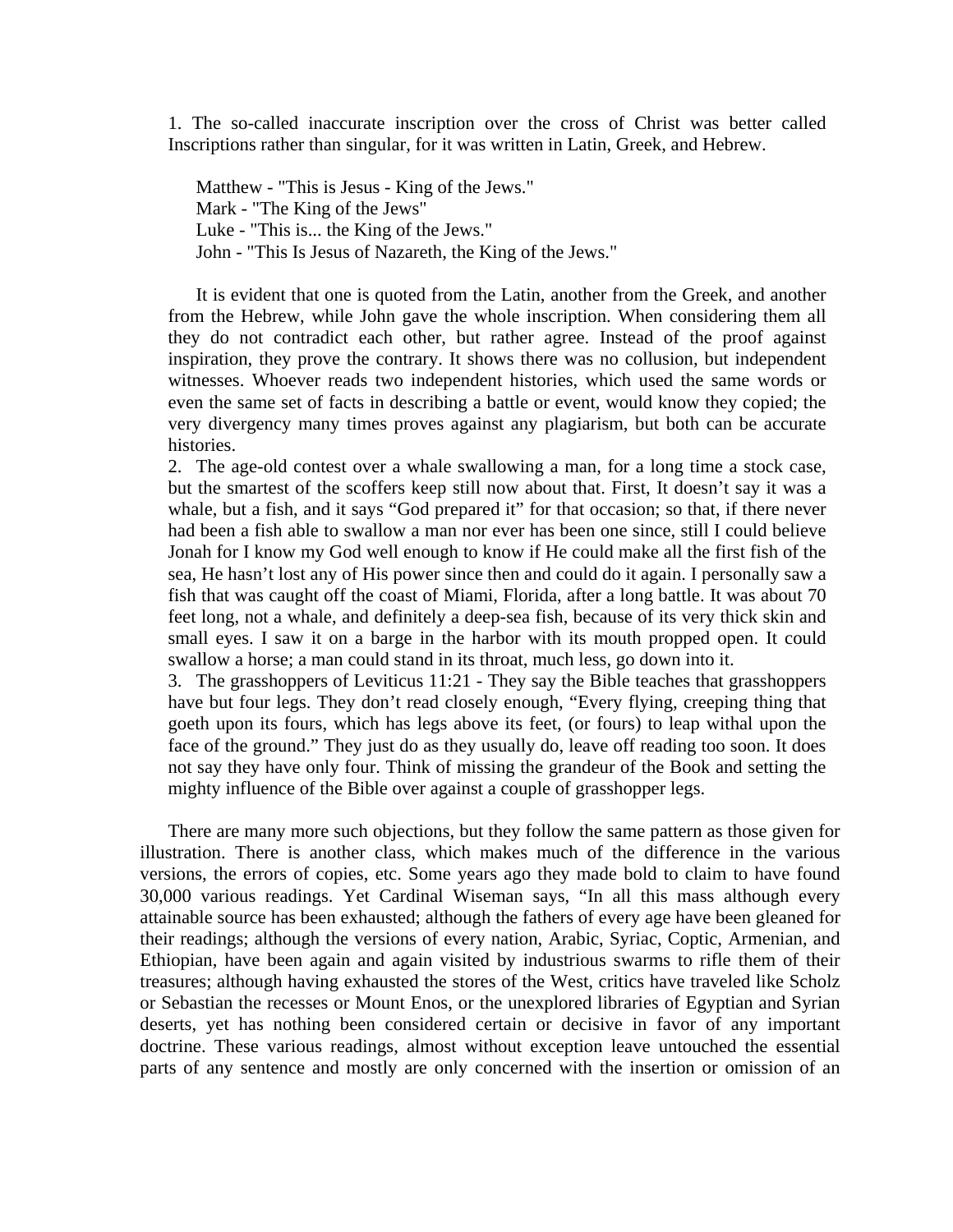1. The so-called inaccurate inscription over the cross of Christ was better called Inscriptions rather than singular, for it was written in Latin, Greek, and Hebrew.

> Matthew - "This is Jesus - King of the Jews."
> Mark - "The King of the Jews"
> Luke - "This is... the King of the Jews."
> John - "This Is Jesus of Nazareth, the King of the Jews."

It is evident that one is quoted from the Latin, another from the Greek, and another from the Hebrew, while John gave the whole inscription. When considering them all they do not contradict each other, but rather agree. Instead of the proof against inspiration, they prove the contrary. It shows there was no collusion, but independent witnesses. Whoever reads two independent histories, which used the same words or even the same set of facts in describing a battle or event, would know they copied; the very divergency many times proves against any plagiarism, but both can be accurate histories.

2. The age-old contest over a whale swallowing a man, for a long time a stock case, but the smartest of the scoffers keep still now about that. First, It doesn't say it was a whale, but a fish, and it says "God prepared it" for that occasion; so that, if there never had been a fish able to swallow a man nor ever has been one since, still I could believe Jonah for I know my God well enough to know if He could make all the first fish of the sea, He hasn't lost any of His power since then and could do it again. I personally saw a fish that was caught off the coast of Miami, Florida, after a long battle. It was about 70 feet long, not a whale, and definitely a deep-sea fish, because of its very thick skin and small eyes. I saw it on a barge in the harbor with its mouth propped open. It could swallow a horse; a man could stand in its throat, much less, go down into it.

3. The grasshoppers of Leviticus 11:21 - They say the Bible teaches that grasshoppers have but four legs. They don't read closely enough, "Every flying, creeping thing that goeth upon its fours, which has legs above its feet, (or fours) to leap withal upon the face of the ground." They just do as they usually do, leave off reading too soon. It does not say they have only four. Think of missing the grandeur of the Book and setting the mighty influence of the Bible over against a couple of grasshopper legs.

There are many more such objections, but they follow the same pattern as those given for illustration. There is another class, which makes much of the difference in the various versions, the errors of copies, etc. Some years ago they made bold to claim to have found 30,000 various readings. Yet Cardinal Wiseman says, "In all this mass although every attainable source has been exhausted; although the fathers of every age have been gleaned for their readings; although the versions of every nation, Arabic, Syriac, Coptic, Armenian, and Ethiopian, have been again and again visited by industrious swarms to rifle them of their treasures; although having exhausted the stores of the West, critics have traveled like Scholz or Sebastian the recesses or Mount Enos, or the unexplored libraries of Egyptian and Syrian deserts, yet has nothing been considered certain or decisive in favor of any important doctrine. These various readings, almost without exception leave untouched the essential parts of any sentence and mostly are only concerned with the insertion or omission of an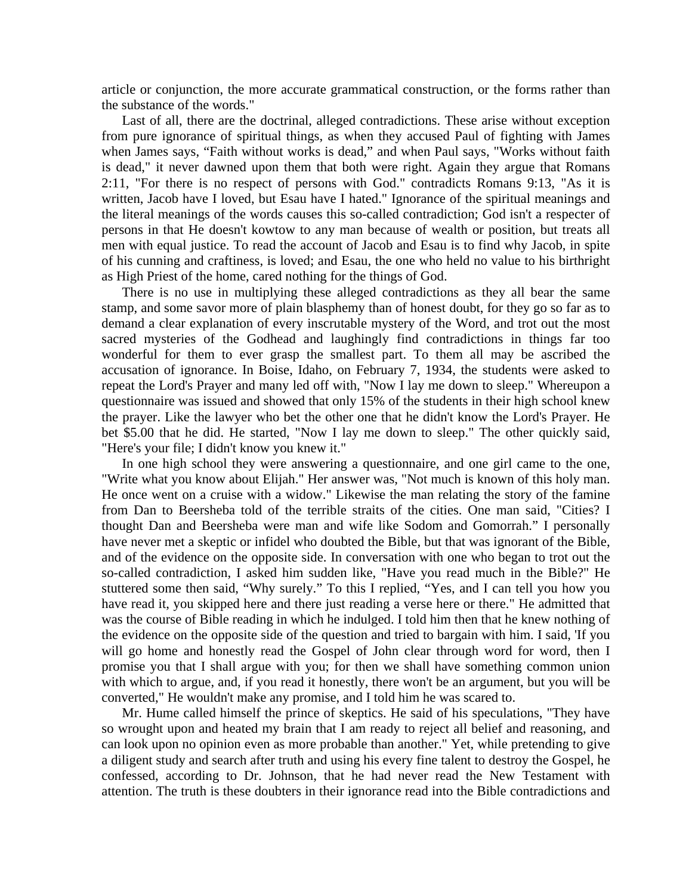article or conjunction, the more accurate grammatical construction, or the forms rather than the substance of the words."

Last of all, there are the doctrinal, alleged contradictions. These arise without exception from pure ignorance of spiritual things, as when they accused Paul of fighting with James when James says, "Faith without works is dead," and when Paul says, "Works without faith is dead," it never dawned upon them that both were right. Again they argue that Romans 2:11, "For there is no respect of persons with God." contradicts Romans 9:13, "As it is written, Jacob have I loved, but Esau have I hated." Ignorance of the spiritual meanings and the literal meanings of the words causes this so-called contradiction; God isn't a respecter of persons in that He doesn't kowtow to any man because of wealth or position, but treats all men with equal justice. To read the account of Jacob and Esau is to find why Jacob, in spite of his cunning and craftiness, is loved; and Esau, the one who held no value to his birthright as High Priest of the home, cared nothing for the things of God.

There is no use in multiplying these alleged contradictions as they all bear the same stamp, and some savor more of plain blasphemy than of honest doubt, for they go so far as to demand a clear explanation of every inscrutable mystery of the Word, and trot out the most sacred mysteries of the Godhead and laughingly find contradictions in things far too wonderful for them to ever grasp the smallest part. To them all may be ascribed the accusation of ignorance. In Boise, Idaho, on February 7, 1934, the students were asked to repeat the Lord's Prayer and many led off with, "Now I lay me down to sleep." Whereupon a questionnaire was issued and showed that only 15% of the students in their high school knew the prayer. Like the lawyer who bet the other one that he didn't know the Lord's Prayer. He bet $5.00 that he did. He started, "Now I lay me down to sleep." The other quickly said, "Here's your file; I didn't know you knew it."

In one high school they were answering a questionnaire, and one girl came to the one, "Write what you know about Elijah." Her answer was, "Not much is known of this holy man. He once went on a cruise with a widow." Likewise the man relating the story of the famine from Dan to Beersheba told of the terrible straits of the cities. One man said, "Cities? I thought Dan and Beersheba were man and wife like Sodom and Gomorrah." I personally have never met a skeptic or infidel who doubted the Bible, but that was ignorant of the Bible, and of the evidence on the opposite side. In conversation with one who began to trot out the so-called contradiction, I asked him sudden like, "Have you read much in the Bible?" He stuttered some then said, "Why surely." To this I replied, "Yes, and I can tell you how you have read it, you skipped here and there just reading a verse here or there." He admitted that was the course of Bible reading in which he indulged. I told him then that he knew nothing of the evidence on the opposite side of the question and tried to bargain with him. I said, 'If you will go home and honestly read the Gospel of John clear through word for word, then I promise you that I shall argue with you; for then we shall have something common union with which to argue, and, if you read it honestly, there won't be an argument, but you will be converted," He wouldn't make any promise, and I told him he was scared to.

Mr. Hume called himself the prince of skeptics. He said of his speculations, "They have so wrought upon and heated my brain that I am ready to reject all belief and reasoning, and can look upon no opinion even as more probable than another." Yet, while pretending to give a diligent study and search after truth and using his every fine talent to destroy the Gospel, he confessed, according to Dr. Johnson, that he had never read the New Testament with attention. The truth is these doubters in their ignorance read into the Bible contradictions and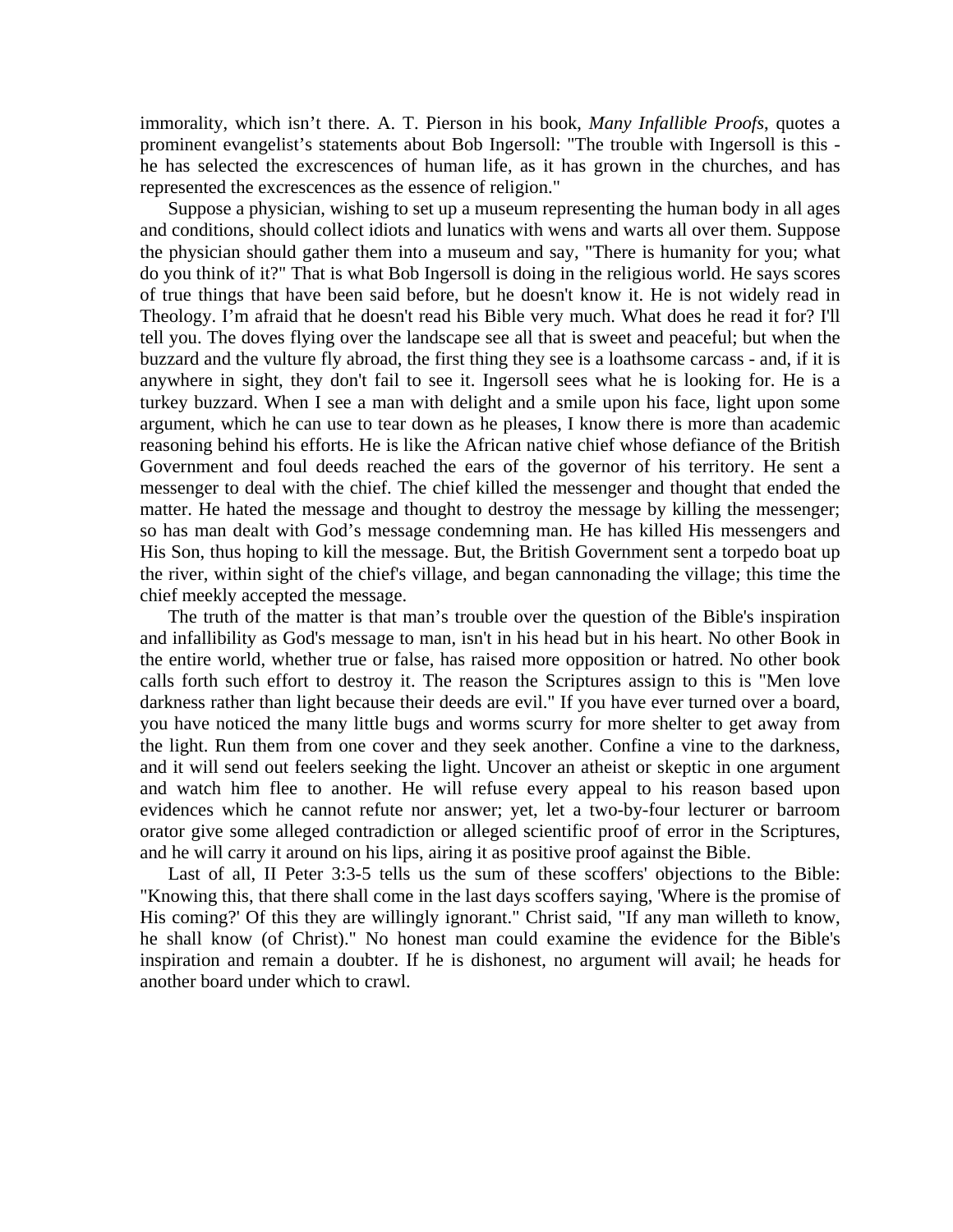immorality, which isn't there. A. T. Pierson in his book, *Many Infallible Proofs*, quotes a prominent evangelist's statements about Bob Ingersoll: "The trouble with Ingersoll is this - he has selected the excrescences of human life, as it has grown in the churches, and has represented the excrescences as the essence of religion."

Suppose a physician, wishing to set up a museum representing the human body in all ages and conditions, should collect idiots and lunatics with wens and warts all over them. Suppose the physician should gather them into a museum and say, "There is humanity for you; what do you think of it?" That is what Bob Ingersoll is doing in the religious world. He says scores of true things that have been said before, but he doesn't know it. He is not widely read in Theology. I'm afraid that he doesn't read his Bible very much. What does he read it for? I'll tell you. The doves flying over the landscape see all that is sweet and peaceful; but when the buzzard and the vulture fly abroad, the first thing they see is a loathsome carcass - and, if it is anywhere in sight, they don't fail to see it. Ingersoll sees what he is looking for. He is a turkey buzzard. When I see a man with delight and a smile upon his face, light upon some argument, which he can use to tear down as he pleases, I know there is more than academic reasoning behind his efforts. He is like the African native chief whose defiance of the British Government and foul deeds reached the ears of the governor of his territory. He sent a messenger to deal with the chief. The chief killed the messenger and thought that ended the matter. He hated the message and thought to destroy the message by killing the messenger; so has man dealt with God's message condemning man. He has killed His messengers and His Son, thus hoping to kill the message. But, the British Government sent a torpedo boat up the river, within sight of the chief's village, and began cannonading the village; this time the chief meekly accepted the message.

The truth of the matter is that man's trouble over the question of the Bible's inspiration and infallibility as God's message to man, isn't in his head but in his heart. No other Book in the entire world, whether true or false, has raised more opposition or hatred. No other book calls forth such effort to destroy it. The reason the Scriptures assign to this is "Men love darkness rather than light because their deeds are evil." If you have ever turned over a board, you have noticed the many little bugs and worms scurry for more shelter to get away from the light. Run them from one cover and they seek another. Confine a vine to the darkness, and it will send out feelers seeking the light. Uncover an atheist or skeptic in one argument and watch him flee to another. He will refuse every appeal to his reason based upon evidences which he cannot refute nor answer; yet, let a two-by-four lecturer or barroom orator give some alleged contradiction or alleged scientific proof of error in the Scriptures, and he will carry it around on his lips, airing it as positive proof against the Bible.

Last of all, II Peter 3:3-5 tells us the sum of these scoffers' objections to the Bible: "Knowing this, that there shall come in the last days scoffers saying, 'Where is the promise of His coming?' Of this they are willingly ignorant." Christ said, "If any man willeth to know, he shall know (of Christ)." No honest man could examine the evidence for the Bible's inspiration and remain a doubter. If he is dishonest, no argument will avail; he heads for another board under which to crawl.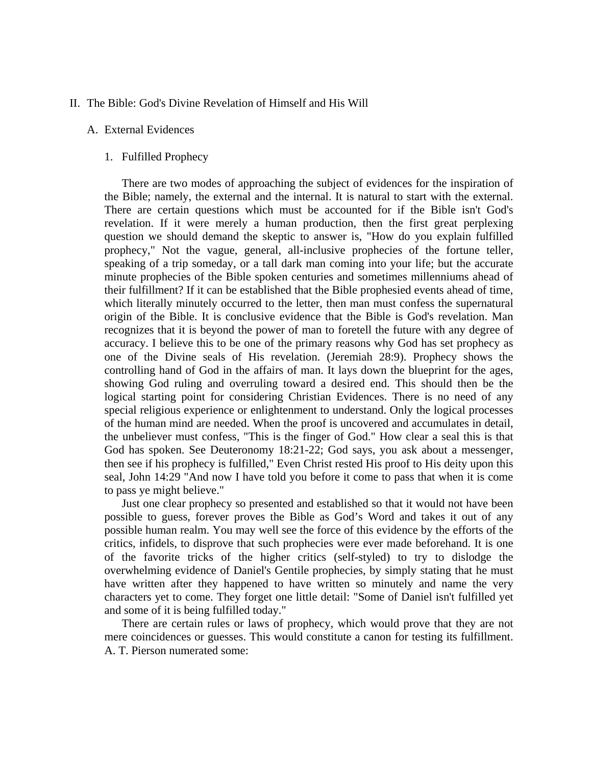# II. The Bible: God's Divine Revelation of Himself and His Will

## A. External Evidences

### 1. Fulfilled Prophecy

There are two modes of approaching the subject of evidences for the inspiration of the Bible; namely, the external and the internal. It is natural to start with the external. There are certain questions which must be accounted for if the Bible isn't God's revelation. If it were merely a human production, then the first great perplexing question we should demand the skeptic to answer is, "How do you explain fulfilled prophecy," Not the vague, general, all-inclusive prophecies of the fortune teller, speaking of a trip someday, or a tall dark man coming into your life; but the accurate minute prophecies of the Bible spoken centuries and sometimes millenniums ahead of their fulfillment? If it can be established that the Bible prophesied events ahead of time, which literally minutely occurred to the letter, then man must confess the supernatural origin of the Bible. It is conclusive evidence that the Bible is God's revelation. Man recognizes that it is beyond the power of man to foretell the future with any degree of accuracy. I believe this to be one of the primary reasons why God has set prophecy as one of the Divine seals of His revelation. (Jeremiah 28:9). Prophecy shows the controlling hand of God in the affairs of man. It lays down the blueprint for the ages, showing God ruling and overruling toward a desired end. This should then be the logical starting point for considering Christian Evidences. There is no need of any special religious experience or enlightenment to understand. Only the logical processes of the human mind are needed. When the proof is uncovered and accumulates in detail, the unbeliever must confess, "This is the finger of God." How clear a seal this is that God has spoken. See Deuteronomy 18:21-22; God says, you ask about a messenger, then see if his prophecy is fulfilled," Even Christ rested His proof to His deity upon this seal, John 14:29 "And now I have told you before it come to pass that when it is come to pass ye might believe."

Just one clear prophecy so presented and established so that it would not have been possible to guess, forever proves the Bible as God's Word and takes it out of any possible human realm. You may well see the force of this evidence by the efforts of the critics, infidels, to disprove that such prophecies were ever made beforehand. It is one of the favorite tricks of the higher critics (self-styled) to try to dislodge the overwhelming evidence of Daniel's Gentile prophecies, by simply stating that he must have written after they happened to have written so minutely and name the very characters yet to come. They forget one little detail: "Some of Daniel isn't fulfilled yet and some of it is being fulfilled today."

There are certain rules or laws of prophecy, which would prove that they are not mere coincidences or guesses. This would constitute a canon for testing its fulfillment. A. T. Pierson numerated some: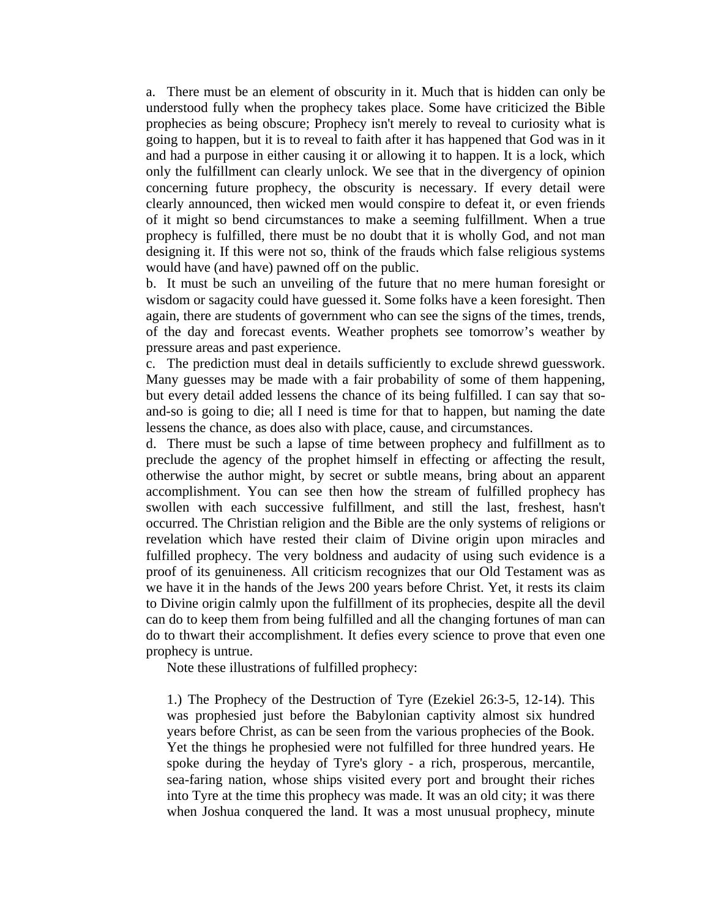a. There must be an element of obscurity in it. Much that is hidden can only be understood fully when the prophecy takes place. Some have criticized the Bible prophecies as being obscure; Prophecy isn't merely to reveal to curiosity what is going to happen, but it is to reveal to faith after it has happened that God was in it and had a purpose in either causing it or allowing it to happen. It is a lock, which only the fulfillment can clearly unlock. We see that in the divergency of opinion concerning future prophecy, the obscurity is necessary. If every detail were clearly announced, then wicked men would conspire to defeat it, or even friends of it might so bend circumstances to make a seeming fulfillment. When a true prophecy is fulfilled, there must be no doubt that it is wholly God, and not man designing it. If this were not so, think of the frauds which false religious systems would have (and have) pawned off on the public.

b. It must be such an unveiling of the future that no mere human foresight or wisdom or sagacity could have guessed it. Some folks have a keen foresight. Then again, there are students of government who can see the signs of the times, trends, of the day and forecast events. Weather prophets see tomorrow's weather by pressure areas and past experience.

c. The prediction must deal in details sufficiently to exclude shrewd guesswork. Many guesses may be made with a fair probability of some of them happening, but every detail added lessens the chance of its being fulfilled. I can say that so-and-so is going to die; all I need is time for that to happen, but naming the date lessens the chance, as does also with place, cause, and circumstances.

d. There must be such a lapse of time between prophecy and fulfillment as to preclude the agency of the prophet himself in effecting or affecting the result, otherwise the author might, by secret or subtle means, bring about an apparent accomplishment. You can see then how the stream of fulfilled prophecy has swollen with each successive fulfillment, and still the last, freshest, hasn't occurred. The Christian religion and the Bible are the only systems of religions or revelation which have rested their claim of Divine origin upon miracles and fulfilled prophecy. The very boldness and audacity of using such evidence is a proof of its genuineness. All criticism recognizes that our Old Testament was as we have it in the hands of the Jews 200 years before Christ. Yet, it rests its claim to Divine origin calmly upon the fulfillment of its prophecies, despite all the devil can do to keep them from being fulfilled and all the changing fortunes of man can do to thwart their accomplishment. It defies every science to prove that even one prophecy is untrue.

Note these illustrations of fulfilled prophecy:

1.) The Prophecy of the Destruction of Tyre (Ezekiel 26:3-5, 12-14). This was prophesied just before the Babylonian captivity almost six hundred years before Christ, as can be seen from the various prophecies of the Book. Yet the things he prophesied were not fulfilled for three hundred years. He spoke during the heyday of Tyre's glory - a rich, prosperous, mercantile, sea-faring nation, whose ships visited every port and brought their riches into Tyre at the time this prophecy was made. It was an old city; it was there when Joshua conquered the land. It was a most unusual prophecy, minute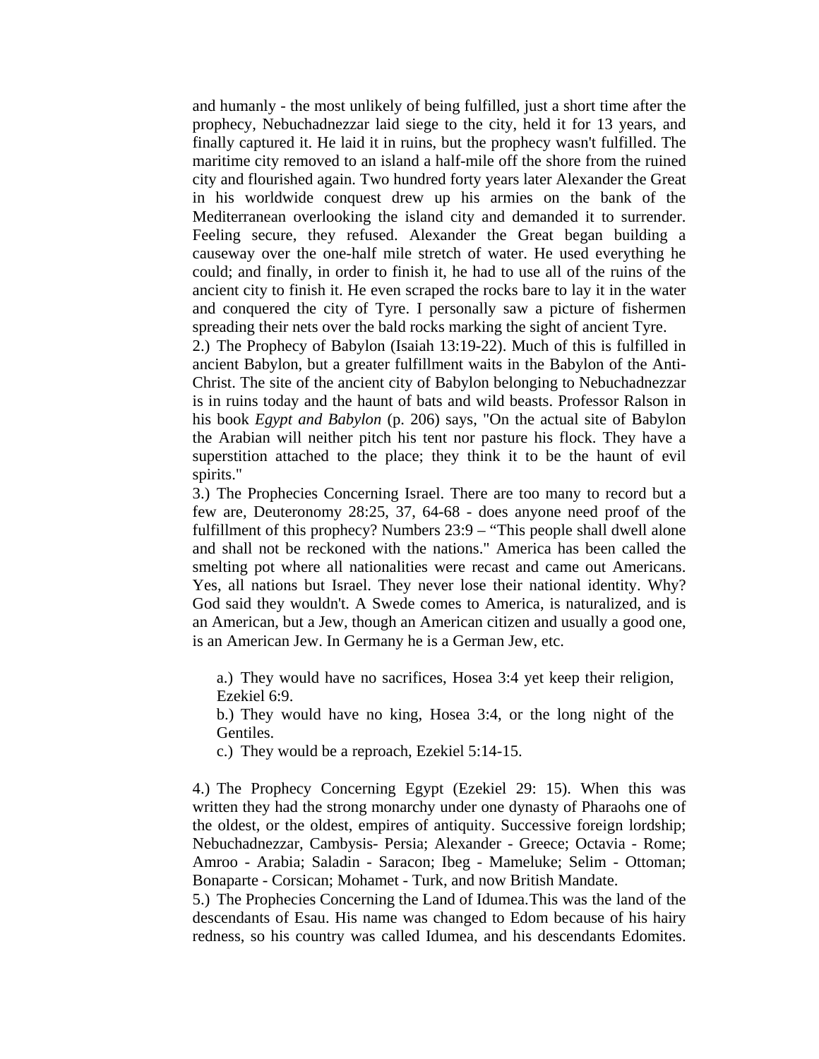and humanly - the most unlikely of being fulfilled, just a short time after the prophecy, Nebuchadnezzar laid siege to the city, held it for 13 years, and finally captured it. He laid it in ruins, but the prophecy wasn't fulfilled. The maritime city removed to an island a half-mile off the shore from the ruined city and flourished again. Two hundred forty years later Alexander the Great in his worldwide conquest drew up his armies on the bank of the Mediterranean overlooking the island city and demanded it to surrender. Feeling secure, they refused. Alexander the Great began building a causeway over the one-half mile stretch of water. He used everything he could; and finally, in order to finish it, he had to use all of the ruins of the ancient city to finish it. He even scraped the rocks bare to lay it in the water and conquered the city of Tyre. I personally saw a picture of fishermen spreading their nets over the bald rocks marking the sight of ancient Tyre.

2.) The Prophecy of Babylon (Isaiah 13:19-22). Much of this is fulfilled in ancient Babylon, but a greater fulfillment waits in the Babylon of the Anti-Christ. The site of the ancient city of Babylon belonging to Nebuchadnezzar is in ruins today and the haunt of bats and wild beasts. Professor Ralson in his book *Egypt and Babylon* (p. 206) says, "On the actual site of Babylon the Arabian will neither pitch his tent nor pasture his flock. They have a superstition attached to the place; they think it to be the haunt of evil spirits."

3.) The Prophecies Concerning Israel. There are too many to record but a few are, Deuteronomy 28:25, 37, 64-68 - does anyone need proof of the fulfillment of this prophecy? Numbers 23:9 – "This people shall dwell alone and shall not be reckoned with the nations." America has been called the smelting pot where all nationalities were recast and came out Americans. Yes, all nations but Israel. They never lose their national identity. Why? God said they wouldn't. A Swede comes to America, is naturalized, and is an American, but a Jew, though an American citizen and usually a good one, is an American Jew. In Germany he is a German Jew, etc.

> a.) They would have no sacrifices, Hosea 3:4 yet keep their religion, Ezekiel 6:9.
>
> b.) They would have no king, Hosea 3:4, or the long night of the Gentiles.
>
> c.) They would be a reproach, Ezekiel 5:14-15.

4.) The Prophecy Concerning Egypt (Ezekiel 29: 15). When this was written they had the strong monarchy under one dynasty of Pharaohs one of the oldest, or the oldest, empires of antiquity. Successive foreign lordship; Nebuchadnezzar, Cambysis- Persia; Alexander - Greece; Octavia - Rome; Amroo - Arabia; Saladin - Saracon; Ibeg - Mameluke; Selim - Ottoman; Bonaparte - Corsican; Mohamet - Turk, and now British Mandate.

5.) The Prophecies Concerning the Land of Idumea.This was the land of the descendants of Esau. His name was changed to Edom because of his hairy redness, so his country was called Idumea, and his descendants Edomites.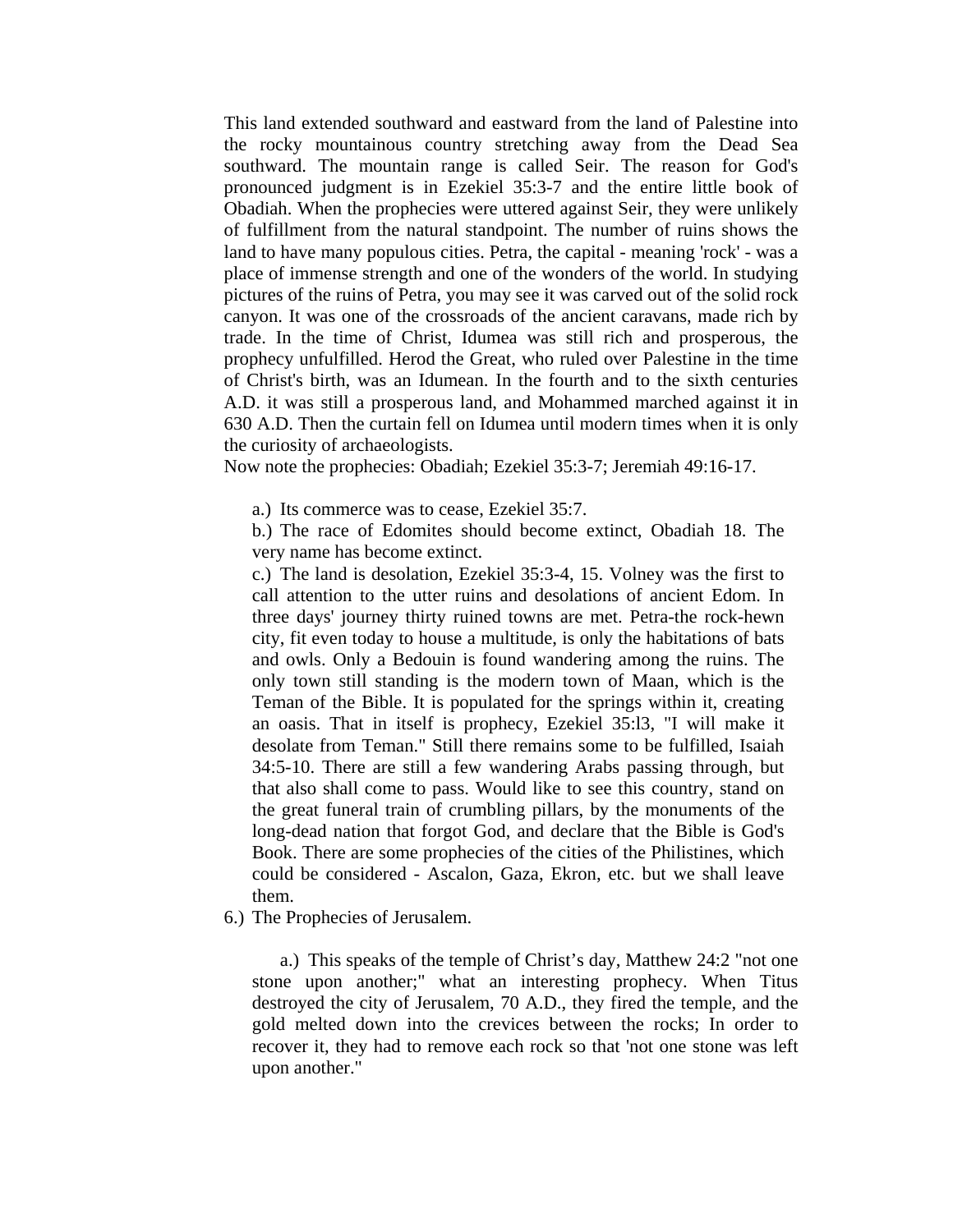This land extended southward and eastward from the land of Palestine into the rocky mountainous country stretching away from the Dead Sea southward. The mountain range is called Seir. The reason for God's pronounced judgment is in Ezekiel 35:3-7 and the entire little book of Obadiah. When the prophecies were uttered against Seir, they were unlikely of fulfillment from the natural standpoint. The number of ruins shows the land to have many populous cities. Petra, the capital - meaning 'rock' - was a place of immense strength and one of the wonders of the world. In studying pictures of the ruins of Petra, you may see it was carved out of the solid rock canyon. It was one of the crossroads of the ancient caravans, made rich by trade. In the time of Christ, Idumea was still rich and prosperous, the prophecy unfulfilled. Herod the Great, who ruled over Palestine in the time of Christ's birth, was an Idumean. In the fourth and to the sixth centuries A.D. it was still a prosperous land, and Mohammed marched against it in 630 A.D. Then the curtain fell on Idumea until modern times when it is only the curiosity of archaeologists.

Now note the prophecies: Obadiah; Ezekiel 35:3-7; Jeremiah 49:16-17.

a.) Its commerce was to cease, Ezekiel 35:7.

b.) The race of Edomites should become extinct, Obadiah 18. The very name has become extinct.

c.) The land is desolation, Ezekiel 35:3-4, 15. Volney was the first to call attention to the utter ruins and desolations of ancient Edom. In three days' journey thirty ruined towns are met. Petra-the rock-hewn city, fit even today to house a multitude, is only the habitations of bats and owls. Only a Bedouin is found wandering among the ruins. The only town still standing is the modern town of Maan, which is the Teman of the Bible. It is populated for the springs within it, creating an oasis. That in itself is prophecy, Ezekiel 35:l3, "I will make it desolate from Teman." Still there remains some to be fulfilled, Isaiah 34:5-10. There are still a few wandering Arabs passing through, but that also shall come to pass. Would like to see this country, stand on the great funeral train of crumbling pillars, by the monuments of the long-dead nation that forgot God, and declare that the Bible is God's Book. There are some prophecies of the cities of the Philistines, which could be considered - Ascalon, Gaza, Ekron, etc. but we shall leave them.

6.) The Prophecies of Jerusalem.

a.) This speaks of the temple of Christ's day, Matthew 24:2 "not one stone upon another;" what an interesting prophecy. When Titus destroyed the city of Jerusalem, 70 A.D., they fired the temple, and the gold melted down into the crevices between the rocks; In order to recover it, they had to remove each rock so that 'not one stone was left upon another."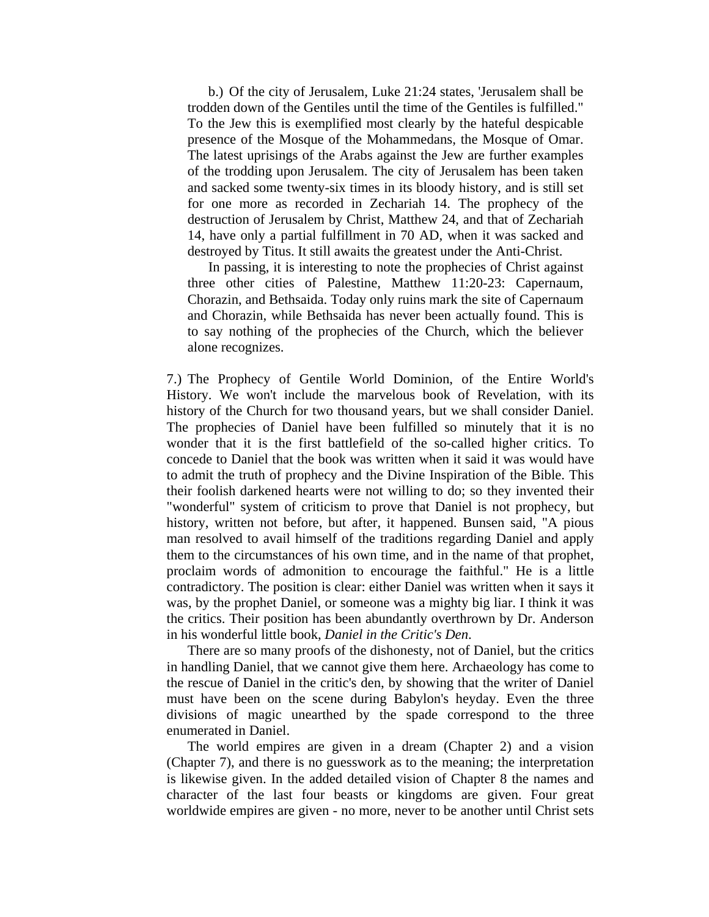b.) Of the city of Jerusalem, Luke 21:24 states, 'Jerusalem shall be trodden down of the Gentiles until the time of the Gentiles is fulfilled." To the Jew this is exemplified most clearly by the hateful despicable presence of the Mosque of the Mohammedans, the Mosque of Omar. The latest uprisings of the Arabs against the Jew are further examples of the trodding upon Jerusalem. The city of Jerusalem has been taken and sacked some twenty-six times in its bloody history, and is still set for one more as recorded in Zechariah 14. The prophecy of the destruction of Jerusalem by Christ, Matthew 24, and that of Zechariah 14, have only a partial fulfillment in 70 AD, when it was sacked and destroyed by Titus. It still awaits the greatest under the Anti-Christ.

In passing, it is interesting to note the prophecies of Christ against three other cities of Palestine, Matthew 11:20-23: Capernaum, Chorazin, and Bethsaida. Today only ruins mark the site of Capernaum and Chorazin, while Bethsaida has never been actually found. This is to say nothing of the prophecies of the Church, which the believer alone recognizes.

7.) The Prophecy of Gentile World Dominion, of the Entire World's History. We won't include the marvelous book of Revelation, with its history of the Church for two thousand years, but we shall consider Daniel. The prophecies of Daniel have been fulfilled so minutely that it is no wonder that it is the first battlefield of the so-called higher critics. To concede to Daniel that the book was written when it said it was would have to admit the truth of prophecy and the Divine Inspiration of the Bible. This their foolish darkened hearts were not willing to do; so they invented their "wonderful" system of criticism to prove that Daniel is not prophecy, but history, written not before, but after, it happened. Bunsen said, "A pious man resolved to avail himself of the traditions regarding Daniel and apply them to the circumstances of his own time, and in the name of that prophet, proclaim words of admonition to encourage the faithful." He is a little contradictory. The position is clear: either Daniel was written when it says it was, by the prophet Daniel, or someone was a mighty big liar. I think it was the critics. Their position has been abundantly overthrown by Dr. Anderson in his wonderful little book, *Daniel in the Critic's Den*.

There are so many proofs of the dishonesty, not of Daniel, but the critics in handling Daniel, that we cannot give them here. Archaeology has come to the rescue of Daniel in the critic's den, by showing that the writer of Daniel must have been on the scene during Babylon's heyday. Even the three divisions of magic unearthed by the spade correspond to the three enumerated in Daniel.

The world empires are given in a dream (Chapter 2) and a vision (Chapter 7), and there is no guesswork as to the meaning; the interpretation is likewise given. In the added detailed vision of Chapter 8 the names and character of the last four beasts or kingdoms are given. Four great worldwide empires are given - no more, never to be another until Christ sets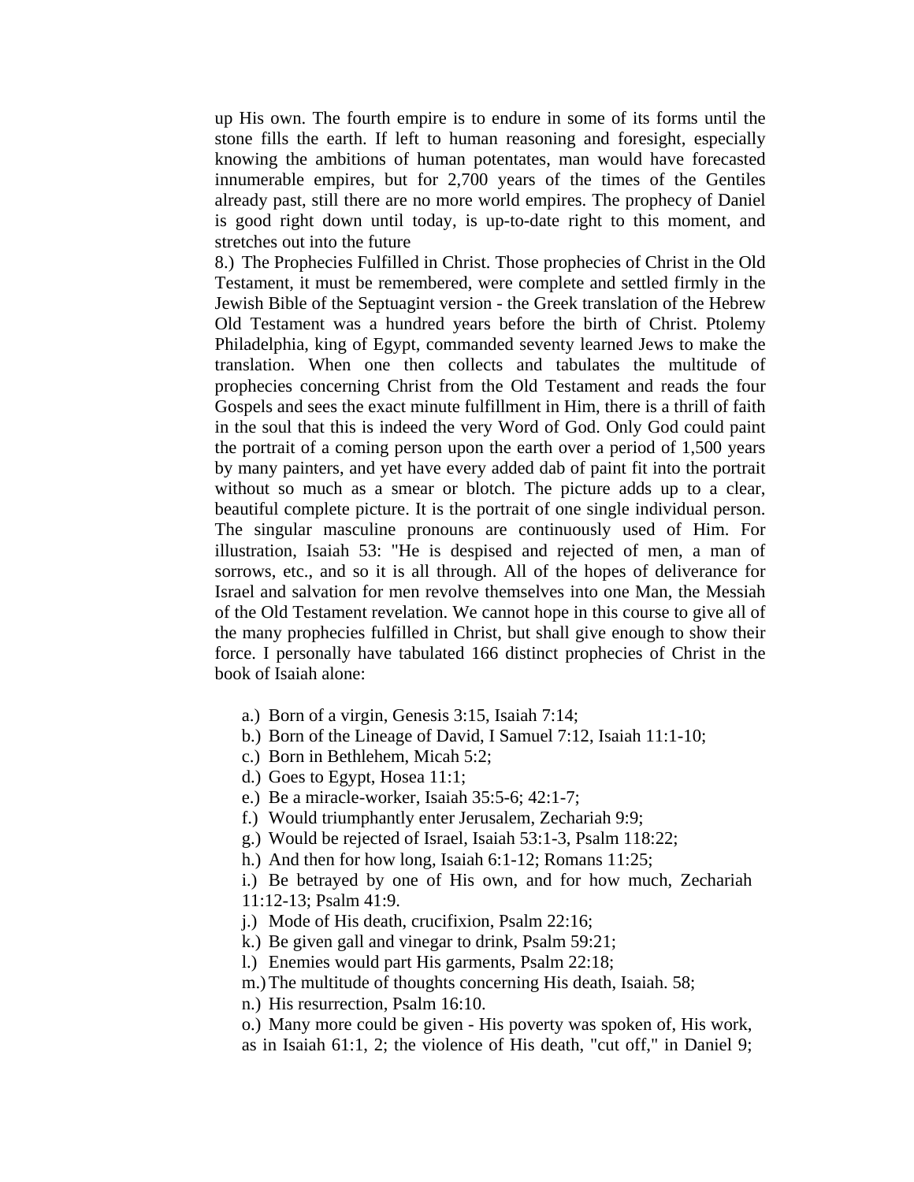up His own. The fourth empire is to endure in some of its forms until the stone fills the earth. If left to human reasoning and foresight, especially knowing the ambitions of human potentates, man would have forecasted innumerable empires, but for 2,700 years of the times of the Gentiles already past, still there are no more world empires. The prophecy of Daniel is good right down until today, is up-to-date right to this moment, and stretches out into the future

8.) The Prophecies Fulfilled in Christ. Those prophecies of Christ in the Old Testament, it must be remembered, were complete and settled firmly in the Jewish Bible of the Septuagint version - the Greek translation of the Hebrew Old Testament was a hundred years before the birth of Christ. Ptolemy Philadelphia, king of Egypt, commanded seventy learned Jews to make the translation. When one then collects and tabulates the multitude of prophecies concerning Christ from the Old Testament and reads the four Gospels and sees the exact minute fulfillment in Him, there is a thrill of faith in the soul that this is indeed the very Word of God. Only God could paint the portrait of a coming person upon the earth over a period of 1,500 years by many painters, and yet have every added dab of paint fit into the portrait without so much as a smear or blotch. The picture adds up to a clear, beautiful complete picture. It is the portrait of one single individual person. The singular masculine pronouns are continuously used of Him. For illustration, Isaiah 53: "He is despised and rejected of men, a man of sorrows, etc., and so it is all through. All of the hopes of deliverance for Israel and salvation for men revolve themselves into one Man, the Messiah of the Old Testament revelation. We cannot hope in this course to give all of the many prophecies fulfilled in Christ, but shall give enough to show their force. I personally have tabulated 166 distinct prophecies of Christ in the book of Isaiah alone:

a.) Born of a virgin, Genesis 3:15, Isaiah 7:14;
b.) Born of the Lineage of David, I Samuel 7:12, Isaiah 11:1-10;
c.) Born in Bethlehem, Micah 5:2;
d.) Goes to Egypt, Hosea 11:1;
e.) Be a miracle-worker, Isaiah 35:5-6; 42:1-7;
f.) Would triumphantly enter Jerusalem, Zechariah 9:9;
g.) Would be rejected of Israel, Isaiah 53:1-3, Psalm 118:22;
h.) And then for how long, Isaiah 6:1-12; Romans 11:25;
i.) Be betrayed by one of His own, and for how much, Zechariah 11:12-13; Psalm 41:9.
j.) Mode of His death, crucifixion, Psalm 22:16;
k.) Be given gall and vinegar to drink, Psalm 59:21;
l.) Enemies would part His garments, Psalm 22:18;
m.) The multitude of thoughts concerning His death, Isaiah. 58;
n.) His resurrection, Psalm 16:10.
o.) Many more could be given - His poverty was spoken of, His work, as in Isaiah 61:1, 2; the violence of His death, "cut off," in Daniel 9;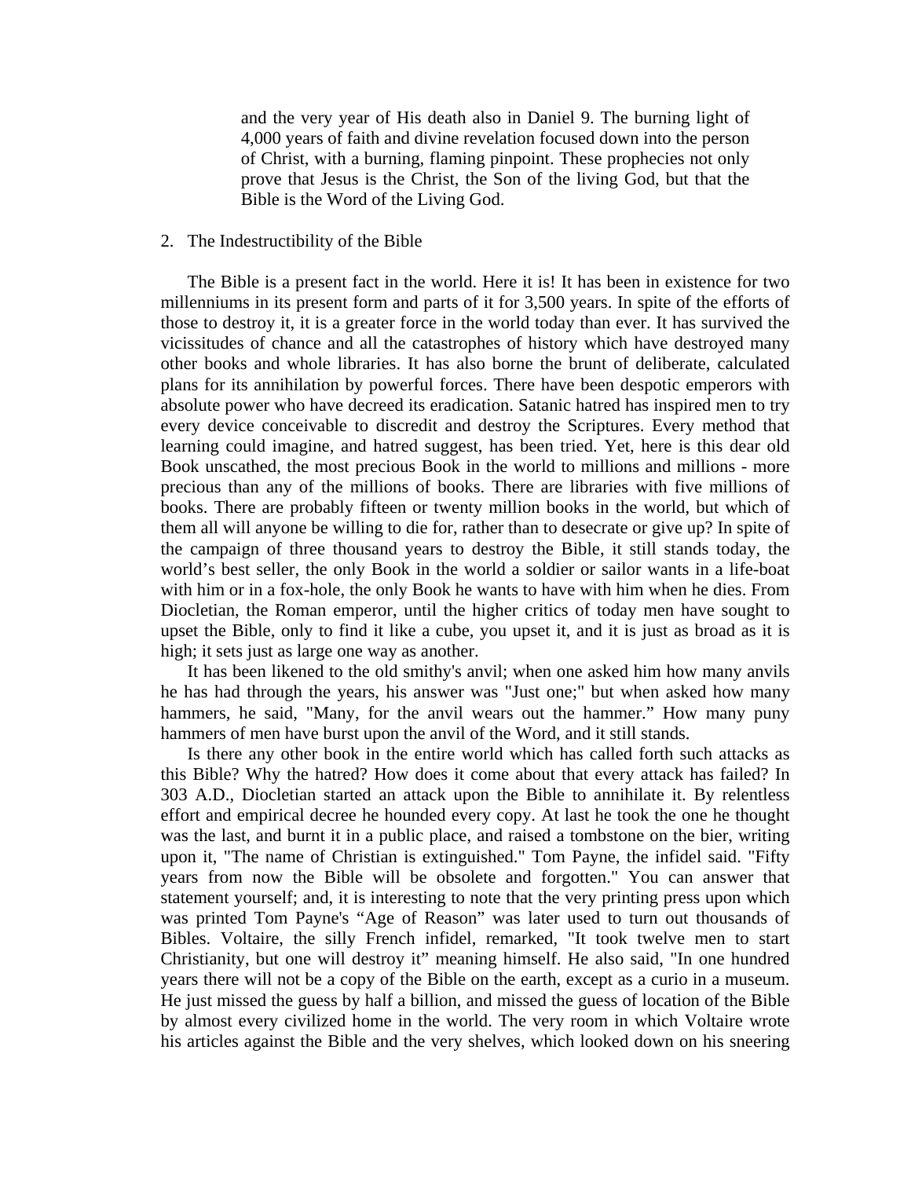and the very year of His death also in Daniel 9. The burning light of 4,000 years of faith and divine revelation focused down into the person of Christ, with a burning, flaming pinpoint. These prophecies not only prove that Jesus is the Christ, the Son of the living God, but that the Bible is the Word of the Living God.

2. The Indestructibility of the Bible

The Bible is a present fact in the world. Here it is! It has been in existence for two millenniums in its present form and parts of it for 3,500 years. In spite of the efforts of those to destroy it, it is a greater force in the world today than ever. It has survived the vicissitudes of chance and all the catastrophes of history which have destroyed many other books and whole libraries. It has also borne the brunt of deliberate, calculated plans for its annihilation by powerful forces. There have been despotic emperors with absolute power who have decreed its eradication. Satanic hatred has inspired men to try every device conceivable to discredit and destroy the Scriptures. Every method that learning could imagine, and hatred suggest, has been tried. Yet, here is this dear old Book unscathed, the most precious Book in the world to millions and millions - more precious than any of the millions of books. There are libraries with five millions of books. There are probably fifteen or twenty million books in the world, but which of them all will anyone be willing to die for, rather than to desecrate or give up? In spite of the campaign of three thousand years to destroy the Bible, it still stands today, the world's best seller, the only Book in the world a soldier or sailor wants in a life-boat with him or in a fox-hole, the only Book he wants to have with him when he dies. From Diocletian, the Roman emperor, until the higher critics of today men have sought to upset the Bible, only to find it like a cube, you upset it, and it is just as broad as it is high; it sets just as large one way as another.

It has been likened to the old smithy's anvil; when one asked him how many anvils he has had through the years, his answer was "Just one;" but when asked how many hammers, he said, "Many, for the anvil wears out the hammer." How many puny hammers of men have burst upon the anvil of the Word, and it still stands.

Is there any other book in the entire world which has called forth such attacks as this Bible? Why the hatred? How does it come about that every attack has failed? In 303 A.D., Diocletian started an attack upon the Bible to annihilate it. By relentless effort and empirical decree he hounded every copy. At last he took the one he thought was the last, and burnt it in a public place, and raised a tombstone on the bier, writing upon it, "The name of Christian is extinguished." Tom Payne, the infidel said. "Fifty years from now the Bible will be obsolete and forgotten." You can answer that statement yourself; and, it is interesting to note that the very printing press upon which was printed Tom Payne's "Age of Reason" was later used to turn out thousands of Bibles. Voltaire, the silly French infidel, remarked, "It took twelve men to start Christianity, but one will destroy it" meaning himself. He also said, "In one hundred years there will not be a copy of the Bible on the earth, except as a curio in a museum. He just missed the guess by half a billion, and missed the guess of location of the Bible by almost every civilized home in the world. The very room in which Voltaire wrote his articles against the Bible and the very shelves, which looked down on his sneering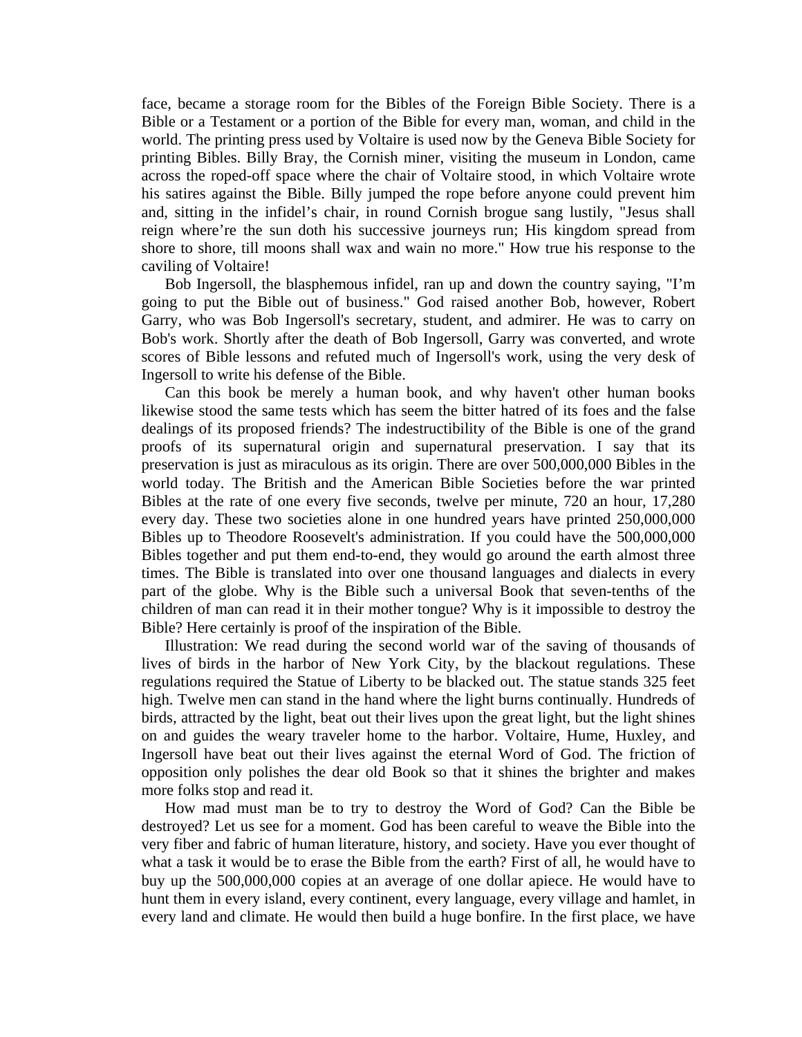face, became a storage room for the Bibles of the Foreign Bible Society. There is a Bible or a Testament or a portion of the Bible for every man, woman, and child in the world. The printing press used by Voltaire is used now by the Geneva Bible Society for printing Bibles. Billy Bray, the Cornish miner, visiting the museum in London, came across the roped-off space where the chair of Voltaire stood, in which Voltaire wrote his satires against the Bible. Billy jumped the rope before anyone could prevent him and, sitting in the infidel's chair, in round Cornish brogue sang lustily, "Jesus shall reign where're the sun doth his successive journeys run; His kingdom spread from shore to shore, till moons shall wax and wain no more." How true his response to the caviling of Voltaire!

Bob Ingersoll, the blasphemous infidel, ran up and down the country saying, "I'm going to put the Bible out of business." God raised another Bob, however, Robert Garry, who was Bob Ingersoll's secretary, student, and admirer. He was to carry on Bob's work. Shortly after the death of Bob Ingersoll, Garry was converted, and wrote scores of Bible lessons and refuted much of Ingersoll's work, using the very desk of Ingersoll to write his defense of the Bible.

Can this book be merely a human book, and why haven't other human books likewise stood the same tests which has seem the bitter hatred of its foes and the false dealings of its proposed friends? The indestructibility of the Bible is one of the grand proofs of its supernatural origin and supernatural preservation. I say that its preservation is just as miraculous as its origin. There are over 500,000,000 Bibles in the world today. The British and the American Bible Societies before the war printed Bibles at the rate of one every five seconds, twelve per minute, 720 an hour, 17,280 every day. These two societies alone in one hundred years have printed 250,000,000 Bibles up to Theodore Roosevelt's administration. If you could have the 500,000,000 Bibles together and put them end-to-end, they would go around the earth almost three times. The Bible is translated into over one thousand languages and dialects in every part of the globe. Why is the Bible such a universal Book that seven-tenths of the children of man can read it in their mother tongue? Why is it impossible to destroy the Bible? Here certainly is proof of the inspiration of the Bible.

Illustration: We read during the second world war of the saving of thousands of lives of birds in the harbor of New York City, by the blackout regulations. These regulations required the Statue of Liberty to be blacked out. The statue stands 325 feet high. Twelve men can stand in the hand where the light burns continually. Hundreds of birds, attracted by the light, beat out their lives upon the great light, but the light shines on and guides the weary traveler home to the harbor. Voltaire, Hume, Huxley, and Ingersoll have beat out their lives against the eternal Word of God. The friction of opposition only polishes the dear old Book so that it shines the brighter and makes more folks stop and read it.

How mad must man be to try to destroy the Word of God? Can the Bible be destroyed? Let us see for a moment. God has been careful to weave the Bible into the very fiber and fabric of human literature, history, and society. Have you ever thought of what a task it would be to erase the Bible from the earth? First of all, he would have to buy up the 500,000,000 copies at an average of one dollar apiece. He would have to hunt them in every island, every continent, every language, every village and hamlet, in every land and climate. He would then build a huge bonfire. In the first place, we have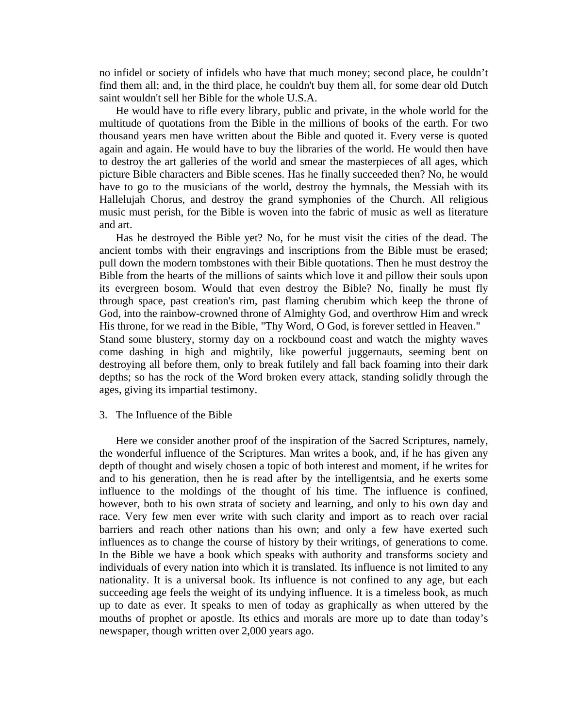no infidel or society of infidels who have that much money; second place, he couldn't find them all; and, in the third place, he couldn't buy them all, for some dear old Dutch saint wouldn't sell her Bible for the whole U.S.A.

He would have to rifle every library, public and private, in the whole world for the multitude of quotations from the Bible in the millions of books of the earth. For two thousand years men have written about the Bible and quoted it. Every verse is quoted again and again. He would have to buy the libraries of the world. He would then have to destroy the art galleries of the world and smear the masterpieces of all ages, which picture Bible characters and Bible scenes. Has he finally succeeded then? No, he would have to go to the musicians of the world, destroy the hymnals, the Messiah with its Hallelujah Chorus, and destroy the grand symphonies of the Church. All religious music must perish, for the Bible is woven into the fabric of music as well as literature and art.

Has he destroyed the Bible yet? No, for he must visit the cities of the dead. The ancient tombs with their engravings and inscriptions from the Bible must be erased; pull down the modern tombstones with their Bible quotations. Then he must destroy the Bible from the hearts of the millions of saints which love it and pillow their souls upon its evergreen bosom. Would that even destroy the Bible? No, finally he must fly through space, past creation's rim, past flaming cherubim which keep the throne of God, into the rainbow-crowned throne of Almighty God, and overthrow Him and wreck His throne, for we read in the Bible, "Thy Word, O God, is forever settled in Heaven."

Stand some blustery, stormy day on a rockbound coast and watch the mighty waves come dashing in high and mightily, like powerful juggernauts, seeming bent on destroying all before them, only to break futilely and fall back foaming into their dark depths; so has the rock of the Word broken every attack, standing solidly through the ages, giving its impartial testimony.

3. The Influence of the Bible

Here we consider another proof of the inspiration of the Sacred Scriptures, namely, the wonderful influence of the Scriptures. Man writes a book, and, if he has given any depth of thought and wisely chosen a topic of both interest and moment, if he writes for and to his generation, then he is read after by the intelligentsia, and he exerts some influence to the moldings of the thought of his time. The influence is confined, however, both to his own strata of society and learning, and only to his own day and race. Very few men ever write with such clarity and import as to reach over racial barriers and reach other nations than his own; and only a few have exerted such influences as to change the course of history by their writings, of generations to come. In the Bible we have a book which speaks with authority and transforms society and individuals of every nation into which it is translated. Its influence is not limited to any nationality. It is a universal book. Its influence is not confined to any age, but each succeeding age feels the weight of its undying influence. It is a timeless book, as much up to date as ever. It speaks to men of today as graphically as when uttered by the mouths of prophet or apostle. Its ethics and morals are more up to date than today's newspaper, though written over 2,000 years ago.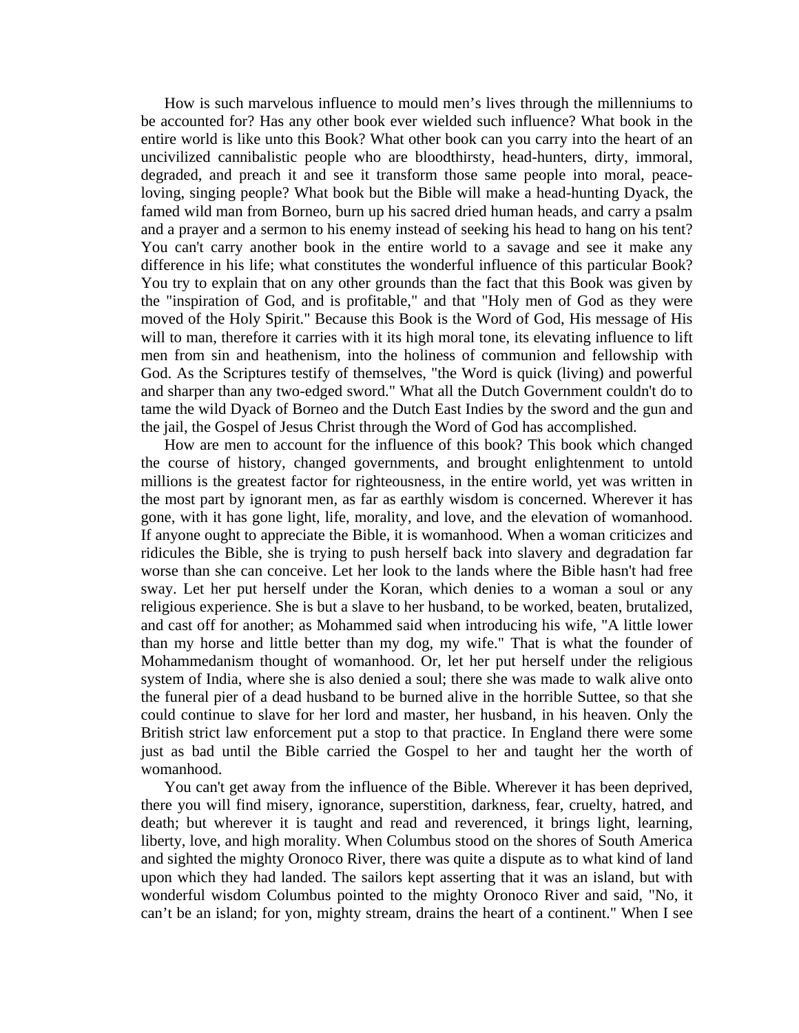How is such marvelous influence to mould men's lives through the millenniums to be accounted for? Has any other book ever wielded such influence? What book in the entire world is like unto this Book? What other book can you carry into the heart of an uncivilized cannibalistic people who are bloodthirsty, head-hunters, dirty, immoral, degraded, and preach it and see it transform those same people into moral, peace-loving, singing people? What book but the Bible will make a head-hunting Dyack, the famed wild man from Borneo, burn up his sacred dried human heads, and carry a psalm and a prayer and a sermon to his enemy instead of seeking his head to hang on his tent? You can't carry another book in the entire world to a savage and see it make any difference in his life; what constitutes the wonderful influence of this particular Book? You try to explain that on any other grounds than the fact that this Book was given by the "inspiration of God, and is profitable," and that "Holy men of God as they were moved of the Holy Spirit." Because this Book is the Word of God, His message of His will to man, therefore it carries with it its high moral tone, its elevating influence to lift men from sin and heathenism, into the holiness of communion and fellowship with God. As the Scriptures testify of themselves, "the Word is quick (living) and powerful and sharper than any two-edged sword." What all the Dutch Government couldn't do to tame the wild Dyack of Borneo and the Dutch East Indies by the sword and the gun and the jail, the Gospel of Jesus Christ through the Word of God has accomplished.

How are men to account for the influence of this book? This book which changed the course of history, changed governments, and brought enlightenment to untold millions is the greatest factor for righteousness, in the entire world, yet was written in the most part by ignorant men, as far as earthly wisdom is concerned. Wherever it has gone, with it has gone light, life, morality, and love, and the elevation of womanhood. If anyone ought to appreciate the Bible, it is womanhood. When a woman criticizes and ridicules the Bible, she is trying to push herself back into slavery and degradation far worse than she can conceive. Let her look to the lands where the Bible hasn't had free sway. Let her put herself under the Koran, which denies to a woman a soul or any religious experience. She is but a slave to her husband, to be worked, beaten, brutalized, and cast off for another; as Mohammed said when introducing his wife, "A little lower than my horse and little better than my dog, my wife." That is what the founder of Mohammedanism thought of womanhood. Or, let her put herself under the religious system of India, where she is also denied a soul; there she was made to walk alive onto the funeral pier of a dead husband to be burned alive in the horrible Suttee, so that she could continue to slave for her lord and master, her husband, in his heaven. Only the British strict law enforcement put a stop to that practice. In England there were some just as bad until the Bible carried the Gospel to her and taught her the worth of womanhood.

You can't get away from the influence of the Bible. Wherever it has been deprived, there you will find misery, ignorance, superstition, darkness, fear, cruelty, hatred, and death; but wherever it is taught and read and reverenced, it brings light, learning, liberty, love, and high morality. When Columbus stood on the shores of South America and sighted the mighty Oronoco River, there was quite a dispute as to what kind of land upon which they had landed. The sailors kept asserting that it was an island, but with wonderful wisdom Columbus pointed to the mighty Oronoco River and said, "No, it can't be an island; for yon, mighty stream, drains the heart of a continent." When I see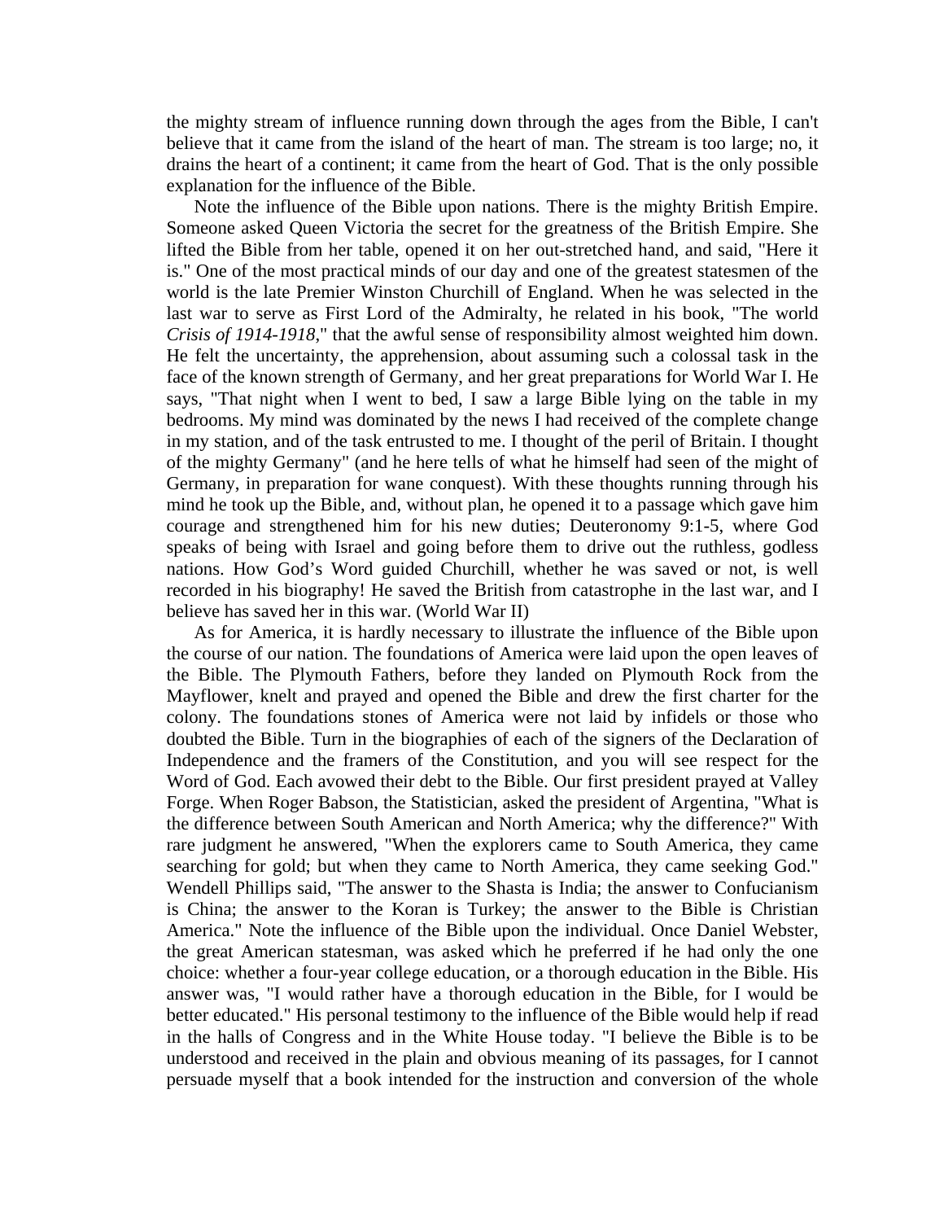the mighty stream of influence running down through the ages from the Bible, I can't believe that it came from the island of the heart of man. The stream is too large; no, it drains the heart of a continent; it came from the heart of God. That is the only possible explanation for the influence of the Bible.

Note the influence of the Bible upon nations. There is the mighty British Empire. Someone asked Queen Victoria the secret for the greatness of the British Empire. She lifted the Bible from her table, opened it on her out-stretched hand, and said, "Here it is." One of the most practical minds of our day and one of the greatest statesmen of the world is the late Premier Winston Churchill of England. When he was selected in the last war to serve as First Lord of the Admiralty, he related in his book, "The world *Crisis of 1914-1918*," that the awful sense of responsibility almost weighted him down. He felt the uncertainty, the apprehension, about assuming such a colossal task in the face of the known strength of Germany, and her great preparations for World War I. He says, "That night when I went to bed, I saw a large Bible lying on the table in my bedrooms. My mind was dominated by the news I had received of the complete change in my station, and of the task entrusted to me. I thought of the peril of Britain. I thought of the mighty Germany" (and he here tells of what he himself had seen of the might of Germany, in preparation for wane conquest). With these thoughts running through his mind he took up the Bible, and, without plan, he opened it to a passage which gave him courage and strengthened him for his new duties; Deuteronomy 9:1-5, where God speaks of being with Israel and going before them to drive out the ruthless, godless nations. How God's Word guided Churchill, whether he was saved or not, is well recorded in his biography! He saved the British from catastrophe in the last war, and I believe has saved her in this war. (World War II)

As for America, it is hardly necessary to illustrate the influence of the Bible upon the course of our nation. The foundations of America were laid upon the open leaves of the Bible. The Plymouth Fathers, before they landed on Plymouth Rock from the Mayflower, knelt and prayed and opened the Bible and drew the first charter for the colony. The foundations stones of America were not laid by infidels or those who doubted the Bible. Turn in the biographies of each of the signers of the Declaration of Independence and the framers of the Constitution, and you will see respect for the Word of God. Each avowed their debt to the Bible. Our first president prayed at Valley Forge. When Roger Babson, the Statistician, asked the president of Argentina, "What is the difference between South American and North America; why the difference?" With rare judgment he answered, "When the explorers came to South America, they came searching for gold; but when they came to North America, they came seeking God." Wendell Phillips said, "The answer to the Shasta is India; the answer to Confucianism is China; the answer to the Koran is Turkey; the answer to the Bible is Christian America." Note the influence of the Bible upon the individual. Once Daniel Webster, the great American statesman, was asked which he preferred if he had only the one choice: whether a four-year college education, or a thorough education in the Bible. His answer was, "I would rather have a thorough education in the Bible, for I would be better educated." His personal testimony to the influence of the Bible would help if read in the halls of Congress and in the White House today. "I believe the Bible is to be understood and received in the plain and obvious meaning of its passages, for I cannot persuade myself that a book intended for the instruction and conversion of the whole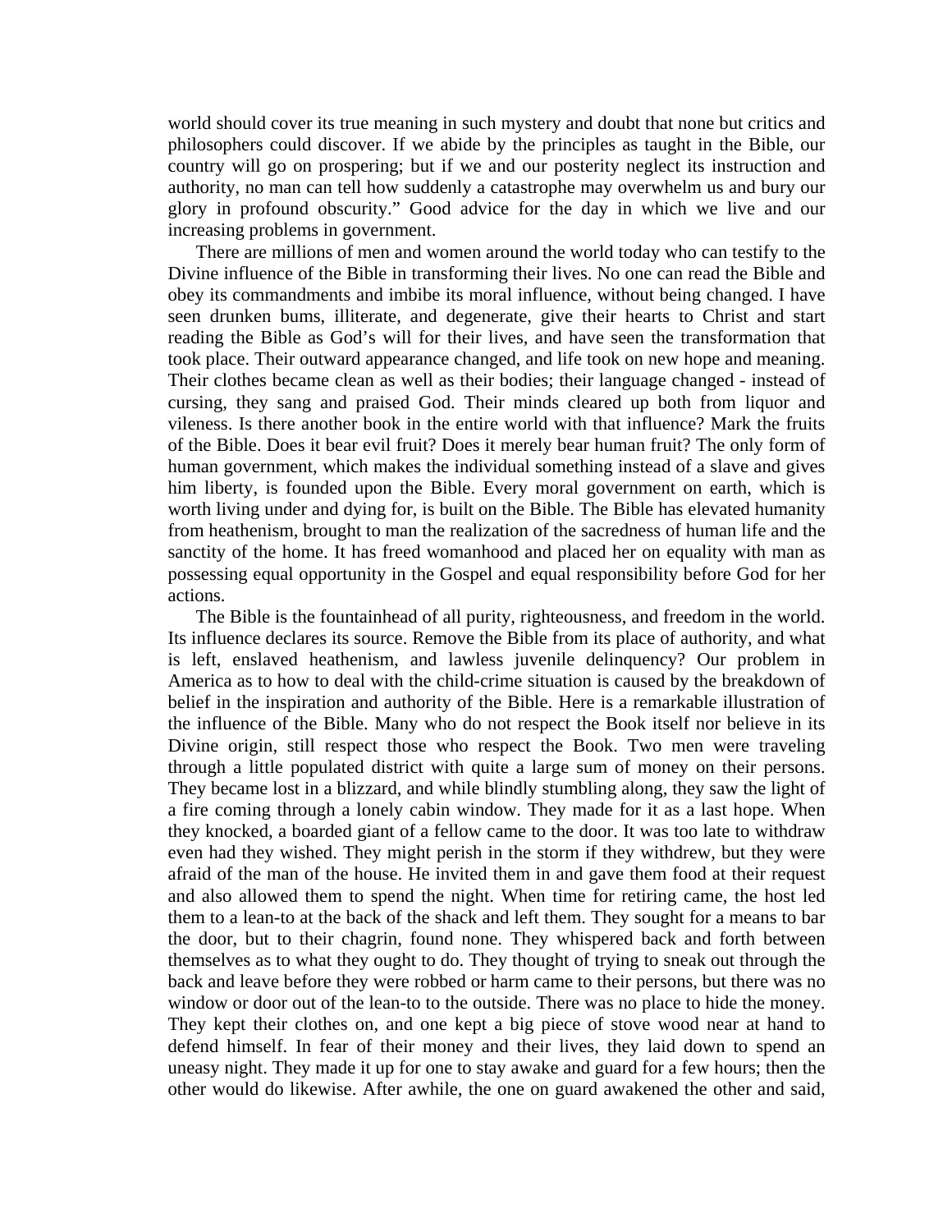world should cover its true meaning in such mystery and doubt that none but critics and philosophers could discover. If we abide by the principles as taught in the Bible, our country will go on prospering; but if we and our posterity neglect its instruction and authority, no man can tell how suddenly a catastrophe may overwhelm us and bury our glory in profound obscurity." Good advice for the day in which we live and our increasing problems in government.

There are millions of men and women around the world today who can testify to the Divine influence of the Bible in transforming their lives. No one can read the Bible and obey its commandments and imbibe its moral influence, without being changed. I have seen drunken bums, illiterate, and degenerate, give their hearts to Christ and start reading the Bible as God's will for their lives, and have seen the transformation that took place. Their outward appearance changed, and life took on new hope and meaning. Their clothes became clean as well as their bodies; their language changed - instead of cursing, they sang and praised God. Their minds cleared up both from liquor and vileness. Is there another book in the entire world with that influence? Mark the fruits of the Bible. Does it bear evil fruit? Does it merely bear human fruit? The only form of human government, which makes the individual something instead of a slave and gives him liberty, is founded upon the Bible. Every moral government on earth, which is worth living under and dying for, is built on the Bible. The Bible has elevated humanity from heathenism, brought to man the realization of the sacredness of human life and the sanctity of the home. It has freed womanhood and placed her on equality with man as possessing equal opportunity in the Gospel and equal responsibility before God for her actions.

The Bible is the fountainhead of all purity, righteousness, and freedom in the world. Its influence declares its source. Remove the Bible from its place of authority, and what is left, enslaved heathenism, and lawless juvenile delinquency? Our problem in America as to how to deal with the child-crime situation is caused by the breakdown of belief in the inspiration and authority of the Bible. Here is a remarkable illustration of the influence of the Bible. Many who do not respect the Book itself nor believe in its Divine origin, still respect those who respect the Book. Two men were traveling through a little populated district with quite a large sum of money on their persons. They became lost in a blizzard, and while blindly stumbling along, they saw the light of a fire coming through a lonely cabin window. They made for it as a last hope. When they knocked, a boarded giant of a fellow came to the door. It was too late to withdraw even had they wished. They might perish in the storm if they withdrew, but they were afraid of the man of the house. He invited them in and gave them food at their request and also allowed them to spend the night. When time for retiring came, the host led them to a lean-to at the back of the shack and left them. They sought for a means to bar the door, but to their chagrin, found none. They whispered back and forth between themselves as to what they ought to do. They thought of trying to sneak out through the back and leave before they were robbed or harm came to their persons, but there was no window or door out of the lean-to to the outside. There was no place to hide the money. They kept their clothes on, and one kept a big piece of stove wood near at hand to defend himself. In fear of their money and their lives, they laid down to spend an uneasy night. They made it up for one to stay awake and guard for a few hours; then the other would do likewise. After awhile, the one on guard awakened the other and said,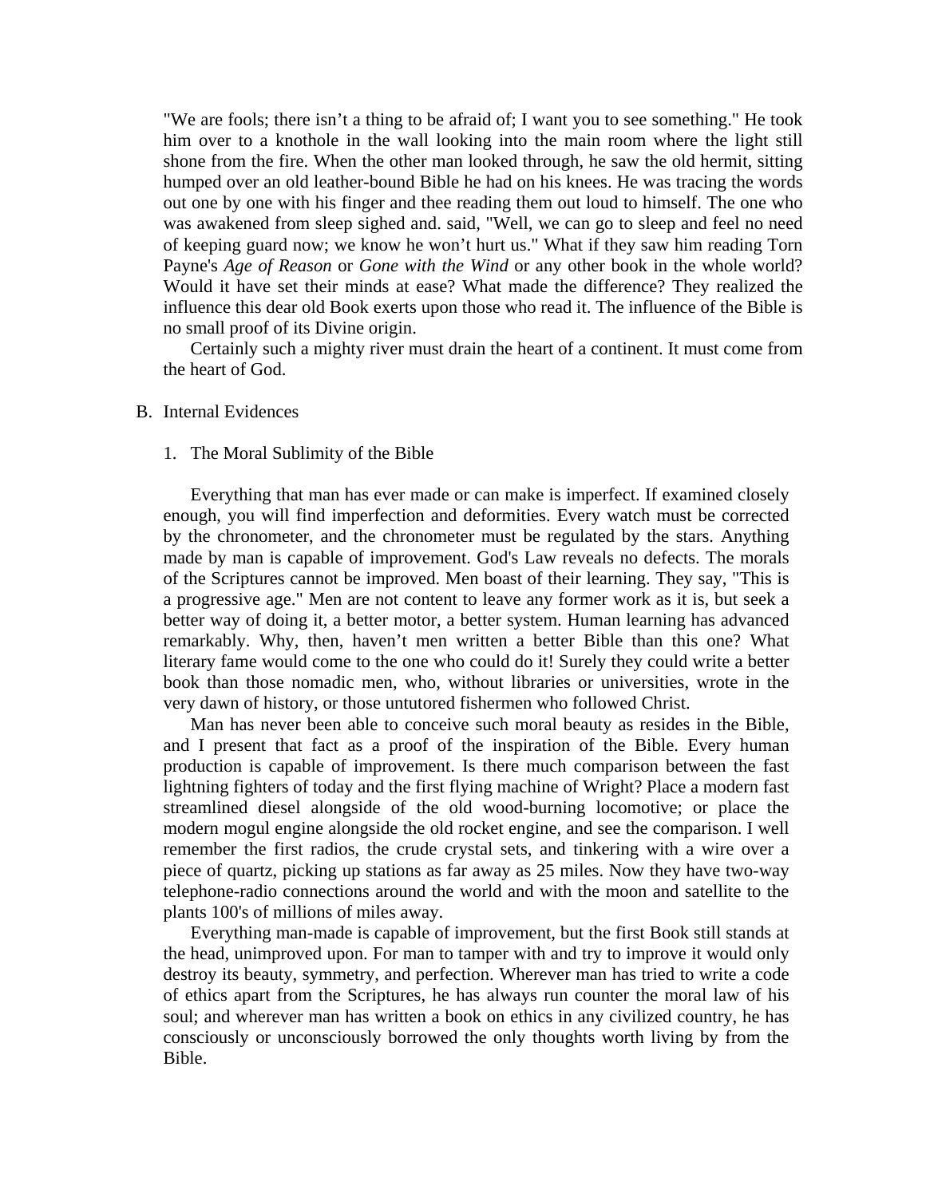"We are fools; there isn't a thing to be afraid of; I want you to see something." He took him over to a knothole in the wall looking into the main room where the light still shone from the fire. When the other man looked through, he saw the old hermit, sitting humped over an old leather-bound Bible he had on his knees. He was tracing the words out one by one with his finger and thee reading them out loud to himself. The one who was awakened from sleep sighed and. said, "Well, we can go to sleep and feel no need of keeping guard now; we know he won't hurt us." What if they saw him reading Torn Payne's *Age of Reason* or *Gone with the Wind* or any other book in the whole world? Would it have set their minds at ease? What made the difference? They realized the influence this dear old Book exerts upon those who read it. The influence of the Bible is no small proof of its Divine origin.

Certainly such a mighty river must drain the heart of a continent. It must come from the heart of God.

B. Internal Evidences

1. The Moral Sublimity of the Bible

Everything that man has ever made or can make is imperfect. If examined closely enough, you will find imperfection and deformities. Every watch must be corrected by the chronometer, and the chronometer must be regulated by the stars. Anything made by man is capable of improvement. God's Law reveals no defects. The morals of the Scriptures cannot be improved. Men boast of their learning. They say, "This is a progressive age." Men are not content to leave any former work as it is, but seek a better way of doing it, a better motor, a better system. Human learning has advanced remarkably. Why, then, haven't men written a better Bible than this one? What literary fame would come to the one who could do it! Surely they could write a better book than those nomadic men, who, without libraries or universities, wrote in the very dawn of history, or those untutored fishermen who followed Christ.

Man has never been able to conceive such moral beauty as resides in the Bible, and I present that fact as a proof of the inspiration of the Bible. Every human production is capable of improvement. Is there much comparison between the fast lightning fighters of today and the first flying machine of Wright? Place a modern fast streamlined diesel alongside of the old wood-burning locomotive; or place the modern mogul engine alongside the old rocket engine, and see the comparison. I well remember the first radios, the crude crystal sets, and tinkering with a wire over a piece of quartz, picking up stations as far away as 25 miles. Now they have two-way telephone-radio connections around the world and with the moon and satellite to the plants 100's of millions of miles away.

Everything man-made is capable of improvement, but the first Book still stands at the head, unimproved upon. For man to tamper with and try to improve it would only destroy its beauty, symmetry, and perfection. Wherever man has tried to write a code of ethics apart from the Scriptures, he has always run counter the moral law of his soul; and wherever man has written a book on ethics in any civilized country, he has consciously or unconsciously borrowed the only thoughts worth living by from the Bible.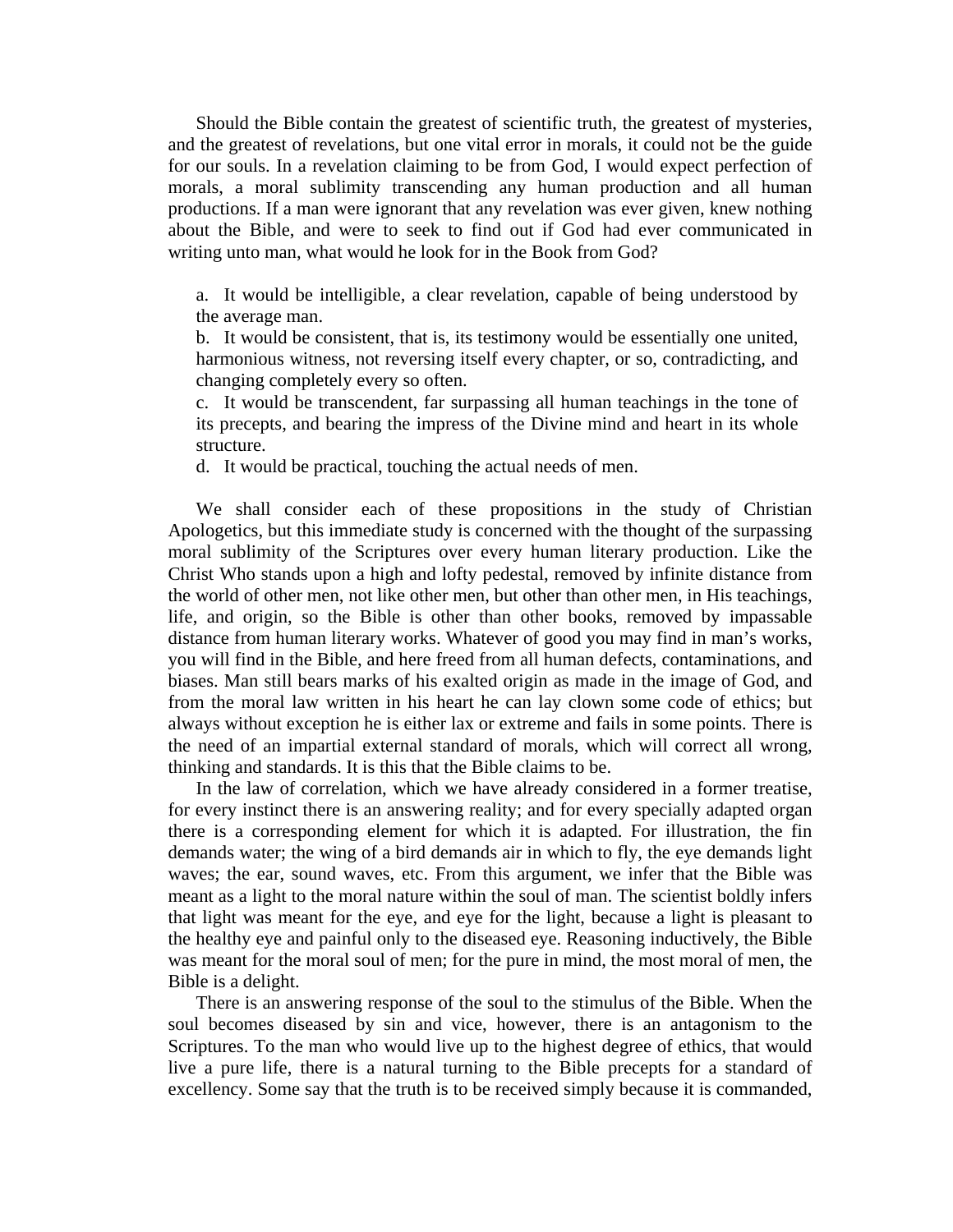Should the Bible contain the greatest of scientific truth, the greatest of mysteries, and the greatest of revelations, but one vital error in morals, it could not be the guide for our souls. In a revelation claiming to be from God, I would expect perfection of morals, a moral sublimity transcending any human production and all human productions. If a man were ignorant that any revelation was ever given, knew nothing about the Bible, and were to seek to find out if God had ever communicated in writing unto man, what would he look for in the Book from God?

a. It would be intelligible, a clear revelation, capable of being understood by the average man.
b. It would be consistent, that is, its testimony would be essentially one united, harmonious witness, not reversing itself every chapter, or so, contradicting, and changing completely every so often.
c. It would be transcendent, far surpassing all human teachings in the tone of its precepts, and bearing the impress of the Divine mind and heart in its whole structure.
d. It would be practical, touching the actual needs of men.

We shall consider each of these propositions in the study of Christian Apologetics, but this immediate study is concerned with the thought of the surpassing moral sublimity of the Scriptures over every human literary production. Like the Christ Who stands upon a high and lofty pedestal, removed by infinite distance from the world of other men, not like other men, but other than other men, in His teachings, life, and origin, so the Bible is other than other books, removed by impassable distance from human literary works. Whatever of good you may find in man's works, you will find in the Bible, and here freed from all human defects, contaminations, and biases. Man still bears marks of his exalted origin as made in the image of God, and from the moral law written in his heart he can lay clown some code of ethics; but always without exception he is either lax or extreme and fails in some points. There is the need of an impartial external standard of morals, which will correct all wrong, thinking and standards. It is this that the Bible claims to be.

In the law of correlation, which we have already considered in a former treatise, for every instinct there is an answering reality; and for every specially adapted organ there is a corresponding element for which it is adapted. For illustration, the fin demands water; the wing of a bird demands air in which to fly, the eye demands light waves; the ear, sound waves, etc. From this argument, we infer that the Bible was meant as a light to the moral nature within the soul of man. The scientist boldly infers that light was meant for the eye, and eye for the light, because a light is pleasant to the healthy eye and painful only to the diseased eye. Reasoning inductively, the Bible was meant for the moral soul of men; for the pure in mind, the most moral of men, the Bible is a delight.

There is an answering response of the soul to the stimulus of the Bible. When the soul becomes diseased by sin and vice, however, there is an antagonism to the Scriptures. To the man who would live up to the highest degree of ethics, that would live a pure life, there is a natural turning to the Bible precepts for a standard of excellency. Some say that the truth is to be received simply because it is commanded,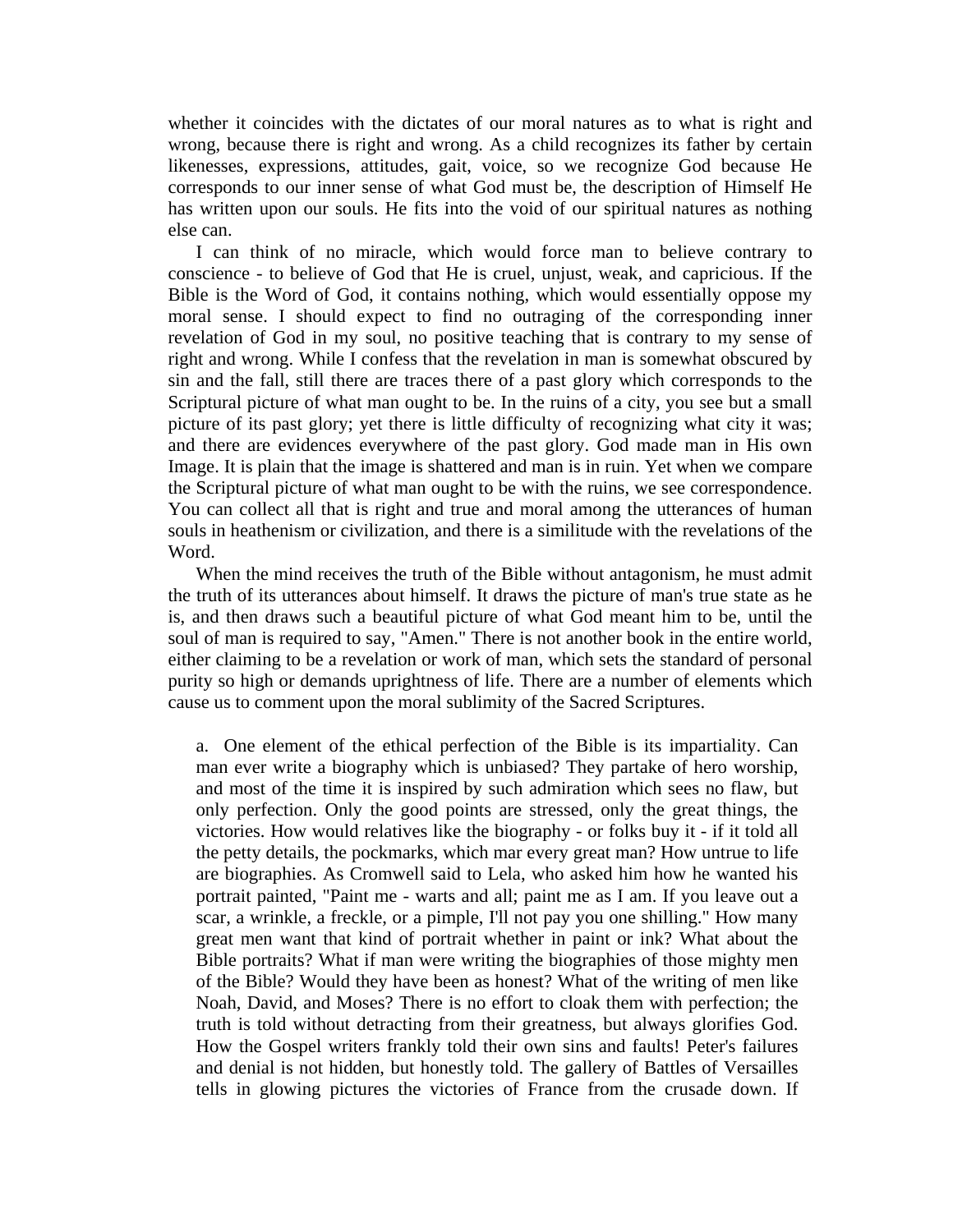whether it coincides with the dictates of our moral natures as to what is right and wrong, because there is right and wrong. As a child recognizes its father by certain likenesses, expressions, attitudes, gait, voice, so we recognize God because He corresponds to our inner sense of what God must be, the description of Himself He has written upon our souls. He fits into the void of our spiritual natures as nothing else can.

I can think of no miracle, which would force man to believe contrary to conscience - to believe of God that He is cruel, unjust, weak, and capricious. If the Bible is the Word of God, it contains nothing, which would essentially oppose my moral sense. I should expect to find no outraging of the corresponding inner revelation of God in my soul, no positive teaching that is contrary to my sense of right and wrong. While I confess that the revelation in man is somewhat obscured by sin and the fall, still there are traces there of a past glory which corresponds to the Scriptural picture of what man ought to be. In the ruins of a city, you see but a small picture of its past glory; yet there is little difficulty of recognizing what city it was; and there are evidences everywhere of the past glory. God made man in His own Image. It is plain that the image is shattered and man is in ruin. Yet when we compare the Scriptural picture of what man ought to be with the ruins, we see correspondence. You can collect all that is right and true and moral among the utterances of human souls in heathenism or civilization, and there is a similitude with the revelations of the Word.

When the mind receives the truth of the Bible without antagonism, he must admit the truth of its utterances about himself. It draws the picture of man's true state as he is, and then draws such a beautiful picture of what God meant him to be, until the soul of man is required to say, "Amen." There is not another book in the entire world, either claiming to be a revelation or work of man, which sets the standard of personal purity so high or demands uprightness of life. There are a number of elements which cause us to comment upon the moral sublimity of the Sacred Scriptures.

a. One element of the ethical perfection of the Bible is its impartiality. Can man ever write a biography which is unbiased? They partake of hero worship, and most of the time it is inspired by such admiration which sees no flaw, but only perfection. Only the good points are stressed, only the great things, the victories. How would relatives like the biography - or folks buy it - if it told all the petty details, the pockmarks, which mar every great man? How untrue to life are biographies. As Cromwell said to Lela, who asked him how he wanted his portrait painted, "Paint me - warts and all; paint me as I am. If you leave out a scar, a wrinkle, a freckle, or a pimple, I'll not pay you one shilling." How many great men want that kind of portrait whether in paint or ink? What about the Bible portraits? What if man were writing the biographies of those mighty men of the Bible? Would they have been as honest? What of the writing of men like Noah, David, and Moses? There is no effort to cloak them with perfection; the truth is told without detracting from their greatness, but always glorifies God. How the Gospel writers frankly told their own sins and faults! Peter's failures and denial is not hidden, but honestly told. The gallery of Battles of Versailles tells in glowing pictures the victories of France from the crusade down. If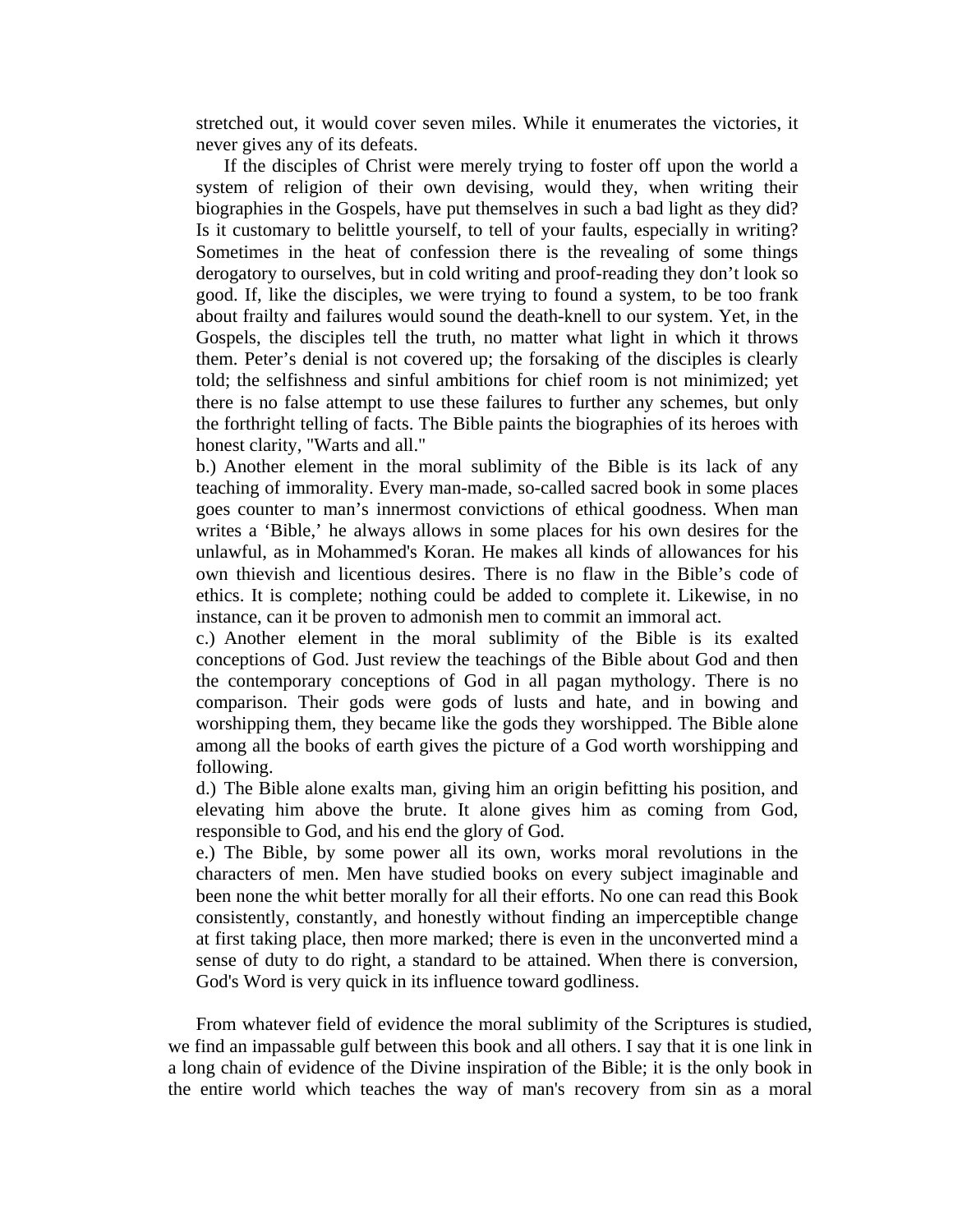stretched out, it would cover seven miles. While it enumerates the victories, it never gives any of its defeats.

If the disciples of Christ were merely trying to foster off upon the world a system of religion of their own devising, would they, when writing their biographies in the Gospels, have put themselves in such a bad light as they did? Is it customary to belittle yourself, to tell of your faults, especially in writing? Sometimes in the heat of confession there is the revealing of some things derogatory to ourselves, but in cold writing and proof-reading they don't look so good. If, like the disciples, we were trying to found a system, to be too frank about frailty and failures would sound the death-knell to our system. Yet, in the Gospels, the disciples tell the truth, no matter what light in which it throws them. Peter's denial is not covered up; the forsaking of the disciples is clearly told; the selfishness and sinful ambitions for chief room is not minimized; yet there is no false attempt to use these failures to further any schemes, but only the forthright telling of facts. The Bible paints the biographies of its heroes with honest clarity, "Warts and all."

b.) Another element in the moral sublimity of the Bible is its lack of any teaching of immorality. Every man-made, so-called sacred book in some places goes counter to man's innermost convictions of ethical goodness. When man writes a 'Bible,' he always allows in some places for his own desires for the unlawful, as in Mohammed's Koran. He makes all kinds of allowances for his own thievish and licentious desires. There is no flaw in the Bible's code of ethics. It is complete; nothing could be added to complete it. Likewise, in no instance, can it be proven to admonish men to commit an immoral act.

c.) Another element in the moral sublimity of the Bible is its exalted conceptions of God. Just review the teachings of the Bible about God and then the contemporary conceptions of God in all pagan mythology. There is no comparison. Their gods were gods of lusts and hate, and in bowing and worshipping them, they became like the gods they worshipped. The Bible alone among all the books of earth gives the picture of a God worth worshipping and following.

d.) The Bible alone exalts man, giving him an origin befitting his position, and elevating him above the brute. It alone gives him as coming from God, responsible to God, and his end the glory of God.

e.) The Bible, by some power all its own, works moral revolutions in the characters of men. Men have studied books on every subject imaginable and been none the whit better morally for all their efforts. No one can read this Book consistently, constantly, and honestly without finding an imperceptible change at first taking place, then more marked; there is even in the unconverted mind a sense of duty to do right, a standard to be attained. When there is conversion, God's Word is very quick in its influence toward godliness.

From whatever field of evidence the moral sublimity of the Scriptures is studied, we find an impassable gulf between this book and all others. I say that it is one link in a long chain of evidence of the Divine inspiration of the Bible; it is the only book in the entire world which teaches the way of man's recovery from sin as a moral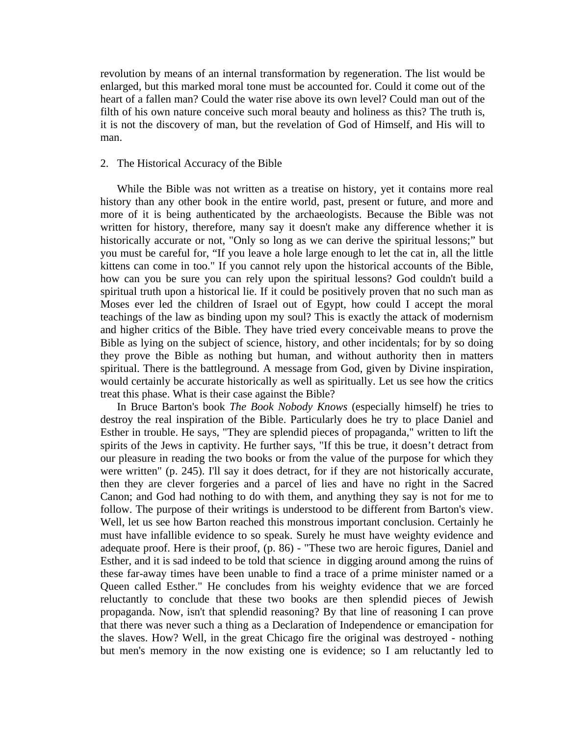revolution by means of an internal transformation by regeneration. The list would be enlarged, but this marked moral tone must be accounted for. Could it come out of the heart of a fallen man? Could the water rise above its own level? Could man out of the filth of his own nature conceive such moral beauty and holiness as this? The truth is, it is not the discovery of man, but the revelation of God of Himself, and His will to man.

2. The Historical Accuracy of the Bible

While the Bible was not written as a treatise on history, yet it contains more real history than any other book in the entire world, past, present or future, and more and more of it is being authenticated by the archaeologists. Because the Bible was not written for history, therefore, many say it doesn't make any difference whether it is historically accurate or not, "Only so long as we can derive the spiritual lessons;" but you must be careful for, "If you leave a hole large enough to let the cat in, all the little kittens can come in too." If you cannot rely upon the historical accounts of the Bible, how can you be sure you can rely upon the spiritual lessons? God couldn't build a spiritual truth upon a historical lie. If it could be positively proven that no such man as Moses ever led the children of Israel out of Egypt, how could I accept the moral teachings of the law as binding upon my soul? This is exactly the attack of modernism and higher critics of the Bible. They have tried every conceivable means to prove the Bible as lying on the subject of science, history, and other incidentals; for by so doing they prove the Bible as nothing but human, and without authority then in matters spiritual. There is the battleground. A message from God, given by Divine inspiration, would certainly be accurate historically as well as spiritually. Let us see how the critics treat this phase. What is their case against the Bible?

In Bruce Barton's book *The Book Nobody Knows* (especially himself) he tries to destroy the real inspiration of the Bible. Particularly does he try to place Daniel and Esther in trouble. He says, "They are splendid pieces of propaganda," written to lift the spirits of the Jews in captivity. He further says, "If this be true, it doesn't detract from our pleasure in reading the two books or from the value of the purpose for which they were written" (p. 245). I'll say it does detract, for if they are not historically accurate, then they are clever forgeries and a parcel of lies and have no right in the Sacred Canon; and God had nothing to do with them, and anything they say is not for me to follow. The purpose of their writings is understood to be different from Barton's view. Well, let us see how Barton reached this monstrous important conclusion. Certainly he must have infallible evidence to so speak. Surely he must have weighty evidence and adequate proof. Here is their proof, (p. 86) - "These two are heroic figures, Daniel and Esther, and it is sad indeed to be told that science in digging around among the ruins of these far-away times have been unable to find a trace of a prime minister named or a Queen called Esther." He concludes from his weighty evidence that we are forced reluctantly to conclude that these two books are then splendid pieces of Jewish propaganda. Now, isn't that splendid reasoning? By that line of reasoning I can prove that there was never such a thing as a Declaration of Independence or emancipation for the slaves. How? Well, in the great Chicago fire the original was destroyed - nothing but men's memory in the now existing one is evidence; so I am reluctantly led to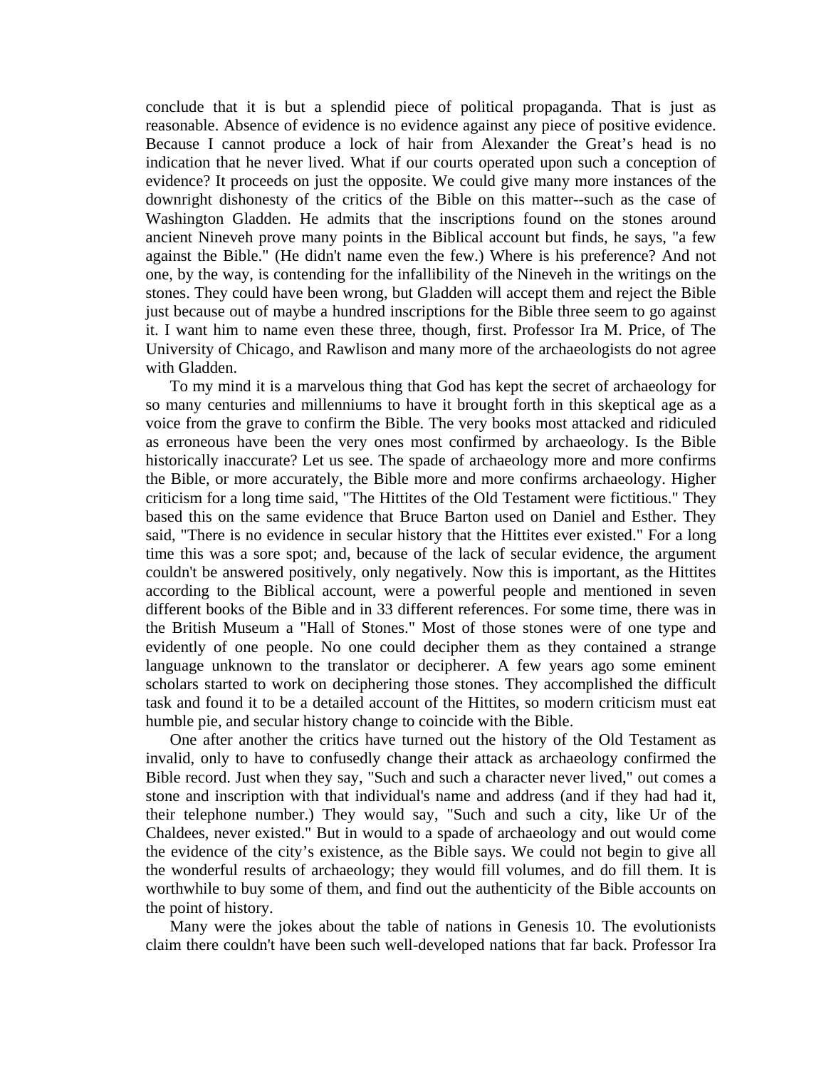conclude that it is but a splendid piece of political propaganda. That is just as reasonable. Absence of evidence is no evidence against any piece of positive evidence. Because I cannot produce a lock of hair from Alexander the Great's head is no indication that he never lived. What if our courts operated upon such a conception of evidence? It proceeds on just the opposite. We could give many more instances of the downright dishonesty of the critics of the Bible on this matter--such as the case of Washington Gladden. He admits that the inscriptions found on the stones around ancient Nineveh prove many points in the Biblical account but finds, he says, "a few against the Bible." (He didn't name even the few.) Where is his preference? And not one, by the way, is contending for the infallibility of the Nineveh in the writings on the stones. They could have been wrong, but Gladden will accept them and reject the Bible just because out of maybe a hundred inscriptions for the Bible three seem to go against it. I want him to name even these three, though, first. Professor Ira M. Price, of The University of Chicago, and Rawlison and many more of the archaeologists do not agree with Gladden.

To my mind it is a marvelous thing that God has kept the secret of archaeology for so many centuries and millenniums to have it brought forth in this skeptical age as a voice from the grave to confirm the Bible. The very books most attacked and ridiculed as erroneous have been the very ones most confirmed by archaeology. Is the Bible historically inaccurate? Let us see. The spade of archaeology more and more confirms the Bible, or more accurately, the Bible more and more confirms archaeology. Higher criticism for a long time said, "The Hittites of the Old Testament were fictitious." They based this on the same evidence that Bruce Barton used on Daniel and Esther. They said, "There is no evidence in secular history that the Hittites ever existed." For a long time this was a sore spot; and, because of the lack of secular evidence, the argument couldn't be answered positively, only negatively. Now this is important, as the Hittites according to the Biblical account, were a powerful people and mentioned in seven different books of the Bible and in 33 different references. For some time, there was in the British Museum a "Hall of Stones." Most of those stones were of one type and evidently of one people. No one could decipher them as they contained a strange language unknown to the translator or decipherer. A few years ago some eminent scholars started to work on deciphering those stones. They accomplished the difficult task and found it to be a detailed account of the Hittites, so modern criticism must eat humble pie, and secular history change to coincide with the Bible.

One after another the critics have turned out the history of the Old Testament as invalid, only to have to confusedly change their attack as archaeology confirmed the Bible record. Just when they say, "Such and such a character never lived," out comes a stone and inscription with that individual's name and address (and if they had had it, their telephone number.) They would say, "Such and such a city, like Ur of the Chaldees, never existed." But in would to a spade of archaeology and out would come the evidence of the city's existence, as the Bible says. We could not begin to give all the wonderful results of archaeology; they would fill volumes, and do fill them. It is worthwhile to buy some of them, and find out the authenticity of the Bible accounts on the point of history.

Many were the jokes about the table of nations in Genesis 10. The evolutionists claim there couldn't have been such well-developed nations that far back. Professor Ira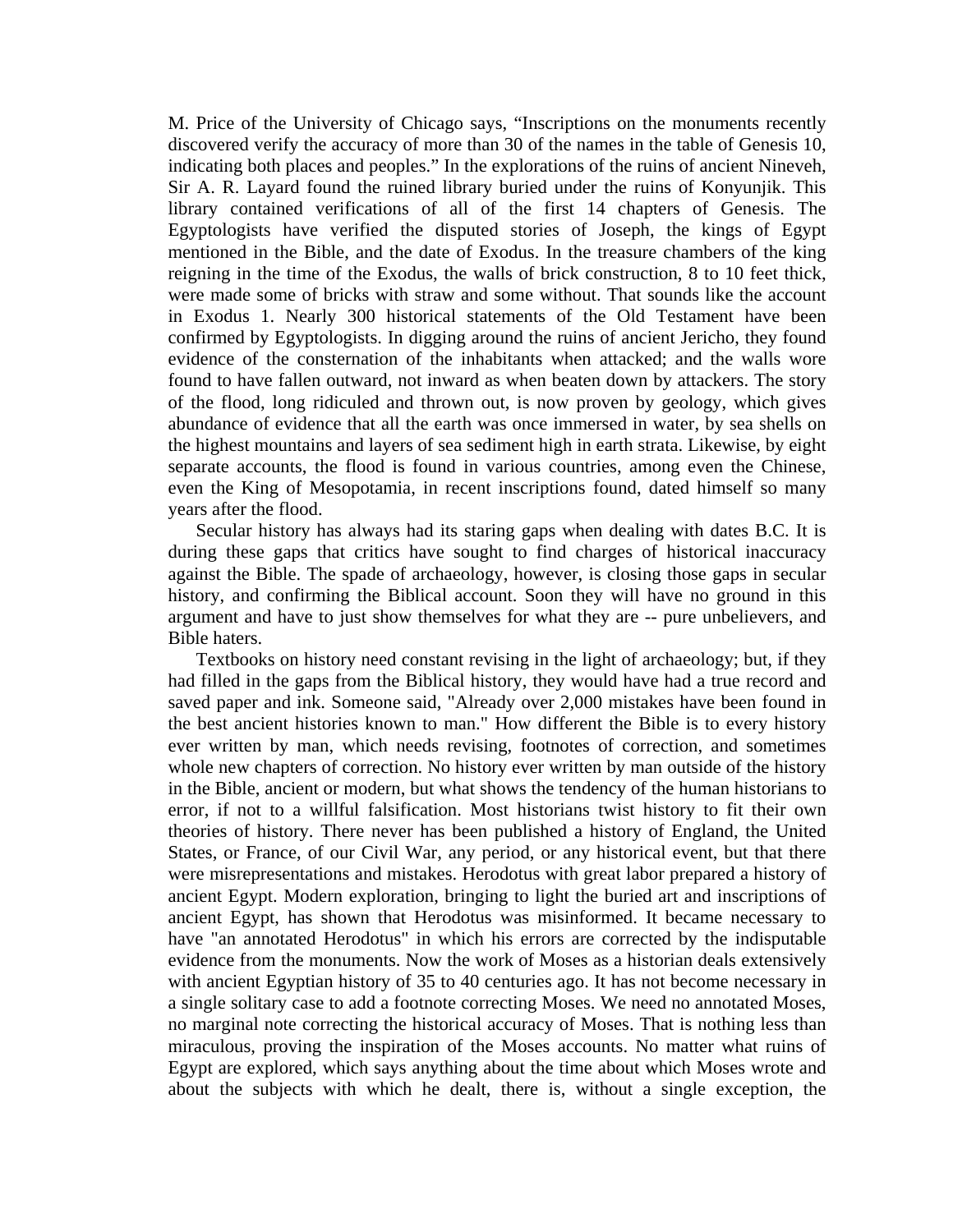M. Price of the University of Chicago says, "Inscriptions on the monuments recently discovered verify the accuracy of more than 30 of the names in the table of Genesis 10, indicating both places and peoples." In the explorations of the ruins of ancient Nineveh, Sir A. R. Layard found the ruined library buried under the ruins of Konyunjik. This library contained verifications of all of the first 14 chapters of Genesis. The Egyptologists have verified the disputed stories of Joseph, the kings of Egypt mentioned in the Bible, and the date of Exodus. In the treasure chambers of the king reigning in the time of the Exodus, the walls of brick construction, 8 to 10 feet thick, were made some of bricks with straw and some without. That sounds like the account in Exodus 1. Nearly 300 historical statements of the Old Testament have been confirmed by Egyptologists. In digging around the ruins of ancient Jericho, they found evidence of the consternation of the inhabitants when attacked; and the walls wore found to have fallen outward, not inward as when beaten down by attackers. The story of the flood, long ridiculed and thrown out, is now proven by geology, which gives abundance of evidence that all the earth was once immersed in water, by sea shells on the highest mountains and layers of sea sediment high in earth strata. Likewise, by eight separate accounts, the flood is found in various countries, among even the Chinese, even the King of Mesopotamia, in recent inscriptions found, dated himself so many years after the flood.

Secular history has always had its staring gaps when dealing with dates B.C. It is during these gaps that critics have sought to find charges of historical inaccuracy against the Bible. The spade of archaeology, however, is closing those gaps in secular history, and confirming the Biblical account. Soon they will have no ground in this argument and have to just show themselves for what they are -- pure unbelievers, and Bible haters.

Textbooks on history need constant revising in the light of archaeology; but, if they had filled in the gaps from the Biblical history, they would have had a true record and saved paper and ink. Someone said, "Already over 2,000 mistakes have been found in the best ancient histories known to man." How different the Bible is to every history ever written by man, which needs revising, footnotes of correction, and sometimes whole new chapters of correction. No history ever written by man outside of the history in the Bible, ancient or modern, but what shows the tendency of the human historians to error, if not to a willful falsification. Most historians twist history to fit their own theories of history. There never has been published a history of England, the United States, or France, of our Civil War, any period, or any historical event, but that there were misrepresentations and mistakes. Herodotus with great labor prepared a history of ancient Egypt. Modern exploration, bringing to light the buried art and inscriptions of ancient Egypt, has shown that Herodotus was misinformed. It became necessary to have "an annotated Herodotus" in which his errors are corrected by the indisputable evidence from the monuments. Now the work of Moses as a historian deals extensively with ancient Egyptian history of 35 to 40 centuries ago. It has not become necessary in a single solitary case to add a footnote correcting Moses. We need no annotated Moses, no marginal note correcting the historical accuracy of Moses. That is nothing less than miraculous, proving the inspiration of the Moses accounts. No matter what ruins of Egypt are explored, which says anything about the time about which Moses wrote and about the subjects with which he dealt, there is, without a single exception, the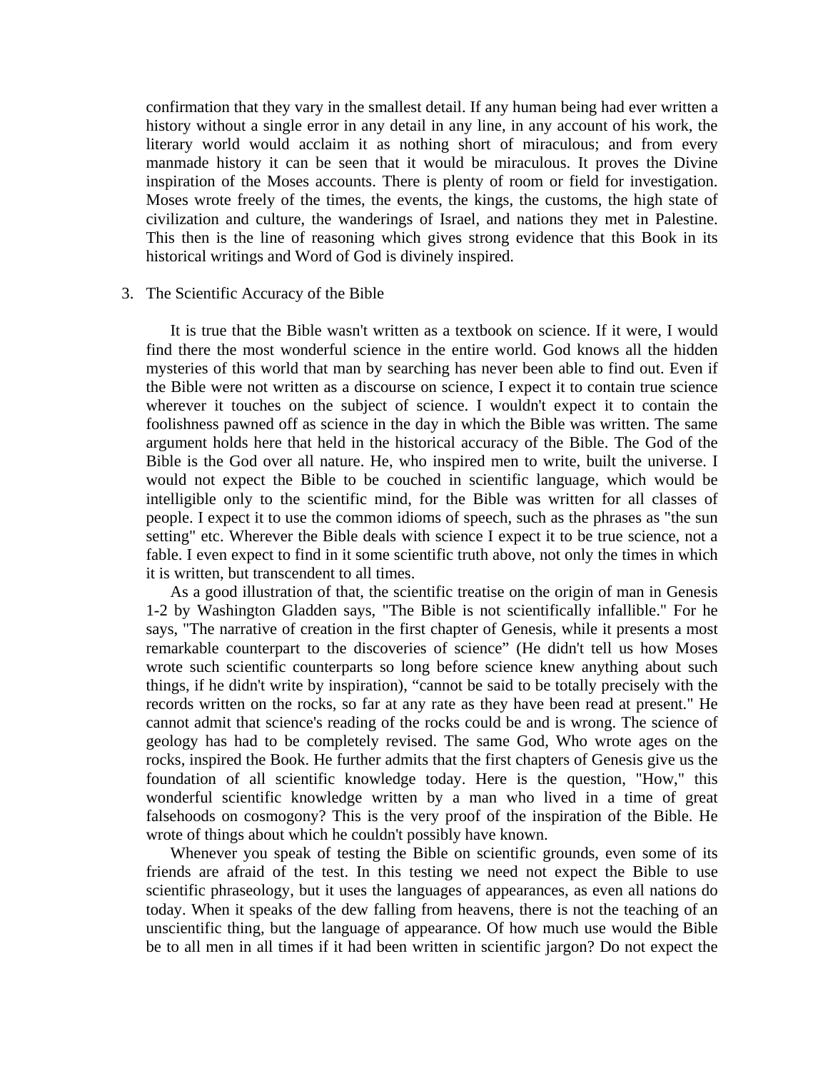confirmation that they vary in the smallest detail. If any human being had ever written a history without a single error in any detail in any line, in any account of his work, the literary world would acclaim it as nothing short of miraculous; and from every manmade history it can be seen that it would be miraculous. It proves the Divine inspiration of the Moses accounts. There is plenty of room or field for investigation. Moses wrote freely of the times, the events, the kings, the customs, the high state of civilization and culture, the wanderings of Israel, and nations they met in Palestine. This then is the line of reasoning which gives strong evidence that this Book in its historical writings and Word of God is divinely inspired.

3. The Scientific Accuracy of the Bible

It is true that the Bible wasn't written as a textbook on science. If it were, I would find there the most wonderful science in the entire world. God knows all the hidden mysteries of this world that man by searching has never been able to find out. Even if the Bible were not written as a discourse on science, I expect it to contain true science wherever it touches on the subject of science. I wouldn't expect it to contain the foolishness pawned off as science in the day in which the Bible was written. The same argument holds here that held in the historical accuracy of the Bible. The God of the Bible is the God over all nature. He, who inspired men to write, built the universe. I would not expect the Bible to be couched in scientific language, which would be intelligible only to the scientific mind, for the Bible was written for all classes of people. I expect it to use the common idioms of speech, such as the phrases as "the sun setting" etc. Wherever the Bible deals with science I expect it to be true science, not a fable. I even expect to find in it some scientific truth above, not only the times in which it is written, but transcendent to all times.

As a good illustration of that, the scientific treatise on the origin of man in Genesis 1-2 by Washington Gladden says, "The Bible is not scientifically infallible." For he says, "The narrative of creation in the first chapter of Genesis, while it presents a most remarkable counterpart to the discoveries of science" (He didn't tell us how Moses wrote such scientific counterparts so long before science knew anything about such things, if he didn't write by inspiration), "cannot be said to be totally precisely with the records written on the rocks, so far at any rate as they have been read at present." He cannot admit that science's reading of the rocks could be and is wrong. The science of geology has had to be completely revised. The same God, Who wrote ages on the rocks, inspired the Book. He further admits that the first chapters of Genesis give us the foundation of all scientific knowledge today. Here is the question, "How," this wonderful scientific knowledge written by a man who lived in a time of great falsehoods on cosmogony? This is the very proof of the inspiration of the Bible. He wrote of things about which he couldn't possibly have known.

Whenever you speak of testing the Bible on scientific grounds, even some of its friends are afraid of the test. In this testing we need not expect the Bible to use scientific phraseology, but it uses the languages of appearances, as even all nations do today. When it speaks of the dew falling from heavens, there is not the teaching of an unscientific thing, but the language of appearance. Of how much use would the Bible be to all men in all times if it had been written in scientific jargon? Do not expect the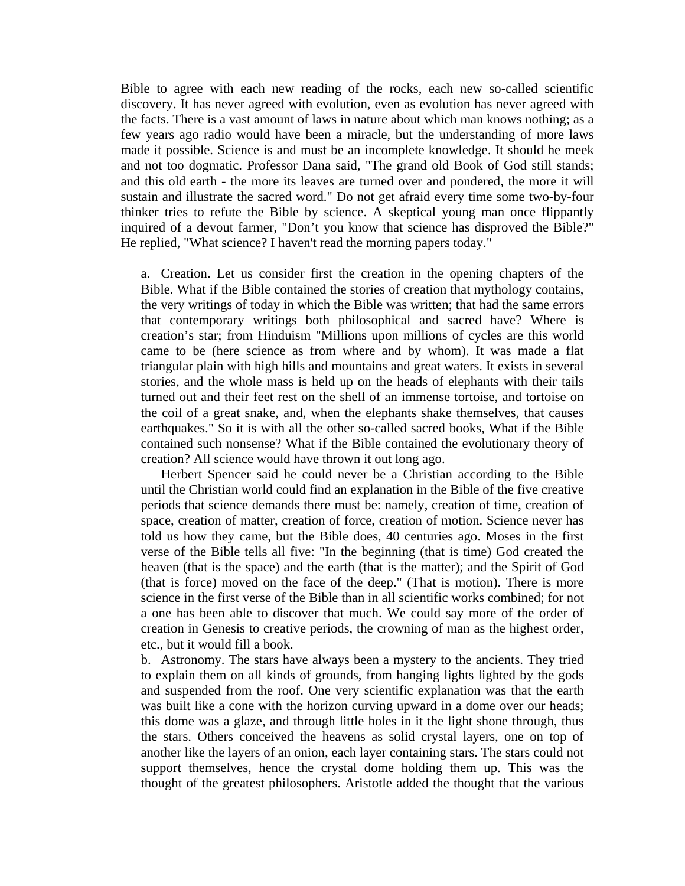Bible to agree with each new reading of the rocks, each new so-called scientific discovery. It has never agreed with evolution, even as evolution has never agreed with the facts. There is a vast amount of laws in nature about which man knows nothing; as a few years ago radio would have been a miracle, but the understanding of more laws made it possible. Science is and must be an incomplete knowledge. It should he meek and not too dogmatic. Professor Dana said, "The grand old Book of God still stands; and this old earth - the more its leaves are turned over and pondered, the more it will sustain and illustrate the sacred word." Do not get afraid every time some two-by-four thinker tries to refute the Bible by science. A skeptical young man once flippantly inquired of a devout farmer, "Don't you know that science has disproved the Bible?" He replied, "What science? I haven't read the morning papers today."

a. Creation. Let us consider first the creation in the opening chapters of the Bible. What if the Bible contained the stories of creation that mythology contains, the very writings of today in which the Bible was written; that had the same errors that contemporary writings both philosophical and sacred have? Where is creation's star; from Hinduism "Millions upon millions of cycles are this world came to be (here science as from where and by whom). It was made a flat triangular plain with high hills and mountains and great waters. It exists in several stories, and the whole mass is held up on the heads of elephants with their tails turned out and their feet rest on the shell of an immense tortoise, and tortoise on the coil of a great snake, and, when the elephants shake themselves, that causes earthquakes." So it is with all the other so-called sacred books, What if the Bible contained such nonsense? What if the Bible contained the evolutionary theory of creation? All science would have thrown it out long ago.

Herbert Spencer said he could never be a Christian according to the Bible until the Christian world could find an explanation in the Bible of the five creative periods that science demands there must be: namely, creation of time, creation of space, creation of matter, creation of force, creation of motion. Science never has told us how they came, but the Bible does, 40 centuries ago. Moses in the first verse of the Bible tells all five: "In the beginning (that is time) God created the heaven (that is the space) and the earth (that is the matter); and the Spirit of God (that is force) moved on the face of the deep." (That is motion). There is more science in the first verse of the Bible than in all scientific works combined; for not a one has been able to discover that much. We could say more of the order of creation in Genesis to creative periods, the crowning of man as the highest order, etc., but it would fill a book.

b. Astronomy. The stars have always been a mystery to the ancients. They tried to explain them on all kinds of grounds, from hanging lights lighted by the gods and suspended from the roof. One very scientific explanation was that the earth was built like a cone with the horizon curving upward in a dome over our heads; this dome was a glaze, and through little holes in it the light shone through, thus the stars. Others conceived the heavens as solid crystal layers, one on top of another like the layers of an onion, each layer containing stars. The stars could not support themselves, hence the crystal dome holding them up. This was the thought of the greatest philosophers. Aristotle added the thought that the various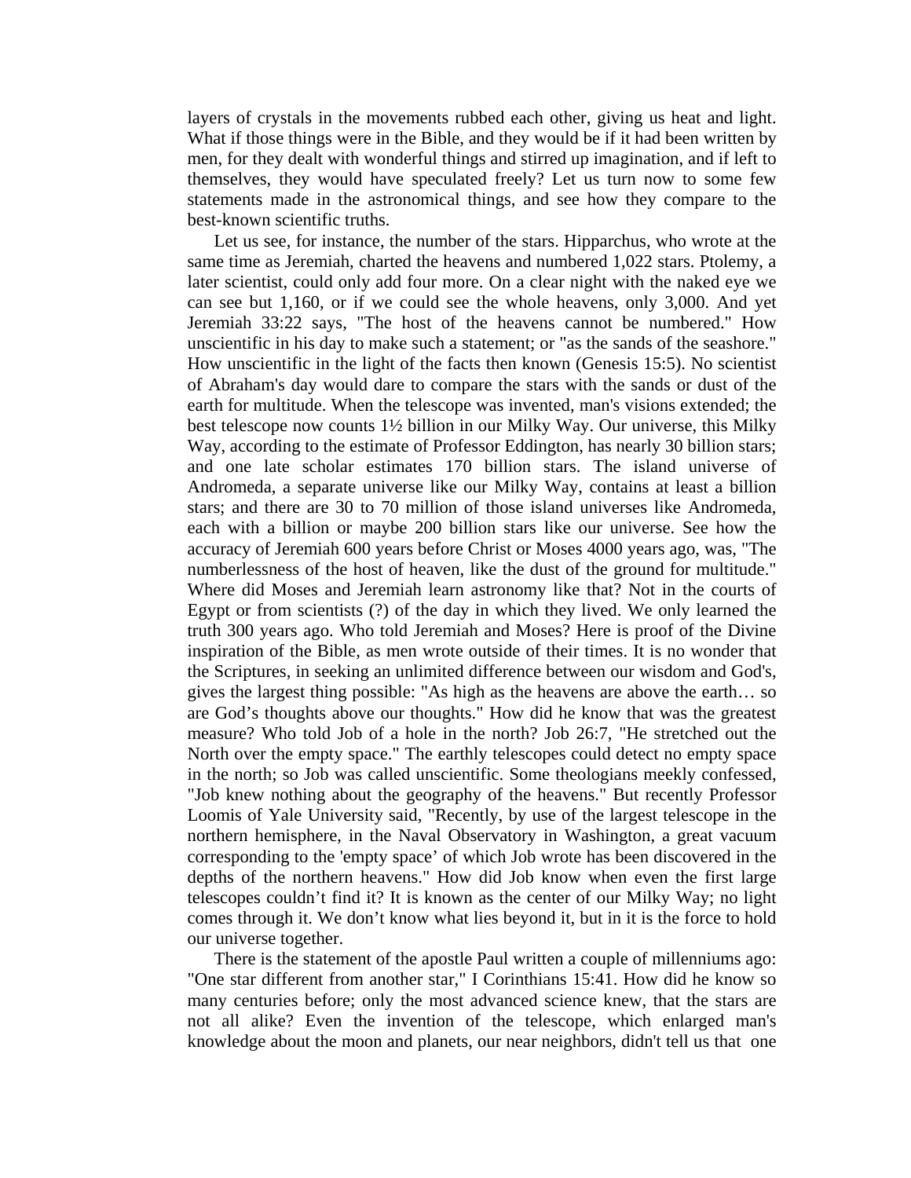layers of crystals in the movements rubbed each other, giving us heat and light. What if those things were in the Bible, and they would be if it had been written by men, for they dealt with wonderful things and stirred up imagination, and if left to themselves, they would have speculated freely? Let us turn now to some few statements made in the astronomical things, and see how they compare to the best-known scientific truths.

Let us see, for instance, the number of the stars. Hipparchus, who wrote at the same time as Jeremiah, charted the heavens and numbered 1,022 stars. Ptolemy, a later scientist, could only add four more. On a clear night with the naked eye we can see but 1,160, or if we could see the whole heavens, only 3,000. And yet Jeremiah 33:22 says, "The host of the heavens cannot be numbered." How unscientific in his day to make such a statement; or "as the sands of the seashore." How unscientific in the light of the facts then known (Genesis 15:5). No scientist of Abraham's day would dare to compare the stars with the sands or dust of the earth for multitude. When the telescope was invented, man's visions extended; the best telescope now counts 1½ billion in our Milky Way. Our universe, this Milky Way, according to the estimate of Professor Eddington, has nearly 30 billion stars; and one late scholar estimates 170 billion stars. The island universe of Andromeda, a separate universe like our Milky Way, contains at least a billion stars; and there are 30 to 70 million of those island universes like Andromeda, each with a billion or maybe 200 billion stars like our universe. See how the accuracy of Jeremiah 600 years before Christ or Moses 4000 years ago, was, "The numberlessness of the host of heaven, like the dust of the ground for multitude." Where did Moses and Jeremiah learn astronomy like that? Not in the courts of Egypt or from scientists (?) of the day in which they lived. We only learned the truth 300 years ago. Who told Jeremiah and Moses? Here is proof of the Divine inspiration of the Bible, as men wrote outside of their times. It is no wonder that the Scriptures, in seeking an unlimited difference between our wisdom and God's, gives the largest thing possible: "As high as the heavens are above the earth… so are God's thoughts above our thoughts." How did he know that was the greatest measure? Who told Job of a hole in the north? Job 26:7, "He stretched out the North over the empty space." The earthly telescopes could detect no empty space in the north; so Job was called unscientific. Some theologians meekly confessed, "Job knew nothing about the geography of the heavens." But recently Professor Loomis of Yale University said, "Recently, by use of the largest telescope in the northern hemisphere, in the Naval Observatory in Washington, a great vacuum corresponding to the 'empty space' of which Job wrote has been discovered in the depths of the northern heavens." How did Job know when even the first large telescopes couldn't find it? It is known as the center of our Milky Way; no light comes through it. We don't know what lies beyond it, but in it is the force to hold our universe together.

There is the statement of the apostle Paul written a couple of millenniums ago: "One star different from another star," I Corinthians 15:41. How did he know so many centuries before; only the most advanced science knew, that the stars are not all alike? Even the invention of the telescope, which enlarged man's knowledge about the moon and planets, our near neighbors, didn't tell us that one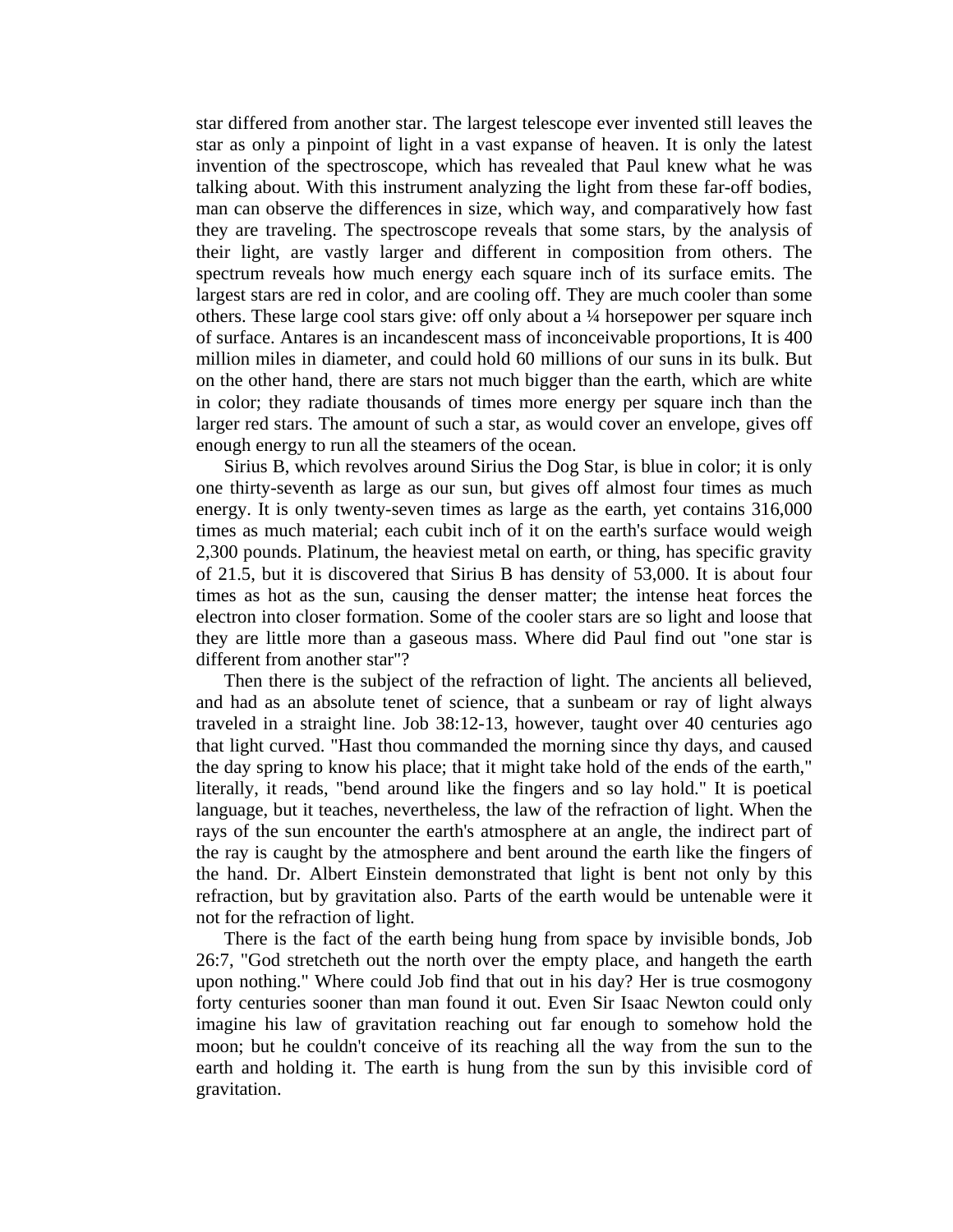star differed from another star. The largest telescope ever invented still leaves the star as only a pinpoint of light in a vast expanse of heaven. It is only the latest invention of the spectroscope, which has revealed that Paul knew what he was talking about. With this instrument analyzing the light from these far-off bodies, man can observe the differences in size, which way, and comparatively how fast they are traveling. The spectroscope reveals that some stars, by the analysis of their light, are vastly larger and different in composition from others. The spectrum reveals how much energy each square inch of its surface emits. The largest stars are red in color, and are cooling off. They are much cooler than some others. These large cool stars give: off only about a ¼ horsepower per square inch of surface. Antares is an incandescent mass of inconceivable proportions, It is 400 million miles in diameter, and could hold 60 millions of our suns in its bulk. But on the other hand, there are stars not much bigger than the earth, which are white in color; they radiate thousands of times more energy per square inch than the larger red stars. The amount of such a star, as would cover an envelope, gives off enough energy to run all the steamers of the ocean.

Sirius B, which revolves around Sirius the Dog Star, is blue in color; it is only one thirty-seventh as large as our sun, but gives off almost four times as much energy. It is only twenty-seven times as large as the earth, yet contains 316,000 times as much material; each cubit inch of it on the earth's surface would weigh 2,300 pounds. Platinum, the heaviest metal on earth, or thing, has specific gravity of 21.5, but it is discovered that Sirius B has density of 53,000. It is about four times as hot as the sun, causing the denser matter; the intense heat forces the electron into closer formation. Some of the cooler stars are so light and loose that they are little more than a gaseous mass. Where did Paul find out "one star is different from another star"?

Then there is the subject of the refraction of light. The ancients all believed, and had as an absolute tenet of science, that a sunbeam or ray of light always traveled in a straight line. Job 38:12-13, however, taught over 40 centuries ago that light curved. "Hast thou commanded the morning since thy days, and caused the day spring to know his place; that it might take hold of the ends of the earth," literally, it reads, "bend around like the fingers and so lay hold." It is poetical language, but it teaches, nevertheless, the law of the refraction of light. When the rays of the sun encounter the earth's atmosphere at an angle, the indirect part of the ray is caught by the atmosphere and bent around the earth like the fingers of the hand. Dr. Albert Einstein demonstrated that light is bent not only by this refraction, but by gravitation also. Parts of the earth would be untenable were it not for the refraction of light.

There is the fact of the earth being hung from space by invisible bonds, Job 26:7, "God stretcheth out the north over the empty place, and hangeth the earth upon nothing." Where could Job find that out in his day? Her is true cosmogony forty centuries sooner than man found it out. Even Sir Isaac Newton could only imagine his law of gravitation reaching out far enough to somehow hold the moon; but he couldn't conceive of its reaching all the way from the sun to the earth and holding it. The earth is hung from the sun by this invisible cord of gravitation.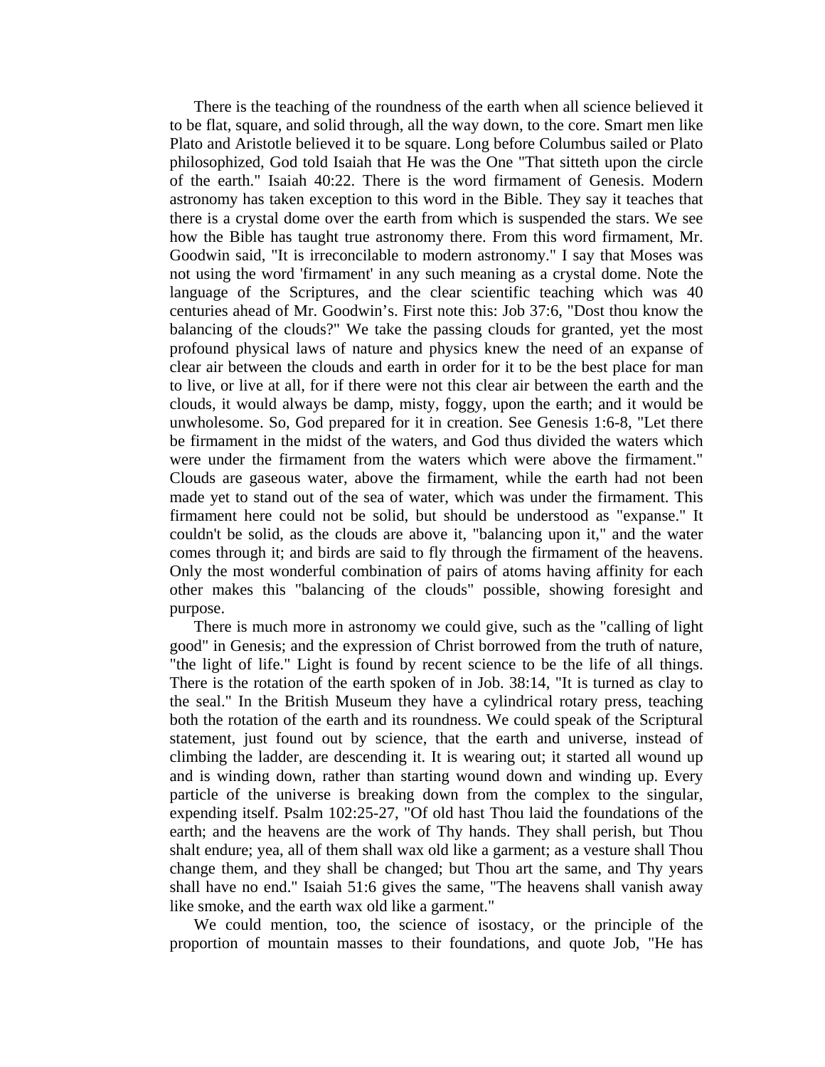There is the teaching of the roundness of the earth when all science believed it to be flat, square, and solid through, all the way down, to the core. Smart men like Plato and Aristotle believed it to be square. Long before Columbus sailed or Plato philosophized, God told Isaiah that He was the One "That sitteth upon the circle of the earth." Isaiah 40:22. There is the word firmament of Genesis. Modern astronomy has taken exception to this word in the Bible. They say it teaches that there is a crystal dome over the earth from which is suspended the stars. We see how the Bible has taught true astronomy there. From this word firmament, Mr. Goodwin said, "It is irreconcilable to modern astronomy." I say that Moses was not using the word 'firmament' in any such meaning as a crystal dome. Note the language of the Scriptures, and the clear scientific teaching which was 40 centuries ahead of Mr. Goodwin's. First note this: Job 37:6, "Dost thou know the balancing of the clouds?" We take the passing clouds for granted, yet the most profound physical laws of nature and physics knew the need of an expanse of clear air between the clouds and earth in order for it to be the best place for man to live, or live at all, for if there were not this clear air between the earth and the clouds, it would always be damp, misty, foggy, upon the earth; and it would be unwholesome. So, God prepared for it in creation. See Genesis 1:6-8, "Let there be firmament in the midst of the waters, and God thus divided the waters which were under the firmament from the waters which were above the firmament." Clouds are gaseous water, above the firmament, while the earth had not been made yet to stand out of the sea of water, which was under the firmament. This firmament here could not be solid, but should be understood as "expanse." It couldn't be solid, as the clouds are above it, "balancing upon it," and the water comes through it; and birds are said to fly through the firmament of the heavens. Only the most wonderful combination of pairs of atoms having affinity for each other makes this "balancing of the clouds" possible, showing foresight and purpose.

There is much more in astronomy we could give, such as the "calling of light good" in Genesis; and the expression of Christ borrowed from the truth of nature, "the light of life." Light is found by recent science to be the life of all things. There is the rotation of the earth spoken of in Job. 38:14, "It is turned as clay to the seal." In the British Museum they have a cylindrical rotary press, teaching both the rotation of the earth and its roundness. We could speak of the Scriptural statement, just found out by science, that the earth and universe, instead of climbing the ladder, are descending it. It is wearing out; it started all wound up and is winding down, rather than starting wound down and winding up. Every particle of the universe is breaking down from the complex to the singular, expending itself. Psalm 102:25-27, "Of old hast Thou laid the foundations of the earth; and the heavens are the work of Thy hands. They shall perish, but Thou shalt endure; yea, all of them shall wax old like a garment; as a vesture shall Thou change them, and they shall be changed; but Thou art the same, and Thy years shall have no end." Isaiah 51:6 gives the same, "The heavens shall vanish away like smoke, and the earth wax old like a garment."

We could mention, too, the science of isostacy, or the principle of the proportion of mountain masses to their foundations, and quote Job, "He has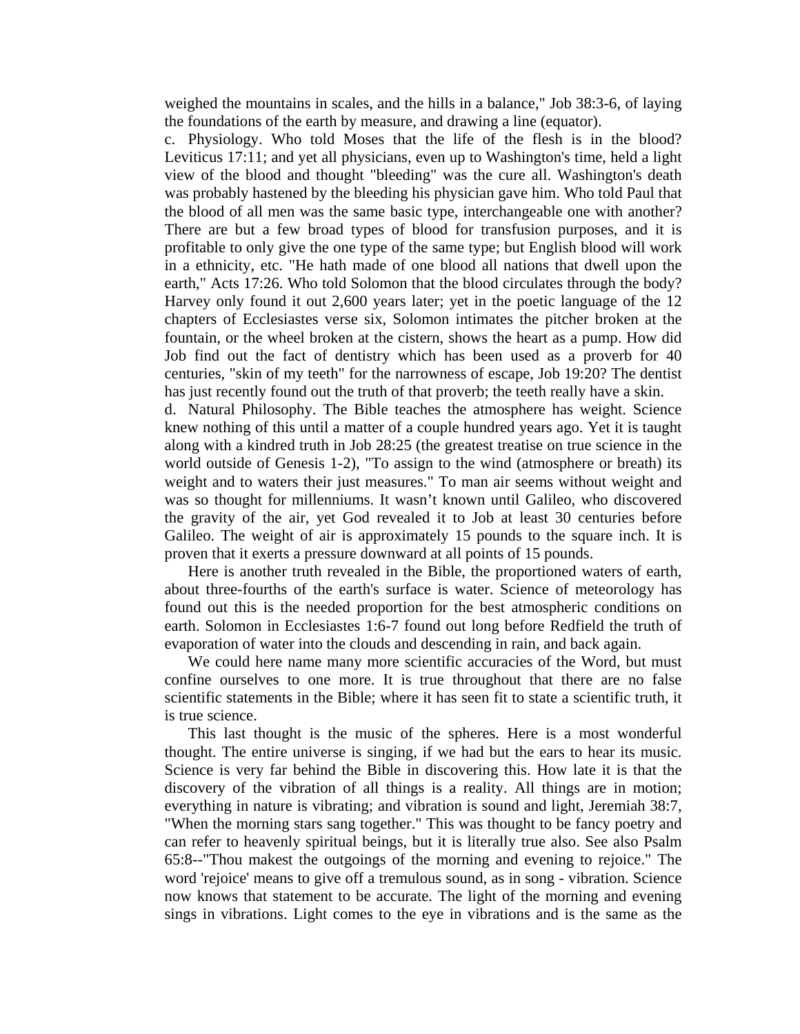weighed the mountains in scales, and the hills in a balance," Job 38:3-6, of laying the foundations of the earth by measure, and drawing a line (equator).

c. Physiology. Who told Moses that the life of the flesh is in the blood? Leviticus 17:11; and yet all physicians, even up to Washington's time, held a light view of the blood and thought "bleeding" was the cure all. Washington's death was probably hastened by the bleeding his physician gave him. Who told Paul that the blood of all men was the same basic type, interchangeable one with another? There are but a few broad types of blood for transfusion purposes, and it is profitable to only give the one type of the same type; but English blood will work in a ethnicity, etc. "He hath made of one blood all nations that dwell upon the earth," Acts 17:26. Who told Solomon that the blood circulates through the body? Harvey only found it out 2,600 years later; yet in the poetic language of the 12 chapters of Ecclesiastes verse six, Solomon intimates the pitcher broken at the fountain, or the wheel broken at the cistern, shows the heart as a pump. How did Job find out the fact of dentistry which has been used as a proverb for 40 centuries, "skin of my teeth" for the narrowness of escape, Job 19:20? The dentist has just recently found out the truth of that proverb; the teeth really have a skin.

d. Natural Philosophy. The Bible teaches the atmosphere has weight. Science knew nothing of this until a matter of a couple hundred years ago. Yet it is taught along with a kindred truth in Job 28:25 (the greatest treatise on true science in the world outside of Genesis 1-2), "To assign to the wind (atmosphere or breath) its weight and to waters their just measures." To man air seems without weight and was so thought for millenniums. It wasn't known until Galileo, who discovered the gravity of the air, yet God revealed it to Job at least 30 centuries before Galileo. The weight of air is approximately 15 pounds to the square inch. It is proven that it exerts a pressure downward at all points of 15 pounds.

Here is another truth revealed in the Bible, the proportioned waters of earth, about three-fourths of the earth's surface is water. Science of meteorology has found out this is the needed proportion for the best atmospheric conditions on earth. Solomon in Ecclesiastes 1:6-7 found out long before Redfield the truth of evaporation of water into the clouds and descending in rain, and back again.

We could here name many more scientific accuracies of the Word, but must confine ourselves to one more. It is true throughout that there are no false scientific statements in the Bible; where it has seen fit to state a scientific truth, it is true science.

This last thought is the music of the spheres. Here is a most wonderful thought. The entire universe is singing, if we had but the ears to hear its music. Science is very far behind the Bible in discovering this. How late it is that the discovery of the vibration of all things is a reality. All things are in motion; everything in nature is vibrating; and vibration is sound and light, Jeremiah 38:7, "When the morning stars sang together." This was thought to be fancy poetry and can refer to heavenly spiritual beings, but it is literally true also. See also Psalm 65:8--"Thou makest the outgoings of the morning and evening to rejoice." The word 'rejoice' means to give off a tremulous sound, as in song - vibration. Science now knows that statement to be accurate. The light of the morning and evening sings in vibrations. Light comes to the eye in vibrations and is the same as the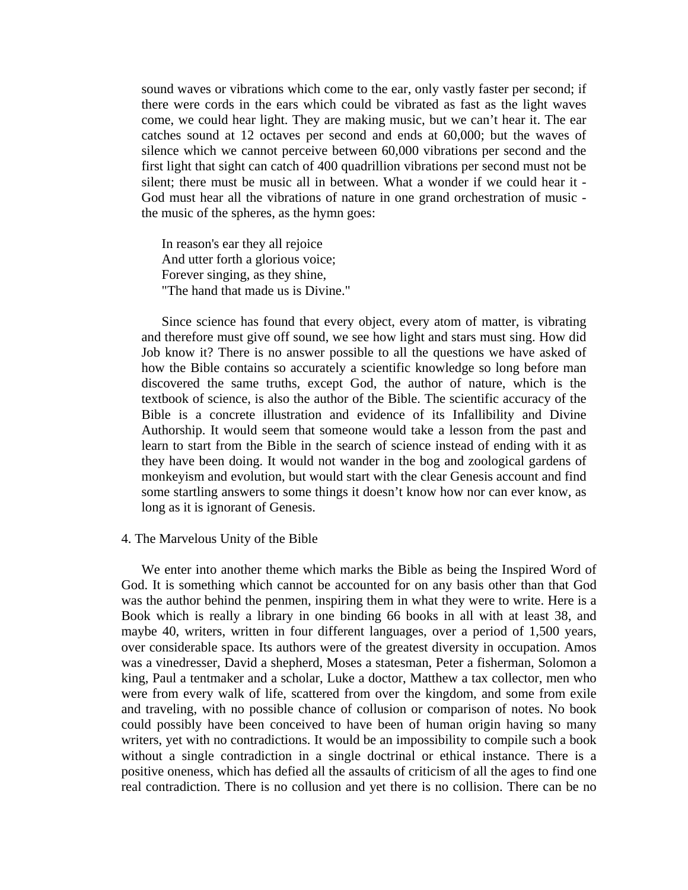sound waves or vibrations which come to the ear, only vastly faster per second; if there were cords in the ears which could be vibrated as fast as the light waves come, we could hear light. They are making music, but we can't hear it. The ear catches sound at 12 octaves per second and ends at 60,000; but the waves of silence which we cannot perceive between 60,000 vibrations per second and the first light that sight can catch of 400 quadrillion vibrations per second must not be silent; there must be music all in between. What a wonder if we could hear it - God must hear all the vibrations of nature in one grand orchestration of music - the music of the spheres, as the hymn goes:

> In reason's ear they all rejoice
> And utter forth a glorious voice;
> Forever singing, as they shine,
> "The hand that made us is Divine."

Since science has found that every object, every atom of matter, is vibrating and therefore must give off sound, we see how light and stars must sing. How did Job know it? There is no answer possible to all the questions we have asked of how the Bible contains so accurately a scientific knowledge so long before man discovered the same truths, except God, the author of nature, which is the textbook of science, is also the author of the Bible. The scientific accuracy of the Bible is a concrete illustration and evidence of its Infallibility and Divine Authorship. It would seem that someone would take a lesson from the past and learn to start from the Bible in the search of science instead of ending with it as they have been doing. It would not wander in the bog and zoological gardens of monkeyism and evolution, but would start with the clear Genesis account and find some startling answers to some things it doesn't know how nor can ever know, as long as it is ignorant of Genesis.

4. The Marvelous Unity of the Bible

We enter into another theme which marks the Bible as being the Inspired Word of God. It is something which cannot be accounted for on any basis other than that God was the author behind the penmen, inspiring them in what they were to write. Here is a Book which is really a library in one binding 66 books in all with at least 38, and maybe 40, writers, written in four different languages, over a period of 1,500 years, over considerable space. Its authors were of the greatest diversity in occupation. Amos was a vinedresser, David a shepherd, Moses a statesman, Peter a fisherman, Solomon a king, Paul a tentmaker and a scholar, Luke a doctor, Matthew a tax collector, men who were from every walk of life, scattered from over the kingdom, and some from exile and traveling, with no possible chance of collusion or comparison of notes. No book could possibly have been conceived to have been of human origin having so many writers, yet with no contradictions. It would be an impossibility to compile such a book without a single contradiction in a single doctrinal or ethical instance. There is a positive oneness, which has defied all the assaults of criticism of all the ages to find one real contradiction. There is no collusion and yet there is no collision. There can be no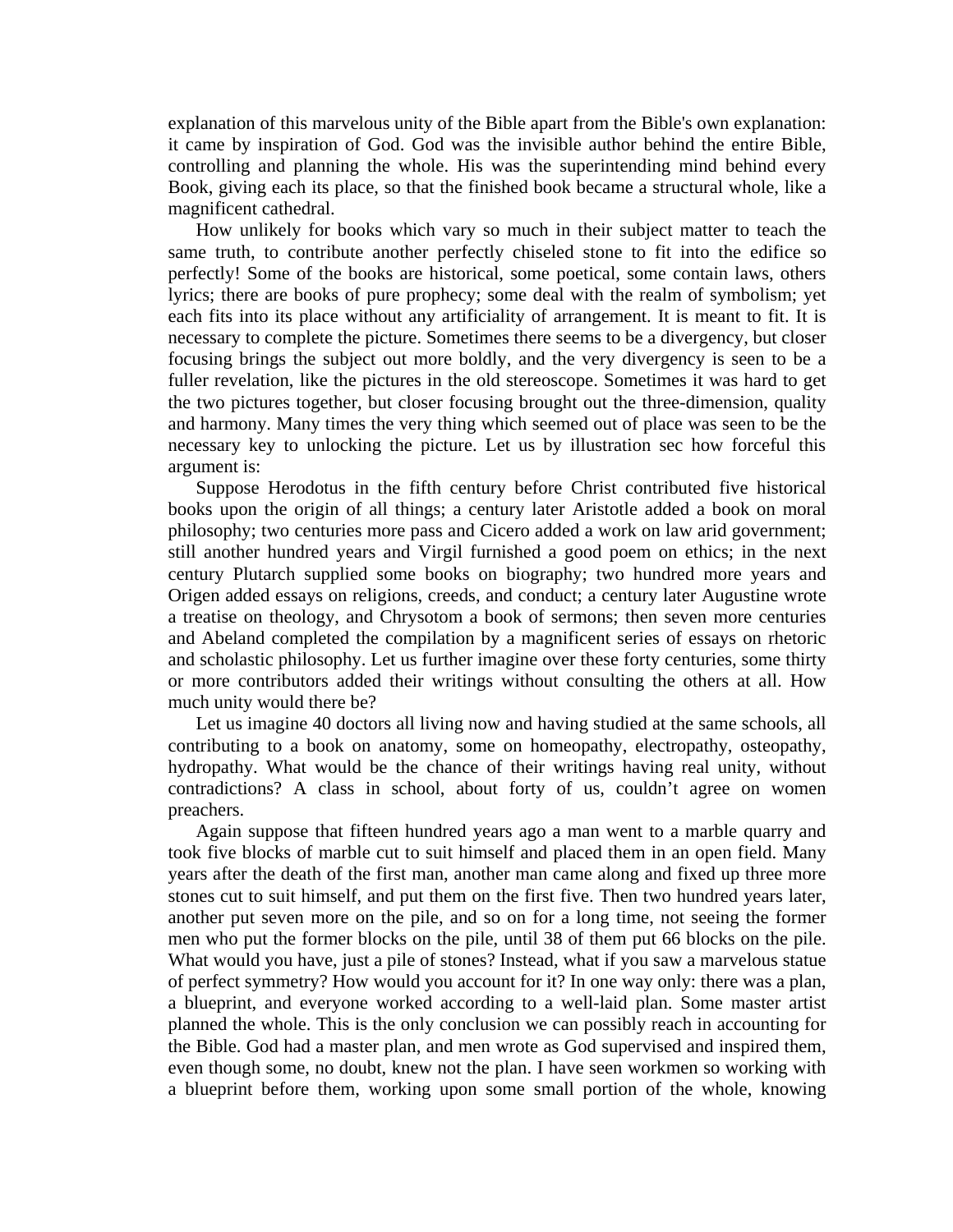explanation of this marvelous unity of the Bible apart from the Bible's own explanation: it came by inspiration of God. God was the invisible author behind the entire Bible, controlling and planning the whole. His was the superintending mind behind every Book, giving each its place, so that the finished book became a structural whole, like a magnificent cathedral.

How unlikely for books which vary so much in their subject matter to teach the same truth, to contribute another perfectly chiseled stone to fit into the edifice so perfectly! Some of the books are historical, some poetical, some contain laws, others lyrics; there are books of pure prophecy; some deal with the realm of symbolism; yet each fits into its place without any artificiality of arrangement. It is meant to fit. It is necessary to complete the picture. Sometimes there seems to be a divergency, but closer focusing brings the subject out more boldly, and the very divergency is seen to be a fuller revelation, like the pictures in the old stereoscope. Sometimes it was hard to get the two pictures together, but closer focusing brought out the three-dimension, quality and harmony. Many times the very thing which seemed out of place was seen to be the necessary key to unlocking the picture. Let us by illustration sec how forceful this argument is:

Suppose Herodotus in the fifth century before Christ contributed five historical books upon the origin of all things; a century later Aristotle added a book on moral philosophy; two centuries more pass and Cicero added a work on law arid government; still another hundred years and Virgil furnished a good poem on ethics; in the next century Plutarch supplied some books on biography; two hundred more years and Origen added essays on religions, creeds, and conduct; a century later Augustine wrote a treatise on theology, and Chrysotom a book of sermons; then seven more centuries and Abeland completed the compilation by a magnificent series of essays on rhetoric and scholastic philosophy. Let us further imagine over these forty centuries, some thirty or more contributors added their writings without consulting the others at all. How much unity would there be?

Let us imagine 40 doctors all living now and having studied at the same schools, all contributing to a book on anatomy, some on homeopathy, electropathy, osteopathy, hydropathy. What would be the chance of their writings having real unity, without contradictions? A class in school, about forty of us, couldn't agree on women preachers.

Again suppose that fifteen hundred years ago a man went to a marble quarry and took five blocks of marble cut to suit himself and placed them in an open field. Many years after the death of the first man, another man came along and fixed up three more stones cut to suit himself, and put them on the first five. Then two hundred years later, another put seven more on the pile, and so on for a long time, not seeing the former men who put the former blocks on the pile, until 38 of them put 66 blocks on the pile. What would you have, just a pile of stones? Instead, what if you saw a marvelous statue of perfect symmetry? How would you account for it? In one way only: there was a plan, a blueprint, and everyone worked according to a well-laid plan. Some master artist planned the whole. This is the only conclusion we can possibly reach in accounting for the Bible. God had a master plan, and men wrote as God supervised and inspired them, even though some, no doubt, knew not the plan. I have seen workmen so working with a blueprint before them, working upon some small portion of the whole, knowing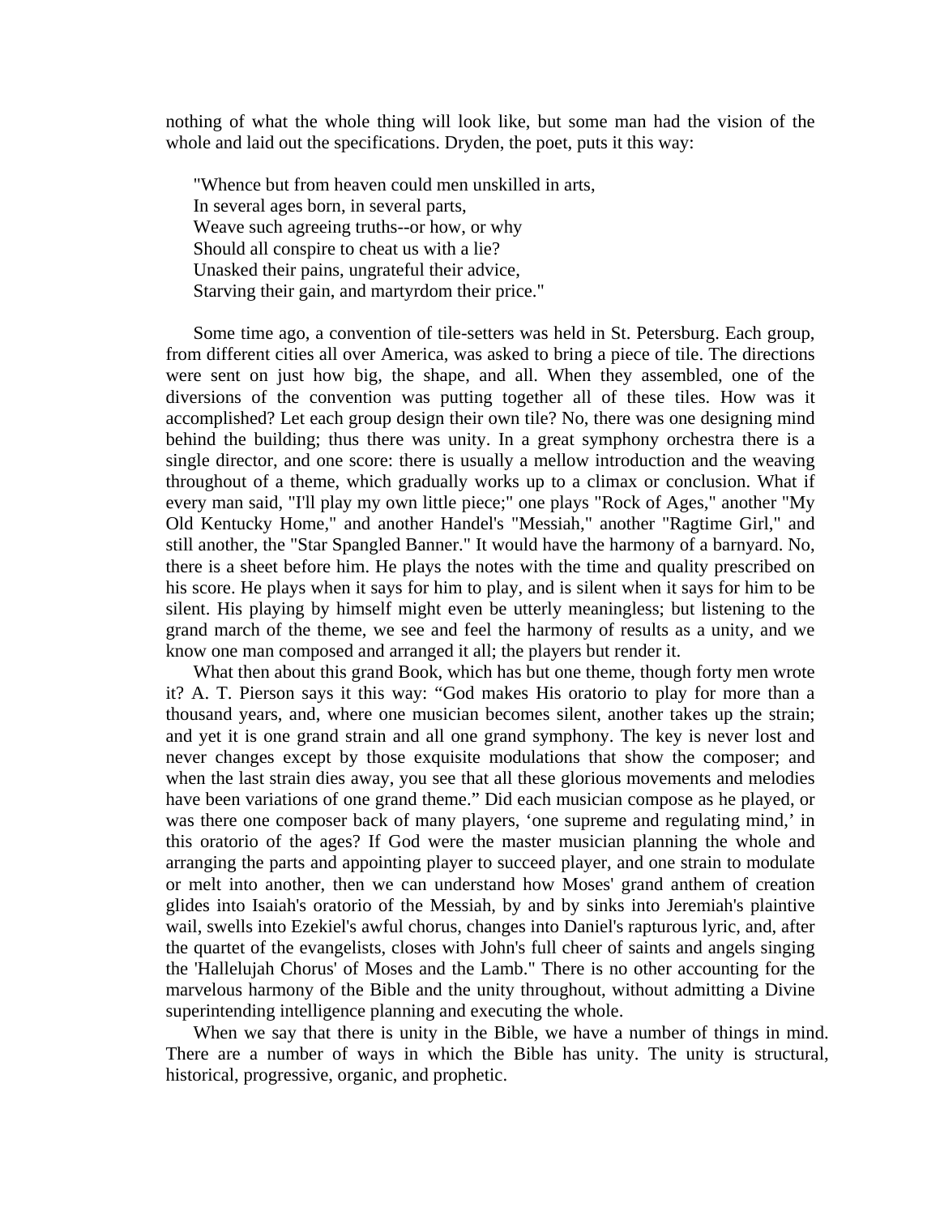nothing of what the whole thing will look like, but some man had the vision of the whole and laid out the specifications. Dryden, the poet, puts it this way:

> "Whence but from heaven could men unskilled in arts,
> In several ages born, in several parts,
> Weave such agreeing truths--or how, or why
> Should all conspire to cheat us with a lie?
> Unasked their pains, ungrateful their advice,
> Starving their gain, and martyrdom their price."

Some time ago, a convention of tile-setters was held in St. Petersburg. Each group, from different cities all over America, was asked to bring a piece of tile. The directions were sent on just how big, the shape, and all. When they assembled, one of the diversions of the convention was putting together all of these tiles. How was it accomplished? Let each group design their own tile? No, there was one designing mind behind the building; thus there was unity. In a great symphony orchestra there is a single director, and one score: there is usually a mellow introduction and the weaving throughout of a theme, which gradually works up to a climax or conclusion. What if every man said, "I'll play my own little piece;" one plays "Rock of Ages," another "My Old Kentucky Home," and another Handel's "Messiah," another "Ragtime Girl," and still another, the "Star Spangled Banner." It would have the harmony of a barnyard. No, there is a sheet before him. He plays the notes with the time and quality prescribed on his score. He plays when it says for him to play, and is silent when it says for him to be silent. His playing by himself might even be utterly meaningless; but listening to the grand march of the theme, we see and feel the harmony of results as a unity, and we know one man composed and arranged it all; the players but render it.

What then about this grand Book, which has but one theme, though forty men wrote it? A. T. Pierson says it this way: “God makes His oratorio to play for more than a thousand years, and, where one musician becomes silent, another takes up the strain; and yet it is one grand strain and all one grand symphony. The key is never lost and never changes except by those exquisite modulations that show the composer; and when the last strain dies away, you see that all these glorious movements and melodies have been variations of one grand theme.” Did each musician compose as he played, or was there one composer back of many players, ‘one supreme and regulating mind,’ in this oratorio of the ages? If God were the master musician planning the whole and arranging the parts and appointing player to succeed player, and one strain to modulate or melt into another, then we can understand how Moses' grand anthem of creation glides into Isaiah's oratorio of the Messiah, by and by sinks into Jeremiah's plaintive wail, swells into Ezekiel's awful chorus, changes into Daniel's rapturous lyric, and, after the quartet of the evangelists, closes with John's full cheer of saints and angels singing the 'Hallelujah Chorus' of Moses and the Lamb." There is no other accounting for the marvelous harmony of the Bible and the unity throughout, without admitting a Divine superintending intelligence planning and executing the whole.

When we say that there is unity in the Bible, we have a number of things in mind. There are a number of ways in which the Bible has unity. The unity is structural, historical, progressive, organic, and prophetic.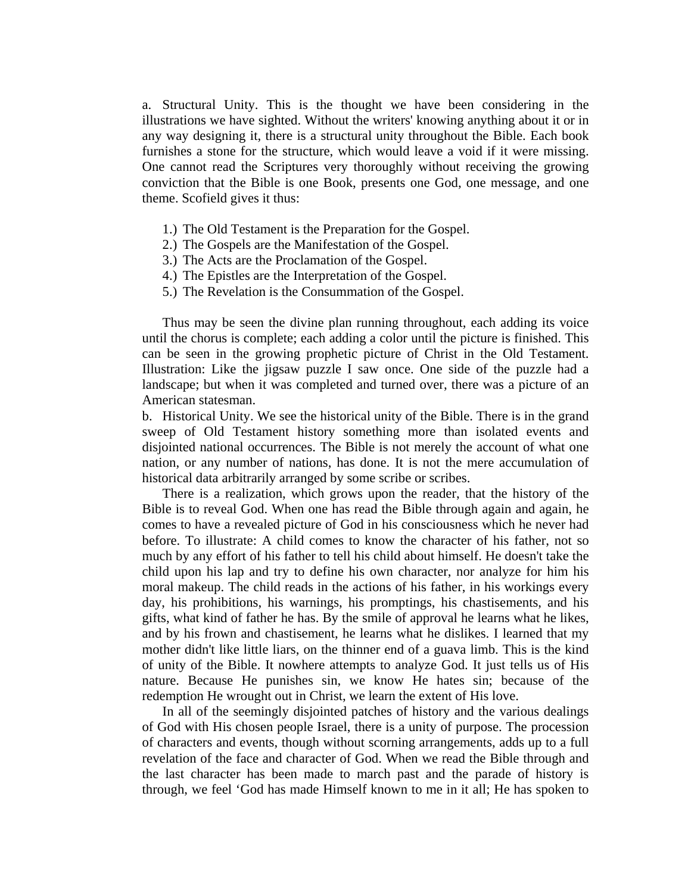a. Structural Unity. This is the thought we have been considering in the illustrations we have sighted. Without the writers' knowing anything about it or in any way designing it, there is a structural unity throughout the Bible. Each book furnishes a stone for the structure, which would leave a void if it were missing. One cannot read the Scriptures very thoroughly without receiving the growing conviction that the Bible is one Book, presents one God, one message, and one theme. Scofield gives it thus:

1.) The Old Testament is the Preparation for the Gospel.
2.) The Gospels are the Manifestation of the Gospel.
3.) The Acts are the Proclamation of the Gospel.
4.) The Epistles are the Interpretation of the Gospel.
5.) The Revelation is the Consummation of the Gospel.

Thus may be seen the divine plan running throughout, each adding its voice until the chorus is complete; each adding a color until the picture is finished. This can be seen in the growing prophetic picture of Christ in the Old Testament. Illustration: Like the jigsaw puzzle I saw once. One side of the puzzle had a landscape; but when it was completed and turned over, there was a picture of an American statesman.

b. Historical Unity. We see the historical unity of the Bible. There is in the grand sweep of Old Testament history something more than isolated events and disjointed national occurrences. The Bible is not merely the account of what one nation, or any number of nations, has done. It is not the mere accumulation of historical data arbitrarily arranged by some scribe or scribes.

There is a realization, which grows upon the reader, that the history of the Bible is to reveal God. When one has read the Bible through again and again, he comes to have a revealed picture of God in his consciousness which he never had before. To illustrate: A child comes to know the character of his father, not so much by any effort of his father to tell his child about himself. He doesn't take the child upon his lap and try to define his own character, nor analyze for him his moral makeup. The child reads in the actions of his father, in his workings every day, his prohibitions, his warnings, his promptings, his chastisements, and his gifts, what kind of father he has. By the smile of approval he learns what he likes, and by his frown and chastisement, he learns what he dislikes. I learned that my mother didn't like little liars, on the thinner end of a guava limb. This is the kind of unity of the Bible. It nowhere attempts to analyze God. It just tells us of His nature. Because He punishes sin, we know He hates sin; because of the redemption He wrought out in Christ, we learn the extent of His love.

In all of the seemingly disjointed patches of history and the various dealings of God with His chosen people Israel, there is a unity of purpose. The procession of characters and events, though without scorning arrangements, adds up to a full revelation of the face and character of God. When we read the Bible through and the last character has been made to march past and the parade of history is through, we feel 'God has made Himself known to me in it all; He has spoken to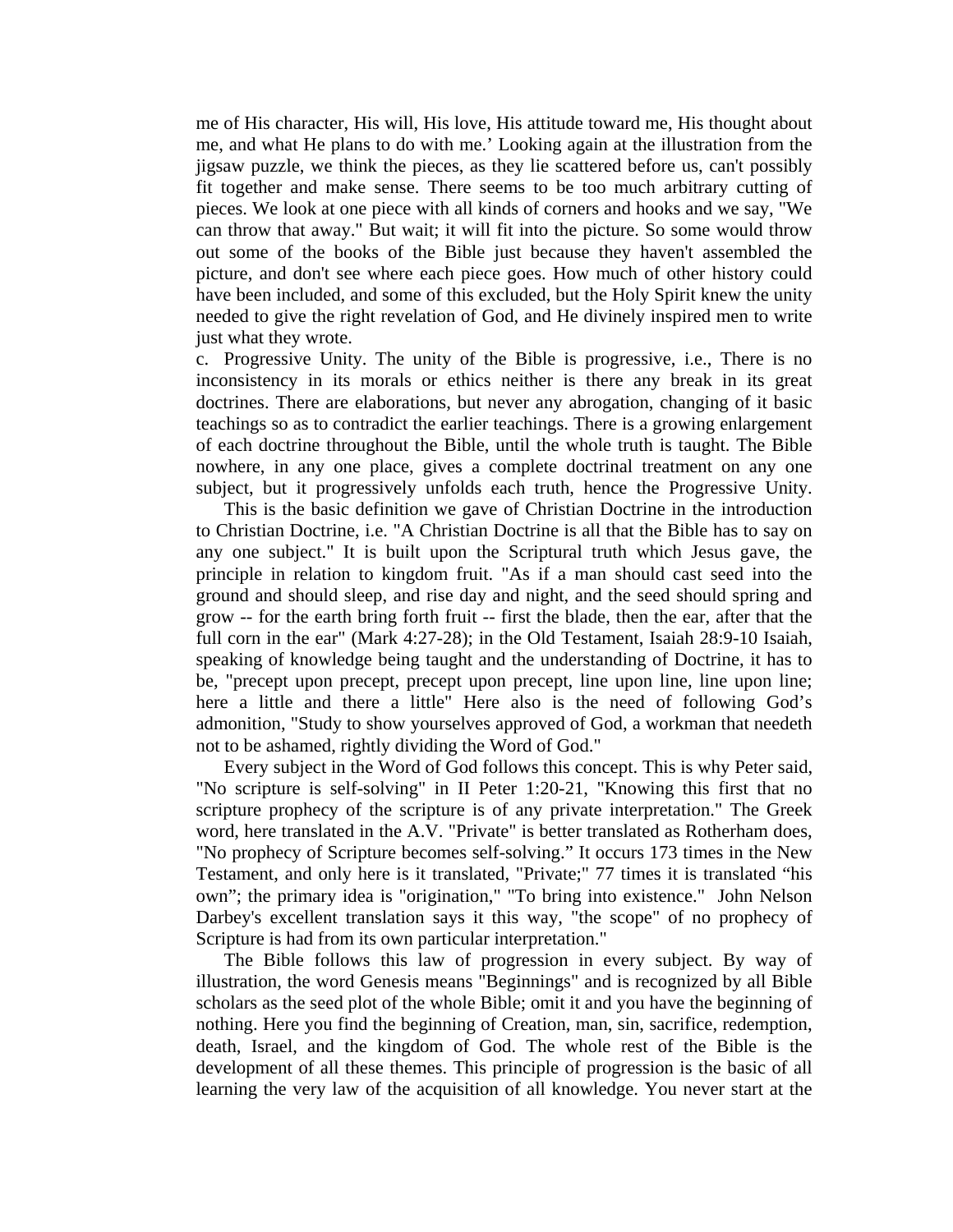me of His character, His will, His love, His attitude toward me, His thought about me, and what He plans to do with me.' Looking again at the illustration from the jigsaw puzzle, we think the pieces, as they lie scattered before us, can't possibly fit together and make sense. There seems to be too much arbitrary cutting of pieces. We look at one piece with all kinds of corners and hooks and we say, "We can throw that away." But wait; it will fit into the picture. So some would throw out some of the books of the Bible just because they haven't assembled the picture, and don't see where each piece goes. How much of other history could have been included, and some of this excluded, but the Holy Spirit knew the unity needed to give the right revelation of God, and He divinely inspired men to write just what they wrote.

c. Progressive Unity. The unity of the Bible is progressive, i.e., There is no inconsistency in its morals or ethics neither is there any break in its great doctrines. There are elaborations, but never any abrogation, changing of it basic teachings so as to contradict the earlier teachings. There is a growing enlargement of each doctrine throughout the Bible, until the whole truth is taught. The Bible nowhere, in any one place, gives a complete doctrinal treatment on any one subject, but it progressively unfolds each truth, hence the Progressive Unity.

This is the basic definition we gave of Christian Doctrine in the introduction to Christian Doctrine, i.e. "A Christian Doctrine is all that the Bible has to say on any one subject." It is built upon the Scriptural truth which Jesus gave, the principle in relation to kingdom fruit. "As if a man should cast seed into the ground and should sleep, and rise day and night, and the seed should spring and grow -- for the earth bring forth fruit -- first the blade, then the ear, after that the full corn in the ear" (Mark 4:27-28); in the Old Testament, Isaiah 28:9-10 Isaiah, speaking of knowledge being taught and the understanding of Doctrine, it has to be, "precept upon precept, precept upon precept, line upon line, line upon line; here a little and there a little" Here also is the need of following God's admonition, "Study to show yourselves approved of God, a workman that needeth not to be ashamed, rightly dividing the Word of God."

Every subject in the Word of God follows this concept. This is why Peter said, "No scripture is self-solving" in II Peter 1:20-21, "Knowing this first that no scripture prophecy of the scripture is of any private interpretation." The Greek word, here translated in the A.V. "Private" is better translated as Rotherham does, "No prophecy of Scripture becomes self-solving." It occurs 173 times in the New Testament, and only here is it translated, "Private;" 77 times it is translated "his own"; the primary idea is "origination," "To bring into existence." John Nelson Darbey's excellent translation says it this way, "the scope" of no prophecy of Scripture is had from its own particular interpretation."

The Bible follows this law of progression in every subject. By way of illustration, the word Genesis means "Beginnings" and is recognized by all Bible scholars as the seed plot of the whole Bible; omit it and you have the beginning of nothing. Here you find the beginning of Creation, man, sin, sacrifice, redemption, death, Israel, and the kingdom of God. The whole rest of the Bible is the development of all these themes. This principle of progression is the basic of all learning the very law of the acquisition of all knowledge. You never start at the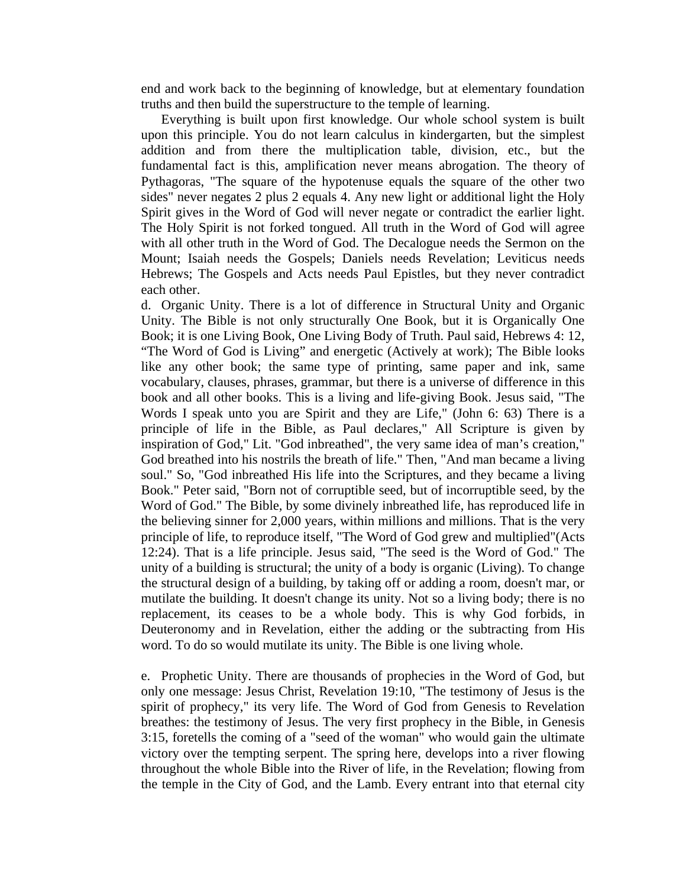end and work back to the beginning of knowledge, but at elementary foundation truths and then build the superstructure to the temple of learning.

Everything is built upon first knowledge. Our whole school system is built upon this principle. You do not learn calculus in kindergarten, but the simplest addition and from there the multiplication table, division, etc., but the fundamental fact is this, amplification never means abrogation. The theory of Pythagoras, "The square of the hypotenuse equals the square of the other two sides" never negates 2 plus 2 equals 4. Any new light or additional light the Holy Spirit gives in the Word of God will never negate or contradict the earlier light. The Holy Spirit is not forked tongued. All truth in the Word of God will agree with all other truth in the Word of God. The Decalogue needs the Sermon on the Mount; Isaiah needs the Gospels; Daniels needs Revelation; Leviticus needs Hebrews; The Gospels and Acts needs Paul Epistles, but they never contradict each other.

d. Organic Unity. There is a lot of difference in Structural Unity and Organic Unity. The Bible is not only structurally One Book, but it is Organically One Book; it is one Living Book, One Living Body of Truth. Paul said, Hebrews 4: 12, "The Word of God is Living" and energetic (Actively at work); The Bible looks like any other book; the same type of printing, same paper and ink, same vocabulary, clauses, phrases, grammar, but there is a universe of difference in this book and all other books. This is a living and life-giving Book. Jesus said, "The Words I speak unto you are Spirit and they are Life," (John 6: 63) There is a principle of life in the Bible, as Paul declares," All Scripture is given by inspiration of God," Lit. "God inbreathed", the very same idea of man's creation," God breathed into his nostrils the breath of life." Then, "And man became a living soul." So, "God inbreathed His life into the Scriptures, and they became a living Book." Peter said, "Born not of corruptible seed, but of incorruptible seed, by the Word of God." The Bible, by some divinely inbreathed life, has reproduced life in the believing sinner for 2,000 years, within millions and millions. That is the very principle of life, to reproduce itself, "The Word of God grew and multiplied"(Acts 12:24). That is a life principle. Jesus said, "The seed is the Word of God." The unity of a building is structural; the unity of a body is organic (Living). To change the structural design of a building, by taking off or adding a room, doesn't mar, or mutilate the building. It doesn't change its unity. Not so a living body; there is no replacement, its ceases to be a whole body. This is why God forbids, in Deuteronomy and in Revelation, either the adding or the subtracting from His word. To do so would mutilate its unity. The Bible is one living whole.

e. Prophetic Unity. There are thousands of prophecies in the Word of God, but only one message: Jesus Christ, Revelation 19:10, "The testimony of Jesus is the spirit of prophecy," its very life. The Word of God from Genesis to Revelation breathes: the testimony of Jesus. The very first prophecy in the Bible, in Genesis 3:15, foretells the coming of a "seed of the woman" who would gain the ultimate victory over the tempting serpent. The spring here, develops into a river flowing throughout the whole Bible into the River of life, in the Revelation; flowing from the temple in the City of God, and the Lamb. Every entrant into that eternal city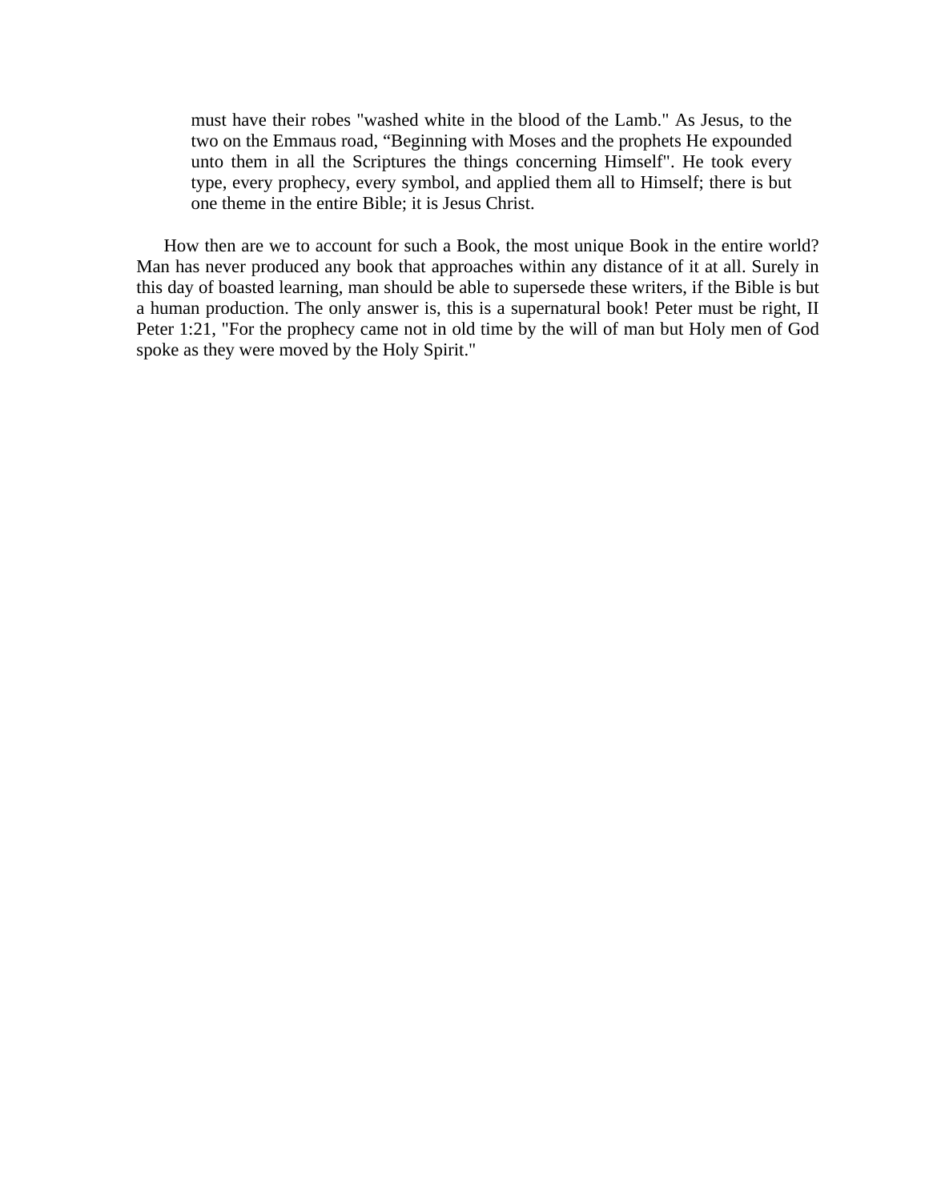> must have their robes "washed white in the blood of the Lamb." As Jesus, to the two on the Emmaus road, “Beginning with Moses and the prophets He expounded unto them in all the Scriptures the things concerning Himself". He took every type, every prophecy, every symbol, and applied them all to Himself; there is but one theme in the entire Bible; it is Jesus Christ.

How then are we to account for such a Book, the most unique Book in the entire world? Man has never produced any book that approaches within any distance of it at all. Surely in this day of boasted learning, man should be able to supersede these writers, if the Bible is but a human production. The only answer is, this is a supernatural book! Peter must be right, II Peter 1:21, "For the prophecy came not in old time by the will of man but Holy men of God spoke as they were moved by the Holy Spirit."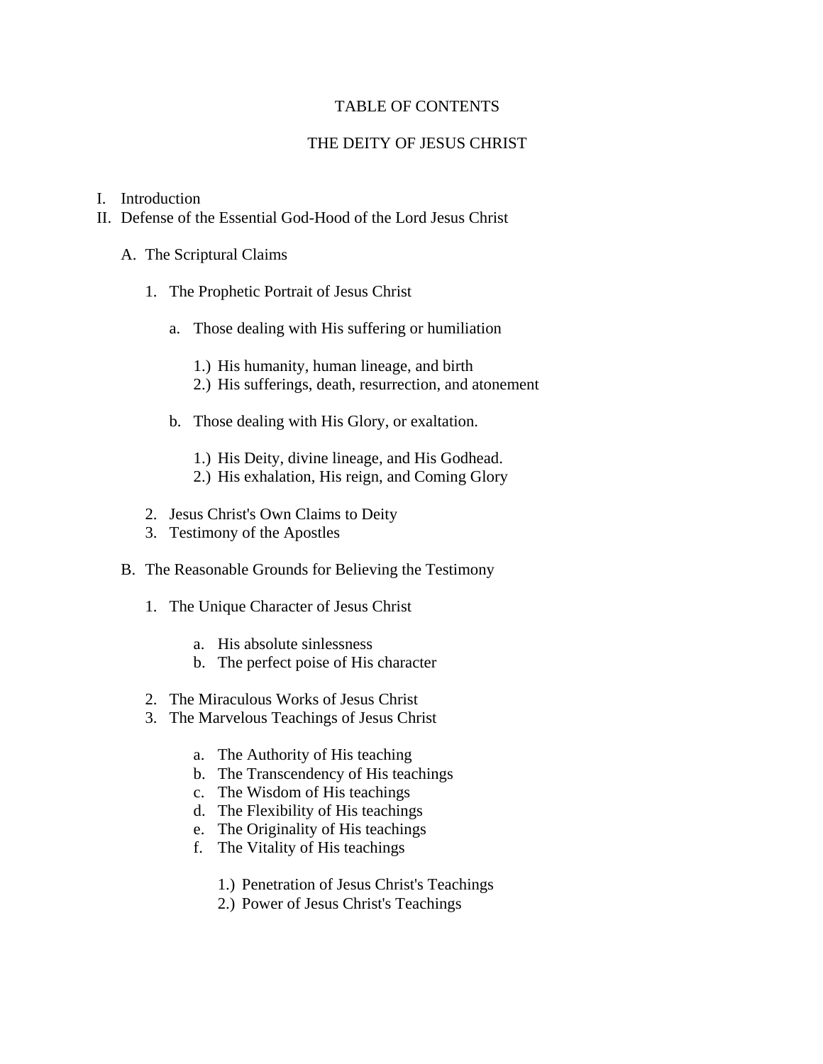# TABLE OF CONTENTS

## THE DEITY OF JESUS CHRIST

I. Introduction
II. Defense of the Essential God-Hood of the Lord Jesus Christ

   A. The Scriptural Claims

      1. The Prophetic Portrait of Jesus Christ

         a. Those dealing with His suffering or humiliation

            1.) His humanity, human lineage, and birth
            2.) His sufferings, death, resurrection, and atonement

         b. Those dealing with His Glory, or exaltation.

            1.) His Deity, divine lineage, and His Godhead.
            2.) His exhalation, His reign, and Coming Glory

      2. Jesus Christ's Own Claims to Deity
      3. Testimony of the Apostles

   B. The Reasonable Grounds for Believing the Testimony

      1. The Unique Character of Jesus Christ

         a. His absolute sinlessness
         b. The perfect poise of His character

      2. The Miraculous Works of Jesus Christ
      3. The Marvelous Teachings of Jesus Christ

         a. The Authority of His teaching
         b. The Transcendency of His teachings
         c. The Wisdom of His teachings
         d. The Flexibility of His teachings
         e. The Originality of His teachings
         f. The Vitality of His teachings

            1.) Penetration of Jesus Christ's Teachings
            2.) Power of Jesus Christ's Teachings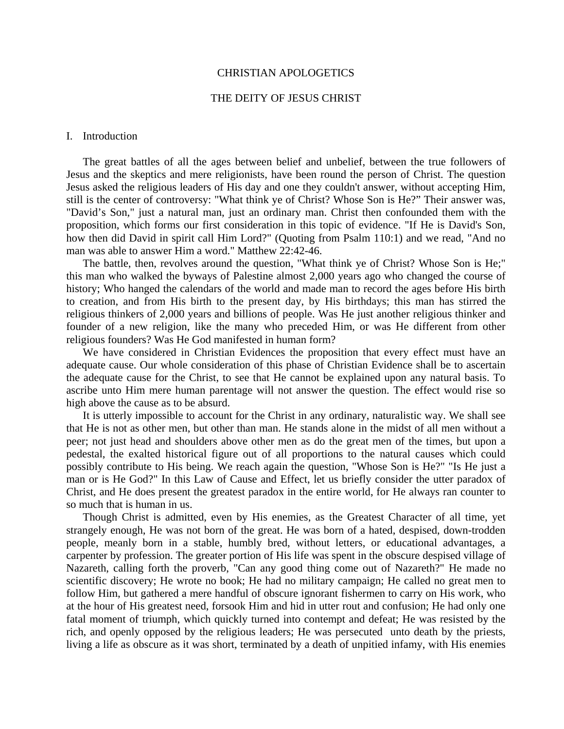# CHRISTIAN APOLOGETICS

## THE DEITY OF JESUS CHRIST

### I. Introduction

The great battles of all the ages between belief and unbelief, between the true followers of Jesus and the skeptics and mere religionists, have been round the person of Christ. The question Jesus asked the religious leaders of His day and one they couldn't answer, without accepting Him, still is the center of controversy: "What think ye of Christ? Whose Son is He?" Their answer was, "David's Son," just a natural man, just an ordinary man. Christ then confounded them with the proposition, which forms our first consideration in this topic of evidence. "If He is David's Son, how then did David in spirit call Him Lord?" (Quoting from Psalm 110:1) and we read, "And no man was able to answer Him a word." Matthew 22:42-46.

The battle, then, revolves around the question, "What think ye of Christ? Whose Son is He;" this man who walked the byways of Palestine almost 2,000 years ago who changed the course of history; Who hanged the calendars of the world and made man to record the ages before His birth to creation, and from His birth to the present day, by His birthdays; this man has stirred the religious thinkers of 2,000 years and billions of people. Was He just another religious thinker and founder of a new religion, like the many who preceded Him, or was He different from other religious founders? Was He God manifested in human form?

We have considered in Christian Evidences the proposition that every effect must have an adequate cause. Our whole consideration of this phase of Christian Evidence shall be to ascertain the adequate cause for the Christ, to see that He cannot be explained upon any natural basis. To ascribe unto Him mere human parentage will not answer the question. The effect would rise so high above the cause as to be absurd.

It is utterly impossible to account for the Christ in any ordinary, naturalistic way. We shall see that He is not as other men, but other than man. He stands alone in the midst of all men without a peer; not just head and shoulders above other men as do the great men of the times, but upon a pedestal, the exalted historical figure out of all proportions to the natural causes which could possibly contribute to His being. We reach again the question, "Whose Son is He?" "Is He just a man or is He God?" In this Law of Cause and Effect, let us briefly consider the utter paradox of Christ, and He does present the greatest paradox in the entire world, for He always ran counter to so much that is human in us.

Though Christ is admitted, even by His enemies, as the Greatest Character of all time, yet strangely enough, He was not born of the great. He was born of a hated, despised, down-trodden people, meanly born in a stable, humbly bred, without letters, or educational advantages, a carpenter by profession. The greater portion of His life was spent in the obscure despised village of Nazareth, calling forth the proverb, "Can any good thing come out of Nazareth?" He made no scientific discovery; He wrote no book; He had no military campaign; He called no great men to follow Him, but gathered a mere handful of obscure ignorant fishermen to carry on His work, who at the hour of His greatest need, forsook Him and hid in utter rout and confusion; He had only one fatal moment of triumph, which quickly turned into contempt and defeat; He was resisted by the rich, and openly opposed by the religious leaders; He was persecuted unto death by the priests, living a life as obscure as it was short, terminated by a death of unpitied infamy, with His enemies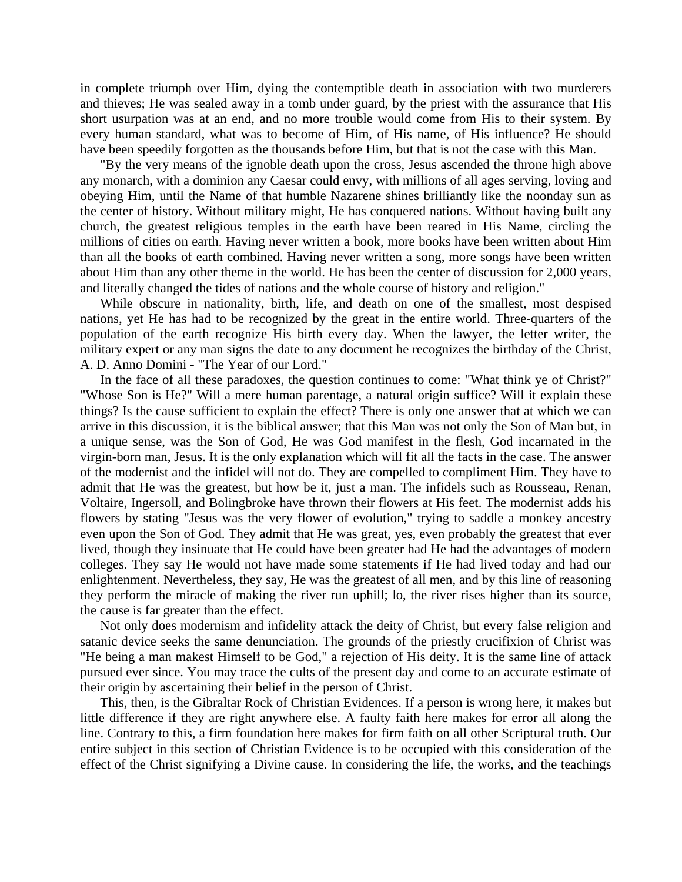in complete triumph over Him, dying the contemptible death in association with two murderers and thieves; He was sealed away in a tomb under guard, by the priest with the assurance that His short usurpation was at an end, and no more trouble would come from His to their system. By every human standard, what was to become of Him, of His name, of His influence? He should have been speedily forgotten as the thousands before Him, but that is not the case with this Man.

"By the very means of the ignoble death upon the cross, Jesus ascended the throne high above any monarch, with a dominion any Caesar could envy, with millions of all ages serving, loving and obeying Him, until the Name of that humble Nazarene shines brilliantly like the noonday sun as the center of history. Without military might, He has conquered nations. Without having built any church, the greatest religious temples in the earth have been reared in His Name, circling the millions of cities on earth. Having never written a book, more books have been written about Him than all the books of earth combined. Having never written a song, more songs have been written about Him than any other theme in the world. He has been the center of discussion for 2,000 years, and literally changed the tides of nations and the whole course of history and religion."

While obscure in nationality, birth, life, and death on one of the smallest, most despised nations, yet He has had to be recognized by the great in the entire world. Three-quarters of the population of the earth recognize His birth every day. When the lawyer, the letter writer, the military expert or any man signs the date to any document he recognizes the birthday of the Christ, A. D. Anno Domini - "The Year of our Lord."

In the face of all these paradoxes, the question continues to come: "What think ye of Christ?" "Whose Son is He?" Will a mere human parentage, a natural origin suffice? Will it explain these things? Is the cause sufficient to explain the effect? There is only one answer that at which we can arrive in this discussion, it is the biblical answer; that this Man was not only the Son of Man but, in a unique sense, was the Son of God, He was God manifest in the flesh, God incarnated in the virgin-born man, Jesus. It is the only explanation which will fit all the facts in the case. The answer of the modernist and the infidel will not do. They are compelled to compliment Him. They have to admit that He was the greatest, but how be it, just a man. The infidels such as Rousseau, Renan, Voltaire, Ingersoll, and Bolingbroke have thrown their flowers at His feet. The modernist adds his flowers by stating "Jesus was the very flower of evolution," trying to saddle a monkey ancestry even upon the Son of God. They admit that He was great, yes, even probably the greatest that ever lived, though they insinuate that He could have been greater had He had the advantages of modern colleges. They say He would not have made some statements if He had lived today and had our enlightenment. Nevertheless, they say, He was the greatest of all men, and by this line of reasoning they perform the miracle of making the river run uphill; lo, the river rises higher than its source, the cause is far greater than the effect.

Not only does modernism and infidelity attack the deity of Christ, but every false religion and satanic device seeks the same denunciation. The grounds of the priestly crucifixion of Christ was "He being a man makest Himself to be God," a rejection of His deity. It is the same line of attack pursued ever since. You may trace the cults of the present day and come to an accurate estimate of their origin by ascertaining their belief in the person of Christ.

This, then, is the Gibraltar Rock of Christian Evidences. If a person is wrong here, it makes but little difference if they are right anywhere else. A faulty faith here makes for error all along the line. Contrary to this, a firm foundation here makes for firm faith on all other Scriptural truth. Our entire subject in this section of Christian Evidence is to be occupied with this consideration of the effect of the Christ signifying a Divine cause. In considering the life, the works, and the teachings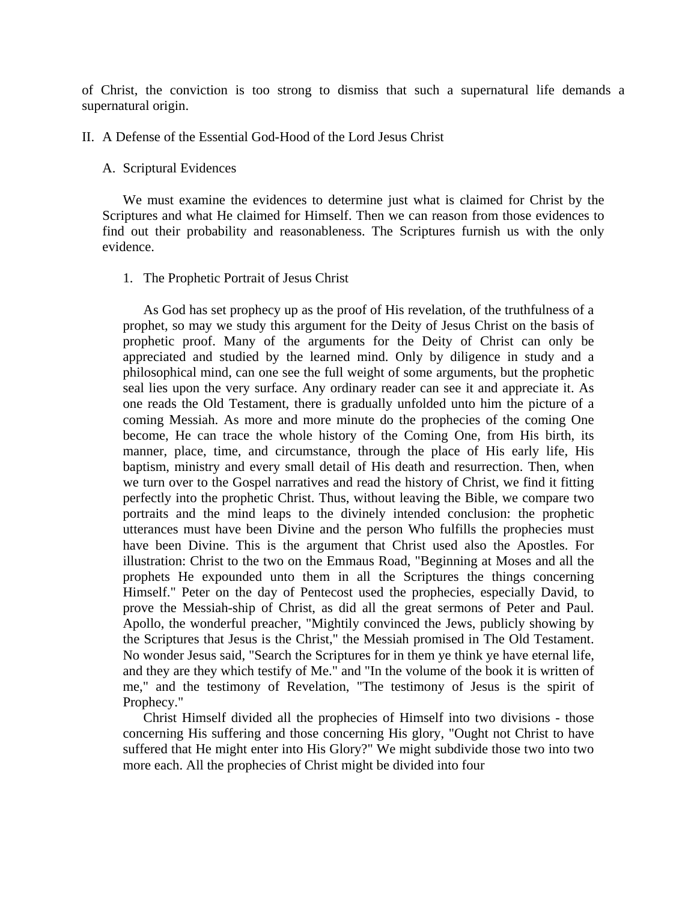of Christ, the conviction is too strong to dismiss that such a supernatural life demands a supernatural origin.

## II. A Defense of the Essential God-Hood of the Lord Jesus Christ

### A. Scriptural Evidences

We must examine the evidences to determine just what is claimed for Christ by the Scriptures and what He claimed for Himself. Then we can reason from those evidences to find out their probability and reasonableness. The Scriptures furnish us with the only evidence.

#### 1. The Prophetic Portrait of Jesus Christ

As God has set prophecy up as the proof of His revelation, of the truthfulness of a prophet, so may we study this argument for the Deity of Jesus Christ on the basis of prophetic proof. Many of the arguments for the Deity of Christ can only be appreciated and studied by the learned mind. Only by diligence in study and a philosophical mind, can one see the full weight of some arguments, but the prophetic seal lies upon the very surface. Any ordinary reader can see it and appreciate it. As one reads the Old Testament, there is gradually unfolded unto him the picture of a coming Messiah. As more and more minute do the prophecies of the coming One become, He can trace the whole history of the Coming One, from His birth, its manner, place, time, and circumstance, through the place of His early life, His baptism, ministry and every small detail of His death and resurrection. Then, when we turn over to the Gospel narratives and read the history of Christ, we find it fitting perfectly into the prophetic Christ. Thus, without leaving the Bible, we compare two portraits and the mind leaps to the divinely intended conclusion: the prophetic utterances must have been Divine and the person Who fulfills the prophecies must have been Divine. This is the argument that Christ used also the Apostles. For illustration: Christ to the two on the Emmaus Road, "Beginning at Moses and all the prophets He expounded unto them in all the Scriptures the things concerning Himself." Peter on the day of Pentecost used the prophecies, especially David, to prove the Messiah-ship of Christ, as did all the great sermons of Peter and Paul. Apollo, the wonderful preacher, "Mightily convinced the Jews, publicly showing by the Scriptures that Jesus is the Christ," the Messiah promised in The Old Testament. No wonder Jesus said, "Search the Scriptures for in them ye think ye have eternal life, and they are they which testify of Me." and "In the volume of the book it is written of me," and the testimony of Revelation, "The testimony of Jesus is the spirit of Prophecy."

Christ Himself divided all the prophecies of Himself into two divisions - those concerning His suffering and those concerning His glory, "Ought not Christ to have suffered that He might enter into His Glory?" We might subdivide those two into two more each. All the prophecies of Christ might be divided into four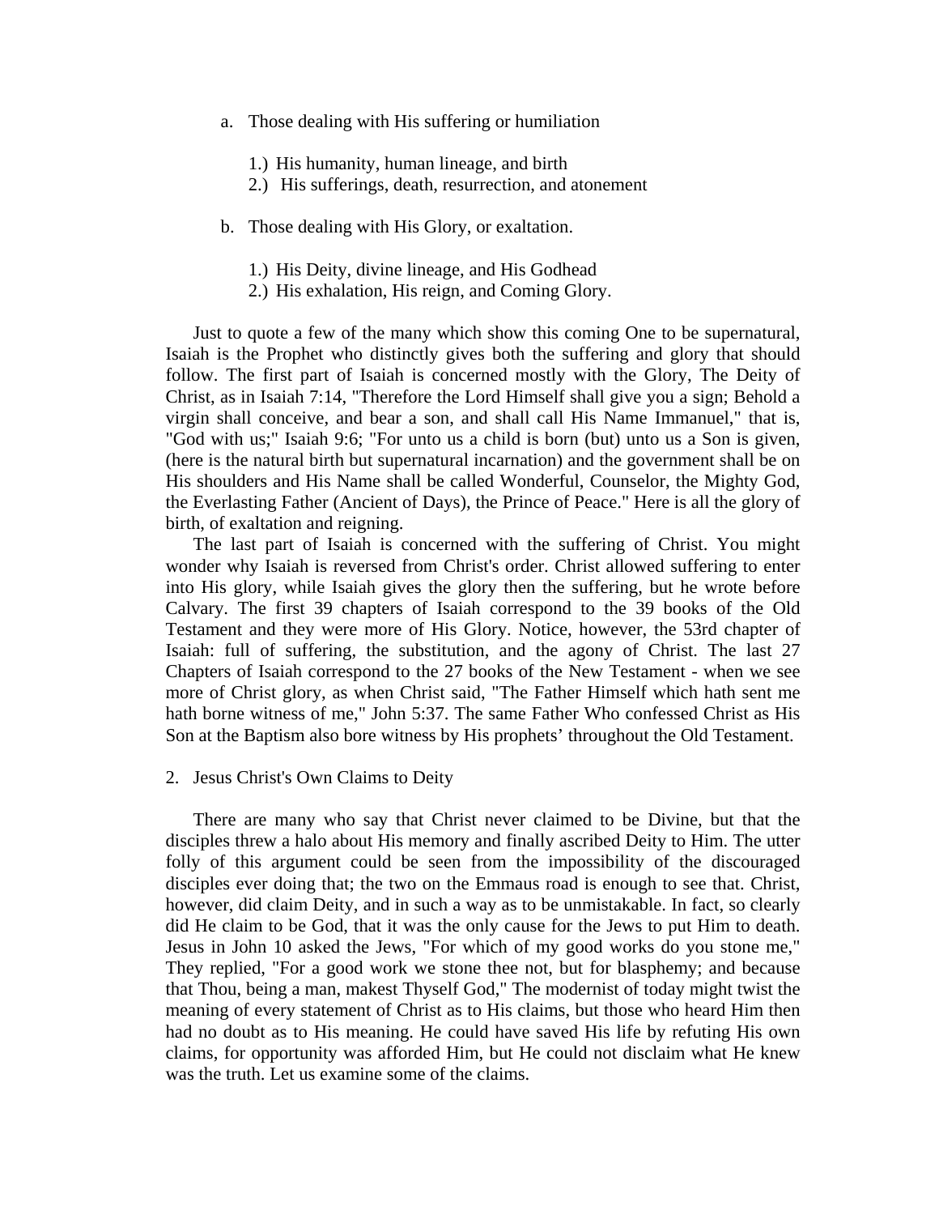a. Those dealing with His suffering or humiliation

   1.) His humanity, human lineage, and birth
   2.) His sufferings, death, resurrection, and atonement

b. Those dealing with His Glory, or exaltation.

   1.) His Deity, divine lineage, and His Godhead
   2.) His exhalation, His reign, and Coming Glory.

Just to quote a few of the many which show this coming One to be supernatural, Isaiah is the Prophet who distinctly gives both the suffering and glory that should follow. The first part of Isaiah is concerned mostly with the Glory, The Deity of Christ, as in Isaiah 7:14, "Therefore the Lord Himself shall give you a sign; Behold a virgin shall conceive, and bear a son, and shall call His Name Immanuel," that is, "God with us;" Isaiah 9:6; "For unto us a child is born (but) unto us a Son is given, (here is the natural birth but supernatural incarnation) and the government shall be on His shoulders and His Name shall be called Wonderful, Counselor, the Mighty God, the Everlasting Father (Ancient of Days), the Prince of Peace." Here is all the glory of birth, of exaltation and reigning.

The last part of Isaiah is concerned with the suffering of Christ. You might wonder why Isaiah is reversed from Christ's order. Christ allowed suffering to enter into His glory, while Isaiah gives the glory then the suffering, but he wrote before Calvary. The first 39 chapters of Isaiah correspond to the 39 books of the Old Testament and they were more of His Glory. Notice, however, the 53rd chapter of Isaiah: full of suffering, the substitution, and the agony of Christ. The last 27 Chapters of Isaiah correspond to the 27 books of the New Testament - when we see more of Christ glory, as when Christ said, "The Father Himself which hath sent me hath borne witness of me," John 5:37. The same Father Who confessed Christ as His Son at the Baptism also bore witness by His prophets' throughout the Old Testament.

2. Jesus Christ's Own Claims to Deity

There are many who say that Christ never claimed to be Divine, but that the disciples threw a halo about His memory and finally ascribed Deity to Him. The utter folly of this argument could be seen from the impossibility of the discouraged disciples ever doing that; the two on the Emmaus road is enough to see that. Christ, however, did claim Deity, and in such a way as to be unmistakable. In fact, so clearly did He claim to be God, that it was the only cause for the Jews to put Him to death. Jesus in John 10 asked the Jews, "For which of my good works do you stone me," They replied, "For a good work we stone thee not, but for blasphemy; and because that Thou, being a man, makest Thyself God," The modernist of today might twist the meaning of every statement of Christ as to His claims, but those who heard Him then had no doubt as to His meaning. He could have saved His life by refuting His own claims, for opportunity was afforded Him, but He could not disclaim what He knew was the truth. Let us examine some of the claims.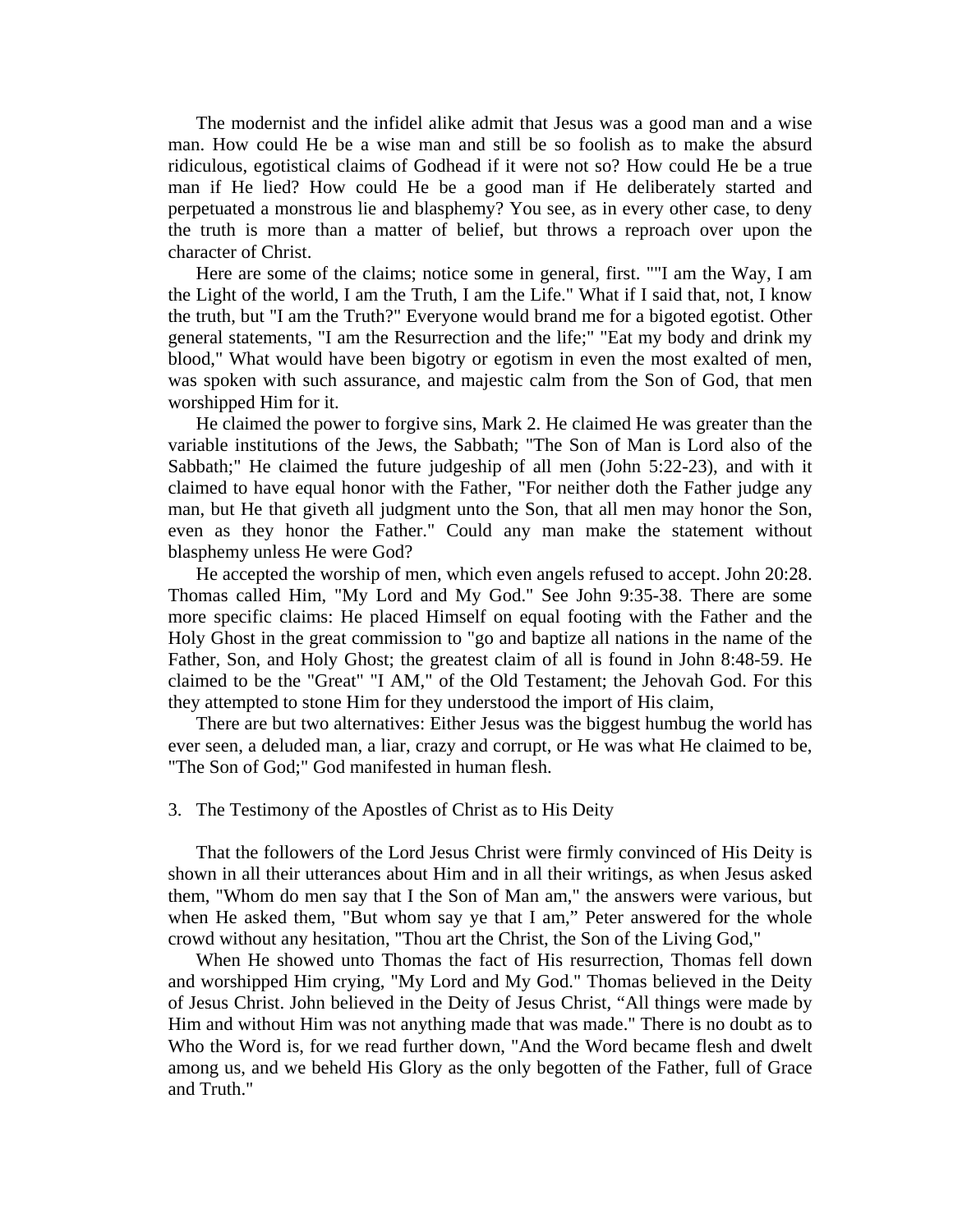The modernist and the infidel alike admit that Jesus was a good man and a wise man. How could He be a wise man and still be so foolish as to make the absurd ridiculous, egotistical claims of Godhead if it were not so? How could He be a true man if He lied? How could He be a good man if He deliberately started and perpetuated a monstrous lie and blasphemy? You see, as in every other case, to deny the truth is more than a matter of belief, but throws a reproach over upon the character of Christ.

Here are some of the claims; notice some in general, first. ""I am the Way, I am the Light of the world, I am the Truth, I am the Life." What if I said that, not, I know the truth, but "I am the Truth?" Everyone would brand me for a bigoted egotist. Other general statements, "I am the Resurrection and the life;" "Eat my body and drink my blood," What would have been bigotry or egotism in even the most exalted of men, was spoken with such assurance, and majestic calm from the Son of God, that men worshipped Him for it.

He claimed the power to forgive sins, Mark 2. He claimed He was greater than the variable institutions of the Jews, the Sabbath; "The Son of Man is Lord also of the Sabbath;" He claimed the future judgeship of all men (John 5:22-23), and with it claimed to have equal honor with the Father, "For neither doth the Father judge any man, but He that giveth all judgment unto the Son, that all men may honor the Son, even as they honor the Father." Could any man make the statement without blasphemy unless He were God?

He accepted the worship of men, which even angels refused to accept. John 20:28. Thomas called Him, "My Lord and My God." See John 9:35-38. There are some more specific claims: He placed Himself on equal footing with the Father and the Holy Ghost in the great commission to "go and baptize all nations in the name of the Father, Son, and Holy Ghost; the greatest claim of all is found in John 8:48-59. He claimed to be the "Great" "I AM," of the Old Testament; the Jehovah God. For this they attempted to stone Him for they understood the import of His claim,

There are but two alternatives: Either Jesus was the biggest humbug the world has ever seen, a deluded man, a liar, crazy and corrupt, or He was what He claimed to be, "The Son of God;" God manifested in human flesh.

3. The Testimony of the Apostles of Christ as to His Deity

That the followers of the Lord Jesus Christ were firmly convinced of His Deity is shown in all their utterances about Him and in all their writings, as when Jesus asked them, "Whom do men say that I the Son of Man am," the answers were various, but when He asked them, "But whom say ye that I am," Peter answered for the whole crowd without any hesitation, "Thou art the Christ, the Son of the Living God,"

When He showed unto Thomas the fact of His resurrection, Thomas fell down and worshipped Him crying, "My Lord and My God." Thomas believed in the Deity of Jesus Christ. John believed in the Deity of Jesus Christ, “All things were made by Him and without Him was not anything made that was made." There is no doubt as to Who the Word is, for we read further down, "And the Word became flesh and dwelt among us, and we beheld His Glory as the only begotten of the Father, full of Grace and Truth."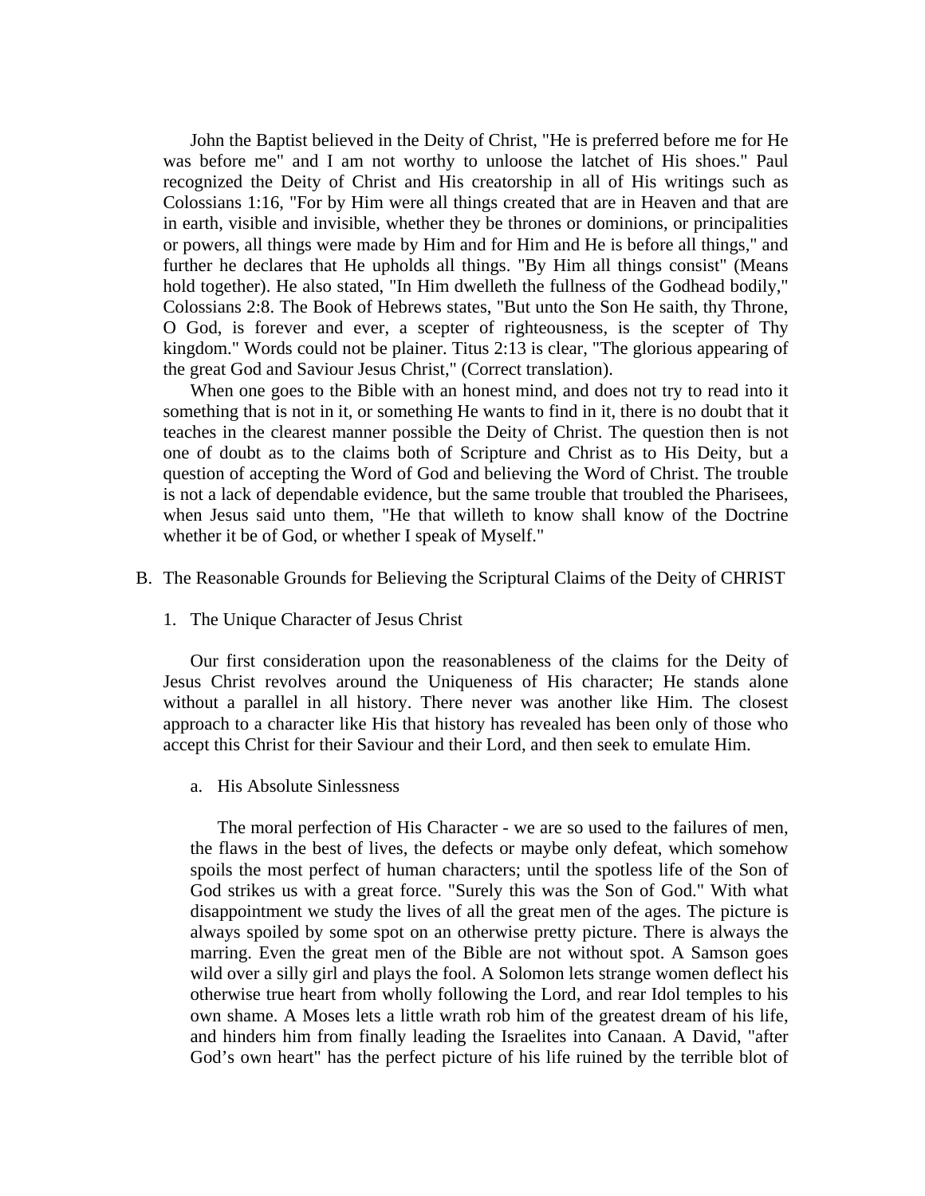John the Baptist believed in the Deity of Christ, "He is preferred before me for He was before me" and I am not worthy to unloose the latchet of His shoes." Paul recognized the Deity of Christ and His creatorship in all of His writings such as Colossians 1:16, "For by Him were all things created that are in Heaven and that are in earth, visible and invisible, whether they be thrones or dominions, or principalities or powers, all things were made by Him and for Him and He is before all things," and further he declares that He upholds all things. "By Him all things consist" (Means hold together). He also stated, "In Him dwelleth the fullness of the Godhead bodily," Colossians 2:8. The Book of Hebrews states, "But unto the Son He saith, thy Throne, O God, is forever and ever, a scepter of righteousness, is the scepter of Thy kingdom." Words could not be plainer. Titus 2:13 is clear, "The glorious appearing of the great God and Saviour Jesus Christ," (Correct translation).

When one goes to the Bible with an honest mind, and does not try to read into it something that is not in it, or something He wants to find in it, there is no doubt that it teaches in the clearest manner possible the Deity of Christ. The question then is not one of doubt as to the claims both of Scripture and Christ as to His Deity, but a question of accepting the Word of God and believing the Word of Christ. The trouble is not a lack of dependable evidence, but the same trouble that troubled the Pharisees, when Jesus said unto them, "He that willeth to know shall know of the Doctrine whether it be of God, or whether I speak of Myself."

B. The Reasonable Grounds for Believing the Scriptural Claims of the Deity of CHRIST

1. The Unique Character of Jesus Christ

Our first consideration upon the reasonableness of the claims for the Deity of Jesus Christ revolves around the Uniqueness of His character; He stands alone without a parallel in all history. There never was another like Him. The closest approach to a character like His that history has revealed has been only of those who accept this Christ for their Saviour and their Lord, and then seek to emulate Him.

a. His Absolute Sinlessness

The moral perfection of His Character - we are so used to the failures of men, the flaws in the best of lives, the defects or maybe only defeat, which somehow spoils the most perfect of human characters; until the spotless life of the Son of God strikes us with a great force. "Surely this was the Son of God." With what disappointment we study the lives of all the great men of the ages. The picture is always spoiled by some spot on an otherwise pretty picture. There is always the marring. Even the great men of the Bible are not without spot. A Samson goes wild over a silly girl and plays the fool. A Solomon lets strange women deflect his otherwise true heart from wholly following the Lord, and rear Idol temples to his own shame. A Moses lets a little wrath rob him of the greatest dream of his life, and hinders him from finally leading the Israelites into Canaan. A David, "after God's own heart" has the perfect picture of his life ruined by the terrible blot of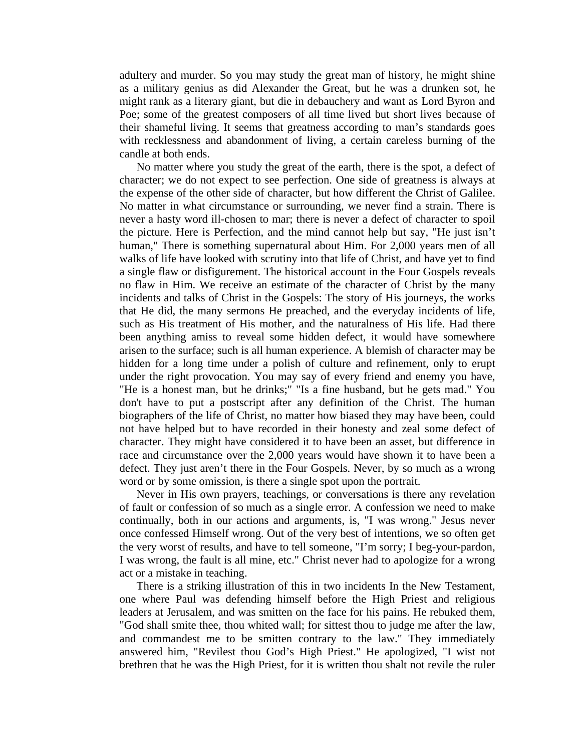adultery and murder. So you may study the great man of history, he might shine as a military genius as did Alexander the Great, but he was a drunken sot, he might rank as a literary giant, but die in debauchery and want as Lord Byron and Poe; some of the greatest composers of all time lived but short lives because of their shameful living. It seems that greatness according to man's standards goes with recklessness and abandonment of living, a certain careless burning of the candle at both ends.

No matter where you study the great of the earth, there is the spot, a defect of character; we do not expect to see perfection. One side of greatness is always at the expense of the other side of character, but how different the Christ of Galilee. No matter in what circumstance or surrounding, we never find a strain. There is never a hasty word ill-chosen to mar; there is never a defect of character to spoil the picture. Here is Perfection, and the mind cannot help but say, "He just isn't human," There is something supernatural about Him. For 2,000 years men of all walks of life have looked with scrutiny into that life of Christ, and have yet to find a single flaw or disfigurement. The historical account in the Four Gospels reveals no flaw in Him. We receive an estimate of the character of Christ by the many incidents and talks of Christ in the Gospels: The story of His journeys, the works that He did, the many sermons He preached, and the everyday incidents of life, such as His treatment of His mother, and the naturalness of His life. Had there been anything amiss to reveal some hidden defect, it would have somewhere arisen to the surface; such is all human experience. A blemish of character may be hidden for a long time under a polish of culture and refinement, only to erupt under the right provocation. You may say of every friend and enemy you have, "He is a honest man, but he drinks;" "Is a fine husband, but he gets mad." You don't have to put a postscript after any definition of the Christ. The human biographers of the life of Christ, no matter how biased they may have been, could not have helped but to have recorded in their honesty and zeal some defect of character. They might have considered it to have been an asset, but difference in race and circumstance over the 2,000 years would have shown it to have been a defect. They just aren't there in the Four Gospels. Never, by so much as a wrong word or by some omission, is there a single spot upon the portrait.

Never in His own prayers, teachings, or conversations is there any revelation of fault or confession of so much as a single error. A confession we need to make continually, both in our actions and arguments, is, "I was wrong." Jesus never once confessed Himself wrong. Out of the very best of intentions, we so often get the very worst of results, and have to tell someone, "I'm sorry; I beg-your-pardon, I was wrong, the fault is all mine, etc." Christ never had to apologize for a wrong act or a mistake in teaching.

There is a striking illustration of this in two incidents In the New Testament, one where Paul was defending himself before the High Priest and religious leaders at Jerusalem, and was smitten on the face for his pains. He rebuked them, "God shall smite thee, thou whited wall; for sittest thou to judge me after the law, and commandest me to be smitten contrary to the law." They immediately answered him, "Revilest thou God's High Priest." He apologized, "I wist not brethren that he was the High Priest, for it is written thou shalt not revile the ruler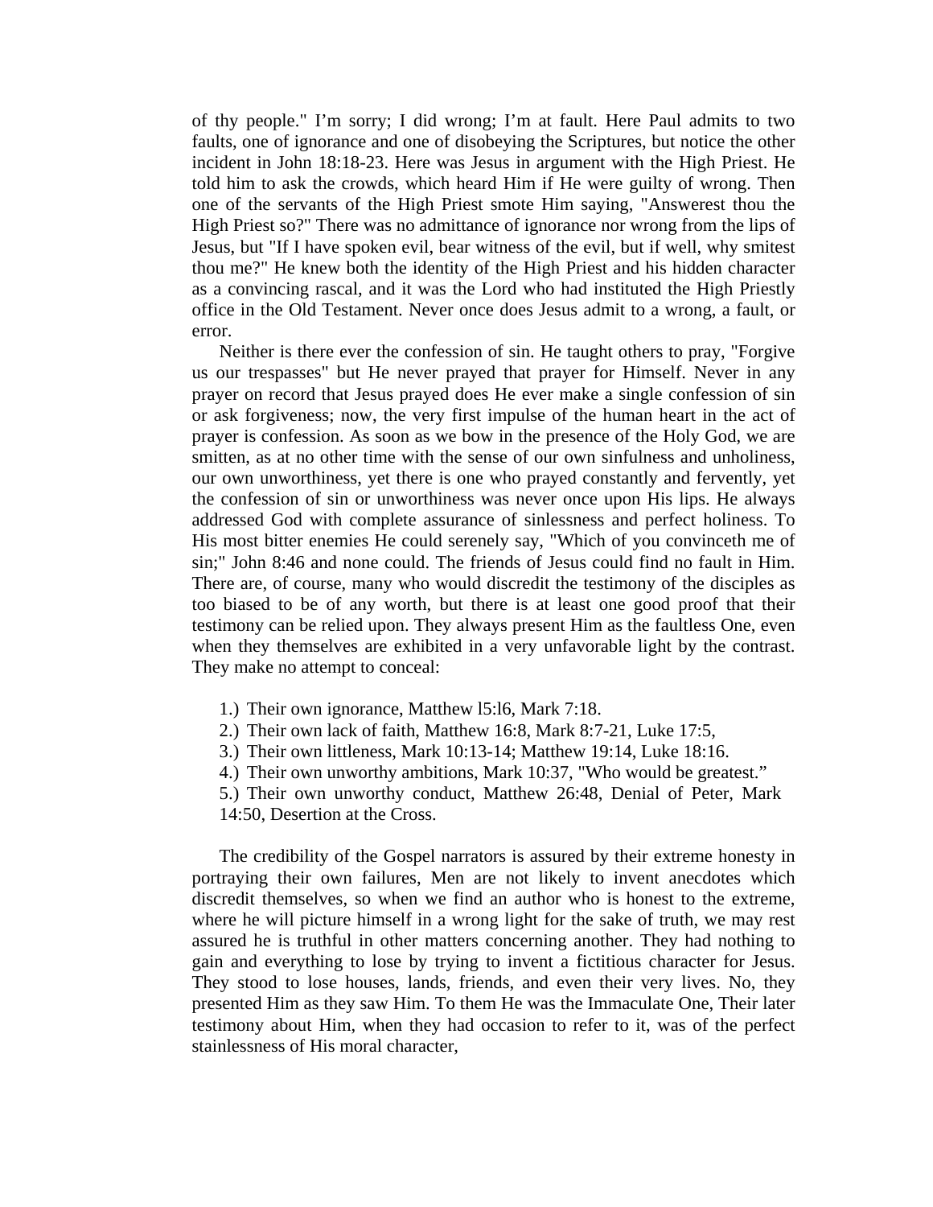of thy people." I'm sorry; I did wrong; I'm at fault. Here Paul admits to two faults, one of ignorance and one of disobeying the Scriptures, but notice the other incident in John 18:18-23. Here was Jesus in argument with the High Priest. He told him to ask the crowds, which heard Him if He were guilty of wrong. Then one of the servants of the High Priest smote Him saying, "Answerest thou the High Priest so?" There was no admittance of ignorance nor wrong from the lips of Jesus, but "If I have spoken evil, bear witness of the evil, but if well, why smitest thou me?" He knew both the identity of the High Priest and his hidden character as a convincing rascal, and it was the Lord who had instituted the High Priestly office in the Old Testament. Never once does Jesus admit to a wrong, a fault, or error.

Neither is there ever the confession of sin. He taught others to pray, "Forgive us our trespasses" but He never prayed that prayer for Himself. Never in any prayer on record that Jesus prayed does He ever make a single confession of sin or ask forgiveness; now, the very first impulse of the human heart in the act of prayer is confession. As soon as we bow in the presence of the Holy God, we are smitten, as at no other time with the sense of our own sinfulness and unholiness, our own unworthiness, yet there is one who prayed constantly and fervently, yet the confession of sin or unworthiness was never once upon His lips. He always addressed God with complete assurance of sinlessness and perfect holiness. To His most bitter enemies He could serenely say, "Which of you convinceth me of sin;" John 8:46 and none could. The friends of Jesus could find no fault in Him. There are, of course, many who would discredit the testimony of the disciples as too biased to be of any worth, but there is at least one good proof that their testimony can be relied upon. They always present Him as the faultless One, even when they themselves are exhibited in a very unfavorable light by the contrast. They make no attempt to conceal:

1.) Their own ignorance, Matthew l5:l6, Mark 7:18.
2.) Their own lack of faith, Matthew 16:8, Mark 8:7-21, Luke 17:5,
3.) Their own littleness, Mark 10:13-14; Matthew 19:14, Luke 18:16.
4.) Their own unworthy ambitions, Mark 10:37, "Who would be greatest."
5.) Their own unworthy conduct, Matthew 26:48, Denial of Peter, Mark 14:50, Desertion at the Cross.

The credibility of the Gospel narrators is assured by their extreme honesty in portraying their own failures, Men are not likely to invent anecdotes which discredit themselves, so when we find an author who is honest to the extreme, where he will picture himself in a wrong light for the sake of truth, we may rest assured he is truthful in other matters concerning another. They had nothing to gain and everything to lose by trying to invent a fictitious character for Jesus. They stood to lose houses, lands, friends, and even their very lives. No, they presented Him as they saw Him. To them He was the Immaculate One, Their later testimony about Him, when they had occasion to refer to it, was of the perfect stainlessness of His moral character,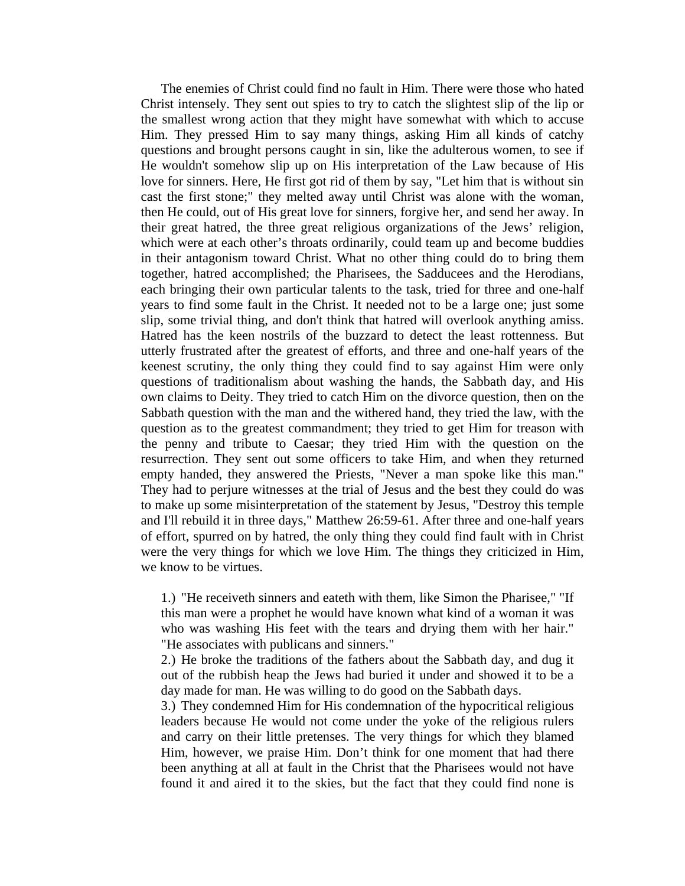The enemies of Christ could find no fault in Him. There were those who hated Christ intensely. They sent out spies to try to catch the slightest slip of the lip or the smallest wrong action that they might have somewhat with which to accuse Him. They pressed Him to say many things, asking Him all kinds of catchy questions and brought persons caught in sin, like the adulterous women, to see if He wouldn't somehow slip up on His interpretation of the Law because of His love for sinners. Here, He first got rid of them by say, "Let him that is without sin cast the first stone;" they melted away until Christ was alone with the woman, then He could, out of His great love for sinners, forgive her, and send her away. In their great hatred, the three great religious organizations of the Jews' religion, which were at each other's throats ordinarily, could team up and become buddies in their antagonism toward Christ. What no other thing could do to bring them together, hatred accomplished; the Pharisees, the Sadducees and the Herodians, each bringing their own particular talents to the task, tried for three and one-half years to find some fault in the Christ. It needed not to be a large one; just some slip, some trivial thing, and don't think that hatred will overlook anything amiss. Hatred has the keen nostrils of the buzzard to detect the least rottenness. But utterly frustrated after the greatest of efforts, and three and one-half years of the keenest scrutiny, the only thing they could find to say against Him were only questions of traditionalism about washing the hands, the Sabbath day, and His own claims to Deity. They tried to catch Him on the divorce question, then on the Sabbath question with the man and the withered hand, they tried the law, with the question as to the greatest commandment; they tried to get Him for treason with the penny and tribute to Caesar; they tried Him with the question on the resurrection. They sent out some officers to take Him, and when they returned empty handed, they answered the Priests, "Never a man spoke like this man." They had to perjure witnesses at the trial of Jesus and the best they could do was to make up some misinterpretation of the statement by Jesus, "Destroy this temple and I'll rebuild it in three days," Matthew 26:59-61. After three and one-half years of effort, spurred on by hatred, the only thing they could find fault with in Christ were the very things for which we love Him. The things they criticized in Him, we know to be virtues.

1.) "He receiveth sinners and eateth with them, like Simon the Pharisee," "If this man were a prophet he would have known what kind of a woman it was who was washing His feet with the tears and drying them with her hair." "He associates with publicans and sinners."

2.) He broke the traditions of the fathers about the Sabbath day, and dug it out of the rubbish heap the Jews had buried it under and showed it to be a day made for man. He was willing to do good on the Sabbath days.

3.) They condemned Him for His condemnation of the hypocritical religious leaders because He would not come under the yoke of the religious rulers and carry on their little pretenses. The very things for which they blamed Him, however, we praise Him. Don't think for one moment that had there been anything at all at fault in the Christ that the Pharisees would not have found it and aired it to the skies, but the fact that they could find none is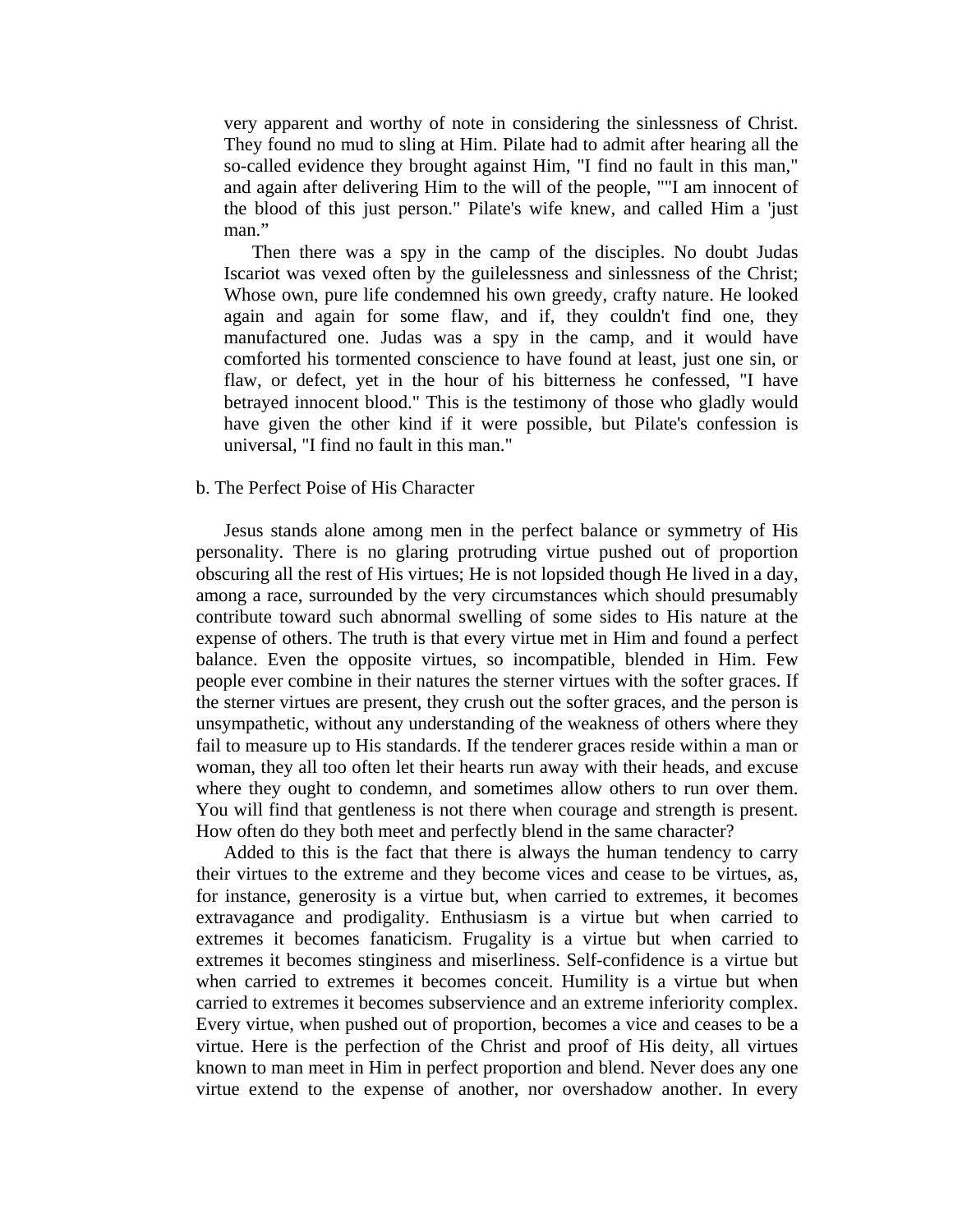very apparent and worthy of note in considering the sinlessness of Christ. They found no mud to sling at Him. Pilate had to admit after hearing all the so-called evidence they brought against Him, "I find no fault in this man," and again after delivering Him to the will of the people, ""I am innocent of the blood of this just person." Pilate's wife knew, and called Him a 'just man."

Then there was a spy in the camp of the disciples. No doubt Judas Iscariot was vexed often by the guilelessness and sinlessness of the Christ; Whose own, pure life condemned his own greedy, crafty nature. He looked again and again for some flaw, and if, they couldn't find one, they manufactured one. Judas was a spy in the camp, and it would have comforted his tormented conscience to have found at least, just one sin, or flaw, or defect, yet in the hour of his bitterness he confessed, "I have betrayed innocent blood." This is the testimony of those who gladly would have given the other kind if it were possible, but Pilate's confession is universal, "I find no fault in this man."

b. The Perfect Poise of His Character

Jesus stands alone among men in the perfect balance or symmetry of His personality. There is no glaring protruding virtue pushed out of proportion obscuring all the rest of His virtues; He is not lopsided though He lived in a day, among a race, surrounded by the very circumstances which should presumably contribute toward such abnormal swelling of some sides to His nature at the expense of others. The truth is that every virtue met in Him and found a perfect balance. Even the opposite virtues, so incompatible, blended in Him. Few people ever combine in their natures the sterner virtues with the softer graces. If the sterner virtues are present, they crush out the softer graces, and the person is unsympathetic, without any understanding of the weakness of others where they fail to measure up to His standards. If the tenderer graces reside within a man or woman, they all too often let their hearts run away with their heads, and excuse where they ought to condemn, and sometimes allow others to run over them. You will find that gentleness is not there when courage and strength is present. How often do they both meet and perfectly blend in the same character?

Added to this is the fact that there is always the human tendency to carry their virtues to the extreme and they become vices and cease to be virtues, as, for instance, generosity is a virtue but, when carried to extremes, it becomes extravagance and prodigality. Enthusiasm is a virtue but when carried to extremes it becomes fanaticism. Frugality is a virtue but when carried to extremes it becomes stinginess and miserliness. Self-confidence is a virtue but when carried to extremes it becomes conceit. Humility is a virtue but when carried to extremes it becomes subservience and an extreme inferiority complex. Every virtue, when pushed out of proportion, becomes a vice and ceases to be a virtue. Here is the perfection of the Christ and proof of His deity, all virtues known to man meet in Him in perfect proportion and blend. Never does any one virtue extend to the expense of another, nor overshadow another. In every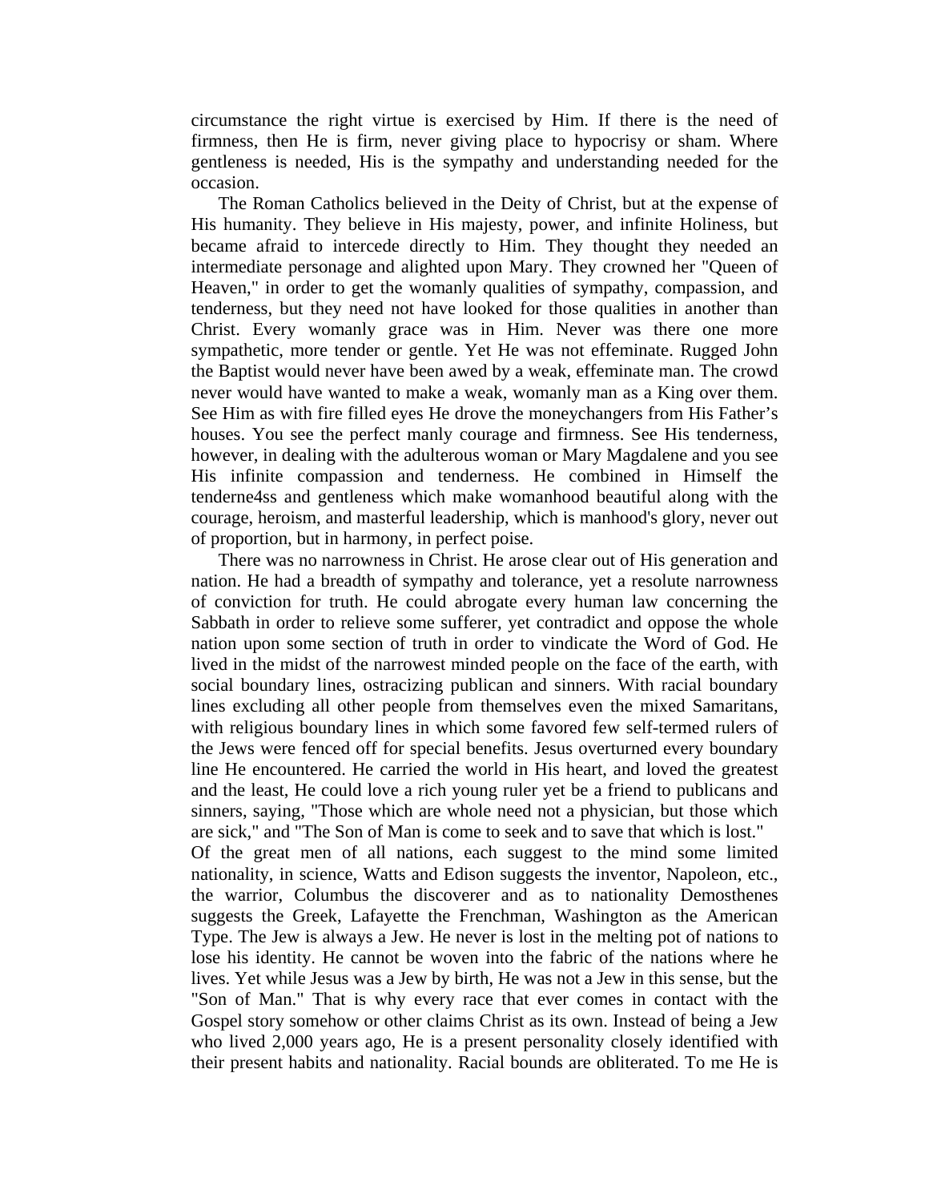circumstance the right virtue is exercised by Him. If there is the need of firmness, then He is firm, never giving place to hypocrisy or sham. Where gentleness is needed, His is the sympathy and understanding needed for the occasion.

The Roman Catholics believed in the Deity of Christ, but at the expense of His humanity. They believe in His majesty, power, and infinite Holiness, but became afraid to intercede directly to Him. They thought they needed an intermediate personage and alighted upon Mary. They crowned her "Queen of Heaven," in order to get the womanly qualities of sympathy, compassion, and tenderness, but they need not have looked for those qualities in another than Christ. Every womanly grace was in Him. Never was there one more sympathetic, more tender or gentle. Yet He was not effeminate. Rugged John the Baptist would never have been awed by a weak, effeminate man. The crowd never would have wanted to make a weak, womanly man as a King over them. See Him as with fire filled eyes He drove the moneychangers from His Father's houses. You see the perfect manly courage and firmness. See His tenderness, however, in dealing with the adulterous woman or Mary Magdalene and you see His infinite compassion and tenderness. He combined in Himself the tenderne4ss and gentleness which make womanhood beautiful along with the courage, heroism, and masterful leadership, which is manhood's glory, never out of proportion, but in harmony, in perfect poise.

There was no narrowness in Christ. He arose clear out of His generation and nation. He had a breadth of sympathy and tolerance, yet a resolute narrowness of conviction for truth. He could abrogate every human law concerning the Sabbath in order to relieve some sufferer, yet contradict and oppose the whole nation upon some section of truth in order to vindicate the Word of God. He lived in the midst of the narrowest minded people on the face of the earth, with social boundary lines, ostracizing publican and sinners. With racial boundary lines excluding all other people from themselves even the mixed Samaritans, with religious boundary lines in which some favored few self-termed rulers of the Jews were fenced off for special benefits. Jesus overturned every boundary line He encountered. He carried the world in His heart, and loved the greatest and the least, He could love a rich young ruler yet be a friend to publicans and sinners, saying, "Those which are whole need not a physician, but those which are sick," and "The Son of Man is come to seek and to save that which is lost."

Of the great men of all nations, each suggest to the mind some limited nationality, in science, Watts and Edison suggests the inventor, Napoleon, etc., the warrior, Columbus the discoverer and as to nationality Demosthenes suggests the Greek, Lafayette the Frenchman, Washington as the American Type. The Jew is always a Jew. He never is lost in the melting pot of nations to lose his identity. He cannot be woven into the fabric of the nations where he lives. Yet while Jesus was a Jew by birth, He was not a Jew in this sense, but the "Son of Man." That is why every race that ever comes in contact with the Gospel story somehow or other claims Christ as its own. Instead of being a Jew who lived 2,000 years ago, He is a present personality closely identified with their present habits and nationality. Racial bounds are obliterated. To me He is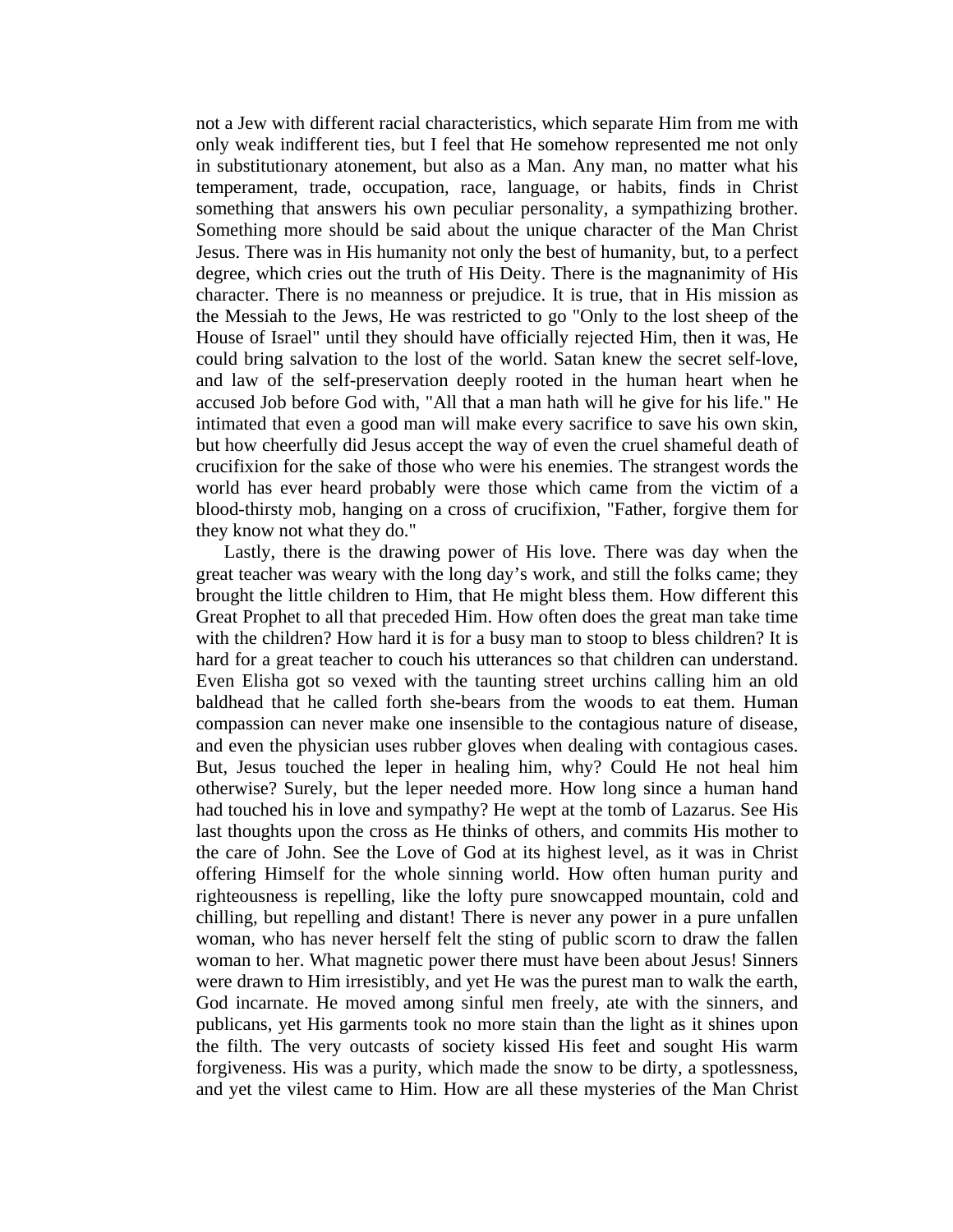not a Jew with different racial characteristics, which separate Him from me with only weak indifferent ties, but I feel that He somehow represented me not only in substitutionary atonement, but also as a Man. Any man, no matter what his temperament, trade, occupation, race, language, or habits, finds in Christ something that answers his own peculiar personality, a sympathizing brother. Something more should be said about the unique character of the Man Christ Jesus. There was in His humanity not only the best of humanity, but, to a perfect degree, which cries out the truth of His Deity. There is the magnanimity of His character. There is no meanness or prejudice. It is true, that in His mission as the Messiah to the Jews, He was restricted to go "Only to the lost sheep of the House of Israel" until they should have officially rejected Him, then it was, He could bring salvation to the lost of the world. Satan knew the secret self-love, and law of the self-preservation deeply rooted in the human heart when he accused Job before God with, "All that a man hath will he give for his life." He intimated that even a good man will make every sacrifice to save his own skin, but how cheerfully did Jesus accept the way of even the cruel shameful death of crucifixion for the sake of those who were his enemies. The strangest words the world has ever heard probably were those which came from the victim of a blood-thirsty mob, hanging on a cross of crucifixion, "Father, forgive them for they know not what they do."

Lastly, there is the drawing power of His love. There was day when the great teacher was weary with the long day's work, and still the folks came; they brought the little children to Him, that He might bless them. How different this Great Prophet to all that preceded Him. How often does the great man take time with the children? How hard it is for a busy man to stoop to bless children? It is hard for a great teacher to couch his utterances so that children can understand. Even Elisha got so vexed with the taunting street urchins calling him an old baldhead that he called forth she-bears from the woods to eat them. Human compassion can never make one insensible to the contagious nature of disease, and even the physician uses rubber gloves when dealing with contagious cases. But, Jesus touched the leper in healing him, why? Could He not heal him otherwise? Surely, but the leper needed more. How long since a human hand had touched his in love and sympathy? He wept at the tomb of Lazarus. See His last thoughts upon the cross as He thinks of others, and commits His mother to the care of John. See the Love of God at its highest level, as it was in Christ offering Himself for the whole sinning world. How often human purity and righteousness is repelling, like the lofty pure snowcapped mountain, cold and chilling, but repelling and distant! There is never any power in a pure unfallen woman, who has never herself felt the sting of public scorn to draw the fallen woman to her. What magnetic power there must have been about Jesus! Sinners were drawn to Him irresistibly, and yet He was the purest man to walk the earth, God incarnate. He moved among sinful men freely, ate with the sinners, and publicans, yet His garments took no more stain than the light as it shines upon the filth. The very outcasts of society kissed His feet and sought His warm forgiveness. His was a purity, which made the snow to be dirty, a spotlessness, and yet the vilest came to Him. How are all these mysteries of the Man Christ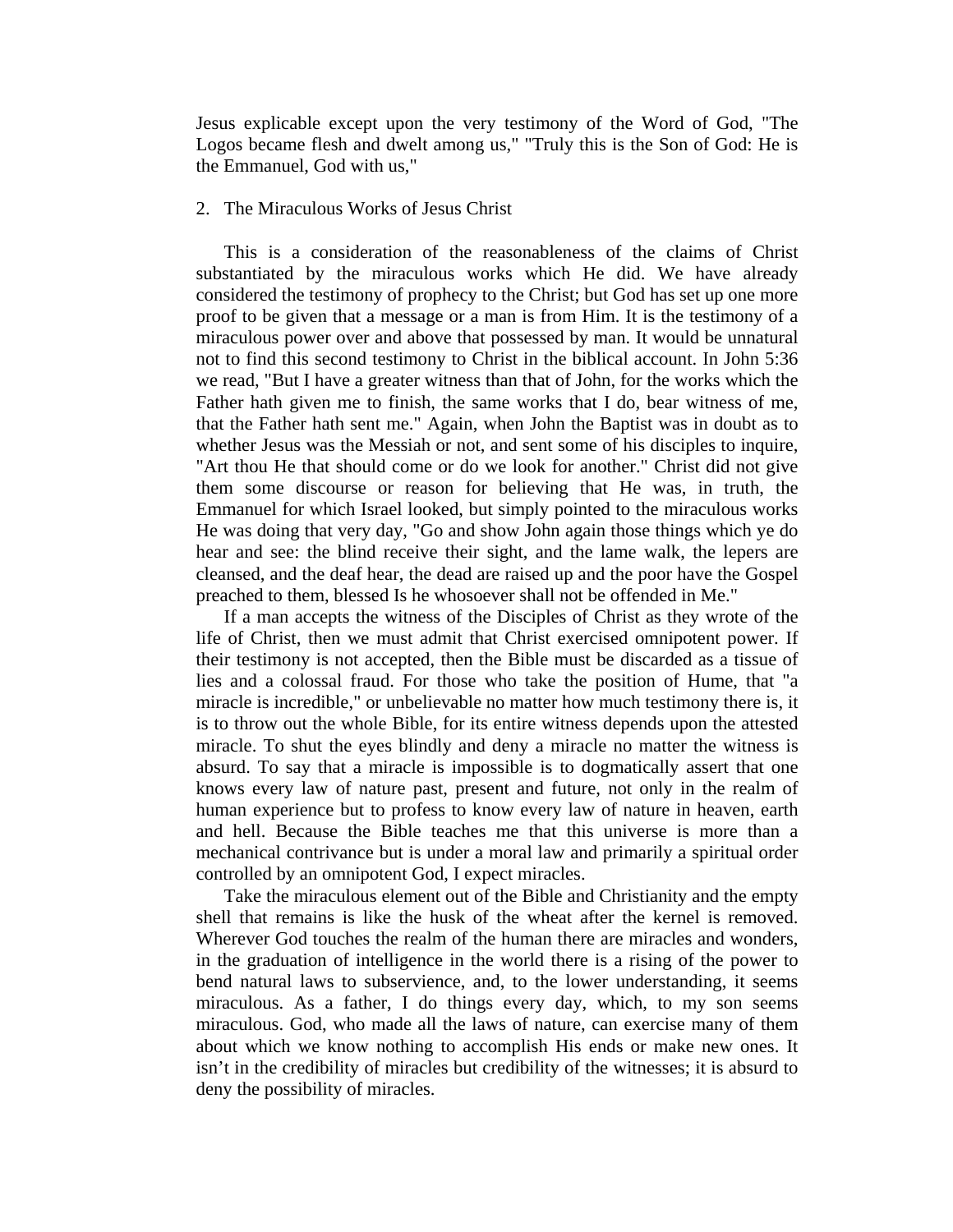Jesus explicable except upon the very testimony of the Word of God, "The Logos became flesh and dwelt among us," "Truly this is the Son of God: He is the Emmanuel, God with us,"

2. The Miraculous Works of Jesus Christ

This is a consideration of the reasonableness of the claims of Christ substantiated by the miraculous works which He did. We have already considered the testimony of prophecy to the Christ; but God has set up one more proof to be given that a message or a man is from Him. It is the testimony of a miraculous power over and above that possessed by man. It would be unnatural not to find this second testimony to Christ in the biblical account. In John 5:36 we read, "But I have a greater witness than that of John, for the works which the Father hath given me to finish, the same works that I do, bear witness of me, that the Father hath sent me." Again, when John the Baptist was in doubt as to whether Jesus was the Messiah or not, and sent some of his disciples to inquire, "Art thou He that should come or do we look for another." Christ did not give them some discourse or reason for believing that He was, in truth, the Emmanuel for which Israel looked, but simply pointed to the miraculous works He was doing that very day, "Go and show John again those things which ye do hear and see: the blind receive their sight, and the lame walk, the lepers are cleansed, and the deaf hear, the dead are raised up and the poor have the Gospel preached to them, blessed Is he whosoever shall not be offended in Me."

If a man accepts the witness of the Disciples of Christ as they wrote of the life of Christ, then we must admit that Christ exercised omnipotent power. If their testimony is not accepted, then the Bible must be discarded as a tissue of lies and a colossal fraud. For those who take the position of Hume, that "a miracle is incredible," or unbelievable no matter how much testimony there is, it is to throw out the whole Bible, for its entire witness depends upon the attested miracle. To shut the eyes blindly and deny a miracle no matter the witness is absurd. To say that a miracle is impossible is to dogmatically assert that one knows every law of nature past, present and future, not only in the realm of human experience but to profess to know every law of nature in heaven, earth and hell. Because the Bible teaches me that this universe is more than a mechanical contrivance but is under a moral law and primarily a spiritual order controlled by an omnipotent God, I expect miracles.

Take the miraculous element out of the Bible and Christianity and the empty shell that remains is like the husk of the wheat after the kernel is removed. Wherever God touches the realm of the human there are miracles and wonders, in the graduation of intelligence in the world there is a rising of the power to bend natural laws to subservience, and, to the lower understanding, it seems miraculous. As a father, I do things every day, which, to my son seems miraculous. God, who made all the laws of nature, can exercise many of them about which we know nothing to accomplish His ends or make new ones. It isn't in the credibility of miracles but credibility of the witnesses; it is absurd to deny the possibility of miracles.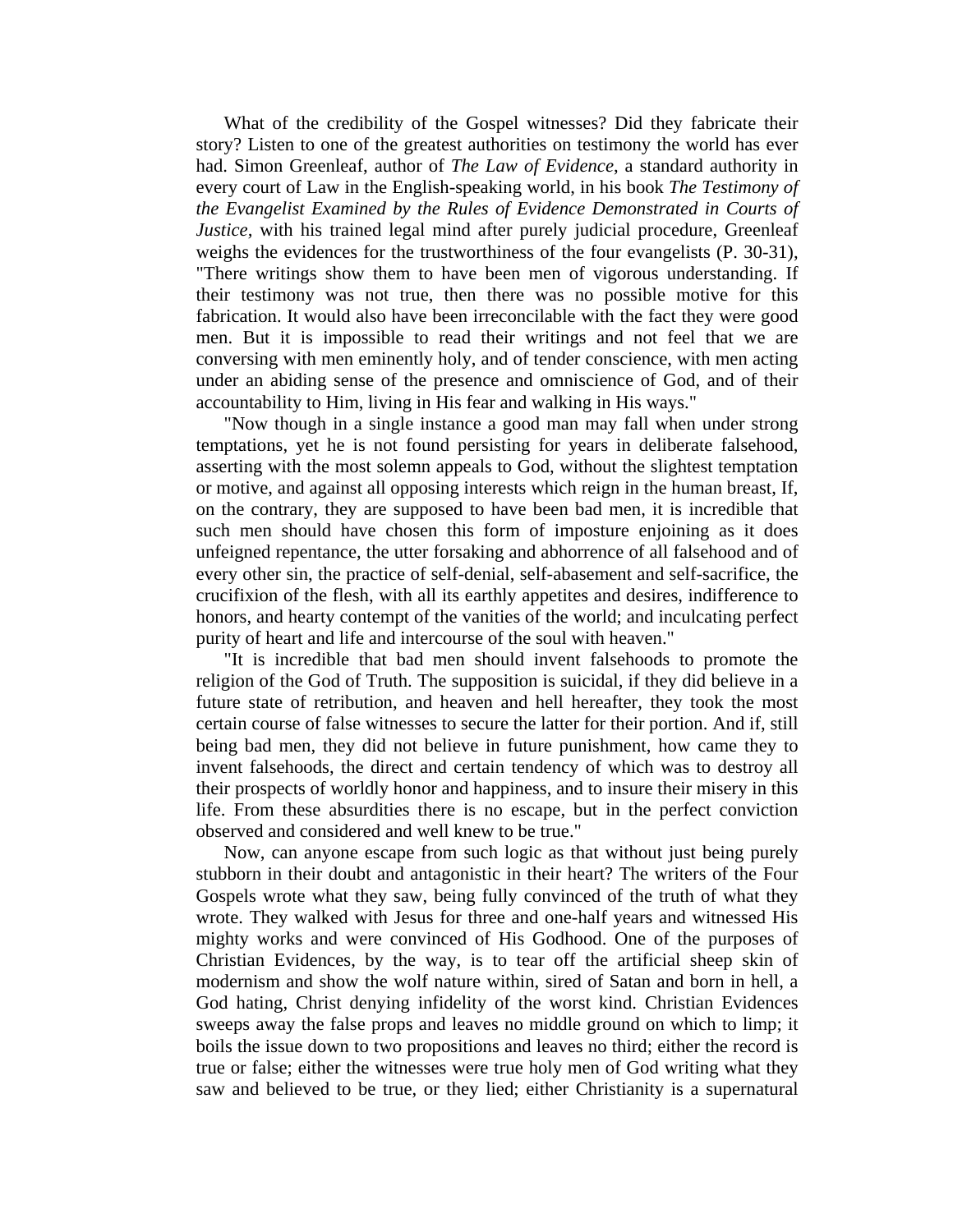What of the credibility of the Gospel witnesses? Did they fabricate their story? Listen to one of the greatest authorities on testimony the world has ever had. Simon Greenleaf, author of *The Law of Evidence*, a standard authority in every court of Law in the English-speaking world, in his book *The Testimony of the Evangelist Examined by the Rules of Evidence Demonstrated in Courts of Justice*, with his trained legal mind after purely judicial procedure, Greenleaf weighs the evidences for the trustworthiness of the four evangelists (P. 30-31), "There writings show them to have been men of vigorous understanding. If their testimony was not true, then there was no possible motive for this fabrication. It would also have been irreconcilable with the fact they were good men. But it is impossible to read their writings and not feel that we are conversing with men eminently holy, and of tender conscience, with men acting under an abiding sense of the presence and omniscience of God, and of their accountability to Him, living in His fear and walking in His ways."

"Now though in a single instance a good man may fall when under strong temptations, yet he is not found persisting for years in deliberate falsehood, asserting with the most solemn appeals to God, without the slightest temptation or motive, and against all opposing interests which reign in the human breast, If, on the contrary, they are supposed to have been bad men, it is incredible that such men should have chosen this form of imposture enjoining as it does unfeigned repentance, the utter forsaking and abhorrence of all falsehood and of every other sin, the practice of self-denial, self-abasement and self-sacrifice, the crucifixion of the flesh, with all its earthly appetites and desires, indifference to honors, and hearty contempt of the vanities of the world; and inculcating perfect purity of heart and life and intercourse of the soul with heaven."

"It is incredible that bad men should invent falsehoods to promote the religion of the God of Truth. The supposition is suicidal, if they did believe in a future state of retribution, and heaven and hell hereafter, they took the most certain course of false witnesses to secure the latter for their portion. And if, still being bad men, they did not believe in future punishment, how came they to invent falsehoods, the direct and certain tendency of which was to destroy all their prospects of worldly honor and happiness, and to insure their misery in this life. From these absurdities there is no escape, but in the perfect conviction observed and considered and well knew to be true."

Now, can anyone escape from such logic as that without just being purely stubborn in their doubt and antagonistic in their heart? The writers of the Four Gospels wrote what they saw, being fully convinced of the truth of what they wrote. They walked with Jesus for three and one-half years and witnessed His mighty works and were convinced of His Godhood. One of the purposes of Christian Evidences, by the way, is to tear off the artificial sheep skin of modernism and show the wolf nature within, sired of Satan and born in hell, a God hating, Christ denying infidelity of the worst kind. Christian Evidences sweeps away the false props and leaves no middle ground on which to limp; it boils the issue down to two propositions and leaves no third; either the record is true or false; either the witnesses were true holy men of God writing what they saw and believed to be true, or they lied; either Christianity is a supernatural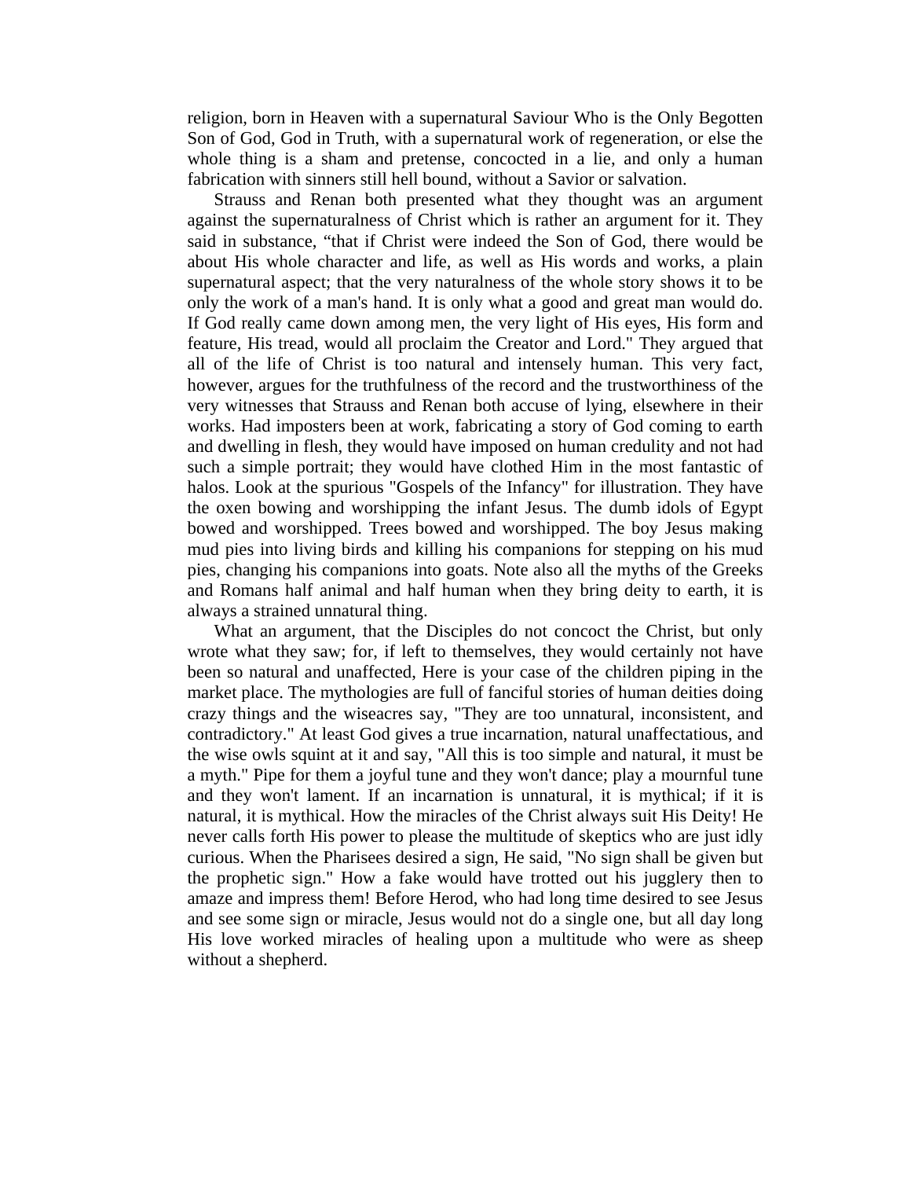religion, born in Heaven with a supernatural Saviour Who is the Only Begotten Son of God, God in Truth, with a supernatural work of regeneration, or else the whole thing is a sham and pretense, concocted in a lie, and only a human fabrication with sinners still hell bound, without a Savior or salvation.

Strauss and Renan both presented what they thought was an argument against the supernaturalness of Christ which is rather an argument for it. They said in substance, “that if Christ were indeed the Son of God, there would be about His whole character and life, as well as His words and works, a plain supernatural aspect; that the very naturalness of the whole story shows it to be only the work of a man's hand. It is only what a good and great man would do. If God really came down among men, the very light of His eyes, His form and feature, His tread, would all proclaim the Creator and Lord." They argued that all of the life of Christ is too natural and intensely human. This very fact, however, argues for the truthfulness of the record and the trustworthiness of the very witnesses that Strauss and Renan both accuse of lying, elsewhere in their works. Had imposters been at work, fabricating a story of God coming to earth and dwelling in flesh, they would have imposed on human credulity and not had such a simple portrait; they would have clothed Him in the most fantastic of halos. Look at the spurious "Gospels of the Infancy" for illustration. They have the oxen bowing and worshipping the infant Jesus. The dumb idols of Egypt bowed and worshipped. Trees bowed and worshipped. The boy Jesus making mud pies into living birds and killing his companions for stepping on his mud pies, changing his companions into goats. Note also all the myths of the Greeks and Romans half animal and half human when they bring deity to earth, it is always a strained unnatural thing.

What an argument, that the Disciples do not concoct the Christ, but only wrote what they saw; for, if left to themselves, they would certainly not have been so natural and unaffected, Here is your case of the children piping in the market place. The mythologies are full of fanciful stories of human deities doing crazy things and the wiseacres say, "They are too unnatural, inconsistent, and contradictory." At least God gives a true incarnation, natural unaffectatious, and the wise owls squint at it and say, "All this is too simple and natural, it must be a myth." Pipe for them a joyful tune and they won't dance; play a mournful tune and they won't lament. If an incarnation is unnatural, it is mythical; if it is natural, it is mythical. How the miracles of the Christ always suit His Deity! He never calls forth His power to please the multitude of skeptics who are just idly curious. When the Pharisees desired a sign, He said, "No sign shall be given but the prophetic sign." How a fake would have trotted out his jugglery then to amaze and impress them! Before Herod, who had long time desired to see Jesus and see some sign or miracle, Jesus would not do a single one, but all day long His love worked miracles of healing upon a multitude who were as sheep without a shepherd.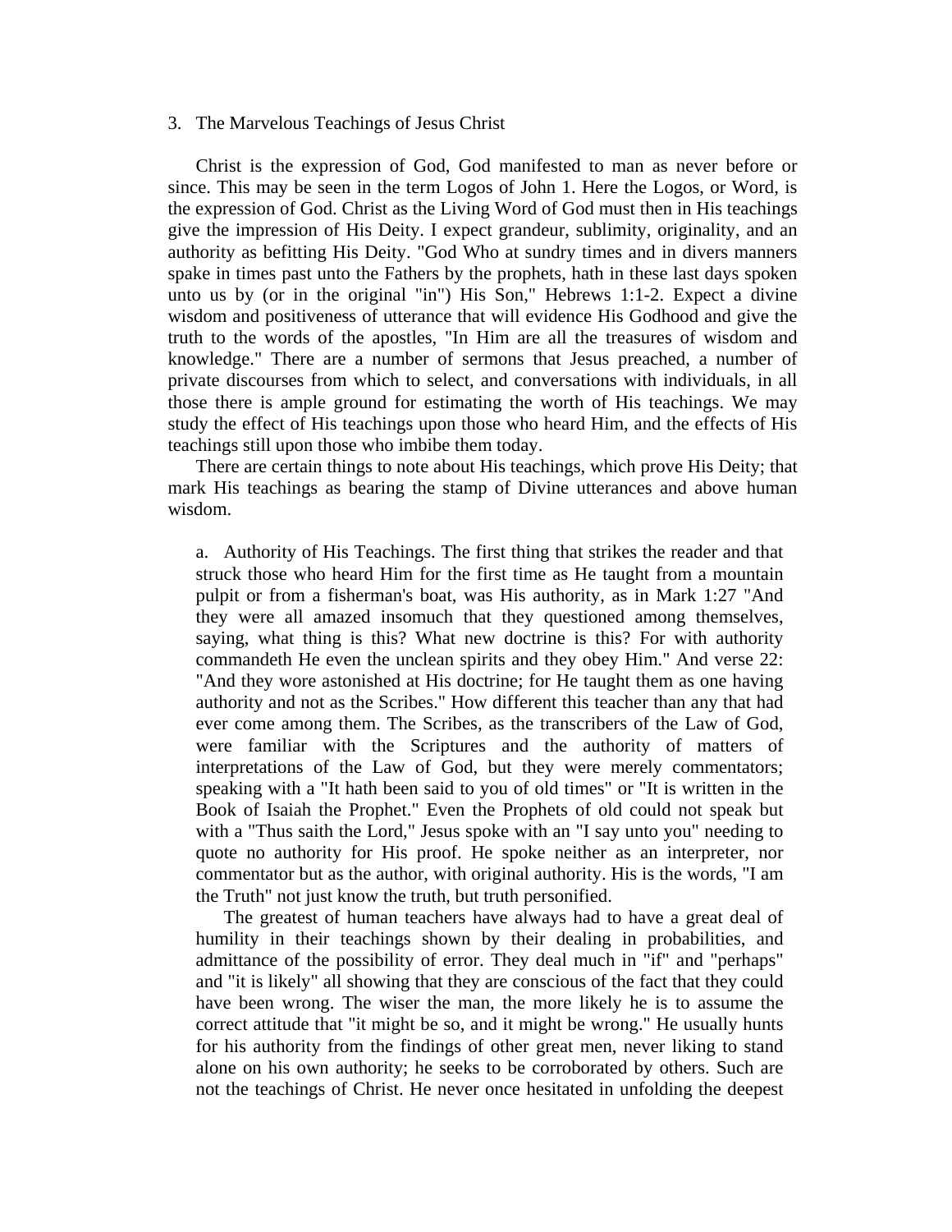3. The Marvelous Teachings of Jesus Christ

Christ is the expression of God, God manifested to man as never before or since. This may be seen in the term Logos of John 1. Here the Logos, or Word, is the expression of God. Christ as the Living Word of God must then in His teachings give the impression of His Deity. I expect grandeur, sublimity, originality, and an authority as befitting His Deity. "God Who at sundry times and in divers manners spake in times past unto the Fathers by the prophets, hath in these last days spoken unto us by (or in the original "in") His Son," Hebrews 1:1-2. Expect a divine wisdom and positiveness of utterance that will evidence His Godhood and give the truth to the words of the apostles, "In Him are all the treasures of wisdom and knowledge." There are a number of sermons that Jesus preached, a number of private discourses from which to select, and conversations with individuals, in all those there is ample ground for estimating the worth of His teachings. We may study the effect of His teachings upon those who heard Him, and the effects of His teachings still upon those who imbibe them today.

There are certain things to note about His teachings, which prove His Deity; that mark His teachings as bearing the stamp of Divine utterances and above human wisdom.

a. Authority of His Teachings. The first thing that strikes the reader and that struck those who heard Him for the first time as He taught from a mountain pulpit or from a fisherman's boat, was His authority, as in Mark 1:27 "And they were all amazed insomuch that they questioned among themselves, saying, what thing is this? What new doctrine is this? For with authority commandeth He even the unclean spirits and they obey Him." And verse 22: "And they wore astonished at His doctrine; for He taught them as one having authority and not as the Scribes." How different this teacher than any that had ever come among them. The Scribes, as the transcribers of the Law of God, were familiar with the Scriptures and the authority of matters of interpretations of the Law of God, but they were merely commentators; speaking with a "It hath been said to you of old times" or "It is written in the Book of Isaiah the Prophet." Even the Prophets of old could not speak but with a "Thus saith the Lord," Jesus spoke with an "I say unto you" needing to quote no authority for His proof. He spoke neither as an interpreter, nor commentator but as the author, with original authority. His is the words, "I am the Truth" not just know the truth, but truth personified.

The greatest of human teachers have always had to have a great deal of humility in their teachings shown by their dealing in probabilities, and admittance of the possibility of error. They deal much in "if" and "perhaps" and "it is likely" all showing that they are conscious of the fact that they could have been wrong. The wiser the man, the more likely he is to assume the correct attitude that "it might be so, and it might be wrong." He usually hunts for his authority from the findings of other great men, never liking to stand alone on his own authority; he seeks to be corroborated by others. Such are not the teachings of Christ. He never once hesitated in unfolding the deepest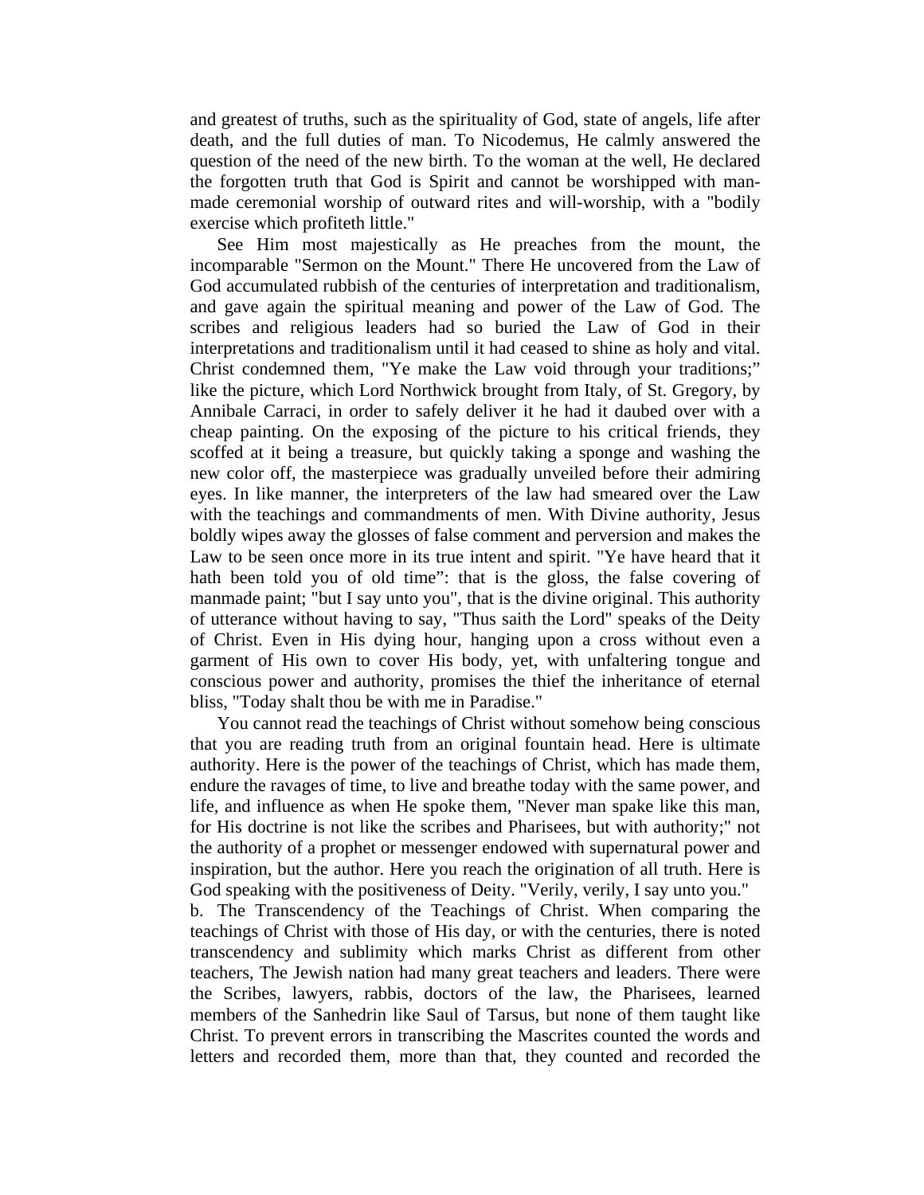and greatest of truths, such as the spirituality of God, state of angels, life after death, and the full duties of man. To Nicodemus, He calmly answered the question of the need of the new birth. To the woman at the well, He declared the forgotten truth that God is Spirit and cannot be worshipped with man-made ceremonial worship of outward rites and will-worship, with a "bodily exercise which profiteth little."

See Him most majestically as He preaches from the mount, the incomparable "Sermon on the Mount." There He uncovered from the Law of God accumulated rubbish of the centuries of interpretation and traditionalism, and gave again the spiritual meaning and power of the Law of God. The scribes and religious leaders had so buried the Law of God in their interpretations and traditionalism until it had ceased to shine as holy and vital. Christ condemned them, "Ye make the Law void through your traditions;" like the picture, which Lord Northwick brought from Italy, of St. Gregory, by Annibale Carraci, in order to safely deliver it he had it daubed over with a cheap painting. On the exposing of the picture to his critical friends, they scoffed at it being a treasure, but quickly taking a sponge and washing the new color off, the masterpiece was gradually unveiled before their admiring eyes. In like manner, the interpreters of the law had smeared over the Law with the teachings and commandments of men. With Divine authority, Jesus boldly wipes away the glosses of false comment and perversion and makes the Law to be seen once more in its true intent and spirit. "Ye have heard that it hath been told you of old time": that is the gloss, the false covering of manmade paint; "but I say unto you", that is the divine original. This authority of utterance without having to say, "Thus saith the Lord" speaks of the Deity of Christ. Even in His dying hour, hanging upon a cross without even a garment of His own to cover His body, yet, with unfaltering tongue and conscious power and authority, promises the thief the inheritance of eternal bliss, "Today shalt thou be with me in Paradise."

You cannot read the teachings of Christ without somehow being conscious that you are reading truth from an original fountain head. Here is ultimate authority. Here is the power of the teachings of Christ, which has made them, endure the ravages of time, to live and breathe today with the same power, and life, and influence as when He spoke them, "Never man spake like this man, for His doctrine is not like the scribes and Pharisees, but with authority;" not the authority of a prophet or messenger endowed with supernatural power and inspiration, but the author. Here you reach the origination of all truth. Here is God speaking with the positiveness of Deity. "Verily, verily, I say unto you."

b. The Transcendency of the Teachings of Christ. When comparing the teachings of Christ with those of His day, or with the centuries, there is noted transcendency and sublimity which marks Christ as different from other teachers, The Jewish nation had many great teachers and leaders. There were the Scribes, lawyers, rabbis, doctors of the law, the Pharisees, learned members of the Sanhedrin like Saul of Tarsus, but none of them taught like Christ. To prevent errors in transcribing the Mascrites counted the words and letters and recorded them, more than that, they counted and recorded the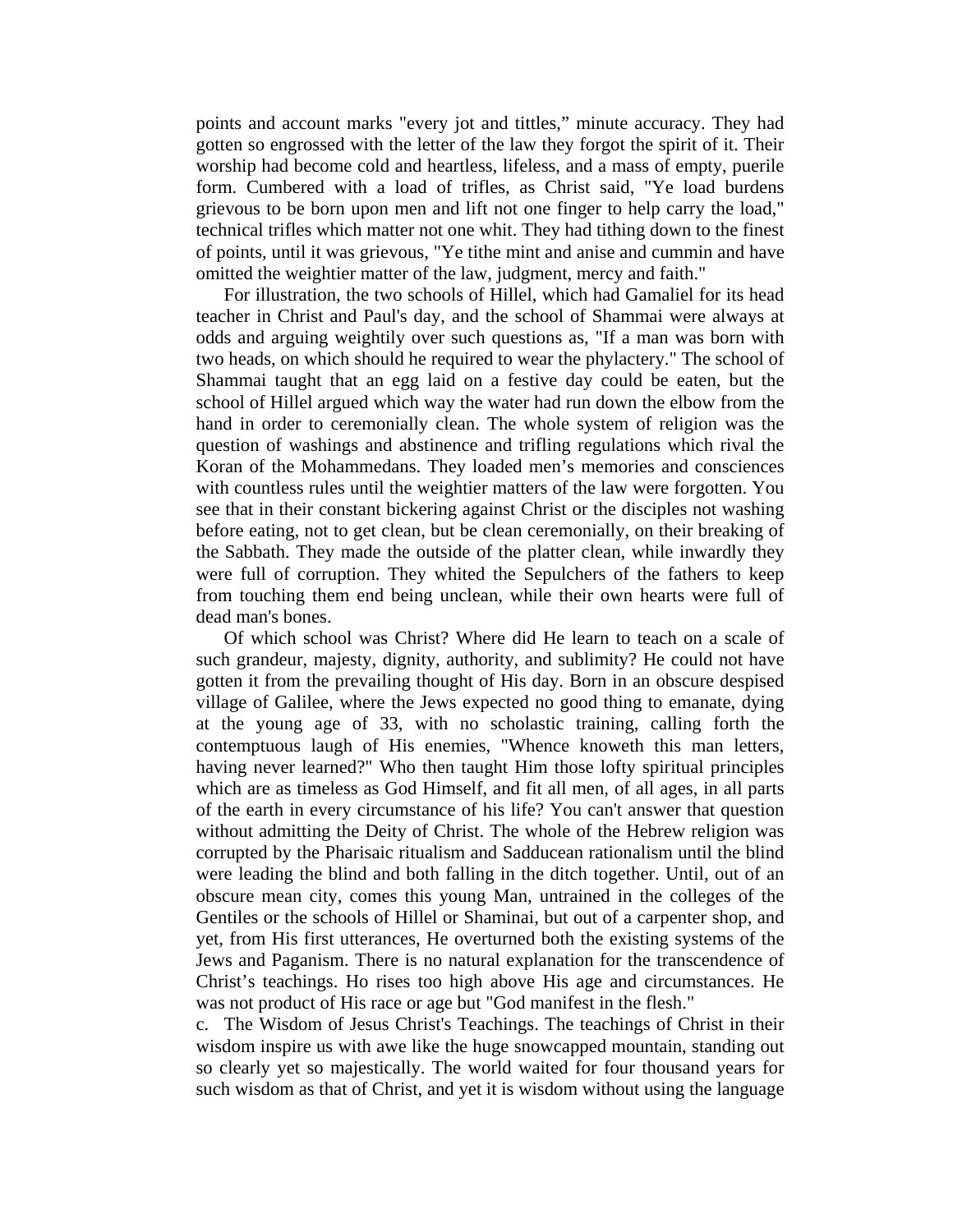points and account marks "every jot and tittles," minute accuracy. They had gotten so engrossed with the letter of the law they forgot the spirit of it. Their worship had become cold and heartless, lifeless, and a mass of empty, puerile form. Cumbered with a load of trifles, as Christ said, "Ye load burdens grievous to be born upon men and lift not one finger to help carry the load," technical trifles which matter not one whit. They had tithing down to the finest of points, until it was grievous, "Ye tithe mint and anise and cummin and have omitted the weightier matter of the law, judgment, mercy and faith."

For illustration, the two schools of Hillel, which had Gamaliel for its head teacher in Christ and Paul's day, and the school of Shammai were always at odds and arguing weightily over such questions as, "If a man was born with two heads, on which should he required to wear the phylactery." The school of Shammai taught that an egg laid on a festive day could be eaten, but the school of Hillel argued which way the water had run down the elbow from the hand in order to ceremonially clean. The whole system of religion was the question of washings and abstinence and trifling regulations which rival the Koran of the Mohammedans. They loaded men's memories and consciences with countless rules until the weightier matters of the law were forgotten. You see that in their constant bickering against Christ or the disciples not washing before eating, not to get clean, but be clean ceremonially, on their breaking of the Sabbath. They made the outside of the platter clean, while inwardly they were full of corruption. They whited the Sepulchers of the fathers to keep from touching them end being unclean, while their own hearts were full of dead man's bones.

Of which school was Christ? Where did He learn to teach on a scale of such grandeur, majesty, dignity, authority, and sublimity? He could not have gotten it from the prevailing thought of His day. Born in an obscure despised village of Galilee, where the Jews expected no good thing to emanate, dying at the young age of 33, with no scholastic training, calling forth the contemptuous laugh of His enemies, "Whence knoweth this man letters, having never learned?" Who then taught Him those lofty spiritual principles which are as timeless as God Himself, and fit all men, of all ages, in all parts of the earth in every circumstance of his life? You can't answer that question without admitting the Deity of Christ. The whole of the Hebrew religion was corrupted by the Pharisaic ritualism and Sadducean rationalism until the blind were leading the blind and both falling in the ditch together. Until, out of an obscure mean city, comes this young Man, untrained in the colleges of the Gentiles or the schools of Hillel or Shaminai, but out of a carpenter shop, and yet, from His first utterances, He overturned both the existing systems of the Jews and Paganism. There is no natural explanation for the transcendence of Christ's teachings. Ho rises too high above His age and circumstances. He was not product of His race or age but "God manifest in the flesh."

c. The Wisdom of Jesus Christ's Teachings. The teachings of Christ in their wisdom inspire us with awe like the huge snowcapped mountain, standing out so clearly yet so majestically. The world waited for four thousand years for such wisdom as that of Christ, and yet it is wisdom without using the language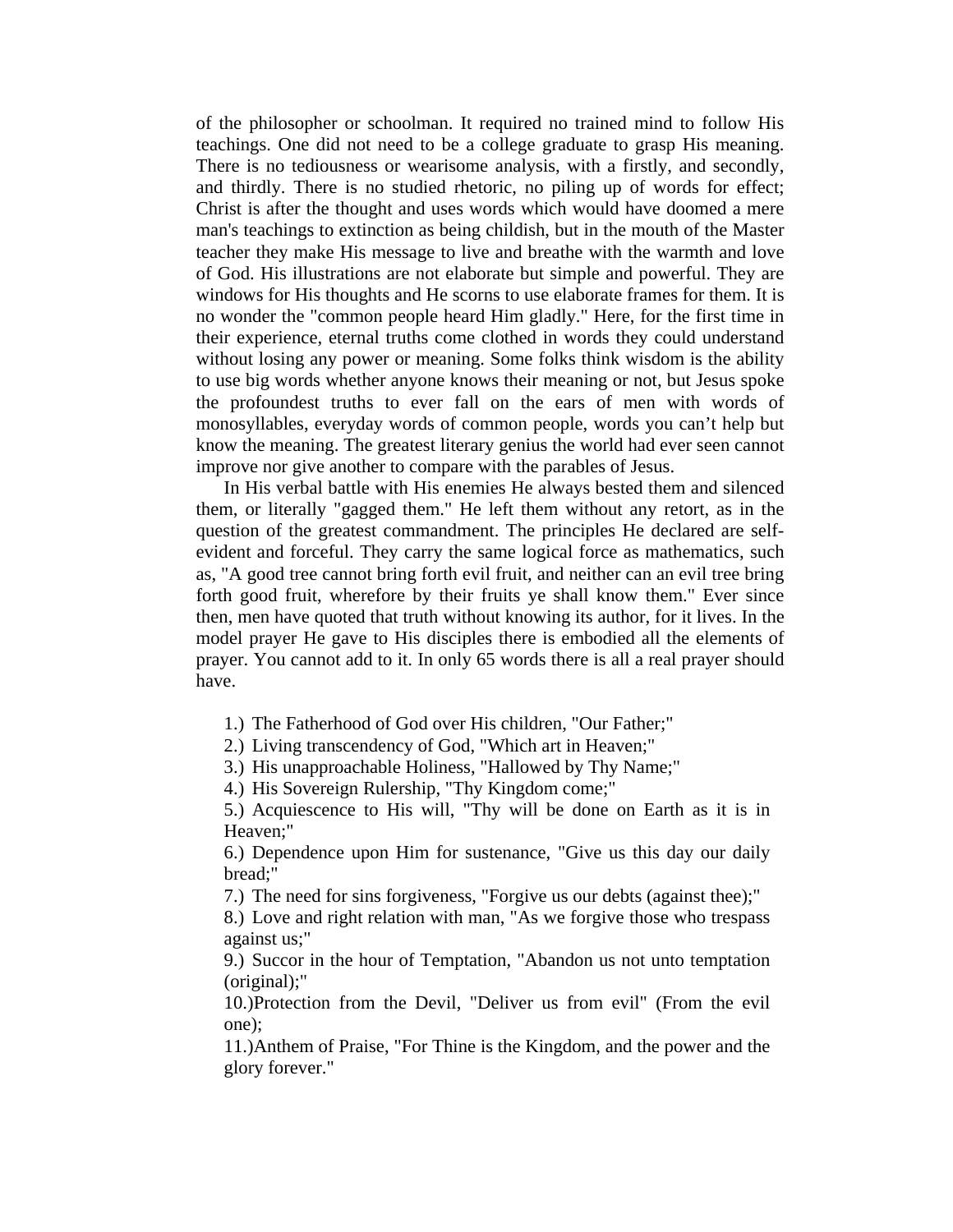of the philosopher or schoolman. It required no trained mind to follow His teachings. One did not need to be a college graduate to grasp His meaning. There is no tediousness or wearisome analysis, with a firstly, and secondly, and thirdly. There is no studied rhetoric, no piling up of words for effect; Christ is after the thought and uses words which would have doomed a mere man's teachings to extinction as being childish, but in the mouth of the Master teacher they make His message to live and breathe with the warmth and love of God. His illustrations are not elaborate but simple and powerful. They are windows for His thoughts and He scorns to use elaborate frames for them. It is no wonder the "common people heard Him gladly." Here, for the first time in their experience, eternal truths come clothed in words they could understand without losing any power or meaning. Some folks think wisdom is the ability to use big words whether anyone knows their meaning or not, but Jesus spoke the profoundest truths to ever fall on the ears of men with words of monosyllables, everyday words of common people, words you can't help but know the meaning. The greatest literary genius the world had ever seen cannot improve nor give another to compare with the parables of Jesus.

In His verbal battle with His enemies He always bested them and silenced them, or literally "gagged them." He left them without any retort, as in the question of the greatest commandment. The principles He declared are self-evident and forceful. They carry the same logical force as mathematics, such as, "A good tree cannot bring forth evil fruit, and neither can an evil tree bring forth good fruit, wherefore by their fruits ye shall know them." Ever since then, men have quoted that truth without knowing its author, for it lives. In the model prayer He gave to His disciples there is embodied all the elements of prayer. You cannot add to it. In only 65 words there is all a real prayer should have.

1.) The Fatherhood of God over His children, "Our Father;"

2.) Living transcendency of God, "Which art in Heaven;"

3.) His unapproachable Holiness, "Hallowed by Thy Name;"

4.) His Sovereign Rulership, "Thy Kingdom come;"

5.) Acquiescence to His will, "Thy will be done on Earth as it is in Heaven;"

6.) Dependence upon Him for sustenance, "Give us this day our daily bread;"

7.) The need for sins forgiveness, "Forgive us our debts (against thee);"

8.) Love and right relation with man, "As we forgive those who trespass against us;"

9.) Succor in the hour of Temptation, "Abandon us not unto temptation (original);"

10.)Protection from the Devil, "Deliver us from evil" (From the evil one);

11.)Anthem of Praise, "For Thine is the Kingdom, and the power and the glory forever."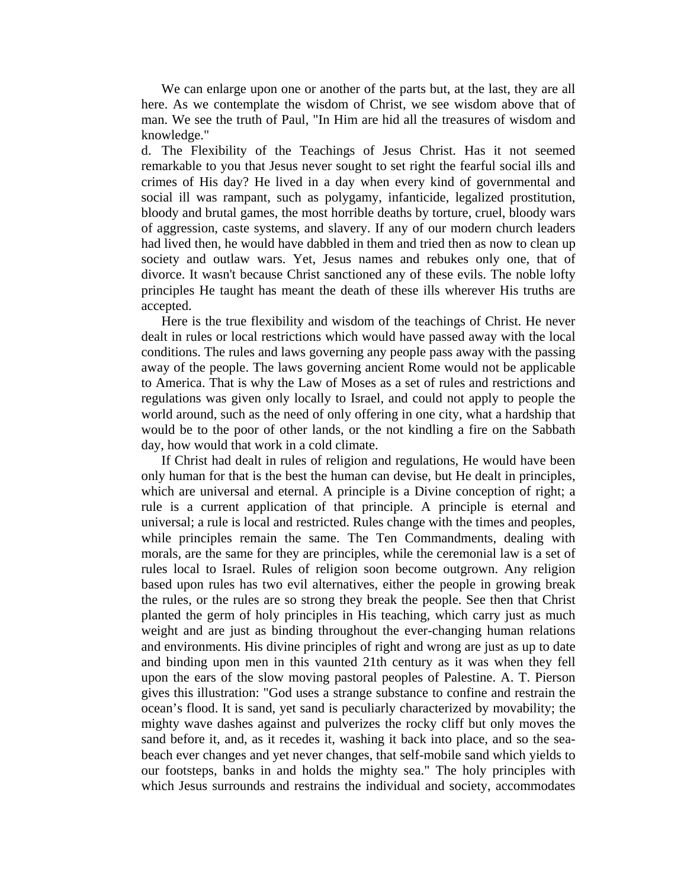We can enlarge upon one or another of the parts but, at the last, they are all here. As we contemplate the wisdom of Christ, we see wisdom above that of man. We see the truth of Paul, "In Him are hid all the treasures of wisdom and knowledge."

d. The Flexibility of the Teachings of Jesus Christ. Has it not seemed remarkable to you that Jesus never sought to set right the fearful social ills and crimes of His day? He lived in a day when every kind of governmental and social ill was rampant, such as polygamy, infanticide, legalized prostitution, bloody and brutal games, the most horrible deaths by torture, cruel, bloody wars of aggression, caste systems, and slavery. If any of our modern church leaders had lived then, he would have dabbled in them and tried then as now to clean up society and outlaw wars. Yet, Jesus names and rebukes only one, that of divorce. It wasn't because Christ sanctioned any of these evils. The noble lofty principles He taught has meant the death of these ills wherever His truths are accepted.

Here is the true flexibility and wisdom of the teachings of Christ. He never dealt in rules or local restrictions which would have passed away with the local conditions. The rules and laws governing any people pass away with the passing away of the people. The laws governing ancient Rome would not be applicable to America. That is why the Law of Moses as a set of rules and restrictions and regulations was given only locally to Israel, and could not apply to people the world around, such as the need of only offering in one city, what a hardship that would be to the poor of other lands, or the not kindling a fire on the Sabbath day, how would that work in a cold climate.

If Christ had dealt in rules of religion and regulations, He would have been only human for that is the best the human can devise, but He dealt in principles, which are universal and eternal. A principle is a Divine conception of right; a rule is a current application of that principle. A principle is eternal and universal; a rule is local and restricted. Rules change with the times and peoples, while principles remain the same. The Ten Commandments, dealing with morals, are the same for they are principles, while the ceremonial law is a set of rules local to Israel. Rules of religion soon become outgrown. Any religion based upon rules has two evil alternatives, either the people in growing break the rules, or the rules are so strong they break the people. See then that Christ planted the germ of holy principles in His teaching, which carry just as much weight and are just as binding throughout the ever-changing human relations and environments. His divine principles of right and wrong are just as up to date and binding upon men in this vaunted 21th century as it was when they fell upon the ears of the slow moving pastoral peoples of Palestine. A. T. Pierson gives this illustration: "God uses a strange substance to confine and restrain the ocean's flood. It is sand, yet sand is peculiarly characterized by movability; the mighty wave dashes against and pulverizes the rocky cliff but only moves the sand before it, and, as it recedes it, washing it back into place, and so the sea-beach ever changes and yet never changes, that self-mobile sand which yields to our footsteps, banks in and holds the mighty sea." The holy principles with which Jesus surrounds and restrains the individual and society, accommodates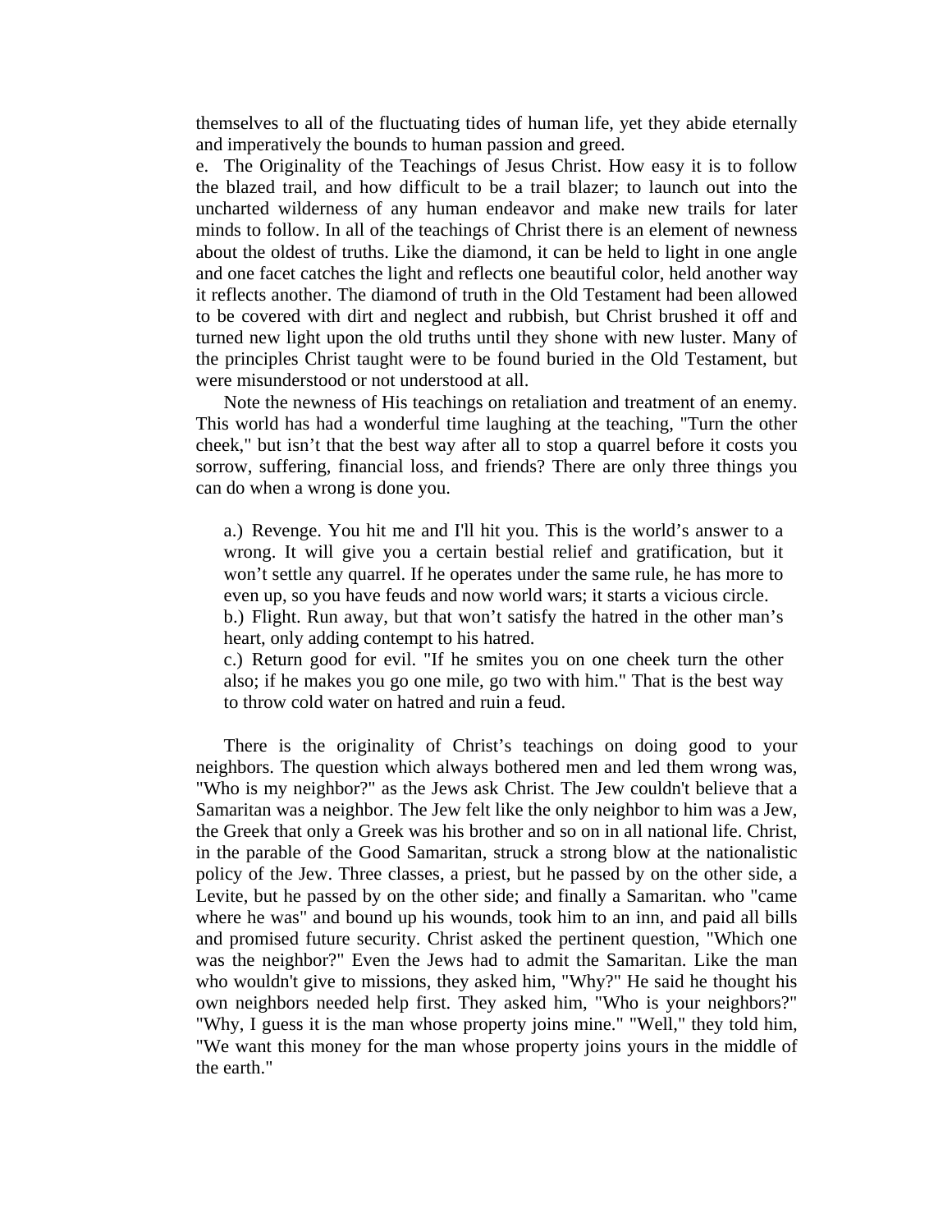themselves to all of the fluctuating tides of human life, yet they abide eternally and imperatively the bounds to human passion and greed.

e. The Originality of the Teachings of Jesus Christ. How easy it is to follow the blazed trail, and how difficult to be a trail blazer; to launch out into the uncharted wilderness of any human endeavor and make new trails for later minds to follow. In all of the teachings of Christ there is an element of newness about the oldest of truths. Like the diamond, it can be held to light in one angle and one facet catches the light and reflects one beautiful color, held another way it reflects another. The diamond of truth in the Old Testament had been allowed to be covered with dirt and neglect and rubbish, but Christ brushed it off and turned new light upon the old truths until they shone with new luster. Many of the principles Christ taught were to be found buried in the Old Testament, but were misunderstood or not understood at all.

Note the newness of His teachings on retaliation and treatment of an enemy. This world has had a wonderful time laughing at the teaching, "Turn the other cheek," but isn't that the best way after all to stop a quarrel before it costs you sorrow, suffering, financial loss, and friends? There are only three things you can do when a wrong is done you.

> a.) Revenge. You hit me and I'll hit you. This is the world's answer to a wrong. It will give you a certain bestial relief and gratification, but it won't settle any quarrel. If he operates under the same rule, he has more to even up, so you have feuds and now world wars; it starts a vicious circle.
> b.) Flight. Run away, but that won't satisfy the hatred in the other man's heart, only adding contempt to his hatred.
> c.) Return good for evil. "If he smites you on one cheek turn the other also; if he makes you go one mile, go two with him." That is the best way to throw cold water on hatred and ruin a feud.

There is the originality of Christ's teachings on doing good to your neighbors. The question which always bothered men and led them wrong was, "Who is my neighbor?" as the Jews ask Christ. The Jew couldn't believe that a Samaritan was a neighbor. The Jew felt like the only neighbor to him was a Jew, the Greek that only a Greek was his brother and so on in all national life. Christ, in the parable of the Good Samaritan, struck a strong blow at the nationalistic policy of the Jew. Three classes, a priest, but he passed by on the other side, a Levite, but he passed by on the other side; and finally a Samaritan. who "came where he was" and bound up his wounds, took him to an inn, and paid all bills and promised future security. Christ asked the pertinent question, "Which one was the neighbor?" Even the Jews had to admit the Samaritan. Like the man who wouldn't give to missions, they asked him, "Why?" He said he thought his own neighbors needed help first. They asked him, "Who is your neighbors?" "Why, I guess it is the man whose property joins mine." "Well," they told him, "We want this money for the man whose property joins yours in the middle of the earth."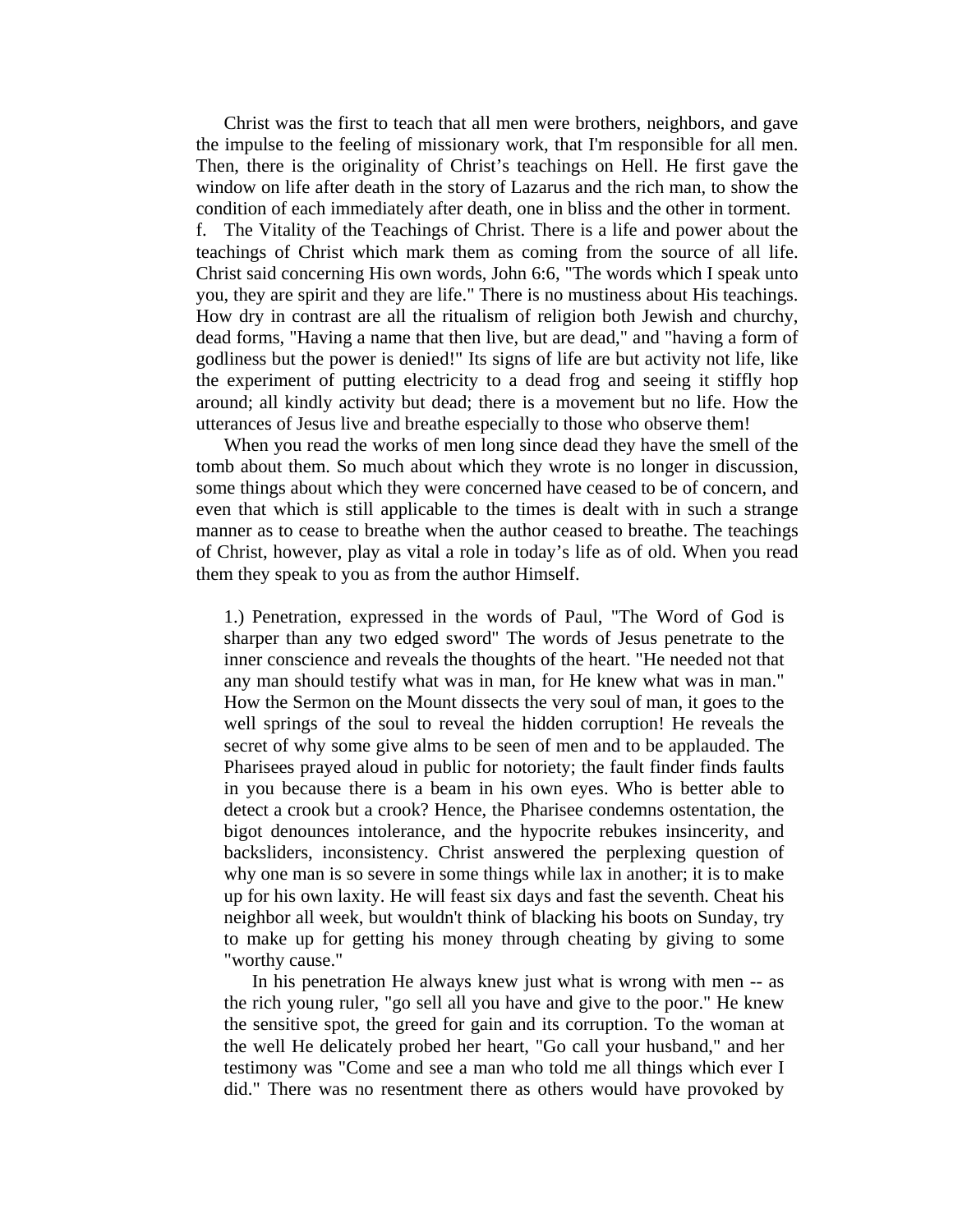Christ was the first to teach that all men were brothers, neighbors, and gave the impulse to the feeling of missionary work, that I'm responsible for all men. Then, there is the originality of Christ's teachings on Hell. He first gave the window on life after death in the story of Lazarus and the rich man, to show the condition of each immediately after death, one in bliss and the other in torment.

f. The Vitality of the Teachings of Christ. There is a life and power about the teachings of Christ which mark them as coming from the source of all life. Christ said concerning His own words, John 6:6, "The words which I speak unto you, they are spirit and they are life." There is no mustiness about His teachings. How dry in contrast are all the ritualism of religion both Jewish and churchy, dead forms, "Having a name that then live, but are dead," and "having a form of godliness but the power is denied!" Its signs of life are but activity not life, like the experiment of putting electricity to a dead frog and seeing it stiffly hop around; all kindly activity but dead; there is a movement but no life. How the utterances of Jesus live and breathe especially to those who observe them!

When you read the works of men long since dead they have the smell of the tomb about them. So much about which they wrote is no longer in discussion, some things about which they were concerned have ceased to be of concern, and even that which is still applicable to the times is dealt with in such a strange manner as to cease to breathe when the author ceased to breathe. The teachings of Christ, however, play as vital a role in today's life as of old. When you read them they speak to you as from the author Himself.

> 1.) Penetration, expressed in the words of Paul, "The Word of God is sharper than any two edged sword" The words of Jesus penetrate to the inner conscience and reveals the thoughts of the heart. "He needed not that any man should testify what was in man, for He knew what was in man." How the Sermon on the Mount dissects the very soul of man, it goes to the well springs of the soul to reveal the hidden corruption! He reveals the secret of why some give alms to be seen of men and to be applauded. The Pharisees prayed aloud in public for notoriety; the fault finder finds faults in you because there is a beam in his own eyes. Who is better able to detect a crook but a crook? Hence, the Pharisee condemns ostentation, the bigot denounces intolerance, and the hypocrite rebukes insincerity, and backsliders, inconsistency. Christ answered the perplexing question of why one man is so severe in some things while lax in another; it is to make up for his own laxity. He will feast six days and fast the seventh. Cheat his neighbor all week, but wouldn't think of blacking his boots on Sunday, try to make up for getting his money through cheating by giving to some "worthy cause."
>
> In his penetration He always knew just what is wrong with men -- as the rich young ruler, "go sell all you have and give to the poor." He knew the sensitive spot, the greed for gain and its corruption. To the woman at the well He delicately probed her heart, "Go call your husband," and her testimony was "Come and see a man who told me all things which ever I did." There was no resentment there as others would have provoked by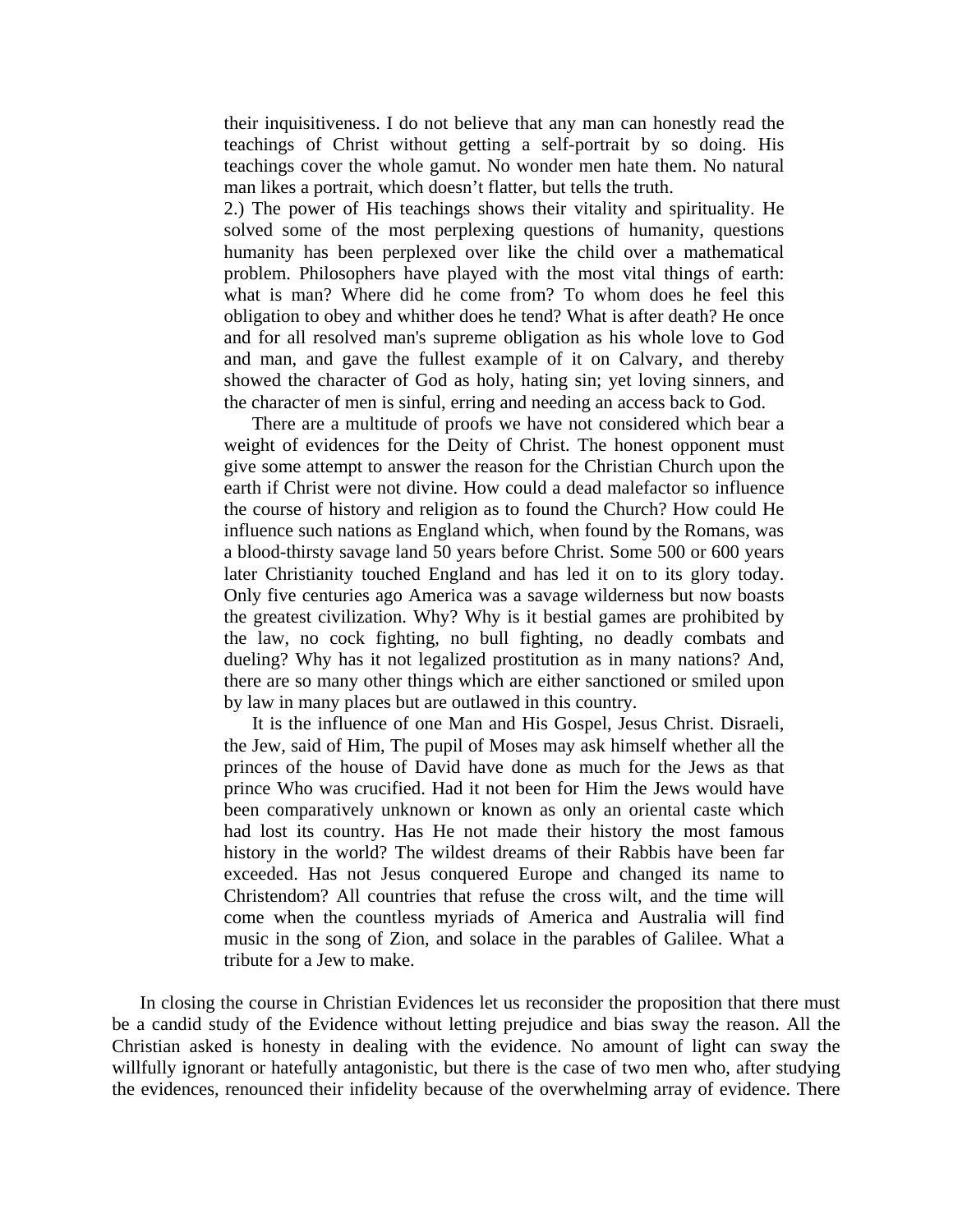their inquisitiveness. I do not believe that any man can honestly read the teachings of Christ without getting a self-portrait by so doing. His teachings cover the whole gamut. No wonder men hate them. No natural man likes a portrait, which doesn't flatter, but tells the truth.

2.) The power of His teachings shows their vitality and spirituality. He solved some of the most perplexing questions of humanity, questions humanity has been perplexed over like the child over a mathematical problem. Philosophers have played with the most vital things of earth: what is man? Where did he come from? To whom does he feel this obligation to obey and whither does he tend? What is after death? He once and for all resolved man's supreme obligation as his whole love to God and man, and gave the fullest example of it on Calvary, and thereby showed the character of God as holy, hating sin; yet loving sinners, and the character of men is sinful, erring and needing an access back to God.

There are a multitude of proofs we have not considered which bear a weight of evidences for the Deity of Christ. The honest opponent must give some attempt to answer the reason for the Christian Church upon the earth if Christ were not divine. How could a dead malefactor so influence the course of history and religion as to found the Church? How could He influence such nations as England which, when found by the Romans, was a blood-thirsty savage land 50 years before Christ. Some 500 or 600 years later Christianity touched England and has led it on to its glory today. Only five centuries ago America was a savage wilderness but now boasts the greatest civilization. Why? Why is it bestial games are prohibited by the law, no cock fighting, no bull fighting, no deadly combats and dueling? Why has it not legalized prostitution as in many nations? And, there are so many other things which are either sanctioned or smiled upon by law in many places but are outlawed in this country.

It is the influence of one Man and His Gospel, Jesus Christ. Disraeli, the Jew, said of Him, The pupil of Moses may ask himself whether all the princes of the house of David have done as much for the Jews as that prince Who was crucified. Had it not been for Him the Jews would have been comparatively unknown or known as only an oriental caste which had lost its country. Has He not made their history the most famous history in the world? The wildest dreams of their Rabbis have been far exceeded. Has not Jesus conquered Europe and changed its name to Christendom? All countries that refuse the cross wilt, and the time will come when the countless myriads of America and Australia will find music in the song of Zion, and solace in the parables of Galilee. What a tribute for a Jew to make.

In closing the course in Christian Evidences let us reconsider the proposition that there must be a candid study of the Evidence without letting prejudice and bias sway the reason. All the Christian asked is honesty in dealing with the evidence. No amount of light can sway the willfully ignorant or hatefully antagonistic, but there is the case of two men who, after studying the evidences, renounced their infidelity because of the overwhelming array of evidence. There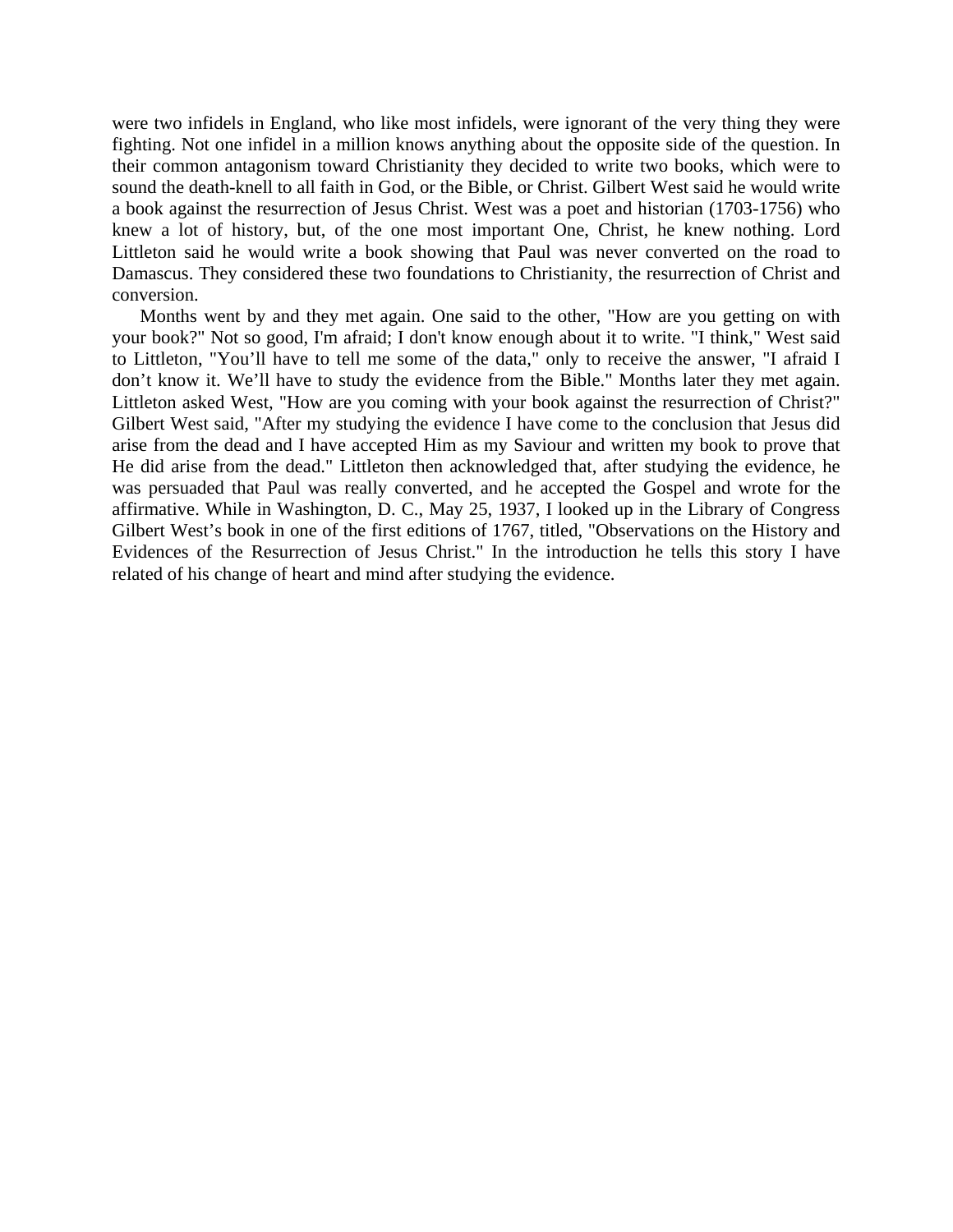were two infidels in England, who like most infidels, were ignorant of the very thing they were fighting. Not one infidel in a million knows anything about the opposite side of the question. In their common antagonism toward Christianity they decided to write two books, which were to sound the death-knell to all faith in God, or the Bible, or Christ. Gilbert West said he would write a book against the resurrection of Jesus Christ. West was a poet and historian (1703-1756) who knew a lot of history, but, of the one most important One, Christ, he knew nothing. Lord Littleton said he would write a book showing that Paul was never converted on the road to Damascus. They considered these two foundations to Christianity, the resurrection of Christ and conversion.

Months went by and they met again. One said to the other, "How are you getting on with your book?" Not so good, I'm afraid; I don't know enough about it to write. "I think," West said to Littleton, "You'll have to tell me some of the data," only to receive the answer, "I afraid I don't know it. We'll have to study the evidence from the Bible." Months later they met again. Littleton asked West, "How are you coming with your book against the resurrection of Christ?" Gilbert West said, "After my studying the evidence I have come to the conclusion that Jesus did arise from the dead and I have accepted Him as my Saviour and written my book to prove that He did arise from the dead." Littleton then acknowledged that, after studying the evidence, he was persuaded that Paul was really converted, and he accepted the Gospel and wrote for the affirmative. While in Washington, D. C., May 25, 1937, I looked up in the Library of Congress Gilbert West's book in one of the first editions of 1767, titled, "Observations on the History and Evidences of the Resurrection of Jesus Christ." In the introduction he tells this story I have related of his change of heart and mind after studying the evidence.